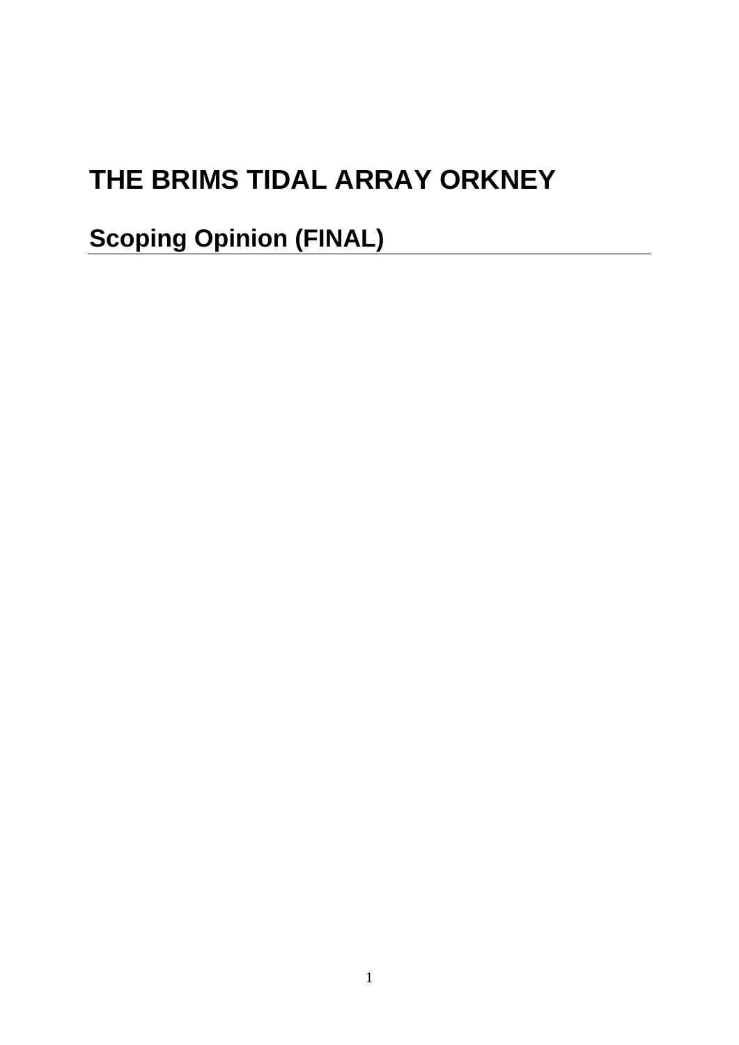# THE BRIMS TIDAL ARRAY ORKNEY

## Scoping Opinion (FINAL)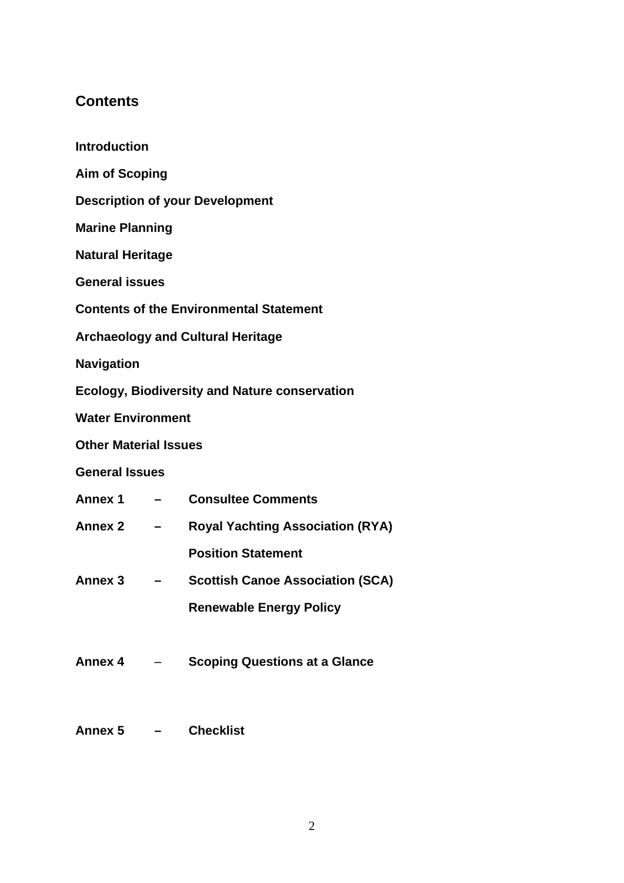## Contents

**Introduction**

**Aim of Scoping**

**Description of your Development**

**Marine Planning**

**Natural Heritage**

**General issues**

**Contents of the Environmental Statement**

**Archaeology and Cultural Heritage**

**Navigation**

**Ecology, Biodiversity and Nature conservation**

**Water Environment**

**Other Material Issues**

**General Issues**

**Annex 1 – Consultee Comments**

**Annex 2 – Royal Yachting Association (RYA) Position Statement**

**Annex 3 – Scottish Canoe Association (SCA) Renewable Energy Policy**

**Annex 4 – Scoping Questions at a Glance**

**Annex 5 – Checklist**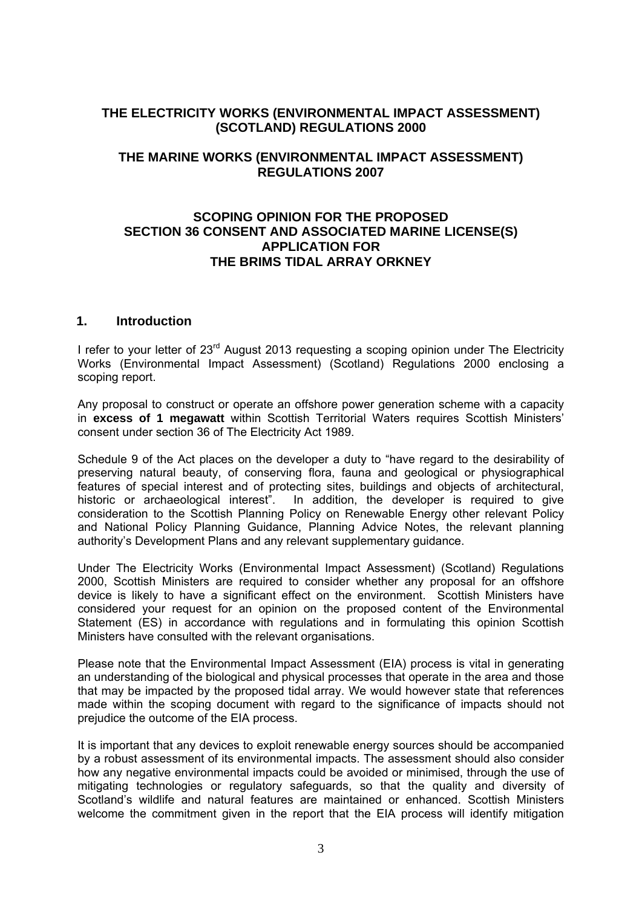# THE ELECTRICITY WORKS (ENVIRONMENTAL IMPACT ASSESSMENT) (SCOTLAND) REGULATIONS 2000

# THE MARINE WORKS (ENVIRONMENTAL IMPACT ASSESSMENT) REGULATIONS 2007

# SCOPING OPINION FOR THE PROPOSED SECTION 36 CONSENT AND ASSOCIATED MARINE LICENSE(S) APPLICATION FOR THE BRIMS TIDAL ARRAY ORKNEY

## 1. Introduction

I refer to your letter of 23rd August 2013 requesting a scoping opinion under The Electricity Works (Environmental Impact Assessment) (Scotland) Regulations 2000 enclosing a scoping report.

Any proposal to construct or operate an offshore power generation scheme with a capacity in **excess of 1 megawatt** within Scottish Territorial Waters requires Scottish Ministers' consent under section 36 of The Electricity Act 1989.

Schedule 9 of the Act places on the developer a duty to "have regard to the desirability of preserving natural beauty, of conserving flora, fauna and geological or physiographical features of special interest and of protecting sites, buildings and objects of architectural, historic or archaeological interest". In addition, the developer is required to give consideration to the Scottish Planning Policy on Renewable Energy other relevant Policy and National Policy Planning Guidance, Planning Advice Notes, the relevant planning authority's Development Plans and any relevant supplementary guidance.

Under The Electricity Works (Environmental Impact Assessment) (Scotland) Regulations 2000, Scottish Ministers are required to consider whether any proposal for an offshore device is likely to have a significant effect on the environment. Scottish Ministers have considered your request for an opinion on the proposed content of the Environmental Statement (ES) in accordance with regulations and in formulating this opinion Scottish Ministers have consulted with the relevant organisations.

Please note that the Environmental Impact Assessment (EIA) process is vital in generating an understanding of the biological and physical processes that operate in the area and those that may be impacted by the proposed tidal array. We would however state that references made within the scoping document with regard to the significance of impacts should not prejudice the outcome of the EIA process.

It is important that any devices to exploit renewable energy sources should be accompanied by a robust assessment of its environmental impacts. The assessment should also consider how any negative environmental impacts could be avoided or minimised, through the use of mitigating technologies or regulatory safeguards, so that the quality and diversity of Scotland's wildlife and natural features are maintained or enhanced. Scottish Ministers welcome the commitment given in the report that the EIA process will identify mitigation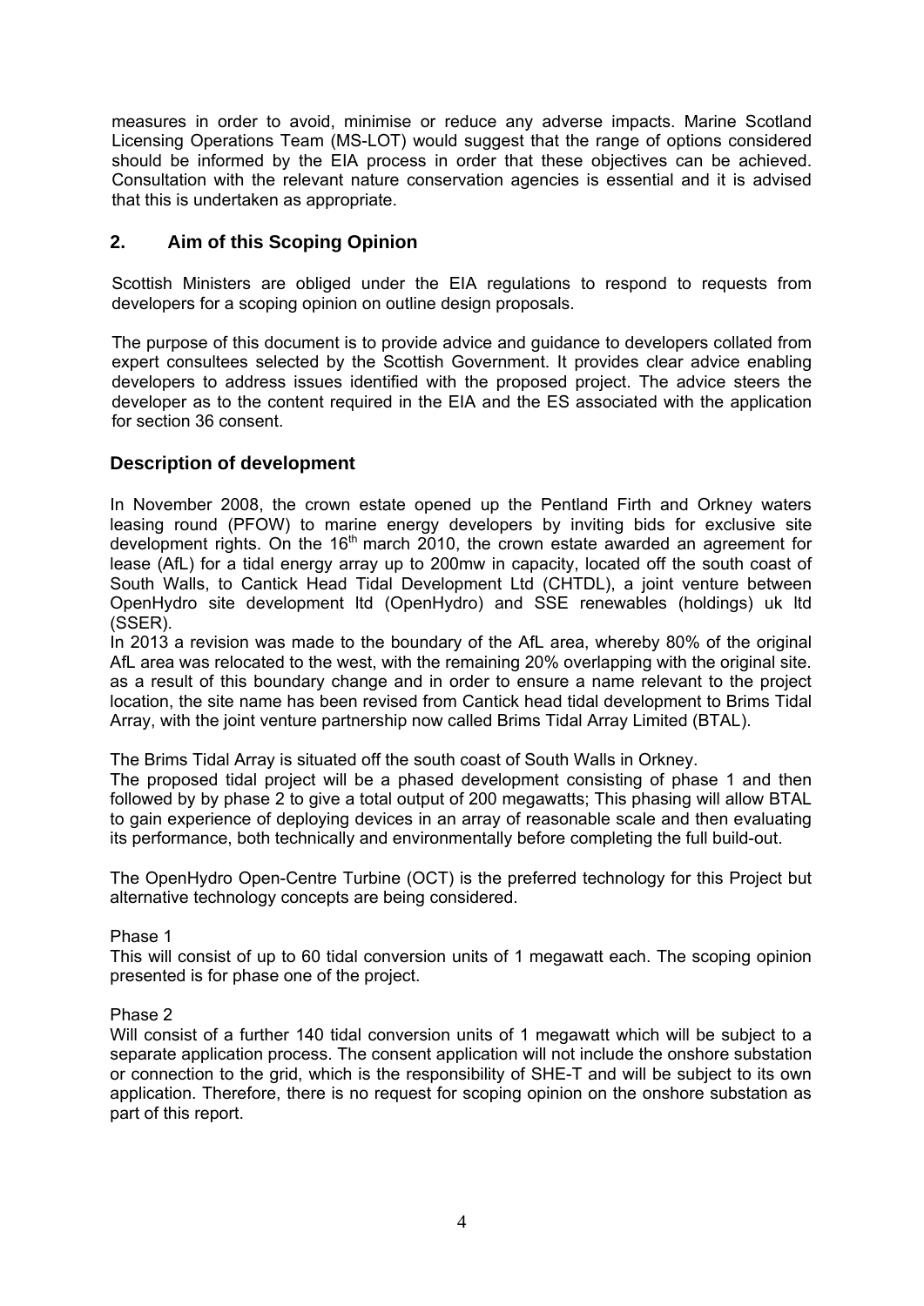measures in order to avoid, minimise or reduce any adverse impacts. Marine Scotland Licensing Operations Team (MS-LOT) would suggest that the range of options considered should be informed by the EIA process in order that these objectives can be achieved. Consultation with the relevant nature conservation agencies is essential and it is advised that this is undertaken as appropriate.

## 2. Aim of this Scoping Opinion

Scottish Ministers are obliged under the EIA regulations to respond to requests from developers for a scoping opinion on outline design proposals.

The purpose of this document is to provide advice and guidance to developers collated from expert consultees selected by the Scottish Government. It provides clear advice enabling developers to address issues identified with the proposed project. The advice steers the developer as to the content required in the EIA and the ES associated with the application for section 36 consent.

## Description of development

In November 2008, the crown estate opened up the Pentland Firth and Orkney waters leasing round (PFOW) to marine energy developers by inviting bids for exclusive site development rights. On the 16th march 2010, the crown estate awarded an agreement for lease (AfL) for a tidal energy array up to 200mw in capacity, located off the south coast of South Walls, to Cantick Head Tidal Development Ltd (CHTDL), a joint venture between OpenHydro site development ltd (OpenHydro) and SSE renewables (holdings) uk ltd (SSER).
In 2013 a revision was made to the boundary of the AfL area, whereby 80% of the original AfL area was relocated to the west, with the remaining 20% overlapping with the original site. as a result of this boundary change and in order to ensure a name relevant to the project location, the site name has been revised from Cantick head tidal development to Brims Tidal Array, with the joint venture partnership now called Brims Tidal Array Limited (BTAL).

The Brims Tidal Array is situated off the south coast of South Walls in Orkney.
The proposed tidal project will be a phased development consisting of phase 1 and then followed by by phase 2 to give a total output of 200 megawatts; This phasing will allow BTAL to gain experience of deploying devices in an array of reasonable scale and then evaluating its performance, both technically and environmentally before completing the full build-out.

The OpenHydro Open-Centre Turbine (OCT) is the preferred technology for this Project but alternative technology concepts are being considered.

Phase 1

This will consist of up to 60 tidal conversion units of 1 megawatt each. The scoping opinion presented is for phase one of the project.

Phase 2

Will consist of a further 140 tidal conversion units of 1 megawatt which will be subject to a separate application process. The consent application will not include the onshore substation or connection to the grid, which is the responsibility of SHE-T and will be subject to its own application. Therefore, there is no request for scoping opinion on the onshore substation as part of this report.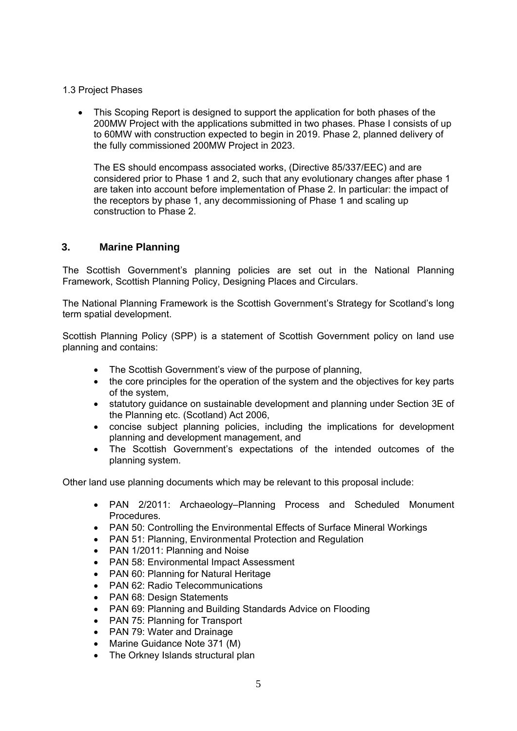1.3 Project Phases

- This Scoping Report is designed to support the application for both phases of the 200MW Project with the applications submitted in two phases. Phase I consists of up to 60MW with construction expected to begin in 2019. Phase 2, planned delivery of the fully commissioned 200MW Project in 2023.

  The ES should encompass associated works, (Directive 85/337/EEC) and are considered prior to Phase 1 and 2, such that any evolutionary changes after phase 1 are taken into account before implementation of Phase 2. In particular: the impact of the receptors by phase 1, any decommissioning of Phase 1 and scaling up construction to Phase 2.

## 3. Marine Planning

The Scottish Government's planning policies are set out in the National Planning Framework, Scottish Planning Policy, Designing Places and Circulars.

The National Planning Framework is the Scottish Government's Strategy for Scotland's long term spatial development.

Scottish Planning Policy (SPP) is a statement of Scottish Government policy on land use planning and contains:

- The Scottish Government's view of the purpose of planning,
- the core principles for the operation of the system and the objectives for key parts of the system,
- statutory guidance on sustainable development and planning under Section 3E of the Planning etc. (Scotland) Act 2006,
- concise subject planning policies, including the implications for development planning and development management, and
- The Scottish Government's expectations of the intended outcomes of the planning system.

Other land use planning documents which may be relevant to this proposal include:

- PAN 2/2011: Archaeology–Planning Process and Scheduled Monument Procedures.
- PAN 50: Controlling the Environmental Effects of Surface Mineral Workings
- PAN 51: Planning, Environmental Protection and Regulation
- PAN 1/2011: Planning and Noise
- PAN 58: Environmental Impact Assessment
- PAN 60: Planning for Natural Heritage
- PAN 62: Radio Telecommunications
- PAN 68: Design Statements
- PAN 69: Planning and Building Standards Advice on Flooding
- PAN 75: Planning for Transport
- PAN 79: Water and Drainage
- Marine Guidance Note 371 (M)
- The Orkney Islands structural plan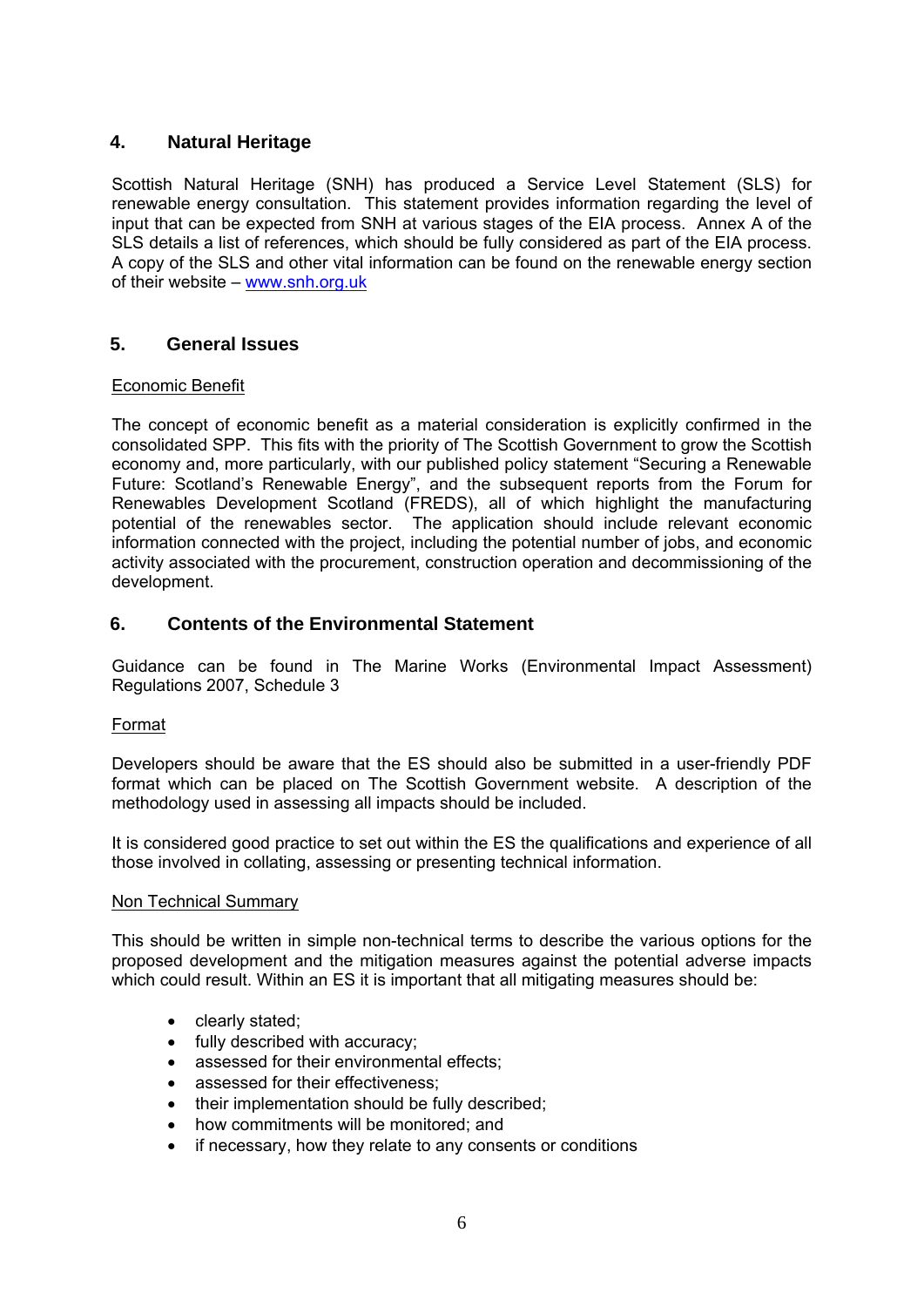## 4. Natural Heritage

Scottish Natural Heritage (SNH) has produced a Service Level Statement (SLS) for renewable energy consultation. This statement provides information regarding the level of input that can be expected from SNH at various stages of the EIA process. Annex A of the SLS details a list of references, which should be fully considered as part of the EIA process. A copy of the SLS and other vital information can be found on the renewable energy section of their website – [www.snh.org.uk](http://www.snh.org.uk)

## 5. General Issues

Economic Benefit

The concept of economic benefit as a material consideration is explicitly confirmed in the consolidated SPP. This fits with the priority of The Scottish Government to grow the Scottish economy and, more particularly, with our published policy statement "Securing a Renewable Future: Scotland's Renewable Energy", and the subsequent reports from the Forum for Renewables Development Scotland (FREDS), all of which highlight the manufacturing potential of the renewables sector. The application should include relevant economic information connected with the project, including the potential number of jobs, and economic activity associated with the procurement, construction operation and decommissioning of the development.

## 6. Contents of the Environmental Statement

Guidance can be found in The Marine Works (Environmental Impact Assessment) Regulations 2007, Schedule 3

Format

Developers should be aware that the ES should also be submitted in a user-friendly PDF format which can be placed on The Scottish Government website. A description of the methodology used in assessing all impacts should be included.

It is considered good practice to set out within the ES the qualifications and experience of all those involved in collating, assessing or presenting technical information.

Non Technical Summary

This should be written in simple non-technical terms to describe the various options for the proposed development and the mitigation measures against the potential adverse impacts which could result. Within an ES it is important that all mitigating measures should be:

- clearly stated;
- fully described with accuracy;
- assessed for their environmental effects;
- assessed for their effectiveness;
- their implementation should be fully described;
- how commitments will be monitored; and
- if necessary, how they relate to any consents or conditions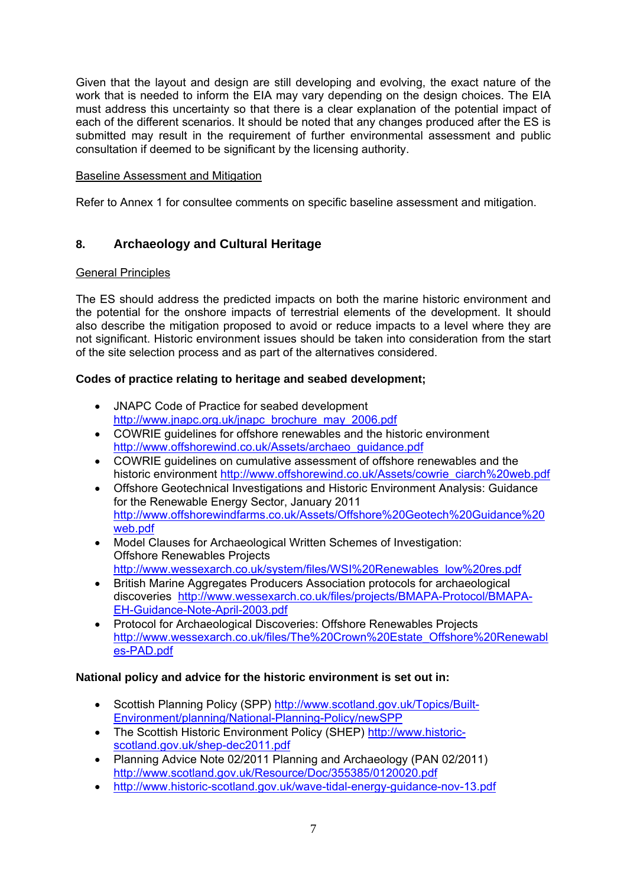Given that the layout and design are still developing and evolving, the exact nature of the work that is needed to inform the EIA may vary depending on the design choices. The EIA must address this uncertainty so that there is a clear explanation of the potential impact of each of the different scenarios. It should be noted that any changes produced after the ES is submitted may result in the requirement of further environmental assessment and public consultation if deemed to be significant by the licensing authority.

<u>Baseline Assessment and Mitigation</u>

Refer to Annex 1 for consultee comments on specific baseline assessment and mitigation.

## 8. Archaeology and Cultural Heritage

<u>General Principles</u>

The ES should address the predicted impacts on both the marine historic environment and the potential for the onshore impacts of terrestrial elements of the development. It should also describe the mitigation proposed to avoid or reduce impacts to a level where they are not significant. Historic environment issues should be taken into consideration from the start of the site selection process and as part of the alternatives considered.

**Codes of practice relating to heritage and seabed development;**

- JNAPC Code of Practice for seabed development http://www.jnapc.org.uk/jnapc_brochure_may_2006.pdf
- COWRIE guidelines for offshore renewables and the historic environment http://www.offshorewind.co.uk/Assets/archaeo_guidance.pdf
- COWRIE guidelines on cumulative assessment of offshore renewables and the historic environment http://www.offshorewind.co.uk/Assets/cowrie_ciarch%20web.pdf
- Offshore Geotechnical Investigations and Historic Environment Analysis: Guidance for the Renewable Energy Sector, January 2011 http://www.offshorewindfarms.co.uk/Assets/Offshore%20Geotech%20Guidance%20web.pdf
- Model Clauses for Archaeological Written Schemes of Investigation: Offshore Renewables Projects http://www.wessexarch.co.uk/system/files/WSI%20Renewables_low%20res.pdf
- British Marine Aggregates Producers Association protocols for archaeological discoveries http://www.wessexarch.co.uk/files/projects/BMAPA-Protocol/BMAPA-EH-Guidance-Note-April-2003.pdf
- Protocol for Archaeological Discoveries: Offshore Renewables Projects http://www.wessexarch.co.uk/files/The%20Crown%20Estate_Offshore%20Renewables-PAD.pdf

**National policy and advice for the historic environment is set out in:**

- Scottish Planning Policy (SPP) http://www.scotland.gov.uk/Topics/Built-Environment/planning/National-Planning-Policy/newSPP
- The Scottish Historic Environment Policy (SHEP) http://www.historic-scotland.gov.uk/shep-dec2011.pdf
- Planning Advice Note 02/2011 Planning and Archaeology (PAN 02/2011) http://www.scotland.gov.uk/Resource/Doc/355385/0120020.pdf
- http://www.historic-scotland.gov.uk/wave-tidal-energy-guidance-nov-13.pdf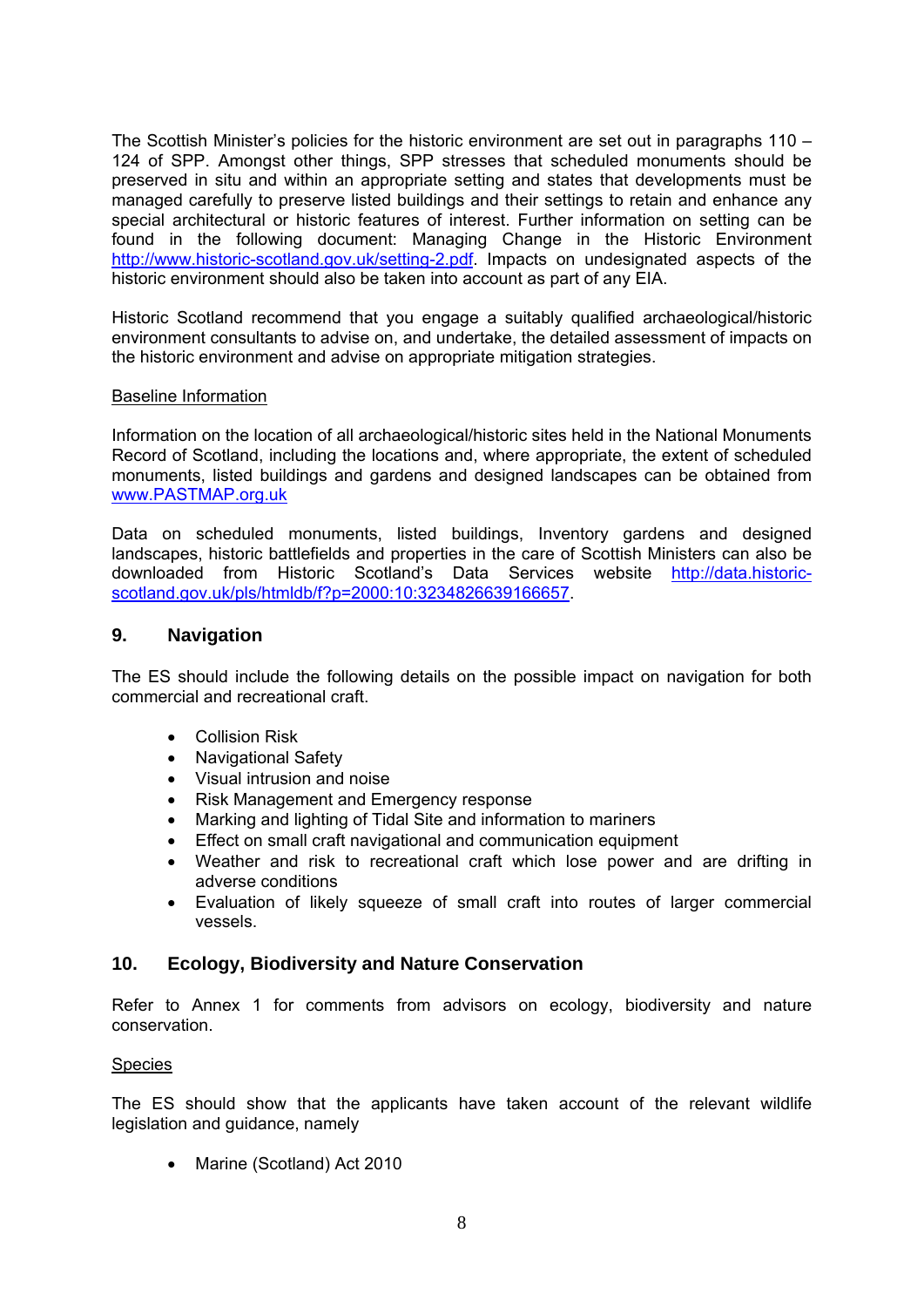The Scottish Minister's policies for the historic environment are set out in paragraphs 110 – 124 of SPP. Amongst other things, SPP stresses that scheduled monuments should be preserved in situ and within an appropriate setting and states that developments must be managed carefully to preserve listed buildings and their settings to retain and enhance any special architectural or historic features of interest. Further information on setting can be found in the following document: Managing Change in the Historic Environment http://www.historic-scotland.gov.uk/setting-2.pdf. Impacts on undesignated aspects of the historic environment should also be taken into account as part of any EIA.

Historic Scotland recommend that you engage a suitably qualified archaeological/historic environment consultants to advise on, and undertake, the detailed assessment of impacts on the historic environment and advise on appropriate mitigation strategies.

Baseline Information

Information on the location of all archaeological/historic sites held in the National Monuments Record of Scotland, including the locations and, where appropriate, the extent of scheduled monuments, listed buildings and gardens and designed landscapes can be obtained from www.PASTMAP.org.uk

Data on scheduled monuments, listed buildings, Inventory gardens and designed landscapes, historic battlefields and properties in the care of Scottish Ministers can also be downloaded from Historic Scotland's Data Services website http://data.historic-scotland.gov.uk/pls/htmldb/f?p=2000:10:3234826639166657.

## 9. Navigation

The ES should include the following details on the possible impact on navigation for both commercial and recreational craft.

- Collision Risk
- Navigational Safety
- Visual intrusion and noise
- Risk Management and Emergency response
- Marking and lighting of Tidal Site and information to mariners
- Effect on small craft navigational and communication equipment
- Weather and risk to recreational craft which lose power and are drifting in adverse conditions
- Evaluation of likely squeeze of small craft into routes of larger commercial vessels.

## 10. Ecology, Biodiversity and Nature Conservation

Refer to Annex 1 for comments from advisors on ecology, biodiversity and nature conservation.

Species

The ES should show that the applicants have taken account of the relevant wildlife legislation and guidance, namely

- Marine (Scotland) Act 2010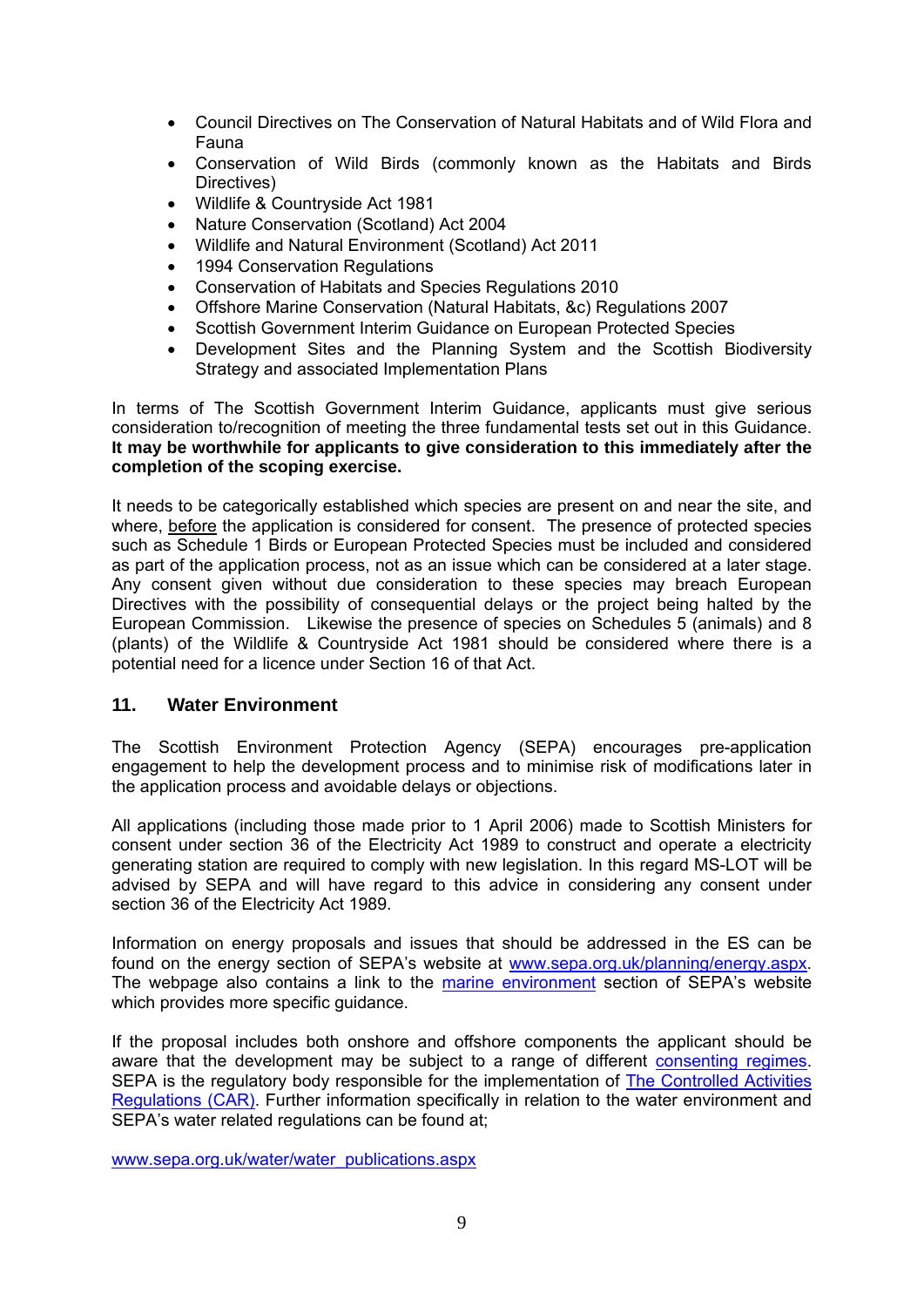- Council Directives on The Conservation of Natural Habitats and of Wild Flora and Fauna
- Conservation of Wild Birds (commonly known as the Habitats and Birds Directives)
- Wildlife & Countryside Act 1981
- Nature Conservation (Scotland) Act 2004
- Wildlife and Natural Environment (Scotland) Act 2011
- 1994 Conservation Regulations
- Conservation of Habitats and Species Regulations 2010
- Offshore Marine Conservation (Natural Habitats, &c) Regulations 2007
- Scottish Government Interim Guidance on European Protected Species
- Development Sites and the Planning System and the Scottish Biodiversity Strategy and associated Implementation Plans

In terms of The Scottish Government Interim Guidance, applicants must give serious consideration to/recognition of meeting the three fundamental tests set out in this Guidance. **It may be worthwhile for applicants to give consideration to this immediately after the completion of the scoping exercise.**

It needs to be categorically established which species are present on and near the site, and where, before the application is considered for consent. The presence of protected species such as Schedule 1 Birds or European Protected Species must be included and considered as part of the application process, not as an issue which can be considered at a later stage. Any consent given without due consideration to these species may breach European Directives with the possibility of consequential delays or the project being halted by the European Commission. Likewise the presence of species on Schedules 5 (animals) and 8 (plants) of the Wildlife & Countryside Act 1981 should be considered where there is a potential need for a licence under Section 16 of that Act.

## 11. Water Environment

The Scottish Environment Protection Agency (SEPA) encourages pre-application engagement to help the development process and to minimise risk of modifications later in the application process and avoidable delays or objections.

All applications (including those made prior to 1 April 2006) made to Scottish Ministers for consent under section 36 of the Electricity Act 1989 to construct and operate a electricity generating station are required to comply with new legislation. In this regard MS-LOT will be advised by SEPA and will have regard to this advice in considering any consent under section 36 of the Electricity Act 1989.

Information on energy proposals and issues that should be addressed in the ES can be found on the energy section of SEPA's website at www.sepa.org.uk/planning/energy.aspx. The webpage also contains a link to the marine environment section of SEPA's website which provides more specific guidance.

If the proposal includes both onshore and offshore components the applicant should be aware that the development may be subject to a range of different consenting regimes. SEPA is the regulatory body responsible for the implementation of The Controlled Activities Regulations (CAR). Further information specifically in relation to the water environment and SEPA's water related regulations can be found at;

www.sepa.org.uk/water/water_publications.aspx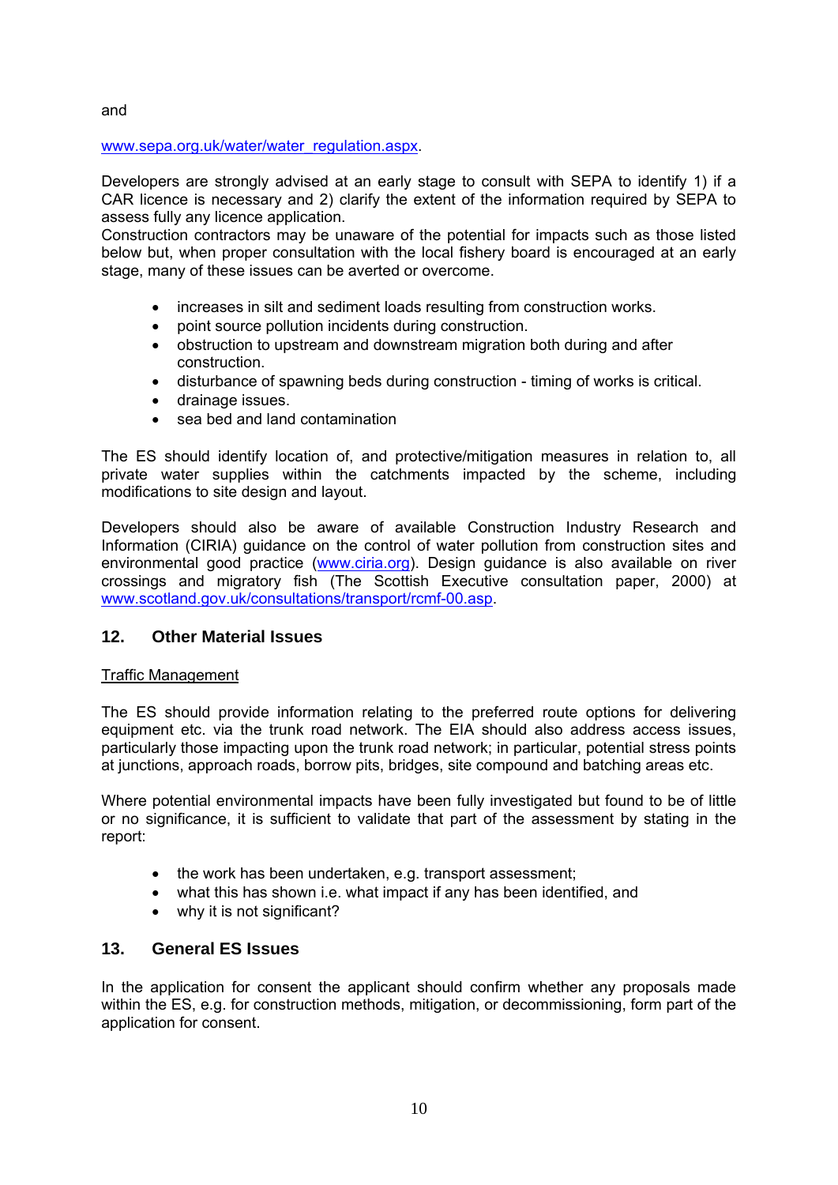and

www.sepa.org.uk/water/water_regulation.aspx.

Developers are strongly advised at an early stage to consult with SEPA to identify 1) if a CAR licence is necessary and 2) clarify the extent of the information required by SEPA to assess fully any licence application.
Construction contractors may be unaware of the potential for impacts such as those listed below but, when proper consultation with the local fishery board is encouraged at an early stage, many of these issues can be averted or overcome.

- increases in silt and sediment loads resulting from construction works.
- point source pollution incidents during construction.
- obstruction to upstream and downstream migration both during and after construction.
- disturbance of spawning beds during construction - timing of works is critical.
- drainage issues.
- sea bed and land contamination

The ES should identify location of, and protective/mitigation measures in relation to, all private water supplies within the catchments impacted by the scheme, including modifications to site design and layout.

Developers should also be aware of available Construction Industry Research and Information (CIRIA) guidance on the control of water pollution from construction sites and environmental good practice (www.ciria.org). Design guidance is also available on river crossings and migratory fish (The Scottish Executive consultation paper, 2000) at www.scotland.gov.uk/consultations/transport/rcmf-00.asp.

## 12. Other Material Issues

Traffic Management

The ES should provide information relating to the preferred route options for delivering equipment etc. via the trunk road network. The EIA should also address access issues, particularly those impacting upon the trunk road network; in particular, potential stress points at junctions, approach roads, borrow pits, bridges, site compound and batching areas etc.

Where potential environmental impacts have been fully investigated but found to be of little or no significance, it is sufficient to validate that part of the assessment by stating in the report:

- the work has been undertaken, e.g. transport assessment;
- what this has shown i.e. what impact if any has been identified, and
- why it is not significant?

## 13. General ES Issues

In the application for consent the applicant should confirm whether any proposals made within the ES, e.g. for construction methods, mitigation, or decommissioning, form part of the application for consent.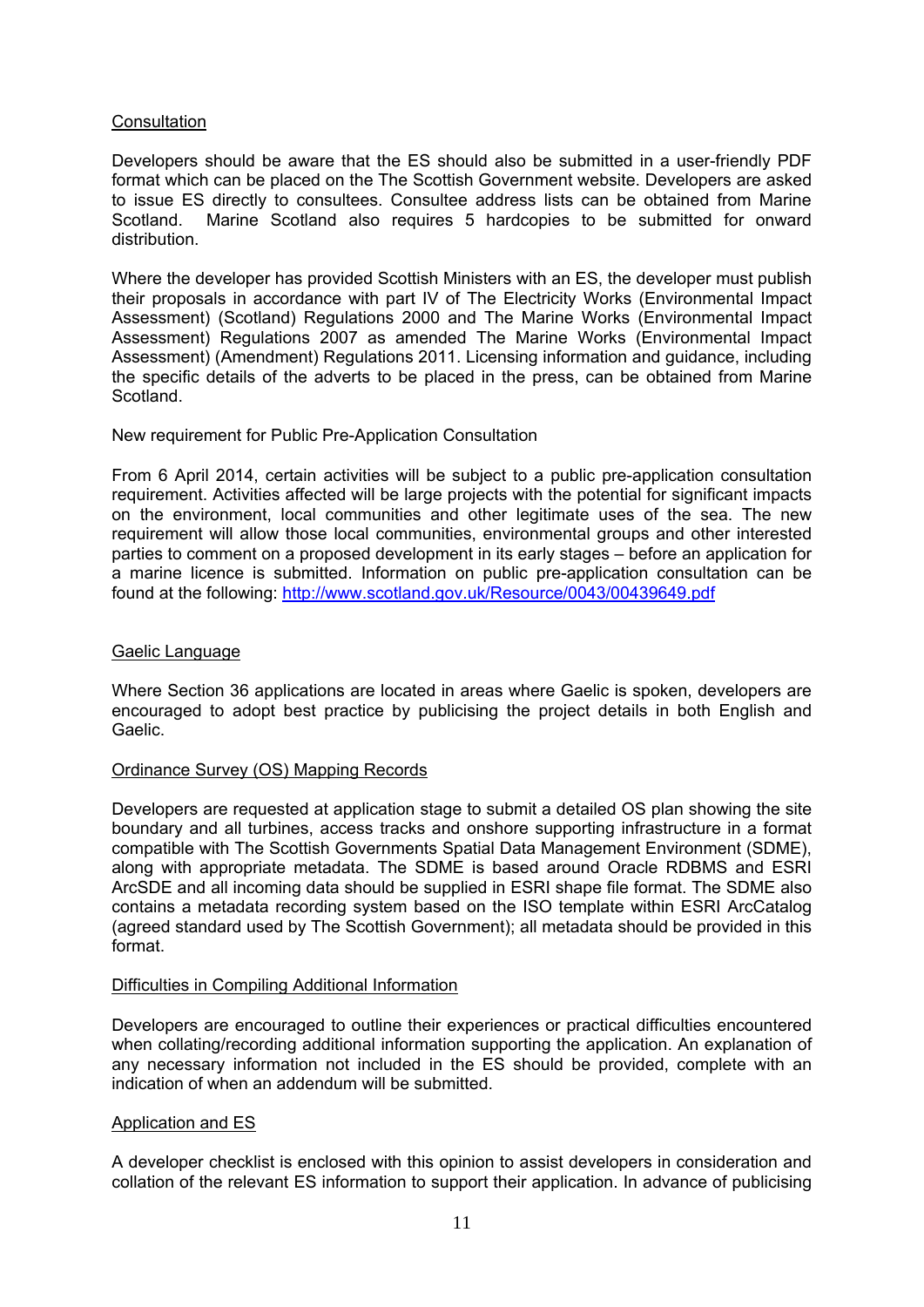<u>Consultation</u>

Developers should be aware that the ES should also be submitted in a user-friendly PDF format which can be placed on the The Scottish Government website. Developers are asked to issue ES directly to consultees. Consultee address lists can be obtained from Marine Scotland. Marine Scotland also requires 5 hardcopies to be submitted for onward distribution.

Where the developer has provided Scottish Ministers with an ES, the developer must publish their proposals in accordance with part IV of The Electricity Works (Environmental Impact Assessment) (Scotland) Regulations 2000 and The Marine Works (Environmental Impact Assessment) Regulations 2007 as amended The Marine Works (Environmental Impact Assessment) (Amendment) Regulations 2011. Licensing information and guidance, including the specific details of the adverts to be placed in the press, can be obtained from Marine Scotland.

New requirement for Public Pre-Application Consultation

From 6 April 2014, certain activities will be subject to a public pre-application consultation requirement. Activities affected will be large projects with the potential for significant impacts on the environment, local communities and other legitimate uses of the sea. The new requirement will allow those local communities, environmental groups and other interested parties to comment on a proposed development in its early stages – before an application for a marine licence is submitted. Information on public pre-application consultation can be found at the following: [http://www.scotland.gov.uk/Resource/0043/00439649.pdf](http://www.scotland.gov.uk/Resource/0043/00439649.pdf)

<u>Gaelic Language</u>

Where Section 36 applications are located in areas where Gaelic is spoken, developers are encouraged to adopt best practice by publicising the project details in both English and Gaelic.

<u>Ordinance Survey (OS) Mapping Records</u>

Developers are requested at application stage to submit a detailed OS plan showing the site boundary and all turbines, access tracks and onshore supporting infrastructure in a format compatible with The Scottish Governments Spatial Data Management Environment (SDME), along with appropriate metadata. The SDME is based around Oracle RDBMS and ESRI ArcSDE and all incoming data should be supplied in ESRI shape file format. The SDME also contains a metadata recording system based on the ISO template within ESRI ArcCatalog (agreed standard used by The Scottish Government); all metadata should be provided in this format.

<u>Difficulties in Compiling Additional Information</u>

Developers are encouraged to outline their experiences or practical difficulties encountered when collating/recording additional information supporting the application. An explanation of any necessary information not included in the ES should be provided, complete with an indication of when an addendum will be submitted.

<u>Application and ES</u>

A developer checklist is enclosed with this opinion to assist developers in consideration and collation of the relevant ES information to support their application. In advance of publicising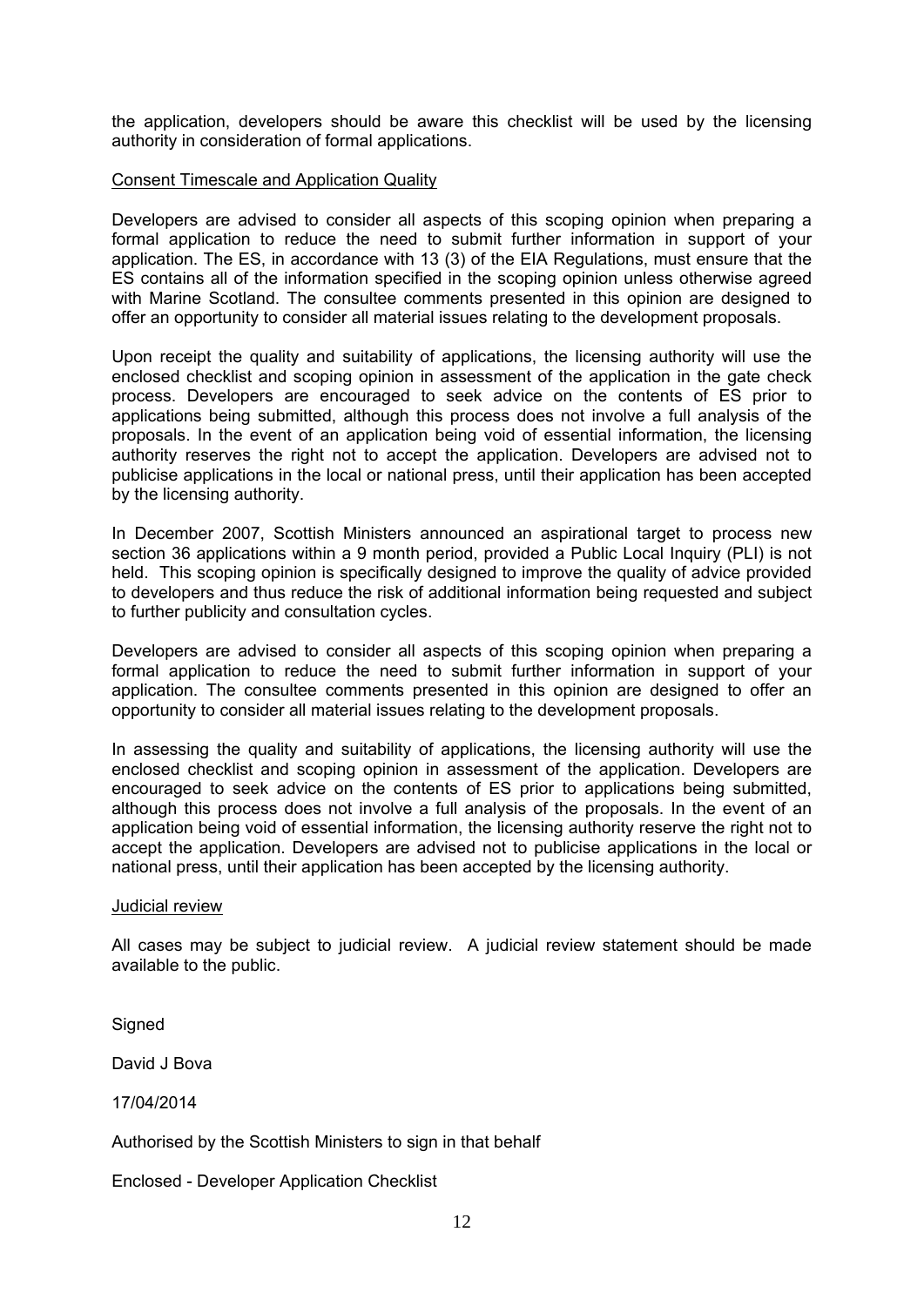the application, developers should be aware this checklist will be used by the licensing authority in consideration of formal applications.

Consent Timescale and Application Quality

Developers are advised to consider all aspects of this scoping opinion when preparing a formal application to reduce the need to submit further information in support of your application. The ES, in accordance with 13 (3) of the EIA Regulations, must ensure that the ES contains all of the information specified in the scoping opinion unless otherwise agreed with Marine Scotland. The consultee comments presented in this opinion are designed to offer an opportunity to consider all material issues relating to the development proposals.

Upon receipt the quality and suitability of applications, the licensing authority will use the enclosed checklist and scoping opinion in assessment of the application in the gate check process. Developers are encouraged to seek advice on the contents of ES prior to applications being submitted, although this process does not involve a full analysis of the proposals. In the event of an application being void of essential information, the licensing authority reserves the right not to accept the application. Developers are advised not to publicise applications in the local or national press, until their application has been accepted by the licensing authority.

In December 2007, Scottish Ministers announced an aspirational target to process new section 36 applications within a 9 month period, provided a Public Local Inquiry (PLI) is not held. This scoping opinion is specifically designed to improve the quality of advice provided to developers and thus reduce the risk of additional information being requested and subject to further publicity and consultation cycles.

Developers are advised to consider all aspects of this scoping opinion when preparing a formal application to reduce the need to submit further information in support of your application. The consultee comments presented in this opinion are designed to offer an opportunity to consider all material issues relating to the development proposals.

In assessing the quality and suitability of applications, the licensing authority will use the enclosed checklist and scoping opinion in assessment of the application. Developers are encouraged to seek advice on the contents of ES prior to applications being submitted, although this process does not involve a full analysis of the proposals. In the event of an application being void of essential information, the licensing authority reserve the right not to accept the application. Developers are advised not to publicise applications in the local or national press, until their application has been accepted by the licensing authority.

Judicial review

All cases may be subject to judicial review. A judicial review statement should be made available to the public.

Signed

David J Bova

17/04/2014

Authorised by the Scottish Ministers to sign in that behalf

Enclosed - Developer Application Checklist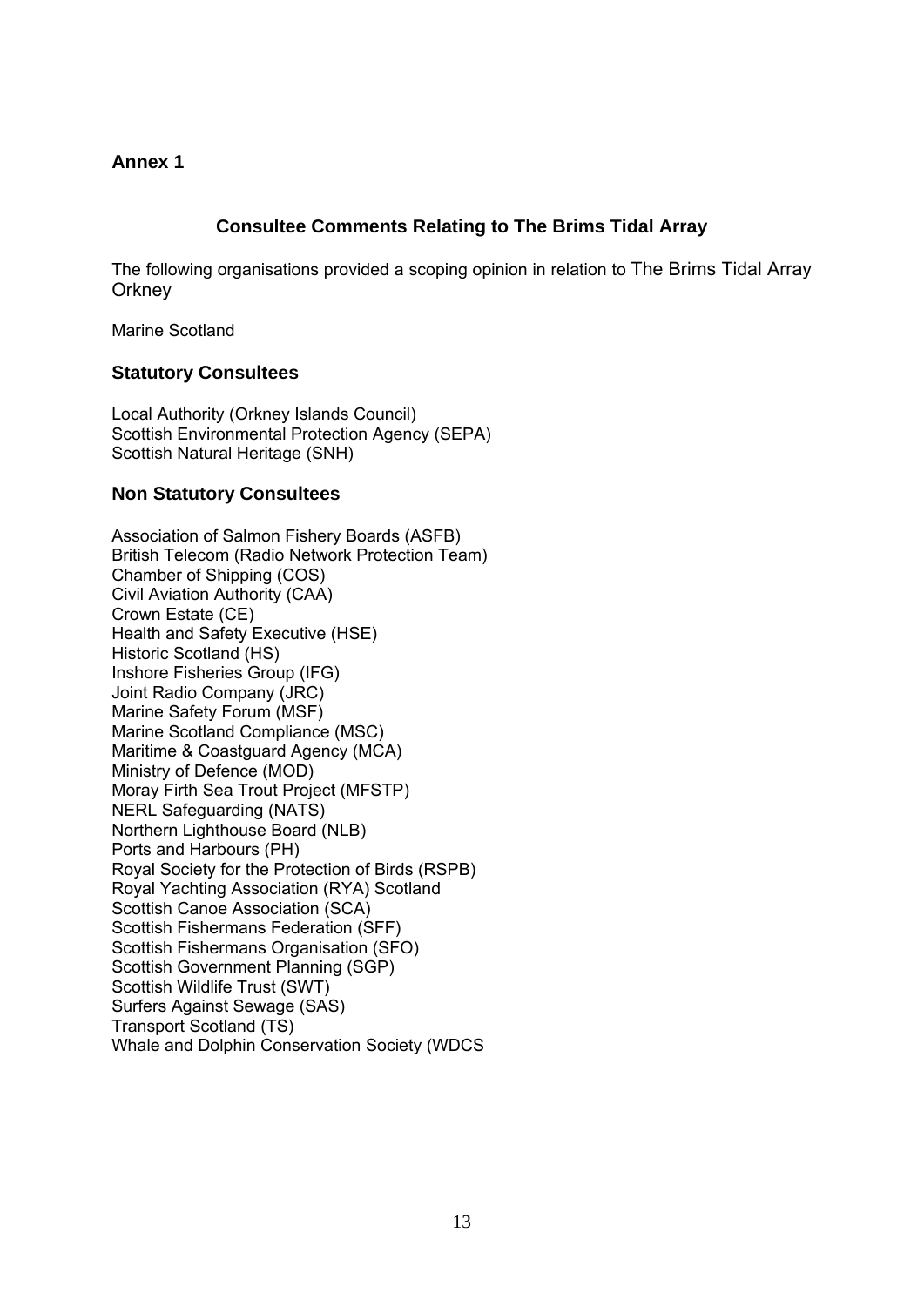**Annex 1**

## Consultee Comments Relating to The Brims Tidal Array

The following organisations provided a scoping opinion in relation to The Brims Tidal Array Orkney

Marine Scotland

### Statutory Consultees

Local Authority (Orkney Islands Council)
Scottish Environmental Protection Agency (SEPA)
Scottish Natural Heritage (SNH)

### Non Statutory Consultees

Association of Salmon Fishery Boards (ASFB)
British Telecom (Radio Network Protection Team)
Chamber of Shipping (COS)
Civil Aviation Authority (CAA)
Crown Estate (CE)
Health and Safety Executive (HSE)
Historic Scotland (HS)
Inshore Fisheries Group (IFG)
Joint Radio Company (JRC)
Marine Safety Forum (MSF)
Marine Scotland Compliance (MSC)
Maritime & Coastguard Agency (MCA)
Ministry of Defence (MOD)
Moray Firth Sea Trout Project (MFSTP)
NERL Safeguarding (NATS)
Northern Lighthouse Board (NLB)
Ports and Harbours (PH)
Royal Society for the Protection of Birds (RSPB)
Royal Yachting Association (RYA) Scotland
Scottish Canoe Association (SCA)
Scottish Fishermans Federation (SFF)
Scottish Fishermans Organisation (SFO)
Scottish Government Planning (SGP)
Scottish Wildlife Trust (SWT)
Surfers Against Sewage (SAS)
Transport Scotland (TS)
Whale and Dolphin Conservation Society (WDCS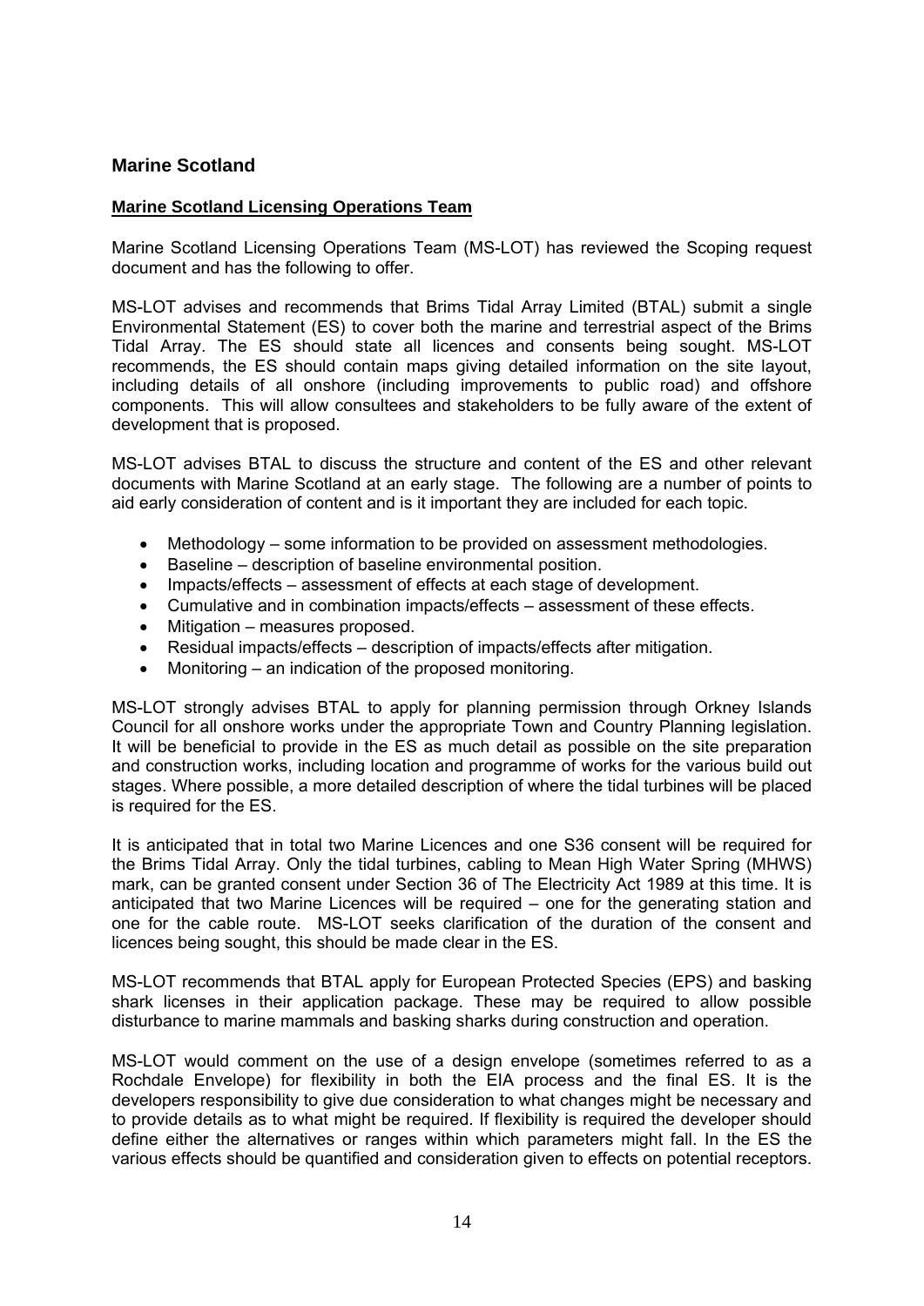## Marine Scotland

### Marine Scotland Licensing Operations Team

Marine Scotland Licensing Operations Team (MS-LOT) has reviewed the Scoping request document and has the following to offer.

MS-LOT advises and recommends that Brims Tidal Array Limited (BTAL) submit a single Environmental Statement (ES) to cover both the marine and terrestrial aspect of the Brims Tidal Array. The ES should state all licences and consents being sought. MS-LOT recommends, the ES should contain maps giving detailed information on the site layout, including details of all onshore (including improvements to public road) and offshore components. This will allow consultees and stakeholders to be fully aware of the extent of development that is proposed.

MS-LOT advises BTAL to discuss the structure and content of the ES and other relevant documents with Marine Scotland at an early stage. The following are a number of points to aid early consideration of content and is it important they are included for each topic.

- Methodology – some information to be provided on assessment methodologies.
- Baseline – description of baseline environmental position.
- Impacts/effects – assessment of effects at each stage of development.
- Cumulative and in combination impacts/effects – assessment of these effects.
- Mitigation – measures proposed.
- Residual impacts/effects – description of impacts/effects after mitigation.
- Monitoring – an indication of the proposed monitoring.

MS-LOT strongly advises BTAL to apply for planning permission through Orkney Islands Council for all onshore works under the appropriate Town and Country Planning legislation. It will be beneficial to provide in the ES as much detail as possible on the site preparation and construction works, including location and programme of works for the various build out stages. Where possible, a more detailed description of where the tidal turbines will be placed is required for the ES.

It is anticipated that in total two Marine Licences and one S36 consent will be required for the Brims Tidal Array. Only the tidal turbines, cabling to Mean High Water Spring (MHWS) mark, can be granted consent under Section 36 of The Electricity Act 1989 at this time. It is anticipated that two Marine Licences will be required – one for the generating station and one for the cable route. MS-LOT seeks clarification of the duration of the consent and licences being sought, this should be made clear in the ES.

MS-LOT recommends that BTAL apply for European Protected Species (EPS) and basking shark licenses in their application package. These may be required to allow possible disturbance to marine mammals and basking sharks during construction and operation.

MS-LOT would comment on the use of a design envelope (sometimes referred to as a Rochdale Envelope) for flexibility in both the EIA process and the final ES. It is the developers responsibility to give due consideration to what changes might be necessary and to provide details as to what might be required. If flexibility is required the developer should define either the alternatives or ranges within which parameters might fall. In the ES the various effects should be quantified and consideration given to effects on potential receptors.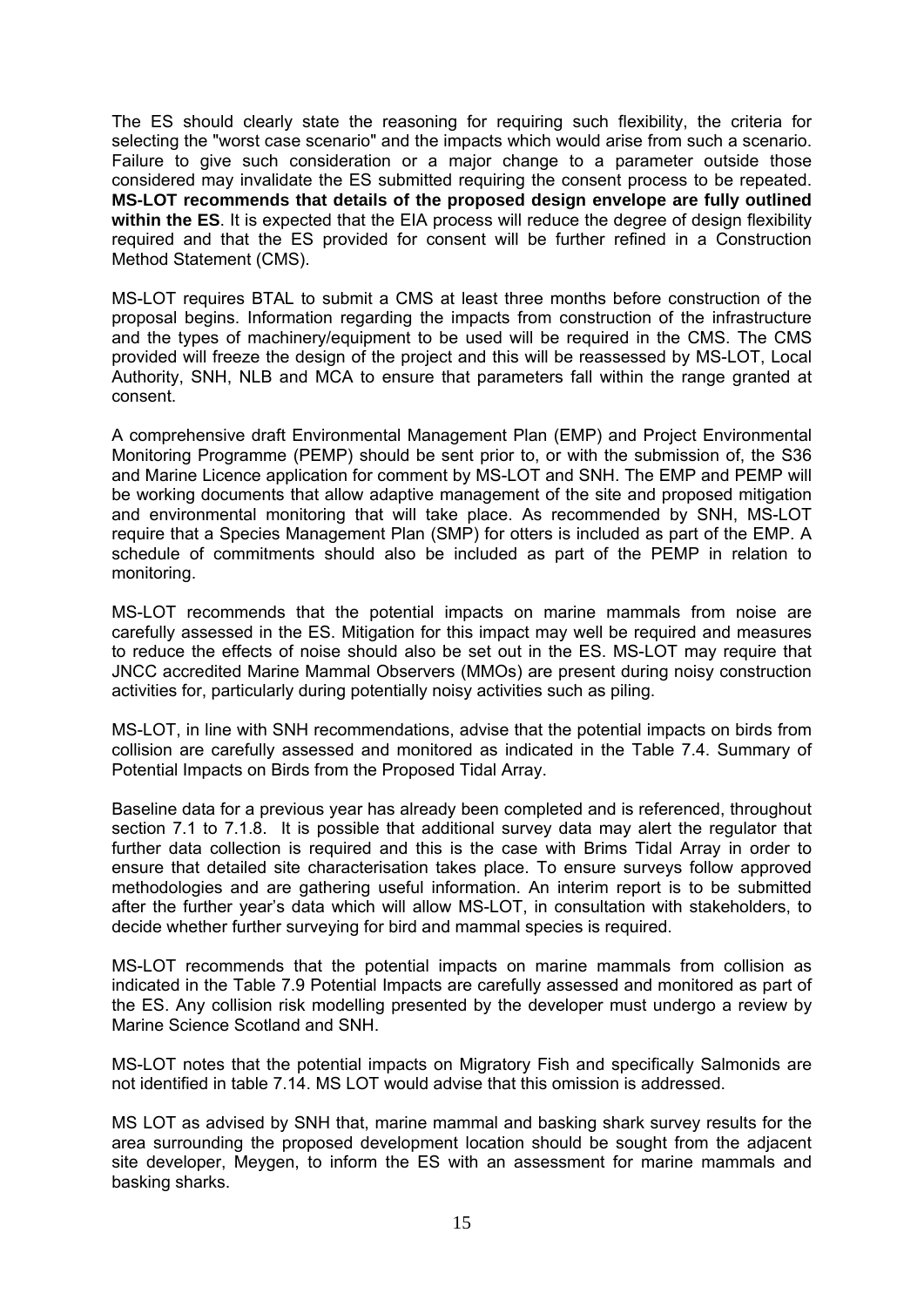The ES should clearly state the reasoning for requiring such flexibility, the criteria for selecting the "worst case scenario" and the impacts which would arise from such a scenario. Failure to give such consideration or a major change to a parameter outside those considered may invalidate the ES submitted requiring the consent process to be repeated. **MS-LOT recommends that details of the proposed design envelope are fully outlined within the ES**. It is expected that the EIA process will reduce the degree of design flexibility required and that the ES provided for consent will be further refined in a Construction Method Statement (CMS).

MS-LOT requires BTAL to submit a CMS at least three months before construction of the proposal begins. Information regarding the impacts from construction of the infrastructure and the types of machinery/equipment to be used will be required in the CMS. The CMS provided will freeze the design of the project and this will be reassessed by MS-LOT, Local Authority, SNH, NLB and MCA to ensure that parameters fall within the range granted at consent.

A comprehensive draft Environmental Management Plan (EMP) and Project Environmental Monitoring Programme (PEMP) should be sent prior to, or with the submission of, the S36 and Marine Licence application for comment by MS-LOT and SNH. The EMP and PEMP will be working documents that allow adaptive management of the site and proposed mitigation and environmental monitoring that will take place. As recommended by SNH, MS-LOT require that a Species Management Plan (SMP) for otters is included as part of the EMP. A schedule of commitments should also be included as part of the PEMP in relation to monitoring.

MS-LOT recommends that the potential impacts on marine mammals from noise are carefully assessed in the ES. Mitigation for this impact may well be required and measures to reduce the effects of noise should also be set out in the ES. MS-LOT may require that JNCC accredited Marine Mammal Observers (MMOs) are present during noisy construction activities for, particularly during potentially noisy activities such as piling.

MS-LOT, in line with SNH recommendations, advise that the potential impacts on birds from collision are carefully assessed and monitored as indicated in the Table 7.4. Summary of Potential Impacts on Birds from the Proposed Tidal Array.

Baseline data for a previous year has already been completed and is referenced, throughout section 7.1 to 7.1.8. It is possible that additional survey data may alert the regulator that further data collection is required and this is the case with Brims Tidal Array in order to ensure that detailed site characterisation takes place. To ensure surveys follow approved methodologies and are gathering useful information. An interim report is to be submitted after the further year's data which will allow MS-LOT, in consultation with stakeholders, to decide whether further surveying for bird and mammal species is required.

MS-LOT recommends that the potential impacts on marine mammals from collision as indicated in the Table 7.9 Potential Impacts are carefully assessed and monitored as part of the ES. Any collision risk modelling presented by the developer must undergo a review by Marine Science Scotland and SNH.

MS-LOT notes that the potential impacts on Migratory Fish and specifically Salmonids are not identified in table 7.14. MS LOT would advise that this omission is addressed.

MS LOT as advised by SNH that, marine mammal and basking shark survey results for the area surrounding the proposed development location should be sought from the adjacent site developer, Meygen, to inform the ES with an assessment for marine mammals and basking sharks.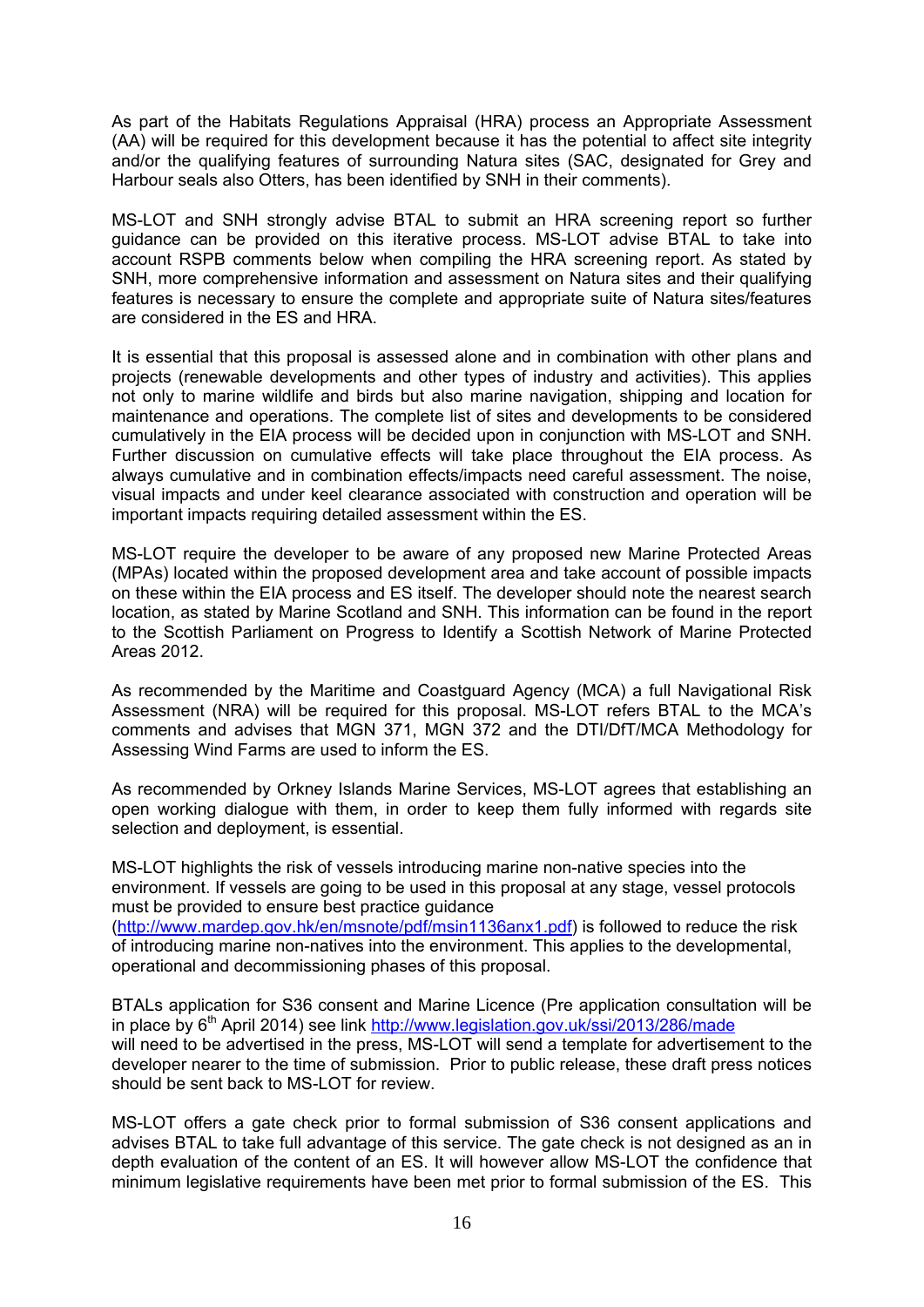As part of the Habitats Regulations Appraisal (HRA) process an Appropriate Assessment (AA) will be required for this development because it has the potential to affect site integrity and/or the qualifying features of surrounding Natura sites (SAC, designated for Grey and Harbour seals also Otters, has been identified by SNH in their comments).

MS-LOT and SNH strongly advise BTAL to submit an HRA screening report so further guidance can be provided on this iterative process. MS-LOT advise BTAL to take into account RSPB comments below when compiling the HRA screening report. As stated by SNH, more comprehensive information and assessment on Natura sites and their qualifying features is necessary to ensure the complete and appropriate suite of Natura sites/features are considered in the ES and HRA.

It is essential that this proposal is assessed alone and in combination with other plans and projects (renewable developments and other types of industry and activities). This applies not only to marine wildlife and birds but also marine navigation, shipping and location for maintenance and operations. The complete list of sites and developments to be considered cumulatively in the EIA process will be decided upon in conjunction with MS-LOT and SNH. Further discussion on cumulative effects will take place throughout the EIA process. As always cumulative and in combination effects/impacts need careful assessment. The noise, visual impacts and under keel clearance associated with construction and operation will be important impacts requiring detailed assessment within the ES.

MS-LOT require the developer to be aware of any proposed new Marine Protected Areas (MPAs) located within the proposed development area and take account of possible impacts on these within the EIA process and ES itself. The developer should note the nearest search location, as stated by Marine Scotland and SNH. This information can be found in the report to the Scottish Parliament on Progress to Identify a Scottish Network of Marine Protected Areas 2012.

As recommended by the Maritime and Coastguard Agency (MCA) a full Navigational Risk Assessment (NRA) will be required for this proposal. MS-LOT refers BTAL to the MCA's comments and advises that MGN 371, MGN 372 and the DTI/DfT/MCA Methodology for Assessing Wind Farms are used to inform the ES.

As recommended by Orkney Islands Marine Services, MS-LOT agrees that establishing an open working dialogue with them, in order to keep them fully informed with regards site selection and deployment, is essential.

MS-LOT highlights the risk of vessels introducing marine non-native species into the environment. If vessels are going to be used in this proposal at any stage, vessel protocols must be provided to ensure best practice guidance (http://www.mardep.gov.hk/en/msnote/pdf/msin1136anx1.pdf) is followed to reduce the risk of introducing marine non-natives into the environment. This applies to the developmental, operational and decommissioning phases of this proposal.

BTALs application for S36 consent and Marine Licence (Pre application consultation will be in place by 6th April 2014) see link http://www.legislation.gov.uk/ssi/2013/286/made will need to be advertised in the press, MS-LOT will send a template for advertisement to the developer nearer to the time of submission. Prior to public release, these draft press notices should be sent back to MS-LOT for review.

MS-LOT offers a gate check prior to formal submission of S36 consent applications and advises BTAL to take full advantage of this service. The gate check is not designed as an in depth evaluation of the content of an ES. It will however allow MS-LOT the confidence that minimum legislative requirements have been met prior to formal submission of the ES. This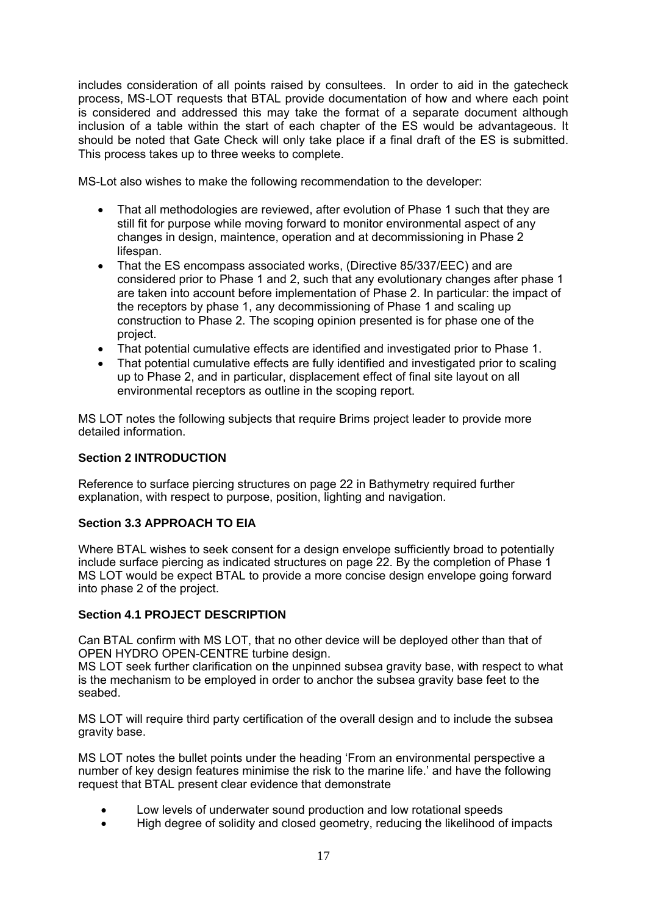includes consideration of all points raised by consultees. In order to aid in the gatecheck process, MS-LOT requests that BTAL provide documentation of how and where each point is considered and addressed this may take the format of a separate document although inclusion of a table within the start of each chapter of the ES would be advantageous. It should be noted that Gate Check will only take place if a final draft of the ES is submitted. This process takes up to three weeks to complete.

MS-Lot also wishes to make the following recommendation to the developer:

- That all methodologies are reviewed, after evolution of Phase 1 such that they are still fit for purpose while moving forward to monitor environmental aspect of any changes in design, maintence, operation and at decommissioning in Phase 2 lifespan.
- That the ES encompass associated works, (Directive 85/337/EEC) and are considered prior to Phase 1 and 2, such that any evolutionary changes after phase 1 are taken into account before implementation of Phase 2. In particular: the impact of the receptors by phase 1, any decommissioning of Phase 1 and scaling up construction to Phase 2. The scoping opinion presented is for phase one of the project.
- That potential cumulative effects are identified and investigated prior to Phase 1.
- That potential cumulative effects are fully identified and investigated prior to scaling up to Phase 2, and in particular, displacement effect of final site layout on all environmental receptors as outline in the scoping report.

MS LOT notes the following subjects that require Brims project leader to provide more detailed information.

**Section 2 INTRODUCTION**

Reference to surface piercing structures on page 22 in Bathymetry required further explanation, with respect to purpose, position, lighting and navigation.

**Section 3.3 APPROACH TO EIA**

Where BTAL wishes to seek consent for a design envelope sufficiently broad to potentially include surface piercing as indicated structures on page 22. By the completion of Phase 1 MS LOT would be expect BTAL to provide a more concise design envelope going forward into phase 2 of the project.

**Section 4.1 PROJECT DESCRIPTION**

Can BTAL confirm with MS LOT, that no other device will be deployed other than that of OPEN HYDRO OPEN-CENTRE turbine design.
MS LOT seek further clarification on the unpinned subsea gravity base, with respect to what is the mechanism to be employed in order to anchor the subsea gravity base feet to the seabed.

MS LOT will require third party certification of the overall design and to include the subsea gravity base.

MS LOT notes the bullet points under the heading 'From an environmental perspective a number of key design features minimise the risk to the marine life.' and have the following request that BTAL present clear evidence that demonstrate

- Low levels of underwater sound production and low rotational speeds
- High degree of solidity and closed geometry, reducing the likelihood of impacts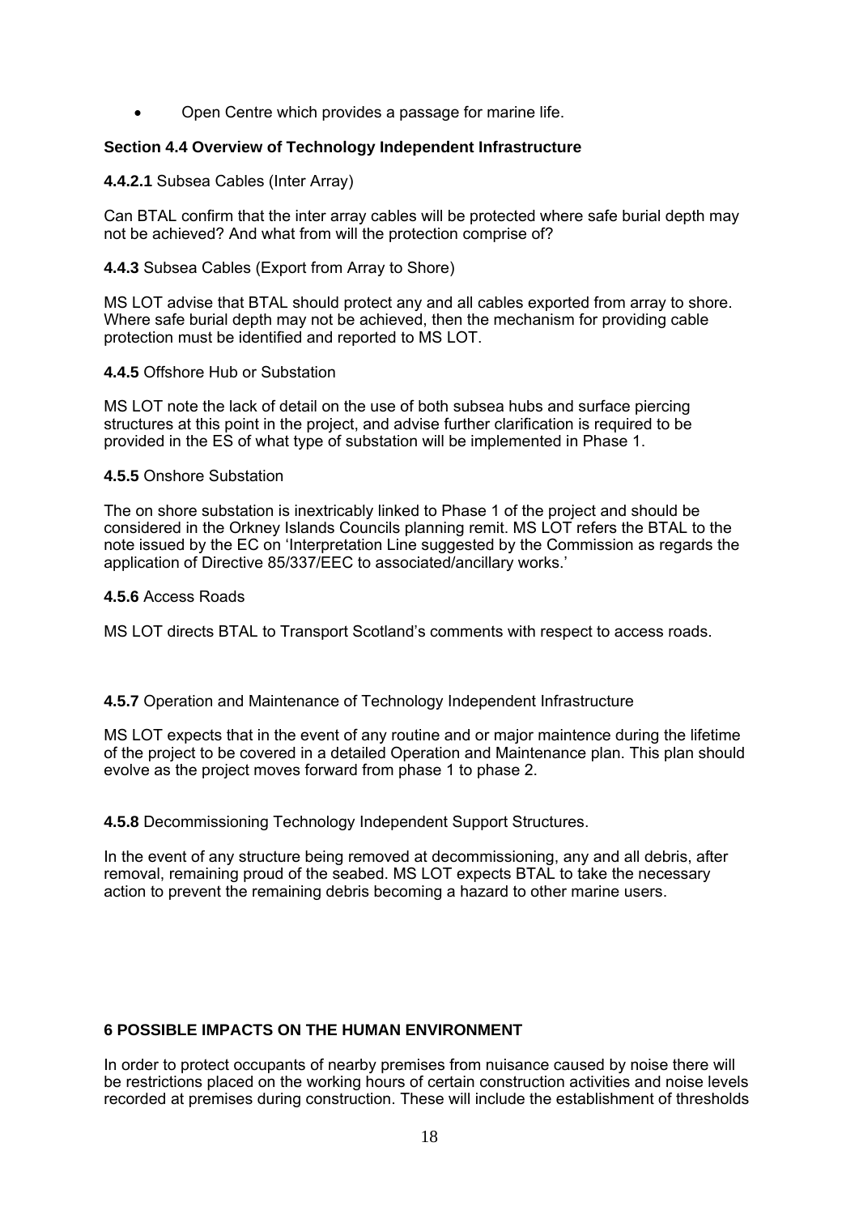- Open Centre which provides a passage for marine life.

**Section 4.4 Overview of Technology Independent Infrastructure**

**4.4.2.1** Subsea Cables (Inter Array)

Can BTAL confirm that the inter array cables will be protected where safe burial depth may not be achieved? And what from will the protection comprise of?

**4.4.3** Subsea Cables (Export from Array to Shore)

MS LOT advise that BTAL should protect any and all cables exported from array to shore. Where safe burial depth may not be achieved, then the mechanism for providing cable protection must be identified and reported to MS LOT.

**4.4.5** Offshore Hub or Substation

MS LOT note the lack of detail on the use of both subsea hubs and surface piercing structures at this point in the project, and advise further clarification is required to be provided in the ES of what type of substation will be implemented in Phase 1.

**4.5.5** Onshore Substation

The on shore substation is inextricably linked to Phase 1 of the project and should be considered in the Orkney Islands Councils planning remit. MS LOT refers the BTAL to the note issued by the EC on 'Interpretation Line suggested by the Commission as regards the application of Directive 85/337/EEC to associated/ancillary works.'

**4.5.6** Access Roads

MS LOT directs BTAL to Transport Scotland's comments with respect to access roads.

**4.5.7** Operation and Maintenance of Technology Independent Infrastructure

MS LOT expects that in the event of any routine and or major maintence during the lifetime of the project to be covered in a detailed Operation and Maintenance plan. This plan should evolve as the project moves forward from phase 1 to phase 2.

**4.5.8** Decommissioning Technology Independent Support Structures.

In the event of any structure being removed at decommissioning, any and all debris, after removal, remaining proud of the seabed. MS LOT expects BTAL to take the necessary action to prevent the remaining debris becoming a hazard to other marine users.

**6 POSSIBLE IMPACTS ON THE HUMAN ENVIRONMENT**

In order to protect occupants of nearby premises from nuisance caused by noise there will be restrictions placed on the working hours of certain construction activities and noise levels recorded at premises during construction. These will include the establishment of thresholds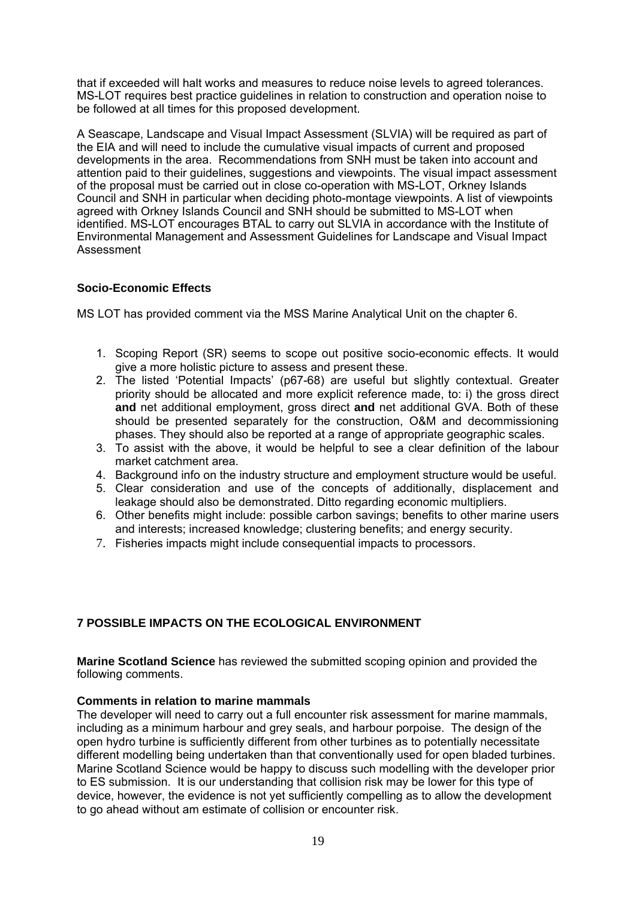that if exceeded will halt works and measures to reduce noise levels to agreed tolerances. MS-LOT requires best practice guidelines in relation to construction and operation noise to be followed at all times for this proposed development.

A Seascape, Landscape and Visual Impact Assessment (SLVIA) will be required as part of the EIA and will need to include the cumulative visual impacts of current and proposed developments in the area. Recommendations from SNH must be taken into account and attention paid to their guidelines, suggestions and viewpoints. The visual impact assessment of the proposal must be carried out in close co-operation with MS-LOT, Orkney Islands Council and SNH in particular when deciding photo-montage viewpoints. A list of viewpoints agreed with Orkney Islands Council and SNH should be submitted to MS-LOT when identified. MS-LOT encourages BTAL to carry out SLVIA in accordance with the Institute of Environmental Management and Assessment Guidelines for Landscape and Visual Impact Assessment

### Socio-Economic Effects

MS LOT has provided comment via the MSS Marine Analytical Unit on the chapter 6.

1. Scoping Report (SR) seems to scope out positive socio-economic effects. It would give a more holistic picture to assess and present these.
2. The listed 'Potential Impacts' (p67-68) are useful but slightly contextual. Greater priority should be allocated and more explicit reference made, to: i) the gross direct **and** net additional employment, gross direct **and** net additional GVA. Both of these should be presented separately for the construction, O&M and decommissioning phases. They should also be reported at a range of appropriate geographic scales.
3. To assist with the above, it would be helpful to see a clear definition of the labour market catchment area.
4. Background info on the industry structure and employment structure would be useful.
5. Clear consideration and use of the concepts of additionally, displacement and leakage should also be demonstrated. Ditto regarding economic multipliers.
6. Other benefits might include: possible carbon savings; benefits to other marine users and interests; increased knowledge; clustering benefits; and energy security.
7. Fisheries impacts might include consequential impacts to processors.

## 7 POSSIBLE IMPACTS ON THE ECOLOGICAL ENVIRONMENT

**Marine Scotland Science** has reviewed the submitted scoping opinion and provided the following comments.

### Comments in relation to marine mammals

The developer will need to carry out a full encounter risk assessment for marine mammals, including as a minimum harbour and grey seals, and harbour porpoise. The design of the open hydro turbine is sufficiently different from other turbines as to potentially necessitate different modelling being undertaken than that conventionally used for open bladed turbines. Marine Scotland Science would be happy to discuss such modelling with the developer prior to ES submission. It is our understanding that collision risk may be lower for this type of device, however, the evidence is not yet sufficiently compelling as to allow the development to go ahead without am estimate of collision or encounter risk.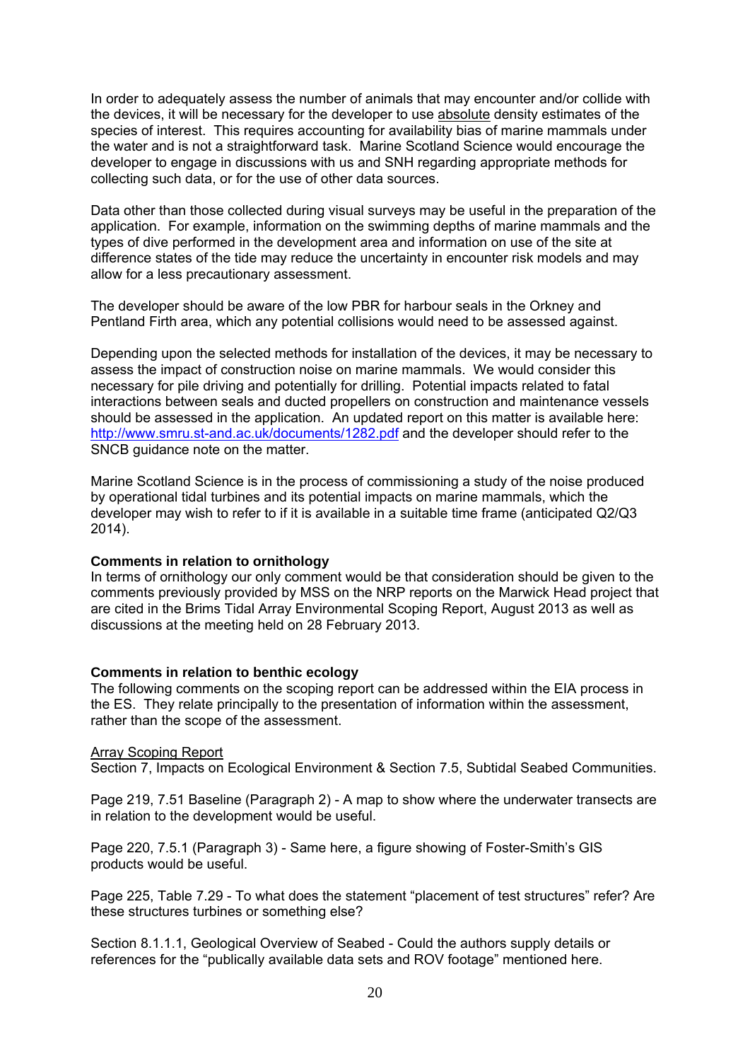In order to adequately assess the number of animals that may encounter and/or collide with the devices, it will be necessary for the developer to use absolute density estimates of the species of interest. This requires accounting for availability bias of marine mammals under the water and is not a straightforward task. Marine Scotland Science would encourage the developer to engage in discussions with us and SNH regarding appropriate methods for collecting such data, or for the use of other data sources.

Data other than those collected during visual surveys may be useful in the preparation of the application. For example, information on the swimming depths of marine mammals and the types of dive performed in the development area and information on use of the site at difference states of the tide may reduce the uncertainty in encounter risk models and may allow for a less precautionary assessment.

The developer should be aware of the low PBR for harbour seals in the Orkney and Pentland Firth area, which any potential collisions would need to be assessed against.

Depending upon the selected methods for installation of the devices, it may be necessary to assess the impact of construction noise on marine mammals. We would consider this necessary for pile driving and potentially for drilling. Potential impacts related to fatal interactions between seals and ducted propellers on construction and maintenance vessels should be assessed in the application. An updated report on this matter is available here: http://www.smru.st-and.ac.uk/documents/1282.pdf and the developer should refer to the SNCB guidance note on the matter.

Marine Scotland Science is in the process of commissioning a study of the noise produced by operational tidal turbines and its potential impacts on marine mammals, which the developer may wish to refer to if it is available in a suitable time frame (anticipated Q2/Q3 2014).

**Comments in relation to ornithology**

In terms of ornithology our only comment would be that consideration should be given to the comments previously provided by MSS on the NRP reports on the Marwick Head project that are cited in the Brims Tidal Array Environmental Scoping Report, August 2013 as well as discussions at the meeting held on 28 February 2013.

**Comments in relation to benthic ecology**

The following comments on the scoping report can be addressed within the EIA process in the ES. They relate principally to the presentation of information within the assessment, rather than the scope of the assessment.

Array Scoping Report

Section 7, Impacts on Ecological Environment & Section 7.5, Subtidal Seabed Communities.

Page 219, 7.51 Baseline (Paragraph 2) - A map to show where the underwater transects are in relation to the development would be useful.

Page 220, 7.5.1 (Paragraph 3) - Same here, a figure showing of Foster-Smith's GIS products would be useful.

Page 225, Table 7.29 - To what does the statement "placement of test structures" refer? Are these structures turbines or something else?

Section 8.1.1.1, Geological Overview of Seabed - Could the authors supply details or references for the "publically available data sets and ROV footage" mentioned here.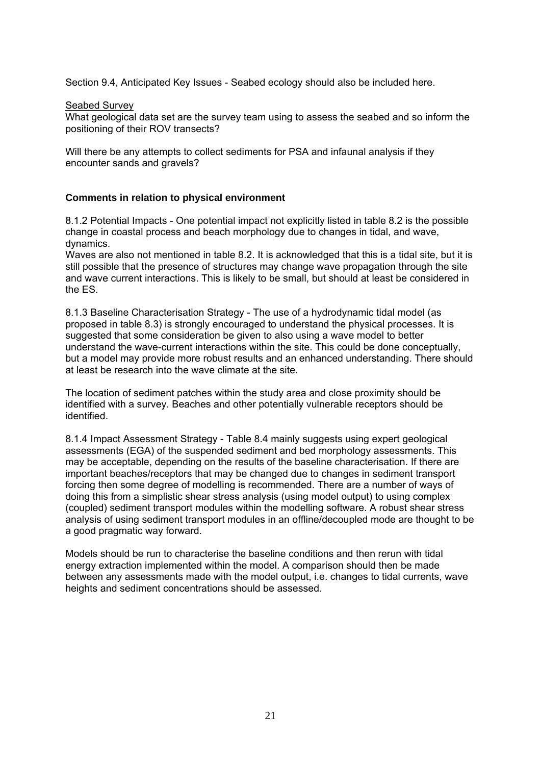Section 9.4, Anticipated Key Issues - Seabed ecology should also be included here.

<u>Seabed Survey</u>

What geological data set are the survey team using to assess the seabed and so inform the positioning of their ROV transects?

Will there be any attempts to collect sediments for PSA and infaunal analysis if they encounter sands and gravels?

**Comments in relation to physical environment**

8.1.2 Potential Impacts - One potential impact not explicitly listed in table 8.2 is the possible change in coastal process and beach morphology due to changes in tidal, and wave, dynamics.
Waves are also not mentioned in table 8.2. It is acknowledged that this is a tidal site, but it is still possible that the presence of structures may change wave propagation through the site and wave current interactions. This is likely to be small, but should at least be considered in the ES.

8.1.3 Baseline Characterisation Strategy - The use of a hydrodynamic tidal model (as proposed in table 8.3) is strongly encouraged to understand the physical processes. It is suggested that some consideration be given to also using a wave model to better understand the wave-current interactions within the site. This could be done conceptually, but a model may provide more robust results and an enhanced understanding. There should at least be research into the wave climate at the site.

The location of sediment patches within the study area and close proximity should be identified with a survey. Beaches and other potentially vulnerable receptors should be identified.

8.1.4 Impact Assessment Strategy - Table 8.4 mainly suggests using expert geological assessments (EGA) of the suspended sediment and bed morphology assessments. This may be acceptable, depending on the results of the baseline characterisation. If there are important beaches/receptors that may be changed due to changes in sediment transport forcing then some degree of modelling is recommended. There are a number of ways of doing this from a simplistic shear stress analysis (using model output) to using complex (coupled) sediment transport modules within the modelling software. A robust shear stress analysis of using sediment transport modules in an offline/decoupled mode are thought to be a good pragmatic way forward.

Models should be run to characterise the baseline conditions and then rerun with tidal energy extraction implemented within the model. A comparison should then be made between any assessments made with the model output, i.e. changes to tidal currents, wave heights and sediment concentrations should be assessed.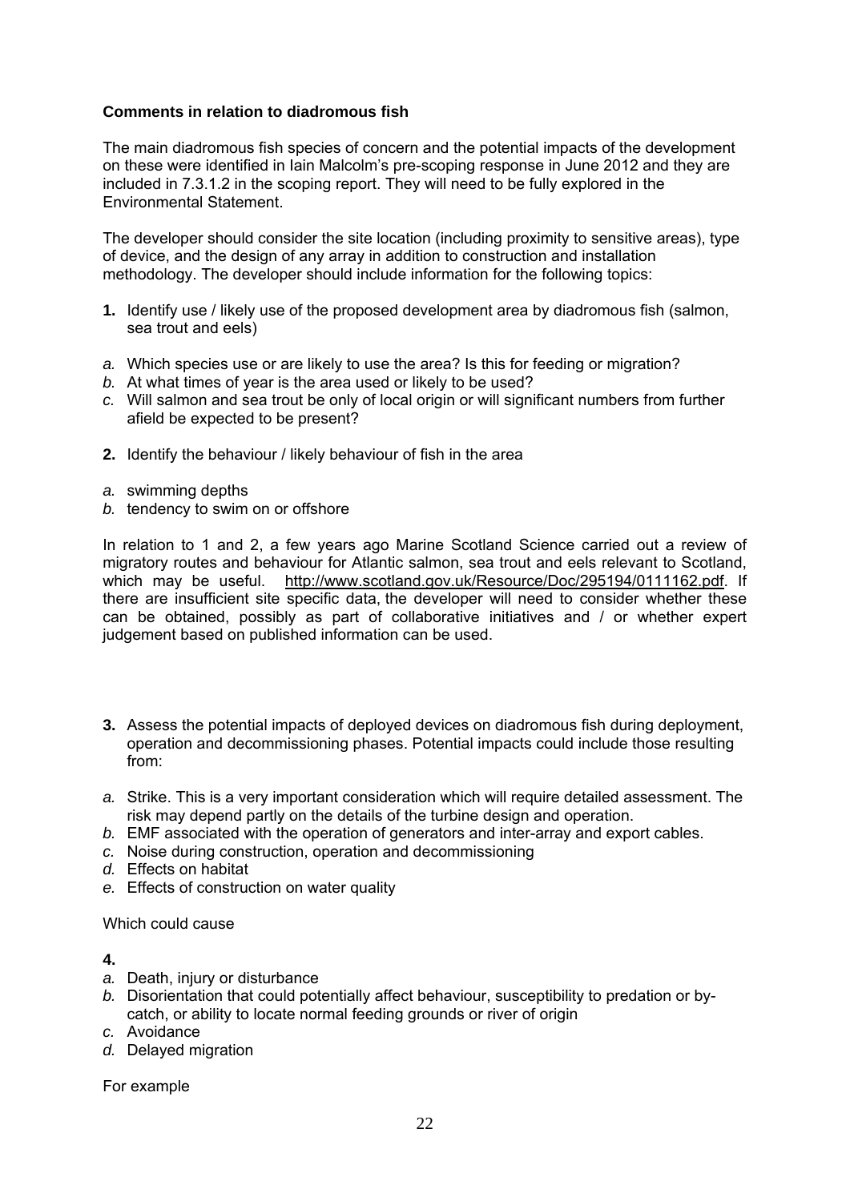**Comments in relation to diadromous fish**

The main diadromous fish species of concern and the potential impacts of the development on these were identified in Iain Malcolm's pre-scoping response in June 2012 and they are included in 7.3.1.2 in the scoping report. They will need to be fully explored in the Environmental Statement.

The developer should consider the site location (including proximity to sensitive areas), type of device, and the design of any array in addition to construction and installation methodology. The developer should include information for the following topics:

**1.** Identify use / likely use of the proposed development area by diadromous fish (salmon, sea trout and eels)

*a.* Which species use or are likely to use the area? Is this for feeding or migration?
*b.* At what times of year is the area used or likely to be used?
*c.* Will salmon and sea trout be only of local origin or will significant numbers from further afield be expected to be present?

**2.** Identify the behaviour / likely behaviour of fish in the area

*a.* swimming depths
*b.* tendency to swim on or offshore

In relation to 1 and 2, a few years ago Marine Scotland Science carried out a review of migratory routes and behaviour for Atlantic salmon, sea trout and eels relevant to Scotland, which may be useful. http://www.scotland.gov.uk/Resource/Doc/295194/0111162.pdf. If there are insufficient site specific data, the developer will need to consider whether these can be obtained, possibly as part of collaborative initiatives and / or whether expert judgement based on published information can be used.

**3.** Assess the potential impacts of deployed devices on diadromous fish during deployment, operation and decommissioning phases. Potential impacts could include those resulting from:

*a.* Strike. This is a very important consideration which will require detailed assessment. The risk may depend partly on the details of the turbine design and operation.
*b.* EMF associated with the operation of generators and inter-array and export cables.
*c.* Noise during construction, operation and decommissioning
*d.* Effects on habitat
*e.* Effects of construction on water quality

Which could cause

**4.**

*a.* Death, injury or disturbance
*b.* Disorientation that could potentially affect behaviour, susceptibility to predation or by-catch, or ability to locate normal feeding grounds or river of origin
*c.* Avoidance
*d.* Delayed migration

For example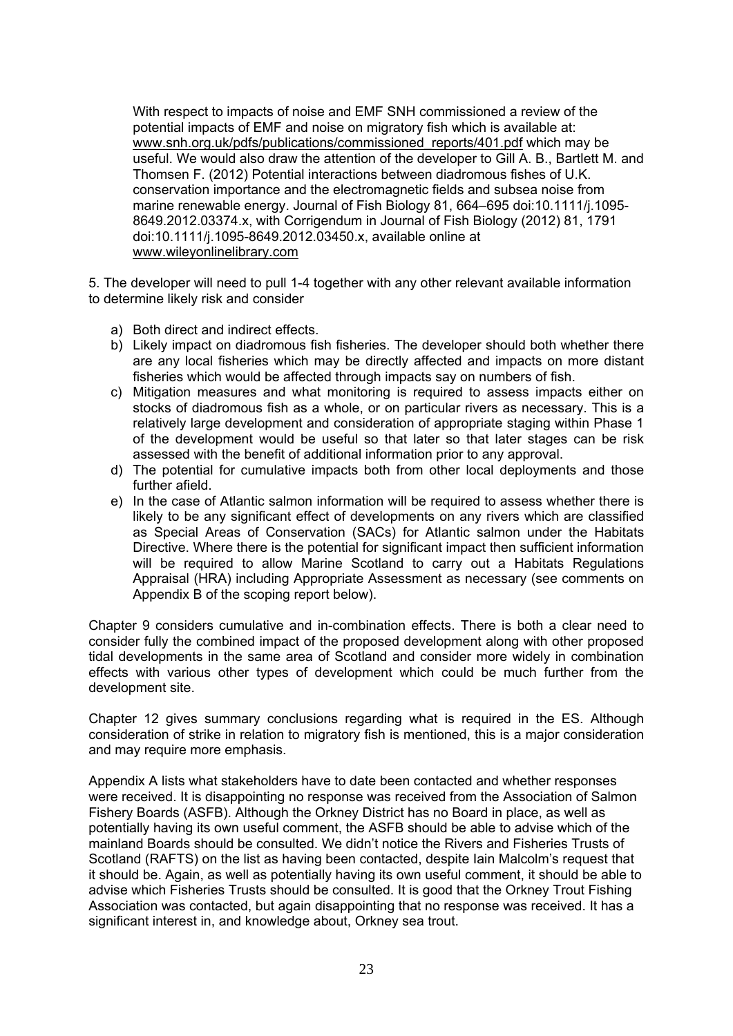With respect to impacts of noise and EMF SNH commissioned a review of the potential impacts of EMF and noise on migratory fish which is available at: www.snh.org.uk/pdfs/publications/commissioned_reports/401.pdf which may be useful. We would also draw the attention of the developer to Gill A. B., Bartlett M. and Thomsen F. (2012) Potential interactions between diadromous fishes of U.K. conservation importance and the electromagnetic fields and subsea noise from marine renewable energy. Journal of Fish Biology 81, 664–695 doi:10.1111/j.1095-8649.2012.03374.x, with Corrigendum in Journal of Fish Biology (2012) 81, 1791 doi:10.1111/j.1095-8649.2012.03450.x, available online at www.wileyonlinelibrary.com

5. The developer will need to pull 1-4 together with any other relevant available information to determine likely risk and consider

a) Both direct and indirect effects.
b) Likely impact on diadromous fish fisheries. The developer should both whether there are any local fisheries which may be directly affected and impacts on more distant fisheries which would be affected through impacts say on numbers of fish.
c) Mitigation measures and what monitoring is required to assess impacts either on stocks of diadromous fish as a whole, or on particular rivers as necessary. This is a relatively large development and consideration of appropriate staging within Phase 1 of the development would be useful so that later so that later stages can be risk assessed with the benefit of additional information prior to any approval.
d) The potential for cumulative impacts both from other local deployments and those further afield.
e) In the case of Atlantic salmon information will be required to assess whether there is likely to be any significant effect of developments on any rivers which are classified as Special Areas of Conservation (SACs) for Atlantic salmon under the Habitats Directive. Where there is the potential for significant impact then sufficient information will be required to allow Marine Scotland to carry out a Habitats Regulations Appraisal (HRA) including Appropriate Assessment as necessary (see comments on Appendix B of the scoping report below).

Chapter 9 considers cumulative and in-combination effects. There is both a clear need to consider fully the combined impact of the proposed development along with other proposed tidal developments in the same area of Scotland and consider more widely in combination effects with various other types of development which could be much further from the development site.

Chapter 12 gives summary conclusions regarding what is required in the ES. Although consideration of strike in relation to migratory fish is mentioned, this is a major consideration and may require more emphasis.

Appendix A lists what stakeholders have to date been contacted and whether responses were received. It is disappointing no response was received from the Association of Salmon Fishery Boards (ASFB). Although the Orkney District has no Board in place, as well as potentially having its own useful comment, the ASFB should be able to advise which of the mainland Boards should be consulted. We didn't notice the Rivers and Fisheries Trusts of Scotland (RAFTS) on the list as having been contacted, despite Iain Malcolm's request that it should be. Again, as well as potentially having its own useful comment, it should be able to advise which Fisheries Trusts should be consulted. It is good that the Orkney Trout Fishing Association was contacted, but again disappointing that no response was received. It has a significant interest in, and knowledge about, Orkney sea trout.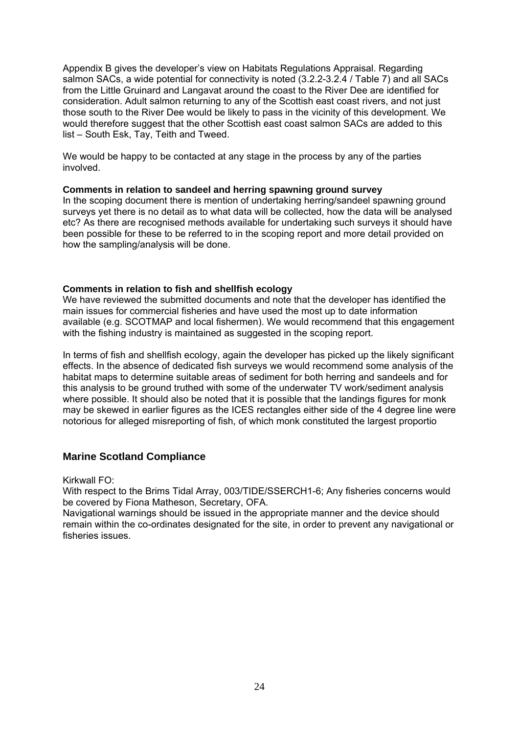Appendix B gives the developer's view on Habitats Regulations Appraisal. Regarding salmon SACs, a wide potential for connectivity is noted (3.2.2-3.2.4 / Table 7) and all SACs from the Little Gruinard and Langavat around the coast to the River Dee are identified for consideration. Adult salmon returning to any of the Scottish east coast rivers, and not just those south to the River Dee would be likely to pass in the vicinity of this development. We would therefore suggest that the other Scottish east coast salmon SACs are added to this list – South Esk, Tay, Teith and Tweed.

We would be happy to be contacted at any stage in the process by any of the parties involved.

**Comments in relation to sandeel and herring spawning ground survey**

In the scoping document there is mention of undertaking herring/sandeel spawning ground surveys yet there is no detail as to what data will be collected, how the data will be analysed etc? As there are recognised methods available for undertaking such surveys it should have been possible for these to be referred to in the scoping report and more detail provided on how the sampling/analysis will be done.

**Comments in relation to fish and shellfish ecology**

We have reviewed the submitted documents and note that the developer has identified the main issues for commercial fisheries and have used the most up to date information available (e.g. SCOTMAP and local fishermen). We would recommend that this engagement with the fishing industry is maintained as suggested in the scoping report.

In terms of fish and shellfish ecology, again the developer has picked up the likely significant effects. In the absence of dedicated fish surveys we would recommend some analysis of the habitat maps to determine suitable areas of sediment for both herring and sandeels and for this analysis to be ground truthed with some of the underwater TV work/sediment analysis where possible. It should also be noted that it is possible that the landings figures for monk may be skewed in earlier figures as the ICES rectangles either side of the 4 degree line were notorious for alleged misreporting of fish, of which monk constituted the largest proportio

## Marine Scotland Compliance

Kirkwall FO:

With respect to the Brims Tidal Array, 003/TIDE/SSERCH1-6; Any fisheries concerns would be covered by Fiona Matheson, Secretary, OFA.

Navigational warnings should be issued in the appropriate manner and the device should remain within the co-ordinates designated for the site, in order to prevent any navigational or fisheries issues.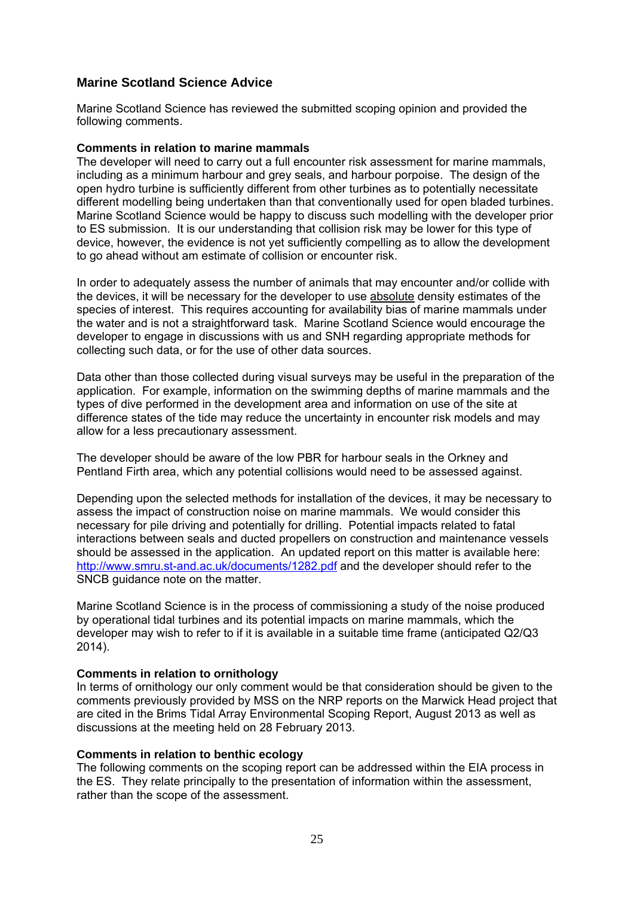## Marine Scotland Science Advice

Marine Scotland Science has reviewed the submitted scoping opinion and provided the following comments.

**Comments in relation to marine mammals**

The developer will need to carry out a full encounter risk assessment for marine mammals, including as a minimum harbour and grey seals, and harbour porpoise. The design of the open hydro turbine is sufficiently different from other turbines as to potentially necessitate different modelling being undertaken than that conventionally used for open bladed turbines. Marine Scotland Science would be happy to discuss such modelling with the developer prior to ES submission. It is our understanding that collision risk may be lower for this type of device, however, the evidence is not yet sufficiently compelling as to allow the development to go ahead without am estimate of collision or encounter risk.

In order to adequately assess the number of animals that may encounter and/or collide with the devices, it will be necessary for the developer to use absolute density estimates of the species of interest. This requires accounting for availability bias of marine mammals under the water and is not a straightforward task. Marine Scotland Science would encourage the developer to engage in discussions with us and SNH regarding appropriate methods for collecting such data, or for the use of other data sources.

Data other than those collected during visual surveys may be useful in the preparation of the application. For example, information on the swimming depths of marine mammals and the types of dive performed in the development area and information on use of the site at difference states of the tide may reduce the uncertainty in encounter risk models and may allow for a less precautionary assessment.

The developer should be aware of the low PBR for harbour seals in the Orkney and Pentland Firth area, which any potential collisions would need to be assessed against.

Depending upon the selected methods for installation of the devices, it may be necessary to assess the impact of construction noise on marine mammals. We would consider this necessary for pile driving and potentially for drilling. Potential impacts related to fatal interactions between seals and ducted propellers on construction and maintenance vessels should be assessed in the application. An updated report on this matter is available here: http://www.smru.st-and.ac.uk/documents/1282.pdf and the developer should refer to the SNCB guidance note on the matter.

Marine Scotland Science is in the process of commissioning a study of the noise produced by operational tidal turbines and its potential impacts on marine mammals, which the developer may wish to refer to if it is available in a suitable time frame (anticipated Q2/Q3 2014).

**Comments in relation to ornithology**

In terms of ornithology our only comment would be that consideration should be given to the comments previously provided by MSS on the NRP reports on the Marwick Head project that are cited in the Brims Tidal Array Environmental Scoping Report, August 2013 as well as discussions at the meeting held on 28 February 2013.

**Comments in relation to benthic ecology**

The following comments on the scoping report can be addressed within the EIA process in the ES. They relate principally to the presentation of information within the assessment, rather than the scope of the assessment.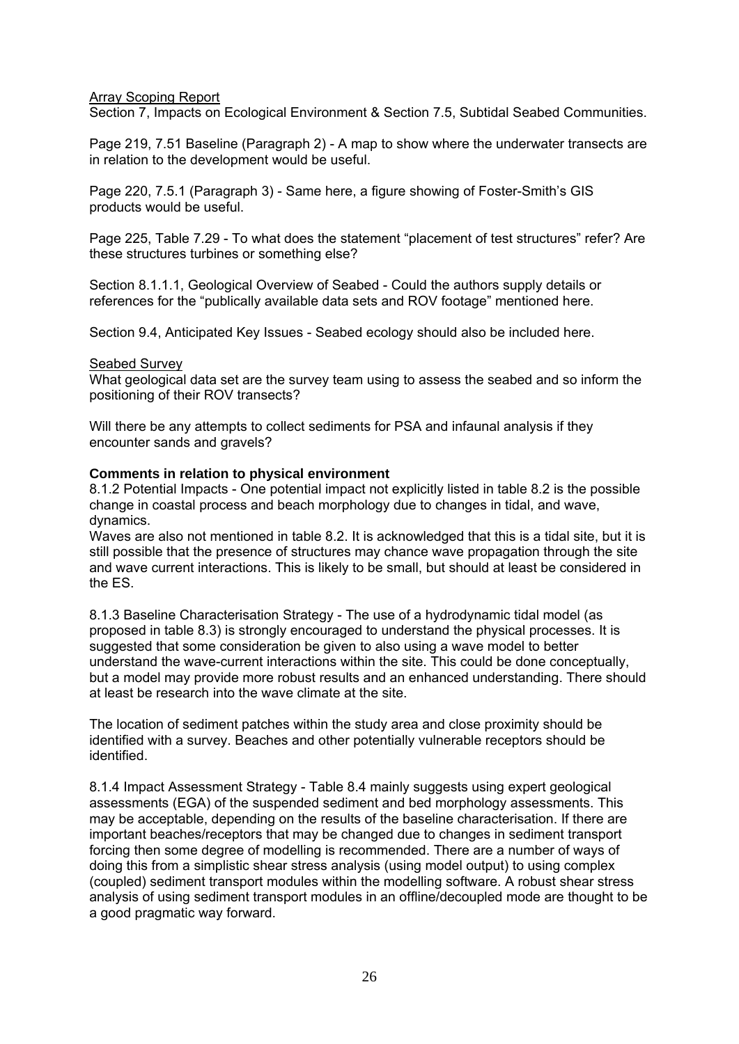Array Scoping Report

Section 7, Impacts on Ecological Environment & Section 7.5, Subtidal Seabed Communities.

Page 219, 7.51 Baseline (Paragraph 2) - A map to show where the underwater transects are in relation to the development would be useful.

Page 220, 7.5.1 (Paragraph 3) - Same here, a figure showing of Foster-Smith's GIS products would be useful.

Page 225, Table 7.29 - To what does the statement "placement of test structures" refer? Are these structures turbines or something else?

Section 8.1.1.1, Geological Overview of Seabed - Could the authors supply details or references for the "publically available data sets and ROV footage" mentioned here.

Section 9.4, Anticipated Key Issues - Seabed ecology should also be included here.

Seabed Survey

What geological data set are the survey team using to assess the seabed and so inform the positioning of their ROV transects?

Will there be any attempts to collect sediments for PSA and infaunal analysis if they encounter sands and gravels?

**Comments in relation to physical environment**

8.1.2 Potential Impacts - One potential impact not explicitly listed in table 8.2 is the possible change in coastal process and beach morphology due to changes in tidal, and wave, dynamics.

Waves are also not mentioned in table 8.2. It is acknowledged that this is a tidal site, but it is still possible that the presence of structures may chance wave propagation through the site and wave current interactions. This is likely to be small, but should at least be considered in the ES.

8.1.3 Baseline Characterisation Strategy - The use of a hydrodynamic tidal model (as proposed in table 8.3) is strongly encouraged to understand the physical processes. It is suggested that some consideration be given to also using a wave model to better understand the wave-current interactions within the site. This could be done conceptually, but a model may provide more robust results and an enhanced understanding. There should at least be research into the wave climate at the site.

The location of sediment patches within the study area and close proximity should be identified with a survey. Beaches and other potentially vulnerable receptors should be identified.

8.1.4 Impact Assessment Strategy - Table 8.4 mainly suggests using expert geological assessments (EGA) of the suspended sediment and bed morphology assessments. This may be acceptable, depending on the results of the baseline characterisation. If there are important beaches/receptors that may be changed due to changes in sediment transport forcing then some degree of modelling is recommended. There are a number of ways of doing this from a simplistic shear stress analysis (using model output) to using complex (coupled) sediment transport modules within the modelling software. A robust shear stress analysis of using sediment transport modules in an offline/decoupled mode are thought to be a good pragmatic way forward.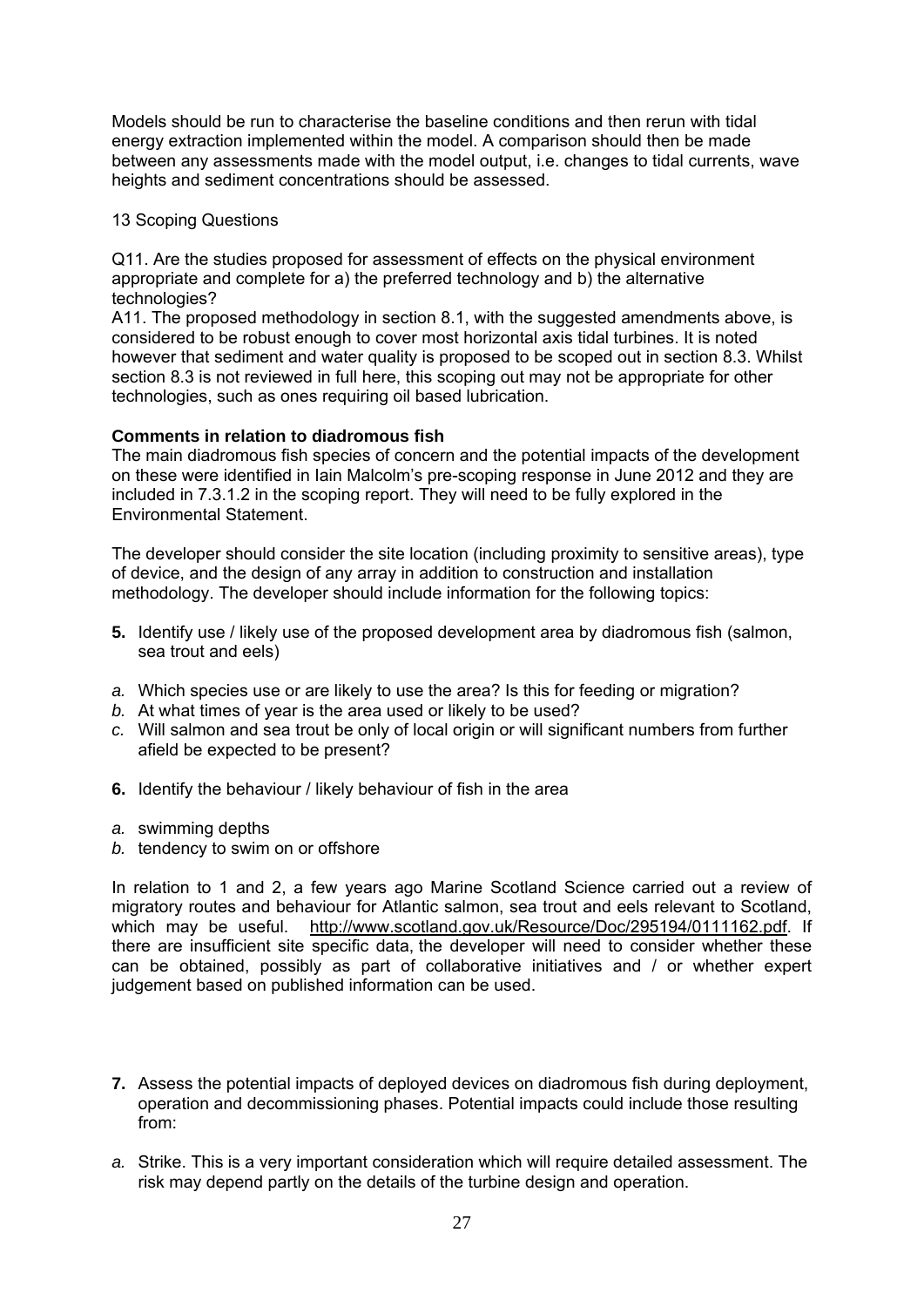Models should be run to characterise the baseline conditions and then rerun with tidal energy extraction implemented within the model. A comparison should then be made between any assessments made with the model output, i.e. changes to tidal currents, wave heights and sediment concentrations should be assessed.

13 Scoping Questions

Q11. Are the studies proposed for assessment of effects on the physical environment appropriate and complete for a) the preferred technology and b) the alternative technologies?

A11. The proposed methodology in section 8.1, with the suggested amendments above, is considered to be robust enough to cover most horizontal axis tidal turbines. It is noted however that sediment and water quality is proposed to be scoped out in section 8.3. Whilst section 8.3 is not reviewed in full here, this scoping out may not be appropriate for other technologies, such as ones requiring oil based lubrication.

**Comments in relation to diadromous fish**

The main diadromous fish species of concern and the potential impacts of the development on these were identified in Iain Malcolm's pre-scoping response in June 2012 and they are included in 7.3.1.2 in the scoping report. They will need to be fully explored in the Environmental Statement.

The developer should consider the site location (including proximity to sensitive areas), type of device, and the design of any array in addition to construction and installation methodology. The developer should include information for the following topics:

**5.** Identify use / likely use of the proposed development area by diadromous fish (salmon, sea trout and eels)

*a.* Which species use or are likely to use the area? Is this for feeding or migration?
*b.* At what times of year is the area used or likely to be used?
*c.* Will salmon and sea trout be only of local origin or will significant numbers from further afield be expected to be present?

**6.** Identify the behaviour / likely behaviour of fish in the area

*a.* swimming depths
*b.* tendency to swim on or offshore

In relation to 1 and 2, a few years ago Marine Scotland Science carried out a review of migratory routes and behaviour for Atlantic salmon, sea trout and eels relevant to Scotland, which may be useful. http://www.scotland.gov.uk/Resource/Doc/295194/0111162.pdf. If there are insufficient site specific data, the developer will need to consider whether these can be obtained, possibly as part of collaborative initiatives and / or whether expert judgement based on published information can be used.

**7.** Assess the potential impacts of deployed devices on diadromous fish during deployment, operation and decommissioning phases. Potential impacts could include those resulting from:

*a.* Strike. This is a very important consideration which will require detailed assessment. The risk may depend partly on the details of the turbine design and operation.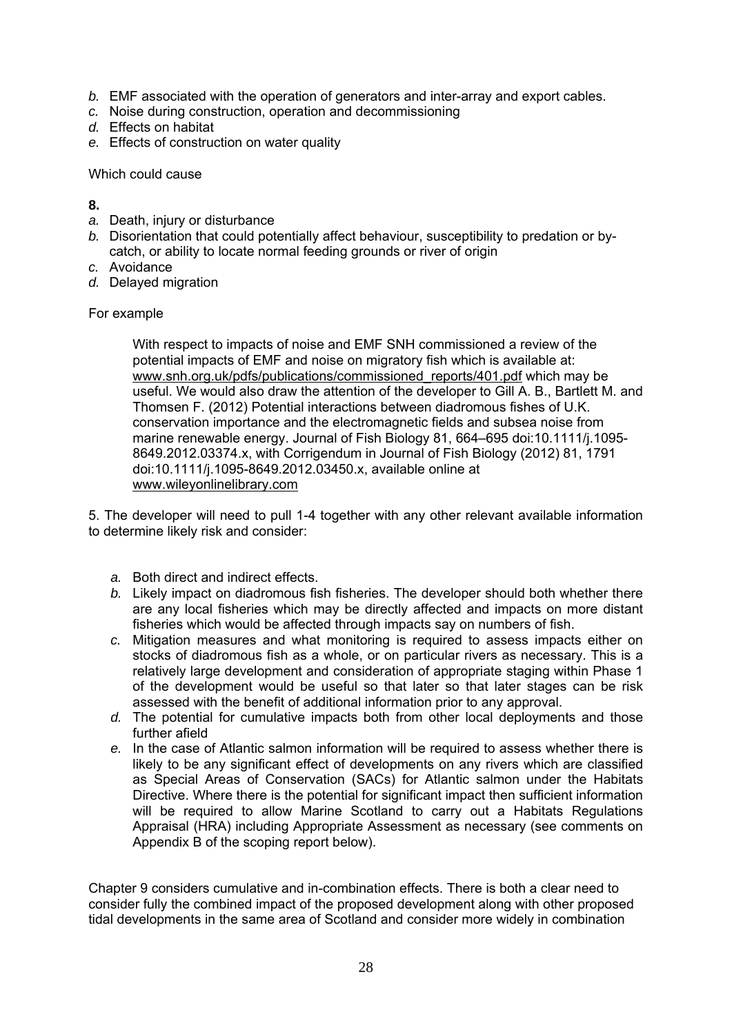*b.* EMF associated with the operation of generators and inter-array and export cables.
*c.* Noise during construction, operation and decommissioning
*d.* Effects on habitat
*e.* Effects of construction on water quality

Which could cause

**8.**
*a.* Death, injury or disturbance
*b.* Disorientation that could potentially affect behaviour, susceptibility to predation or by-catch, or ability to locate normal feeding grounds or river of origin
*c.* Avoidance
*d.* Delayed migration

For example

> With respect to impacts of noise and EMF SNH commissioned a review of the potential impacts of EMF and noise on migratory fish which is available at: www.snh.org.uk/pdfs/publications/commissioned_reports/401.pdf which may be useful. We would also draw the attention of the developer to Gill A. B., Bartlett M. and Thomsen F. (2012) Potential interactions between diadromous fishes of U.K. conservation importance and the electromagnetic fields and subsea noise from marine renewable energy. Journal of Fish Biology 81, 664–695 doi:10.1111/j.1095-8649.2012.03374.x, with Corrigendum in Journal of Fish Biology (2012) 81, 1791 doi:10.1111/j.1095-8649.2012.03450.x, available online at www.wileyonlinelibrary.com

5. The developer will need to pull 1-4 together with any other relevant available information to determine likely risk and consider:

*a.* Both direct and indirect effects.
*b.* Likely impact on diadromous fish fisheries. The developer should both whether there are any local fisheries which may be directly affected and impacts on more distant fisheries which would be affected through impacts say on numbers of fish.
*c.* Mitigation measures and what monitoring is required to assess impacts either on stocks of diadromous fish as a whole, or on particular rivers as necessary. This is a relatively large development and consideration of appropriate staging within Phase 1 of the development would be useful so that later so that later stages can be risk assessed with the benefit of additional information prior to any approval.
*d.* The potential for cumulative impacts both from other local deployments and those further afield
*e.* In the case of Atlantic salmon information will be required to assess whether there is likely to be any significant effect of developments on any rivers which are classified as Special Areas of Conservation (SACs) for Atlantic salmon under the Habitats Directive. Where there is the potential for significant impact then sufficient information will be required to allow Marine Scotland to carry out a Habitats Regulations Appraisal (HRA) including Appropriate Assessment as necessary (see comments on Appendix B of the scoping report below).

Chapter 9 considers cumulative and in-combination effects. There is both a clear need to consider fully the combined impact of the proposed development along with other proposed tidal developments in the same area of Scotland and consider more widely in combination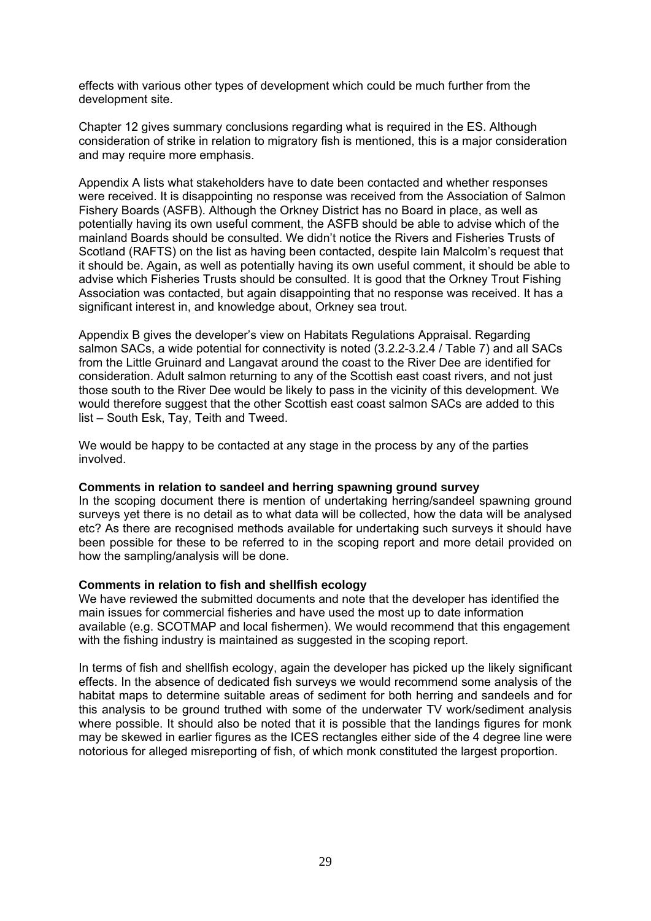effects with various other types of development which could be much further from the development site.

Chapter 12 gives summary conclusions regarding what is required in the ES. Although consideration of strike in relation to migratory fish is mentioned, this is a major consideration and may require more emphasis.

Appendix A lists what stakeholders have to date been contacted and whether responses were received. It is disappointing no response was received from the Association of Salmon Fishery Boards (ASFB). Although the Orkney District has no Board in place, as well as potentially having its own useful comment, the ASFB should be able to advise which of the mainland Boards should be consulted. We didn't notice the Rivers and Fisheries Trusts of Scotland (RAFTS) on the list as having been contacted, despite Iain Malcolm's request that it should be. Again, as well as potentially having its own useful comment, it should be able to advise which Fisheries Trusts should be consulted. It is good that the Orkney Trout Fishing Association was contacted, but again disappointing that no response was received. It has a significant interest in, and knowledge about, Orkney sea trout.

Appendix B gives the developer's view on Habitats Regulations Appraisal. Regarding salmon SACs, a wide potential for connectivity is noted (3.2.2-3.2.4 / Table 7) and all SACs from the Little Gruinard and Langavat around the coast to the River Dee are identified for consideration. Adult salmon returning to any of the Scottish east coast rivers, and not just those south to the River Dee would be likely to pass in the vicinity of this development. We would therefore suggest that the other Scottish east coast salmon SACs are added to this list – South Esk, Tay, Teith and Tweed.

We would be happy to be contacted at any stage in the process by any of the parties involved.

**Comments in relation to sandeel and herring spawning ground survey**
In the scoping document there is mention of undertaking herring/sandeel spawning ground surveys yet there is no detail as to what data will be collected, how the data will be analysed etc? As there are recognised methods available for undertaking such surveys it should have been possible for these to be referred to in the scoping report and more detail provided on how the sampling/analysis will be done.

**Comments in relation to fish and shellfish ecology**
We have reviewed the submitted documents and note that the developer has identified the main issues for commercial fisheries and have used the most up to date information available (e.g. SCOTMAP and local fishermen). We would recommend that this engagement with the fishing industry is maintained as suggested in the scoping report.

In terms of fish and shellfish ecology, again the developer has picked up the likely significant effects. In the absence of dedicated fish surveys we would recommend some analysis of the habitat maps to determine suitable areas of sediment for both herring and sandeels and for this analysis to be ground truthed with some of the underwater TV work/sediment analysis where possible. It should also be noted that it is possible that the landings figures for monk may be skewed in earlier figures as the ICES rectangles either side of the 4 degree line were notorious for alleged misreporting of fish, of which monk constituted the largest proportion.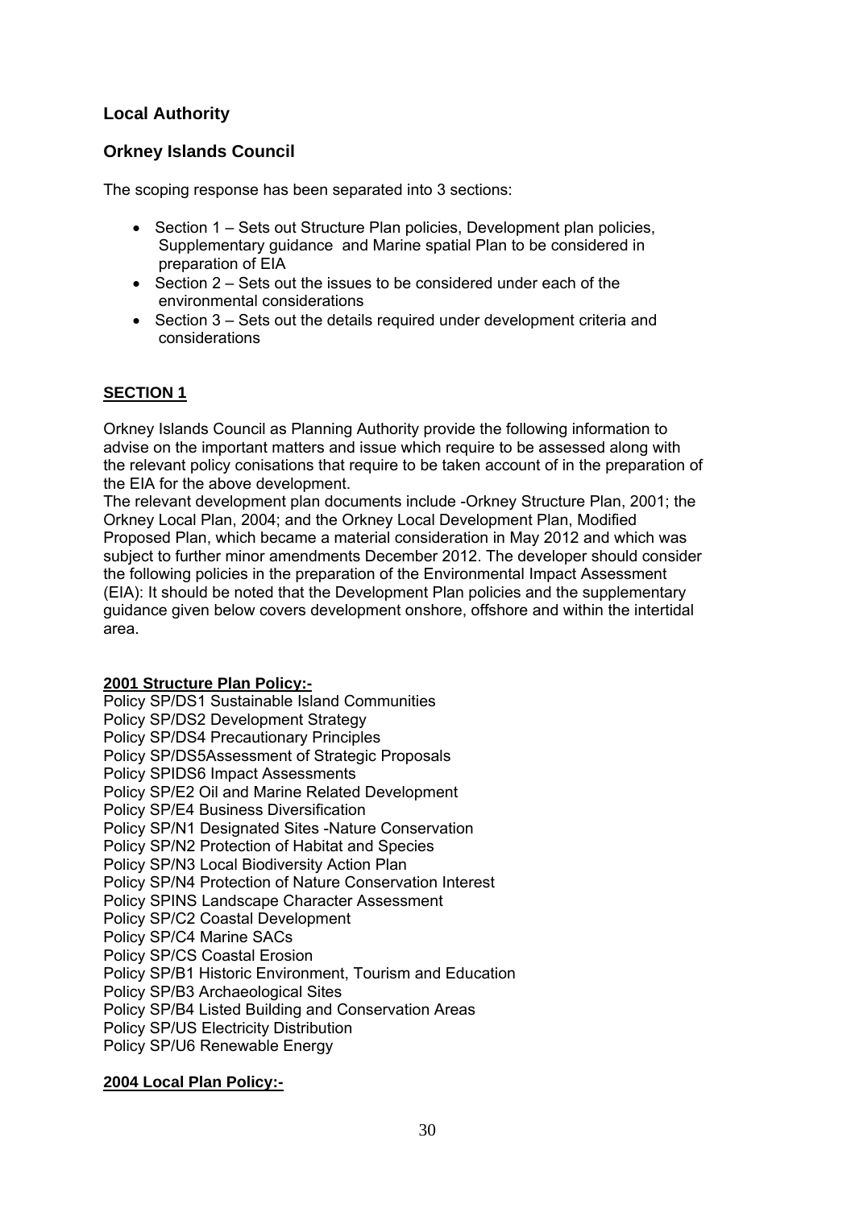## Local Authority

## Orkney Islands Council

The scoping response has been separated into 3 sections:

- Section 1 – Sets out Structure Plan policies, Development plan policies, Supplementary guidance and Marine spatial Plan to be considered in preparation of EIA
- Section 2 – Sets out the issues to be considered under each of the environmental considerations
- Section 3 – Sets out the details required under development criteria and considerations

**SECTION 1**

Orkney Islands Council as Planning Authority provide the following information to advise on the important matters and issue which require to be assessed along with the relevant policy conisations that require to be taken account of in the preparation of the EIA for the above development.

The relevant development plan documents include -Orkney Structure Plan, 2001; the Orkney Local Plan, 2004; and the Orkney Local Development Plan, Modified Proposed Plan, which became a material consideration in May 2012 and which was subject to further minor amendments December 2012. The developer should consider the following policies in the preparation of the Environmental Impact Assessment (EIA): It should be noted that the Development Plan policies and the supplementary guidance given below covers development onshore, offshore and within the intertidal area.

**2001 Structure Plan Policy:-**

Policy SP/DS1 Sustainable Island Communities
Policy SP/DS2 Development Strategy
Policy SP/DS4 Precautionary Principles
Policy SP/DS5Assessment of Strategic Proposals
Policy SPIDS6 Impact Assessments
Policy SP/E2 Oil and Marine Related Development
Policy SP/E4 Business Diversification
Policy SP/N1 Designated Sites -Nature Conservation
Policy SP/N2 Protection of Habitat and Species
Policy SP/N3 Local Biodiversity Action Plan
Policy SP/N4 Protection of Nature Conservation Interest
Policy SPINS Landscape Character Assessment
Policy SP/C2 Coastal Development
Policy SP/C4 Marine SACs
Policy SP/CS Coastal Erosion
Policy SP/B1 Historic Environment, Tourism and Education
Policy SP/B3 Archaeological Sites
Policy SP/B4 Listed Building and Conservation Areas
Policy SP/US Electricity Distribution
Policy SP/U6 Renewable Energy

**2004 Local Plan Policy:-**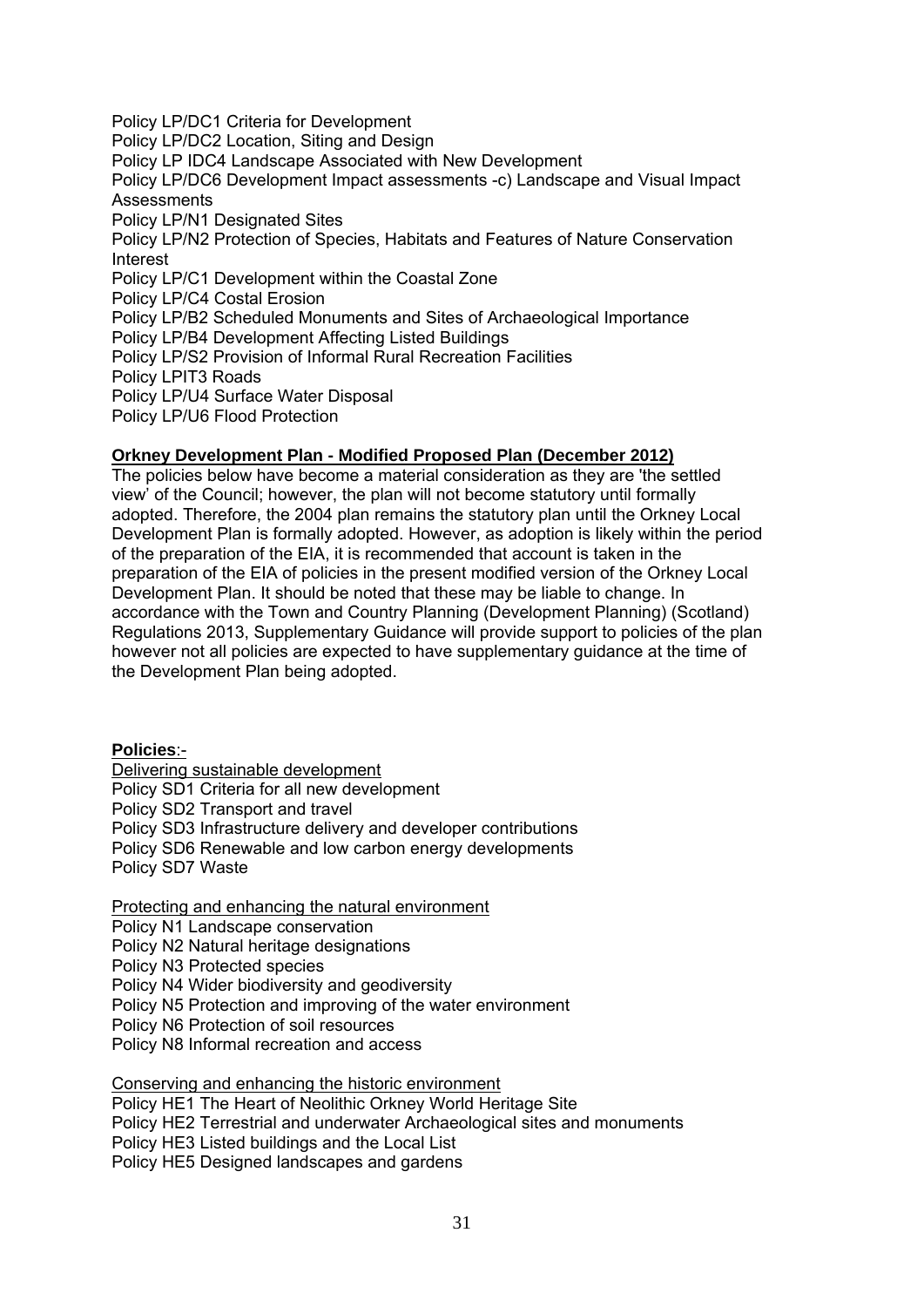Policy LP/DC1 Criteria for Development
Policy LP/DC2 Location, Siting and Design
Policy LP IDC4 Landscape Associated with New Development
Policy LP/DC6 Development Impact assessments -c) Landscape and Visual Impact Assessments
Policy LP/N1 Designated Sites
Policy LP/N2 Protection of Species, Habitats and Features of Nature Conservation Interest
Policy LP/C1 Development within the Coastal Zone
Policy LP/C4 Costal Erosion
Policy LP/B2 Scheduled Monuments and Sites of Archaeological Importance
Policy LP/B4 Development Affecting Listed Buildings
Policy LP/S2 Provision of Informal Rural Recreation Facilities
Policy LPIT3 Roads
Policy LP/U4 Surface Water Disposal
Policy LP/U6 Flood Protection

**Orkney Development Plan - Modified Proposed Plan (December 2012)**

The policies below have become a material consideration as they are 'the settled view' of the Council; however, the plan will not become statutory until formally adopted. Therefore, the 2004 plan remains the statutory plan until the Orkney Local Development Plan is formally adopted. However, as adoption is likely within the period of the preparation of the EIA, it is recommended that account is taken in the preparation of the EIA of policies in the present modified version of the Orkney Local Development Plan. It should be noted that these may be liable to change. In accordance with the Town and Country Planning (Development Planning) (Scotland) Regulations 2013, Supplementary Guidance will provide support to policies of the plan however not all policies are expected to have supplementary guidance at the time of the Development Plan being adopted.

**Policies**:-

Delivering sustainable development
Policy SD1 Criteria for all new development
Policy SD2 Transport and travel
Policy SD3 Infrastructure delivery and developer contributions
Policy SD6 Renewable and low carbon energy developments
Policy SD7 Waste

Protecting and enhancing the natural environment
Policy N1 Landscape conservation
Policy N2 Natural heritage designations
Policy N3 Protected species
Policy N4 Wider biodiversity and geodiversity
Policy N5 Protection and improving of the water environment
Policy N6 Protection of soil resources
Policy N8 Informal recreation and access

Conserving and enhancing the historic environment
Policy HE1 The Heart of Neolithic Orkney World Heritage Site
Policy HE2 Terrestrial and underwater Archaeological sites and monuments
Policy HE3 Listed buildings and the Local List
Policy HE5 Designed landscapes and gardens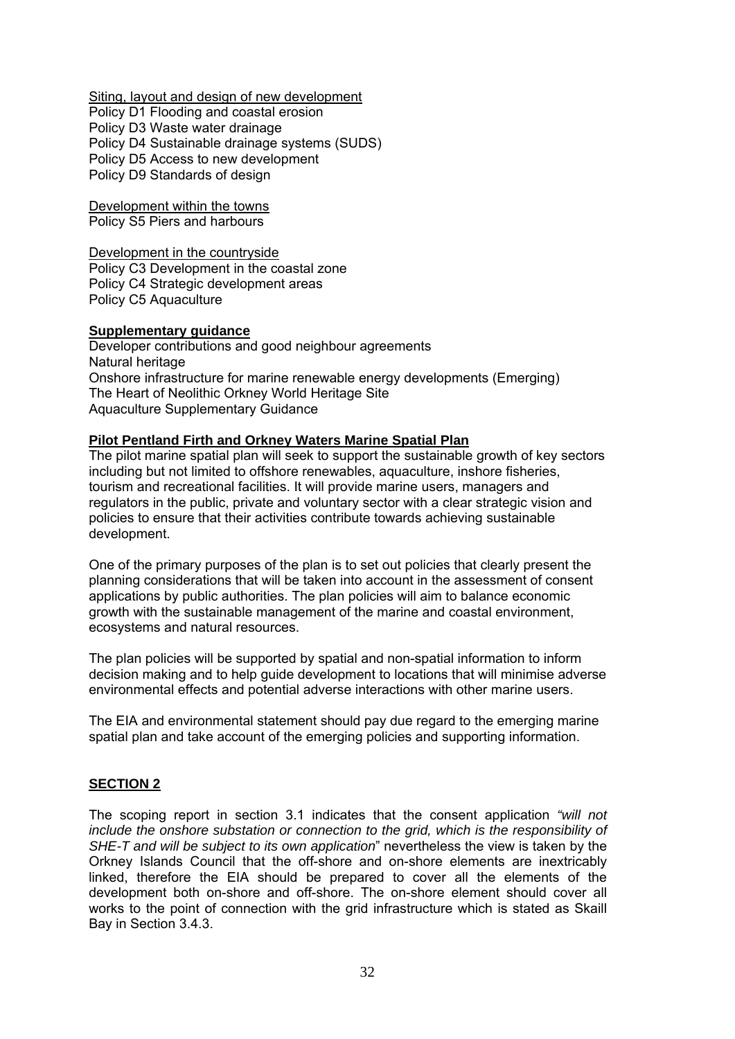Siting, layout and design of new development
Policy D1 Flooding and coastal erosion
Policy D3 Waste water drainage
Policy D4 Sustainable drainage systems (SUDS)
Policy D5 Access to new development
Policy D9 Standards of design

Development within the towns
Policy S5 Piers and harbours

Development in the countryside
Policy C3 Development in the coastal zone
Policy C4 Strategic development areas
Policy C5 Aquaculture

**Supplementary guidance**
Developer contributions and good neighbour agreements
Natural heritage
Onshore infrastructure for marine renewable energy developments (Emerging)
The Heart of Neolithic Orkney World Heritage Site
Aquaculture Supplementary Guidance

**Pilot Pentland Firth and Orkney Waters Marine Spatial Plan**

The pilot marine spatial plan will seek to support the sustainable growth of key sectors including but not limited to offshore renewables, aquaculture, inshore fisheries, tourism and recreational facilities. It will provide marine users, managers and regulators in the public, private and voluntary sector with a clear strategic vision and policies to ensure that their activities contribute towards achieving sustainable development.

One of the primary purposes of the plan is to set out policies that clearly present the planning considerations that will be taken into account in the assessment of consent applications by public authorities. The plan policies will aim to balance economic growth with the sustainable management of the marine and coastal environment, ecosystems and natural resources.

The plan policies will be supported by spatial and non-spatial information to inform decision making and to help guide development to locations that will minimise adverse environmental effects and potential adverse interactions with other marine users.

The EIA and environmental statement should pay due regard to the emerging marine spatial plan and take account of the emerging policies and supporting information.

## SECTION 2

The scoping report in section 3.1 indicates that the consent application *"will not include the onshore substation or connection to the grid, which is the responsibility of SHE-T and will be subject to its own application*" nevertheless the view is taken by the Orkney Islands Council that the off-shore and on-shore elements are inextricably linked, therefore the EIA should be prepared to cover all the elements of the development both on-shore and off-shore. The on-shore element should cover all works to the point of connection with the grid infrastructure which is stated as Skaill Bay in Section 3.4.3.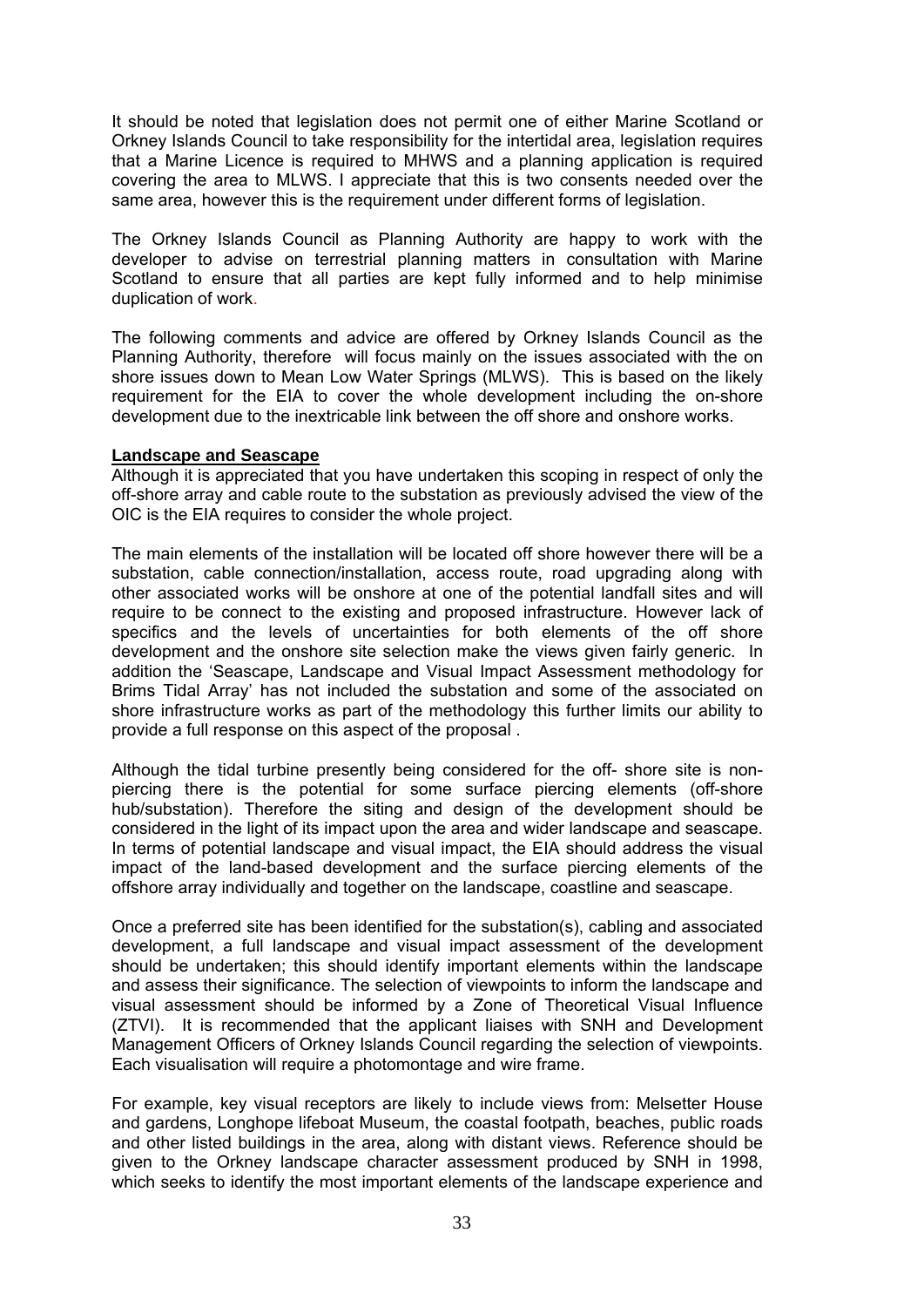It should be noted that legislation does not permit one of either Marine Scotland or Orkney Islands Council to take responsibility for the intertidal area, legislation requires that a Marine Licence is required to MHWS and a planning application is required covering the area to MLWS. I appreciate that this is two consents needed over the same area, however this is the requirement under different forms of legislation.

The Orkney Islands Council as Planning Authority are happy to work with the developer to advise on terrestrial planning matters in consultation with Marine Scotland to ensure that all parties are kept fully informed and to help minimise duplication of work.

The following comments and advice are offered by Orkney Islands Council as the Planning Authority, therefore will focus mainly on the issues associated with the on shore issues down to Mean Low Water Springs (MLWS). This is based on the likely requirement for the EIA to cover the whole development including the on-shore development due to the inextricable link between the off shore and onshore works.

**Landscape and Seascape**

Although it is appreciated that you have undertaken this scoping in respect of only the off-shore array and cable route to the substation as previously advised the view of the OIC is the EIA requires to consider the whole project.

The main elements of the installation will be located off shore however there will be a substation, cable connection/installation, access route, road upgrading along with other associated works will be onshore at one of the potential landfall sites and will require to be connect to the existing and proposed infrastructure. However lack of specifics and the levels of uncertainties for both elements of the off shore development and the onshore site selection make the views given fairly generic. In addition the 'Seascape, Landscape and Visual Impact Assessment methodology for Brims Tidal Array' has not included the substation and some of the associated on shore infrastructure works as part of the methodology this further limits our ability to provide a full response on this aspect of the proposal .

Although the tidal turbine presently being considered for the off- shore site is non-piercing there is the potential for some surface piercing elements (off-shore hub/substation). Therefore the siting and design of the development should be considered in the light of its impact upon the area and wider landscape and seascape. In terms of potential landscape and visual impact, the EIA should address the visual impact of the land-based development and the surface piercing elements of the offshore array individually and together on the landscape, coastline and seascape.

Once a preferred site has been identified for the substation(s), cabling and associated development, a full landscape and visual impact assessment of the development should be undertaken; this should identify important elements within the landscape and assess their significance. The selection of viewpoints to inform the landscape and visual assessment should be informed by a Zone of Theoretical Visual Influence (ZTVI). It is recommended that the applicant liaises with SNH and Development Management Officers of Orkney Islands Council regarding the selection of viewpoints. Each visualisation will require a photomontage and wire frame.

For example, key visual receptors are likely to include views from: Melsetter House and gardens, Longhope lifeboat Museum, the coastal footpath, beaches, public roads and other listed buildings in the area, along with distant views. Reference should be given to the Orkney landscape character assessment produced by SNH in 1998, which seeks to identify the most important elements of the landscape experience and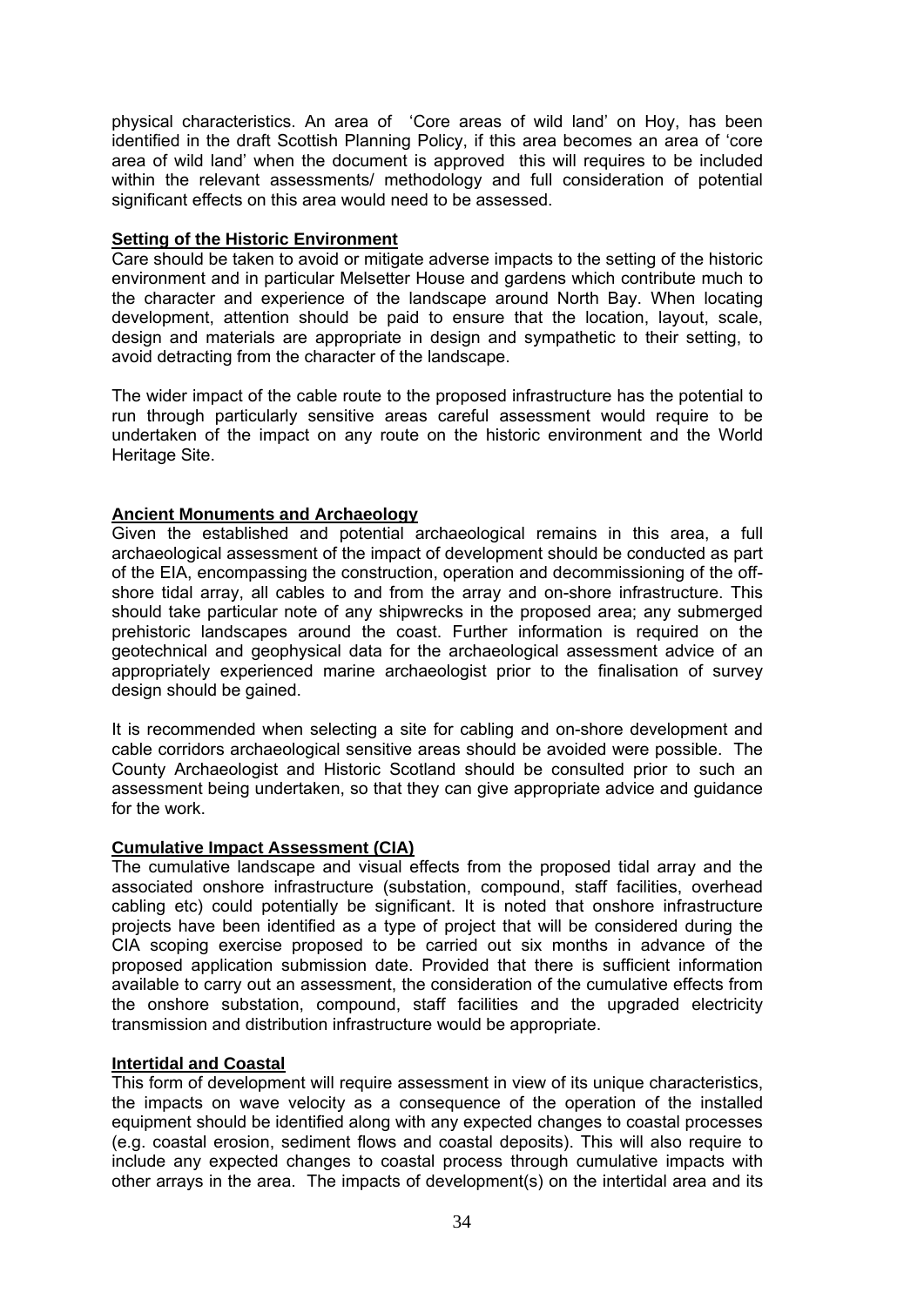physical characteristics. An area of 'Core areas of wild land' on Hoy, has been identified in the draft Scottish Planning Policy, if this area becomes an area of 'core area of wild land' when the document is approved this will requires to be included within the relevant assessments/ methodology and full consideration of potential significant effects on this area would need to be assessed.

**Setting of the Historic Environment**

Care should be taken to avoid or mitigate adverse impacts to the setting of the historic environment and in particular Melsetter House and gardens which contribute much to the character and experience of the landscape around North Bay. When locating development, attention should be paid to ensure that the location, layout, scale, design and materials are appropriate in design and sympathetic to their setting, to avoid detracting from the character of the landscape.

The wider impact of the cable route to the proposed infrastructure has the potential to run through particularly sensitive areas careful assessment would require to be undertaken of the impact on any route on the historic environment and the World Heritage Site.

**Ancient Monuments and Archaeology**

Given the established and potential archaeological remains in this area, a full archaeological assessment of the impact of development should be conducted as part of the EIA, encompassing the construction, operation and decommissioning of the off-shore tidal array, all cables to and from the array and on-shore infrastructure. This should take particular note of any shipwrecks in the proposed area; any submerged prehistoric landscapes around the coast. Further information is required on the geotechnical and geophysical data for the archaeological assessment advice of an appropriately experienced marine archaeologist prior to the finalisation of survey design should be gained.

It is recommended when selecting a site for cabling and on-shore development and cable corridors archaeological sensitive areas should be avoided were possible. The County Archaeologist and Historic Scotland should be consulted prior to such an assessment being undertaken, so that they can give appropriate advice and guidance for the work.

**Cumulative Impact Assessment (CIA)**

The cumulative landscape and visual effects from the proposed tidal array and the associated onshore infrastructure (substation, compound, staff facilities, overhead cabling etc) could potentially be significant. It is noted that onshore infrastructure projects have been identified as a type of project that will be considered during the CIA scoping exercise proposed to be carried out six months in advance of the proposed application submission date. Provided that there is sufficient information available to carry out an assessment, the consideration of the cumulative effects from the onshore substation, compound, staff facilities and the upgraded electricity transmission and distribution infrastructure would be appropriate.

**Intertidal and Coastal**

This form of development will require assessment in view of its unique characteristics, the impacts on wave velocity as a consequence of the operation of the installed equipment should be identified along with any expected changes to coastal processes (e.g. coastal erosion, sediment flows and coastal deposits). This will also require to include any expected changes to coastal process through cumulative impacts with other arrays in the area. The impacts of development(s) on the intertidal area and its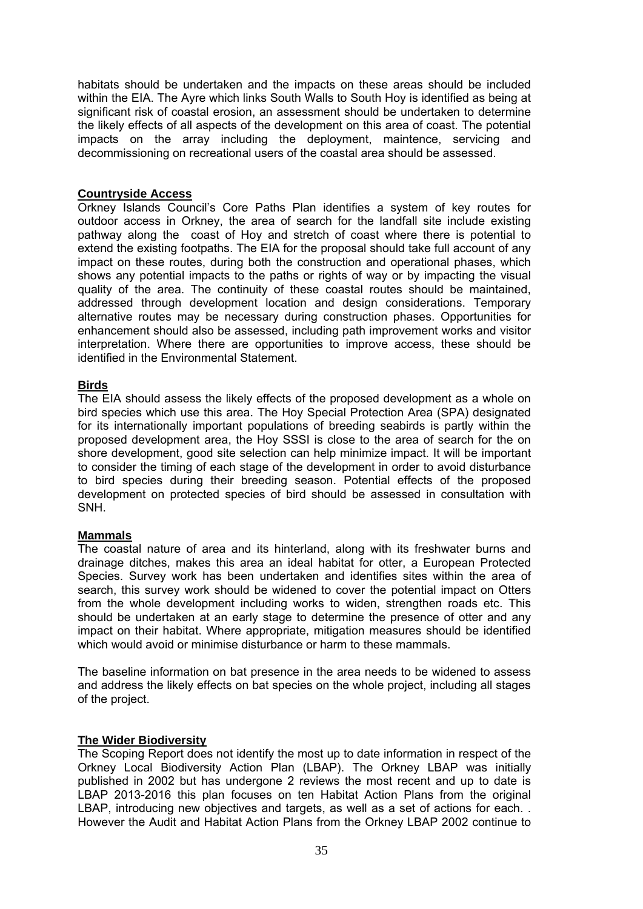habitats should be undertaken and the impacts on these areas should be included within the EIA. The Ayre which links South Walls to South Hoy is identified as being at significant risk of coastal erosion, an assessment should be undertaken to determine the likely effects of all aspects of the development on this area of coast. The potential impacts on the array including the deployment, maintence, servicing and decommissioning on recreational users of the coastal area should be assessed.

**Countryside Access**

Orkney Islands Council's Core Paths Plan identifies a system of key routes for outdoor access in Orkney, the area of search for the landfall site include existing pathway along the coast of Hoy and stretch of coast where there is potential to extend the existing footpaths. The EIA for the proposal should take full account of any impact on these routes, during both the construction and operational phases, which shows any potential impacts to the paths or rights of way or by impacting the visual quality of the area. The continuity of these coastal routes should be maintained, addressed through development location and design considerations. Temporary alternative routes may be necessary during construction phases. Opportunities for enhancement should also be assessed, including path improvement works and visitor interpretation. Where there are opportunities to improve access, these should be identified in the Environmental Statement.

**Birds**

The EIA should assess the likely effects of the proposed development as a whole on bird species which use this area. The Hoy Special Protection Area (SPA) designated for its internationally important populations of breeding seabirds is partly within the proposed development area, the Hoy SSSI is close to the area of search for the on shore development, good site selection can help minimize impact. It will be important to consider the timing of each stage of the development in order to avoid disturbance to bird species during their breeding season. Potential effects of the proposed development on protected species of bird should be assessed in consultation with SNH.

**Mammals**

The coastal nature of area and its hinterland, along with its freshwater burns and drainage ditches, makes this area an ideal habitat for otter, a European Protected Species. Survey work has been undertaken and identifies sites within the area of search, this survey work should be widened to cover the potential impact on Otters from the whole development including works to widen, strengthen roads etc. This should be undertaken at an early stage to determine the presence of otter and any impact on their habitat. Where appropriate, mitigation measures should be identified which would avoid or minimise disturbance or harm to these mammals.

The baseline information on bat presence in the area needs to be widened to assess and address the likely effects on bat species on the whole project, including all stages of the project.

**The Wider Biodiversity**

The Scoping Report does not identify the most up to date information in respect of the Orkney Local Biodiversity Action Plan (LBAP). The Orkney LBAP was initially published in 2002 but has undergone 2 reviews the most recent and up to date is LBAP 2013-2016 this plan focuses on ten Habitat Action Plans from the original LBAP, introducing new objectives and targets, as well as a set of actions for each. . However the Audit and Habitat Action Plans from the Orkney LBAP 2002 continue to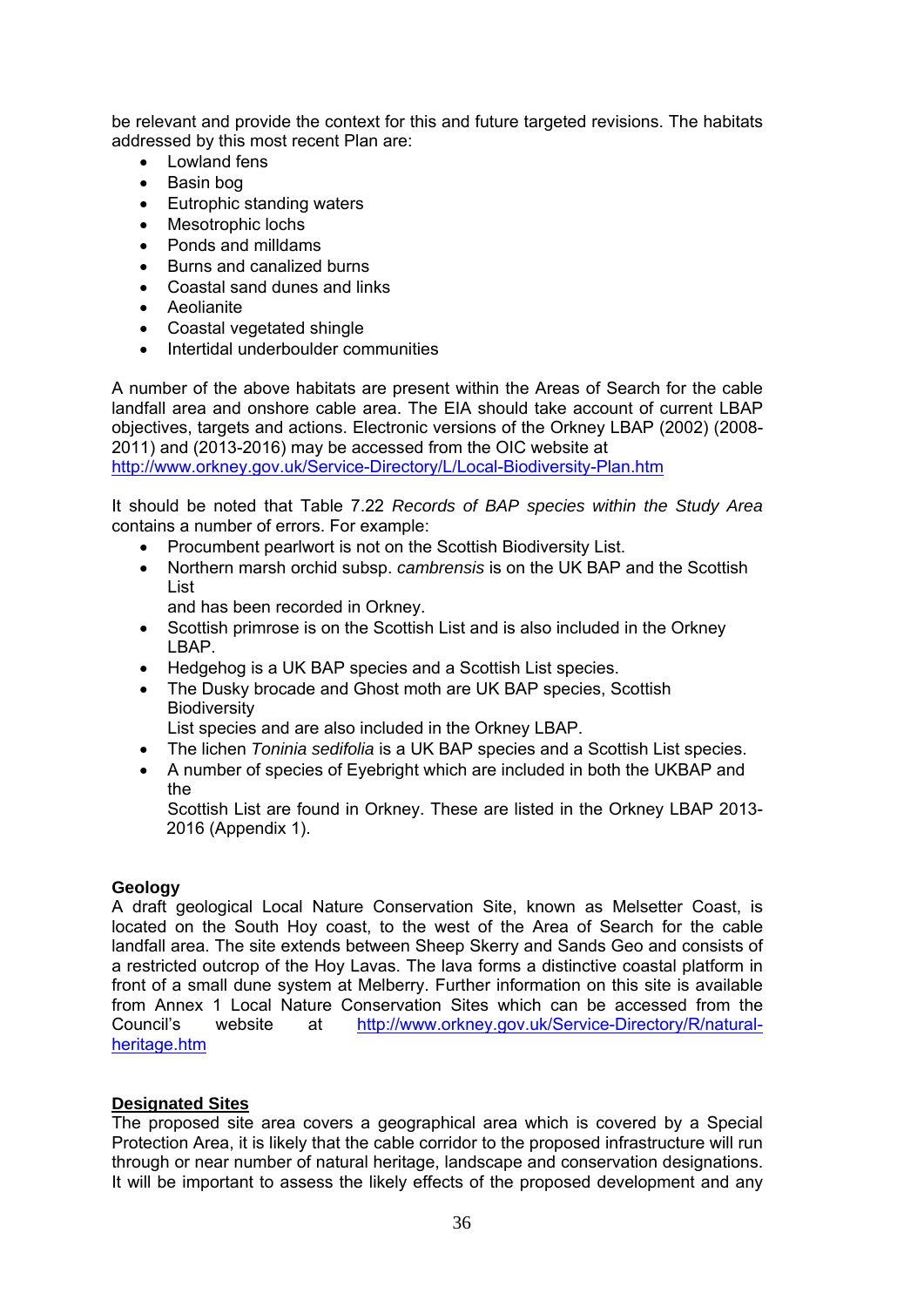be relevant and provide the context for this and future targeted revisions. The habitats addressed by this most recent Plan are:

- Lowland fens
- Basin bog
- Eutrophic standing waters
- Mesotrophic lochs
- Ponds and milldams
- Burns and canalized burns
- Coastal sand dunes and links
- Aeolianite
- Coastal vegetated shingle
- Intertidal underboulder communities

A number of the above habitats are present within the Areas of Search for the cable landfall area and onshore cable area. The EIA should take account of current LBAP objectives, targets and actions. Electronic versions of the Orkney LBAP (2002) (2008-2011) and (2013-2016) may be accessed from the OIC website at http://www.orkney.gov.uk/Service-Directory/L/Local-Biodiversity-Plan.htm

It should be noted that Table 7.22 *Records of BAP species within the Study Area* contains a number of errors. For example:

- Procumbent pearlwort is not on the Scottish Biodiversity List.
- Northern marsh orchid subsp. *cambrensis* is on the UK BAP and the Scottish List and has been recorded in Orkney.
- Scottish primrose is on the Scottish List and is also included in the Orkney LBAP.
- Hedgehog is a UK BAP species and a Scottish List species.
- The Dusky brocade and Ghost moth are UK BAP species, Scottish Biodiversity List species and are also included in the Orkney LBAP.
- The lichen *Toninia sedifolia* is a UK BAP species and a Scottish List species.
- A number of species of Eyebright which are included in both the UKBAP and the Scottish List are found in Orkney. These are listed in the Orkney LBAP 2013-2016 (Appendix 1).

**Geology**

A draft geological Local Nature Conservation Site, known as Melsetter Coast, is located on the South Hoy coast, to the west of the Area of Search for the cable landfall area. The site extends between Sheep Skerry and Sands Geo and consists of a restricted outcrop of the Hoy Lavas. The lava forms a distinctive coastal platform in front of a small dune system at Melberry. Further information on this site is available from Annex 1 Local Nature Conservation Sites which can be accessed from the Council's website at http://www.orkney.gov.uk/Service-Directory/R/natural-heritage.htm

**Designated Sites**

The proposed site area covers a geographical area which is covered by a Special Protection Area, it is likely that the cable corridor to the proposed infrastructure will run through or near number of natural heritage, landscape and conservation designations. It will be important to assess the likely effects of the proposed development and any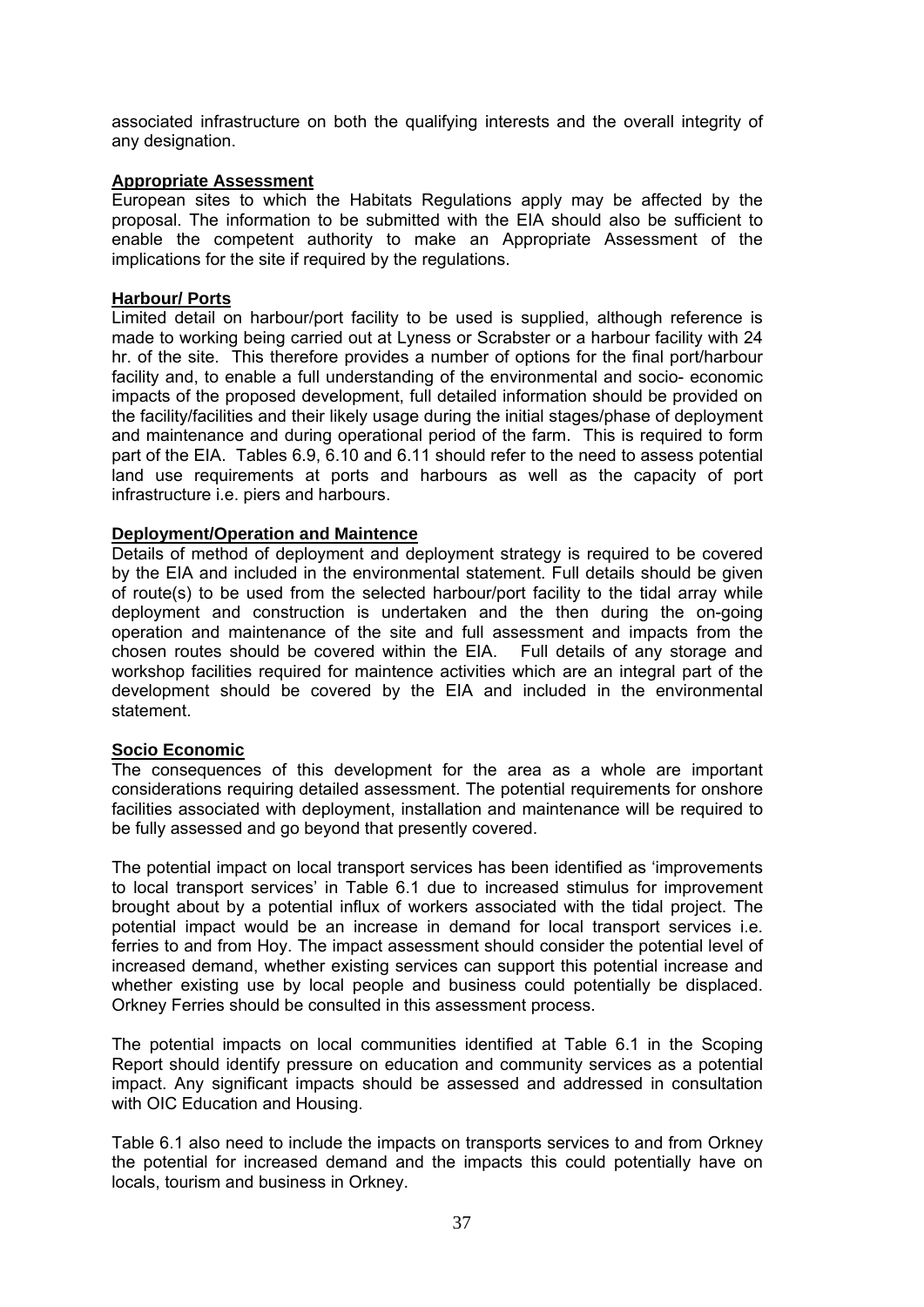associated infrastructure on both the qualifying interests and the overall integrity of any designation.

**Appropriate Assessment**

European sites to which the Habitats Regulations apply may be affected by the proposal. The information to be submitted with the EIA should also be sufficient to enable the competent authority to make an Appropriate Assessment of the implications for the site if required by the regulations.

**Harbour/ Ports**

Limited detail on harbour/port facility to be used is supplied, although reference is made to working being carried out at Lyness or Scrabster or a harbour facility with 24 hr. of the site. This therefore provides a number of options for the final port/harbour facility and, to enable a full understanding of the environmental and socio- economic impacts of the proposed development, full detailed information should be provided on the facility/facilities and their likely usage during the initial stages/phase of deployment and maintenance and during operational period of the farm. This is required to form part of the EIA. Tables 6.9, 6.10 and 6.11 should refer to the need to assess potential land use requirements at ports and harbours as well as the capacity of port infrastructure i.e. piers and harbours.

**Deployment/Operation and Maintence**

Details of method of deployment and deployment strategy is required to be covered by the EIA and included in the environmental statement. Full details should be given of route(s) to be used from the selected harbour/port facility to the tidal array while deployment and construction is undertaken and the then during the on-going operation and maintenance of the site and full assessment and impacts from the chosen routes should be covered within the EIA. Full details of any storage and workshop facilities required for maintence activities which are an integral part of the development should be covered by the EIA and included in the environmental statement.

**Socio Economic**

The consequences of this development for the area as a whole are important considerations requiring detailed assessment. The potential requirements for onshore facilities associated with deployment, installation and maintenance will be required to be fully assessed and go beyond that presently covered.

The potential impact on local transport services has been identified as 'improvements to local transport services' in Table 6.1 due to increased stimulus for improvement brought about by a potential influx of workers associated with the tidal project. The potential impact would be an increase in demand for local transport services i.e. ferries to and from Hoy. The impact assessment should consider the potential level of increased demand, whether existing services can support this potential increase and whether existing use by local people and business could potentially be displaced. Orkney Ferries should be consulted in this assessment process.

The potential impacts on local communities identified at Table 6.1 in the Scoping Report should identify pressure on education and community services as a potential impact. Any significant impacts should be assessed and addressed in consultation with OIC Education and Housing.

Table 6.1 also need to include the impacts on transports services to and from Orkney the potential for increased demand and the impacts this could potentially have on locals, tourism and business in Orkney.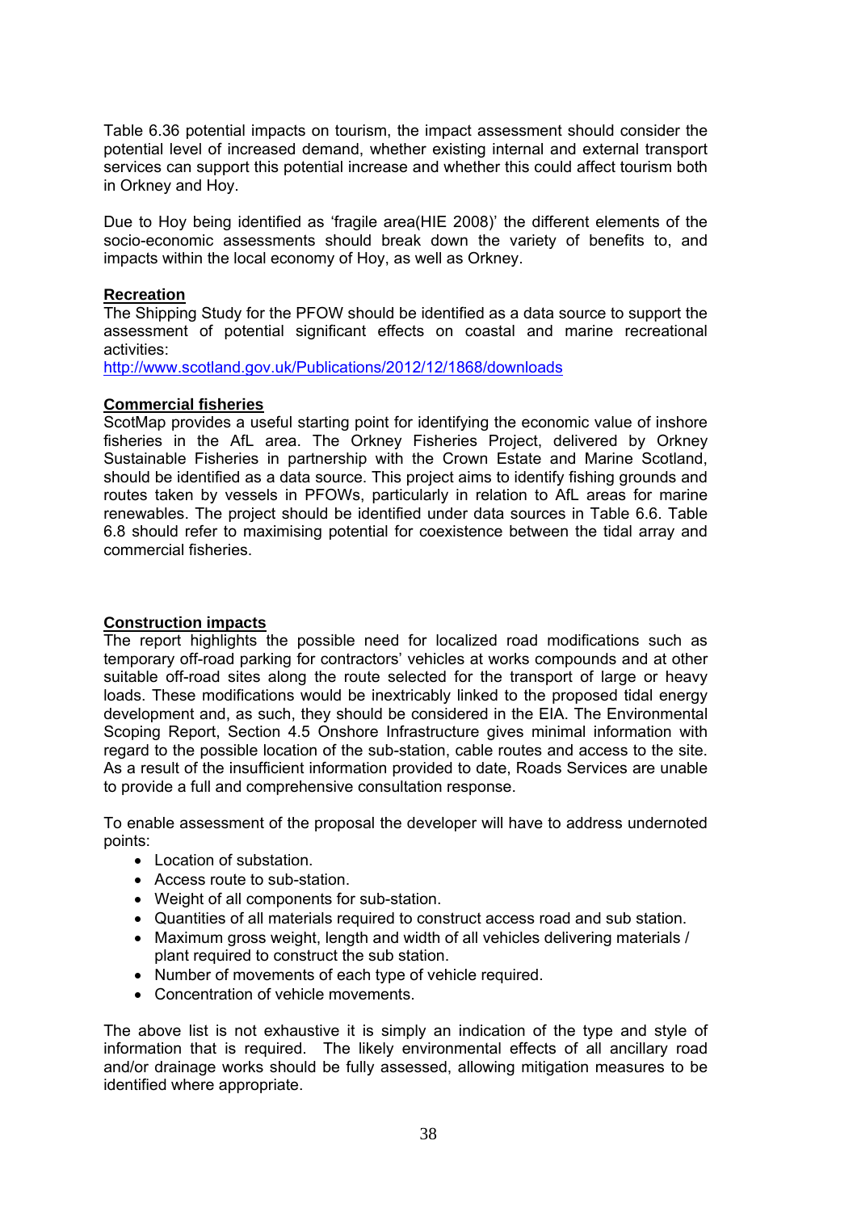Table 6.36 potential impacts on tourism, the impact assessment should consider the potential level of increased demand, whether existing internal and external transport services can support this potential increase and whether this could affect tourism both in Orkney and Hoy.

Due to Hoy being identified as 'fragile area(HIE 2008)' the different elements of the socio-economic assessments should break down the variety of benefits to, and impacts within the local economy of Hoy, as well as Orkney.

**Recreation**

The Shipping Study for the PFOW should be identified as a data source to support the assessment of potential significant effects on coastal and marine recreational activities:
http://www.scotland.gov.uk/Publications/2012/12/1868/downloads

**Commercial fisheries**

ScotMap provides a useful starting point for identifying the economic value of inshore fisheries in the AfL area. The Orkney Fisheries Project, delivered by Orkney Sustainable Fisheries in partnership with the Crown Estate and Marine Scotland, should be identified as a data source. This project aims to identify fishing grounds and routes taken by vessels in PFOWs, particularly in relation to AfL areas for marine renewables. The project should be identified under data sources in Table 6.6. Table 6.8 should refer to maximising potential for coexistence between the tidal array and commercial fisheries.

**Construction impacts**

The report highlights the possible need for localized road modifications such as temporary off-road parking for contractors' vehicles at works compounds and at other suitable off-road sites along the route selected for the transport of large or heavy loads. These modifications would be inextricably linked to the proposed tidal energy development and, as such, they should be considered in the EIA. The Environmental Scoping Report, Section 4.5 Onshore Infrastructure gives minimal information with regard to the possible location of the sub-station, cable routes and access to the site. As a result of the insufficient information provided to date, Roads Services are unable to provide a full and comprehensive consultation response.

To enable assessment of the proposal the developer will have to address undernoted points:

- Location of substation.
- Access route to sub-station.
- Weight of all components for sub-station.
- Quantities of all materials required to construct access road and sub station.
- Maximum gross weight, length and width of all vehicles delivering materials / plant required to construct the sub station.
- Number of movements of each type of vehicle required.
- Concentration of vehicle movements.

The above list is not exhaustive it is simply an indication of the type and style of information that is required. The likely environmental effects of all ancillary road and/or drainage works should be fully assessed, allowing mitigation measures to be identified where appropriate.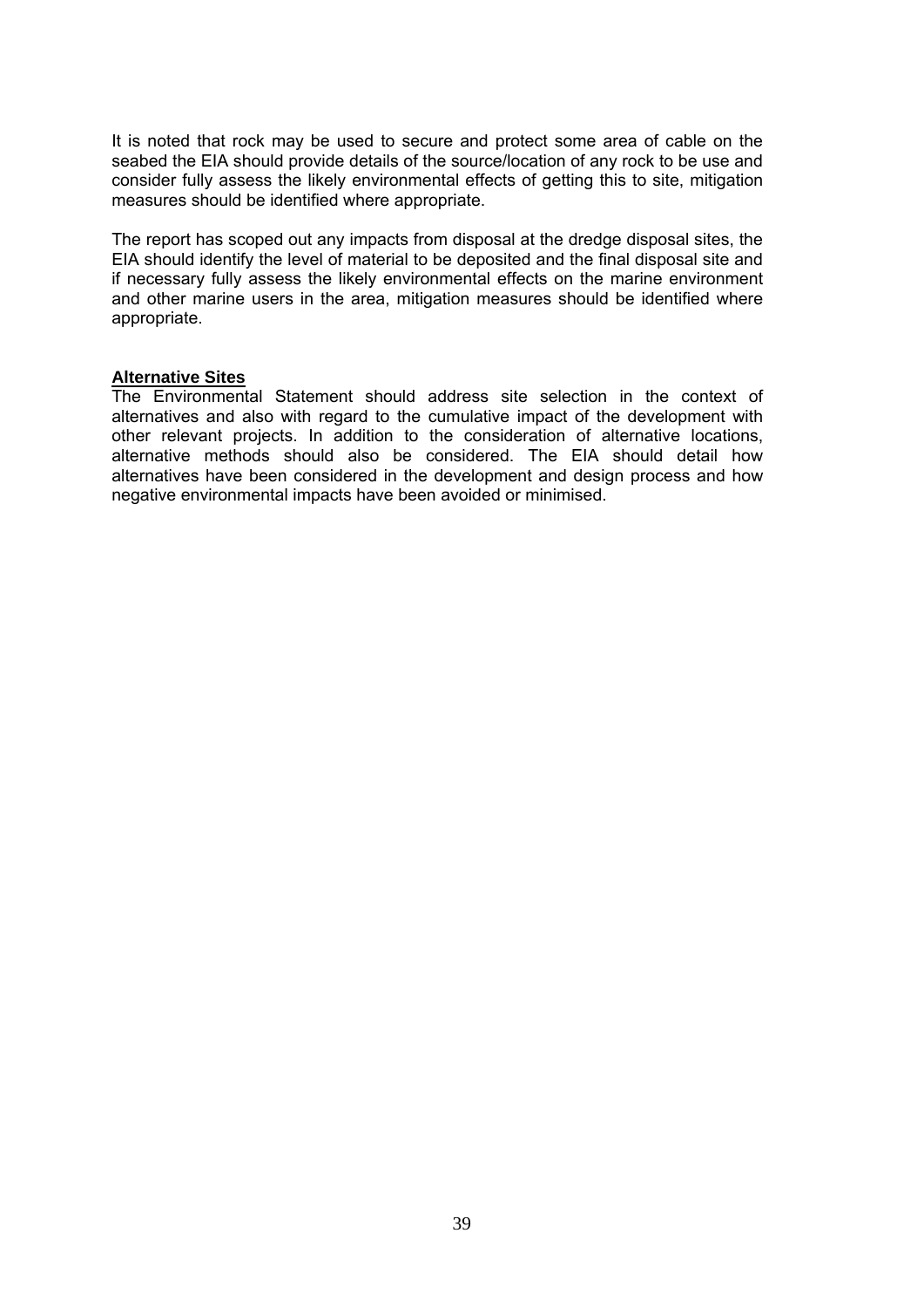It is noted that rock may be used to secure and protect some area of cable on the seabed the EIA should provide details of the source/location of any rock to be use and consider fully assess the likely environmental effects of getting this to site, mitigation measures should be identified where appropriate.

The report has scoped out any impacts from disposal at the dredge disposal sites, the EIA should identify the level of material to be deposited and the final disposal site and if necessary fully assess the likely environmental effects on the marine environment and other marine users in the area, mitigation measures should be identified where appropriate.

**Alternative Sites**

The Environmental Statement should address site selection in the context of alternatives and also with regard to the cumulative impact of the development with other relevant projects. In addition to the consideration of alternative locations, alternative methods should also be considered. The EIA should detail how alternatives have been considered in the development and design process and how negative environmental impacts have been avoided or minimised.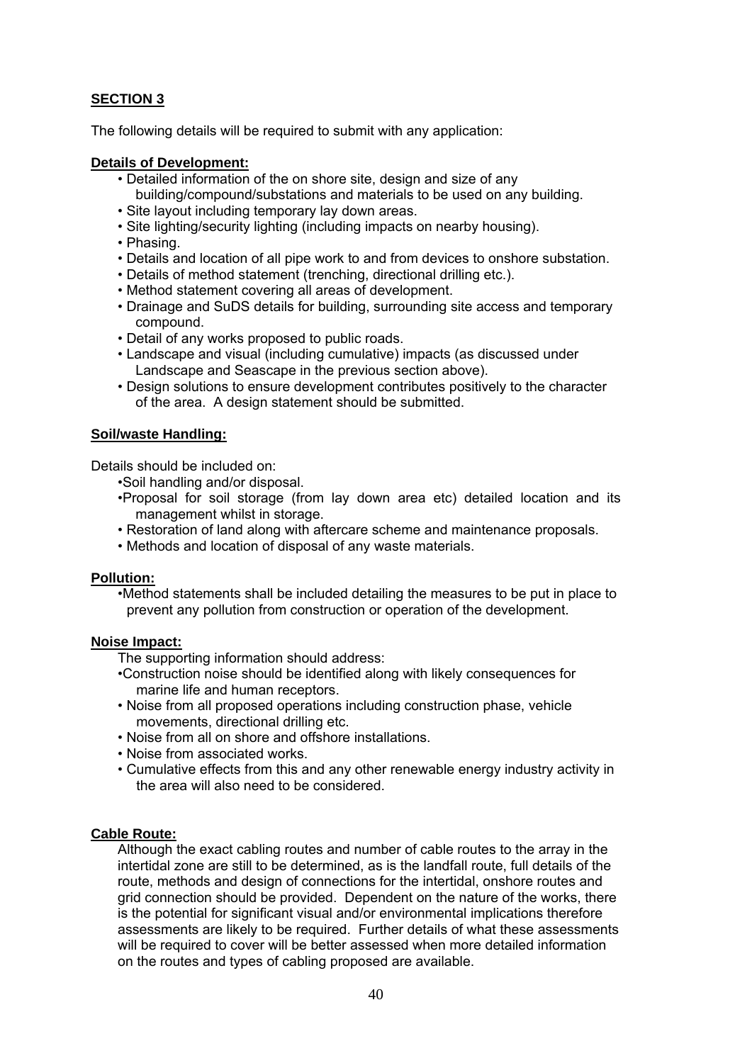**SECTION 3**

The following details will be required to submit with any application:

**Details of Development:**

- Detailed information of the on shore site, design and size of any building/compound/substations and materials to be used on any building.
- Site layout including temporary lay down areas.
- Site lighting/security lighting (including impacts on nearby housing).
- Phasing.
- Details and location of all pipe work to and from devices to onshore substation.
- Details of method statement (trenching, directional drilling etc.).
- Method statement covering all areas of development.
- Drainage and SuDS details for building, surrounding site access and temporary compound.
- Detail of any works proposed to public roads.
- Landscape and visual (including cumulative) impacts (as discussed under Landscape and Seascape in the previous section above).
- Design solutions to ensure development contributes positively to the character of the area. A design statement should be submitted.

**Soil/waste Handling:**

Details should be included on:

- Soil handling and/or disposal.
- Proposal for soil storage (from lay down area etc) detailed location and its management whilst in storage.
- Restoration of land along with aftercare scheme and maintenance proposals.
- Methods and location of disposal of any waste materials.

**Pollution:**

- Method statements shall be included detailing the measures to be put in place to prevent any pollution from construction or operation of the development.

**Noise Impact:**

The supporting information should address:

- Construction noise should be identified along with likely consequences for marine life and human receptors.
- Noise from all proposed operations including construction phase, vehicle movements, directional drilling etc.
- Noise from all on shore and offshore installations.
- Noise from associated works.
- Cumulative effects from this and any other renewable energy industry activity in the area will also need to be considered.

**Cable Route:**

Although the exact cabling routes and number of cable routes to the array in the intertidal zone are still to be determined, as is the landfall route, full details of the route, methods and design of connections for the intertidal, onshore routes and grid connection should be provided. Dependent on the nature of the works, there is the potential for significant visual and/or environmental implications therefore assessments are likely to be required. Further details of what these assessments will be required to cover will be better assessed when more detailed information on the routes and types of cabling proposed are available.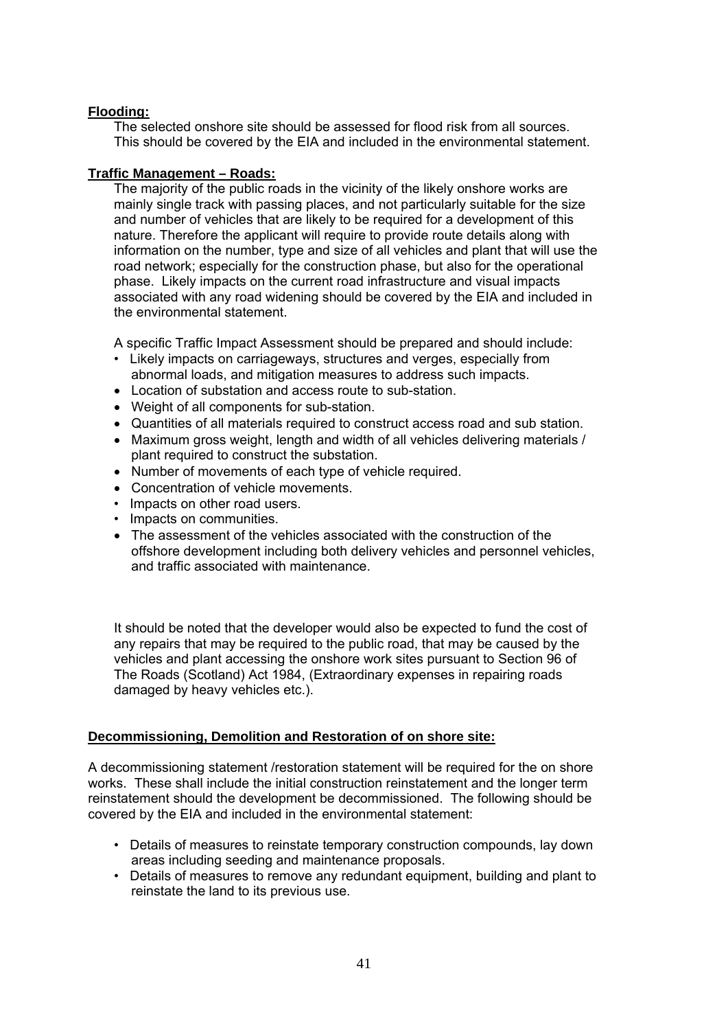**Flooding:**

The selected onshore site should be assessed for flood risk from all sources. This should be covered by the EIA and included in the environmental statement.

**Traffic Management – Roads:**

The majority of the public roads in the vicinity of the likely onshore works are mainly single track with passing places, and not particularly suitable for the size and number of vehicles that are likely to be required for a development of this nature. Therefore the applicant will require to provide route details along with information on the number, type and size of all vehicles and plant that will use the road network; especially for the construction phase, but also for the operational phase. Likely impacts on the current road infrastructure and visual impacts associated with any road widening should be covered by the EIA and included in the environmental statement.

A specific Traffic Impact Assessment should be prepared and should include:

- Likely impacts on carriageways, structures and verges, especially from abnormal loads, and mitigation measures to address such impacts.
- Location of substation and access route to sub-station.
- Weight of all components for sub-station.
- Quantities of all materials required to construct access road and sub station.
- Maximum gross weight, length and width of all vehicles delivering materials / plant required to construct the substation.
- Number of movements of each type of vehicle required.
- Concentration of vehicle movements.
- Impacts on other road users.
- Impacts on communities.
- The assessment of the vehicles associated with the construction of the offshore development including both delivery vehicles and personnel vehicles, and traffic associated with maintenance.

It should be noted that the developer would also be expected to fund the cost of any repairs that may be required to the public road, that may be caused by the vehicles and plant accessing the onshore work sites pursuant to Section 96 of The Roads (Scotland) Act 1984, (Extraordinary expenses in repairing roads damaged by heavy vehicles etc.).

**Decommissioning, Demolition and Restoration of on shore site:**

A decommissioning statement /restoration statement will be required for the on shore works. These shall include the initial construction reinstatement and the longer term reinstatement should the development be decommissioned. The following should be covered by the EIA and included in the environmental statement:

- Details of measures to reinstate temporary construction compounds, lay down areas including seeding and maintenance proposals.
- Details of measures to remove any redundant equipment, building and plant to reinstate the land to its previous use.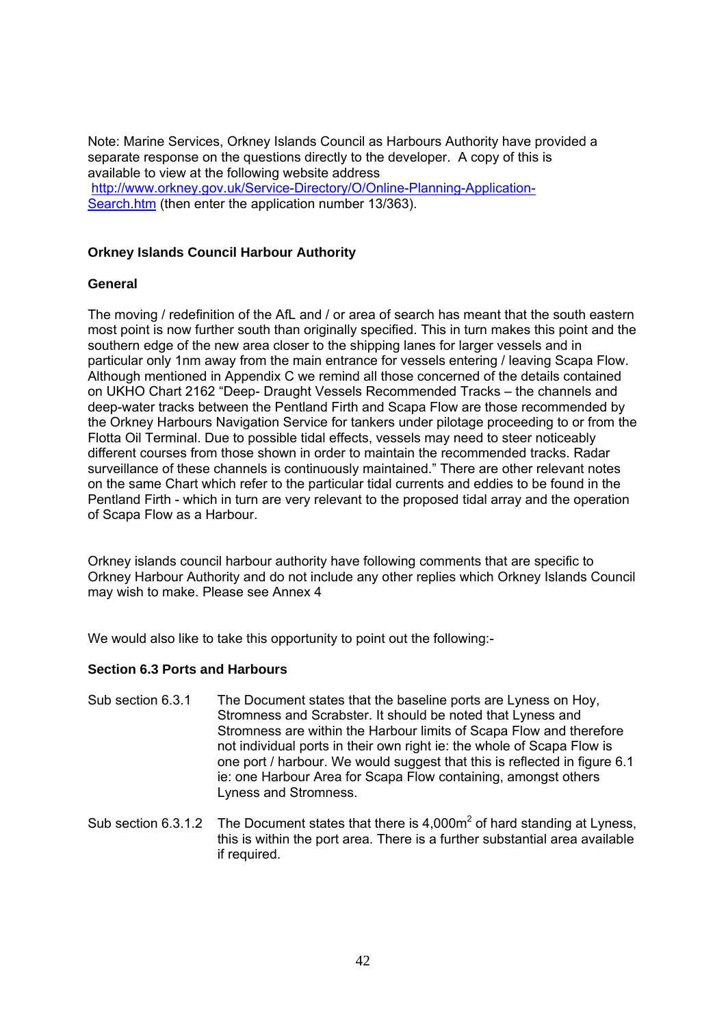Note: Marine Services, Orkney Islands Council as Harbours Authority have provided a separate response on the questions directly to the developer. A copy of this is available to view at the following website address [http://www.orkney.gov.uk/Service-Directory/O/Online-Planning-Application-Search.htm](http://www.orkney.gov.uk/Service-Directory/O/Online-Planning-Application-Search.htm) (then enter the application number 13/363).

**Orkney Islands Council Harbour Authority**

**General**

The moving / redefinition of the AfL and / or area of search has meant that the south eastern most point is now further south than originally specified. This in turn makes this point and the southern edge of the new area closer to the shipping lanes for larger vessels and in particular only 1nm away from the main entrance for vessels entering / leaving Scapa Flow. Although mentioned in Appendix C we remind all those concerned of the details contained on UKHO Chart 2162 "Deep- Draught Vessels Recommended Tracks – the channels and deep-water tracks between the Pentland Firth and Scapa Flow are those recommended by the Orkney Harbours Navigation Service for tankers under pilotage proceeding to or from the Flotta Oil Terminal. Due to possible tidal effects, vessels may need to steer noticeably different courses from those shown in order to maintain the recommended tracks. Radar surveillance of these channels is continuously maintained." There are other relevant notes on the same Chart which refer to the particular tidal currents and eddies to be found in the Pentland Firth - which in turn are very relevant to the proposed tidal array and the operation of Scapa Flow as a Harbour.

Orkney islands council harbour authority have following comments that are specific to Orkney Harbour Authority and do not include any other replies which Orkney Islands Council may wish to make. Please see Annex 4

We would also like to take this opportunity to point out the following:-

**Section 6.3 Ports and Harbours**

Sub section 6.3.1 The Document states that the baseline ports are Lyness on Hoy, Stromness and Scrabster. It should be noted that Lyness and Stromness are within the Harbour limits of Scapa Flow and therefore not individual ports in their own right ie: the whole of Scapa Flow is one port / harbour. We would suggest that this is reflected in figure 6.1 ie: one Harbour Area for Scapa Flow containing, amongst others Lyness and Stromness.

Sub section 6.3.1.2 The Document states that there is 4,000m$^2$ of hard standing at Lyness, this is within the port area. There is a further substantial area available if required.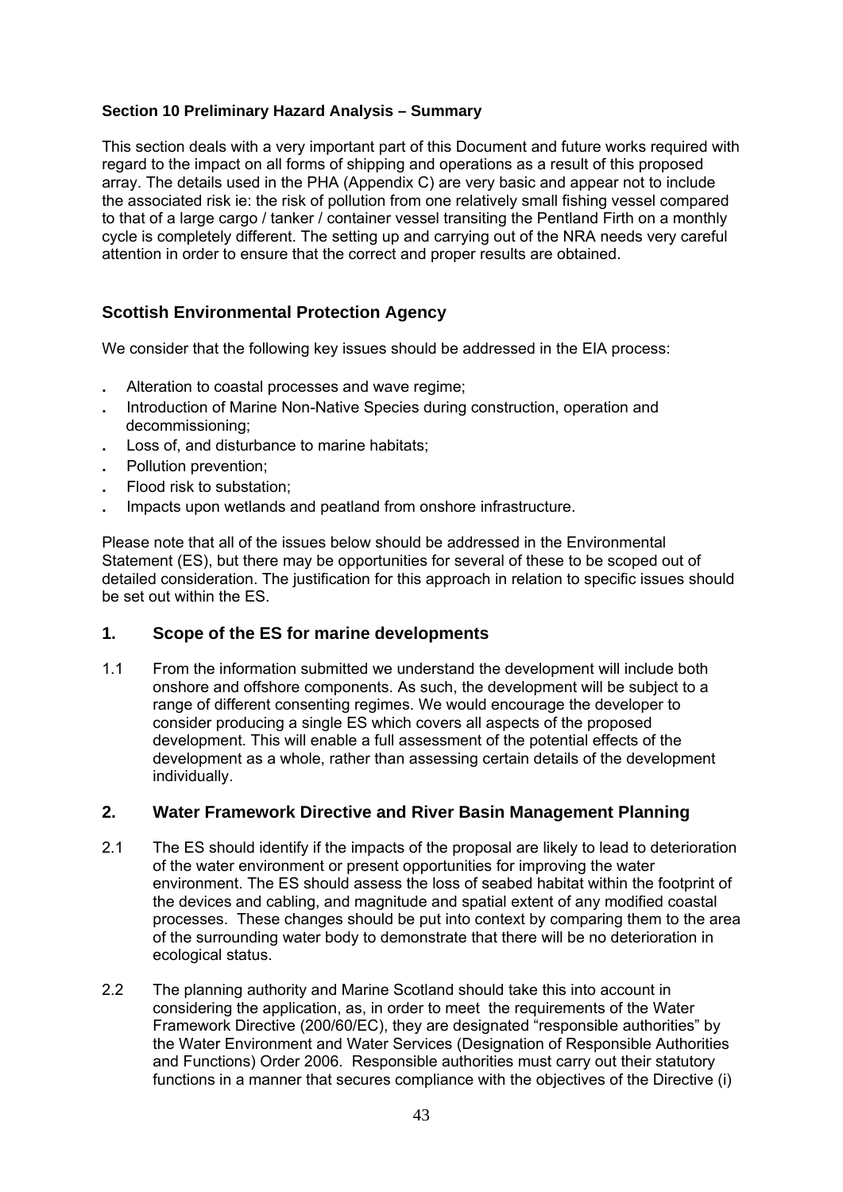**Section 10 Preliminary Hazard Analysis – Summary**

This section deals with a very important part of this Document and future works required with regard to the impact on all forms of shipping and operations as a result of this proposed array. The details used in the PHA (Appendix C) are very basic and appear not to include the associated risk ie: the risk of pollution from one relatively small fishing vessel compared to that of a large cargo / tanker / container vessel transiting the Pentland Firth on a monthly cycle is completely different. The setting up and carrying out of the NRA needs very careful attention in order to ensure that the correct and proper results are obtained.

## Scottish Environmental Protection Agency

We consider that the following key issues should be addressed in the EIA process:

- Alteration to coastal processes and wave regime;
- Introduction of Marine Non-Native Species during construction, operation and decommissioning;
- Loss of, and disturbance to marine habitats;
- Pollution prevention;
- Flood risk to substation;
- Impacts upon wetlands and peatland from onshore infrastructure.

Please note that all of the issues below should be addressed in the Environmental Statement (ES), but there may be opportunities for several of these to be scoped out of detailed consideration. The justification for this approach in relation to specific issues should be set out within the ES.

### 1. Scope of the ES for marine developments

1.1 From the information submitted we understand the development will include both onshore and offshore components. As such, the development will be subject to a range of different consenting regimes. We would encourage the developer to consider producing a single ES which covers all aspects of the proposed development. This will enable a full assessment of the potential effects of the development as a whole, rather than assessing certain details of the development individually.

### 2. Water Framework Directive and River Basin Management Planning

2.1 The ES should identify if the impacts of the proposal are likely to lead to deterioration of the water environment or present opportunities for improving the water environment. The ES should assess the loss of seabed habitat within the footprint of the devices and cabling, and magnitude and spatial extent of any modified coastal processes. These changes should be put into context by comparing them to the area of the surrounding water body to demonstrate that there will be no deterioration in ecological status.

2.2 The planning authority and Marine Scotland should take this into account in considering the application, as, in order to meet the requirements of the Water Framework Directive (200/60/EC), they are designated "responsible authorities" by the Water Environment and Water Services (Designation of Responsible Authorities and Functions) Order 2006. Responsible authorities must carry out their statutory functions in a manner that secures compliance with the objectives of the Directive (i)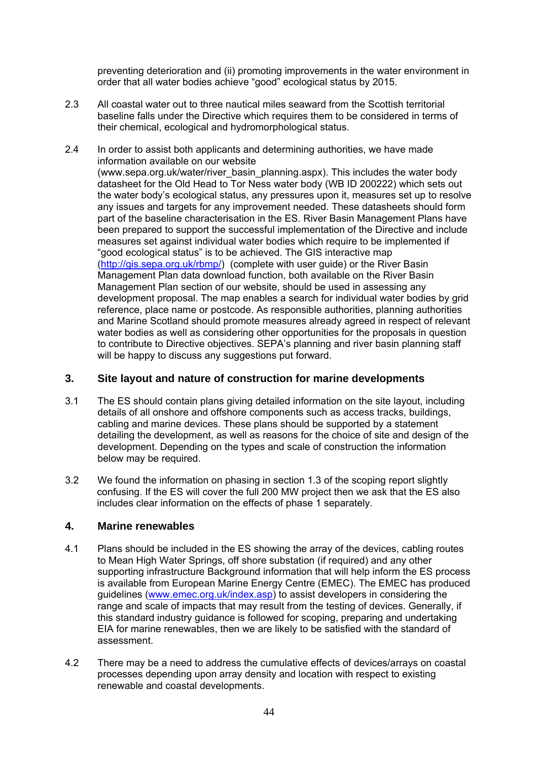preventing deterioration and (ii) promoting improvements in the water environment in order that all water bodies achieve "good" ecological status by 2015.

2.3 All coastal water out to three nautical miles seaward from the Scottish territorial baseline falls under the Directive which requires them to be considered in terms of their chemical, ecological and hydromorphological status.

2.4 In order to assist both applicants and determining authorities, we have made information available on our website (www.sepa.org.uk/water/river_basin_planning.aspx). This includes the water body datasheet for the Old Head to Tor Ness water body (WB ID 200222) which sets out the water body's ecological status, any pressures upon it, measures set up to resolve any issues and targets for any improvement needed. These datasheets should form part of the baseline characterisation in the ES. River Basin Management Plans have been prepared to support the successful implementation of the Directive and include measures set against individual water bodies which require to be implemented if "good ecological status" is to be achieved. The GIS interactive map (http://gis.sepa.org.uk/rbmp/) (complete with user guide) or the River Basin Management Plan data download function, both available on the River Basin Management Plan section of our website, should be used in assessing any development proposal. The map enables a search for individual water bodies by grid reference, place name or postcode. As responsible authorities, planning authorities and Marine Scotland should promote measures already agreed in respect of relevant water bodies as well as considering other opportunities for the proposals in question to contribute to Directive objectives. SEPA's planning and river basin planning staff will be happy to discuss any suggestions put forward.

## 3. Site layout and nature of construction for marine developments

3.1 The ES should contain plans giving detailed information on the site layout, including details of all onshore and offshore components such as access tracks, buildings, cabling and marine devices. These plans should be supported by a statement detailing the development, as well as reasons for the choice of site and design of the development. Depending on the types and scale of construction the information below may be required.

3.2 We found the information on phasing in section 1.3 of the scoping report slightly confusing. If the ES will cover the full 200 MW project then we ask that the ES also includes clear information on the effects of phase 1 separately.

## 4. Marine renewables

4.1 Plans should be included in the ES showing the array of the devices, cabling routes to Mean High Water Springs, off shore substation (if required) and any other supporting infrastructure Background information that will help inform the ES process is available from European Marine Energy Centre (EMEC). The EMEC has produced guidelines (www.emec.org.uk/index.asp) to assist developers in considering the range and scale of impacts that may result from the testing of devices. Generally, if this standard industry guidance is followed for scoping, preparing and undertaking EIA for marine renewables, then we are likely to be satisfied with the standard of assessment.

4.2 There may be a need to address the cumulative effects of devices/arrays on coastal processes depending upon array density and location with respect to existing renewable and coastal developments.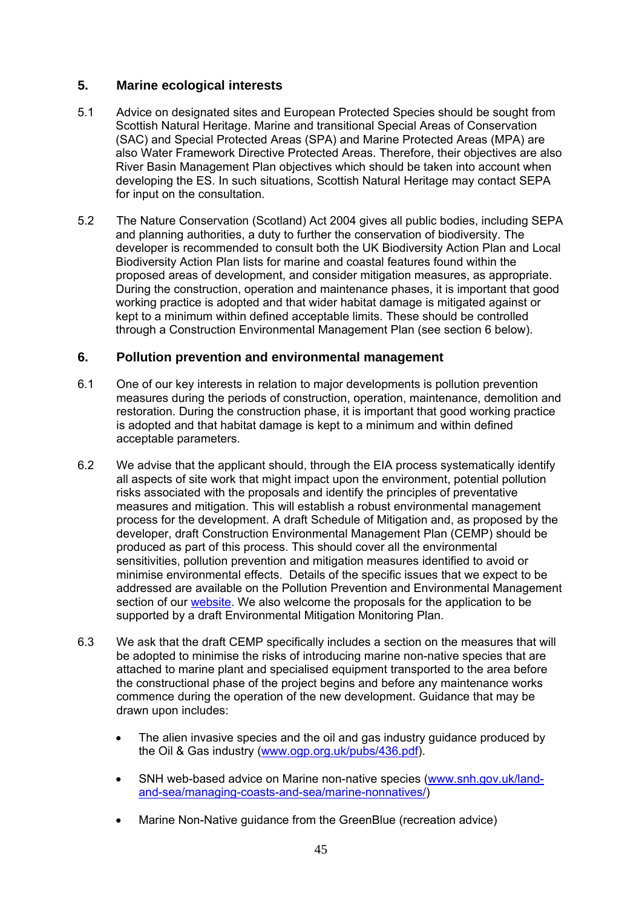## 5. Marine ecological interests

5.1 Advice on designated sites and European Protected Species should be sought from Scottish Natural Heritage. Marine and transitional Special Areas of Conservation (SAC) and Special Protected Areas (SPA) and Marine Protected Areas (MPA) are also Water Framework Directive Protected Areas. Therefore, their objectives are also River Basin Management Plan objectives which should be taken into account when developing the ES. In such situations, Scottish Natural Heritage may contact SEPA for input on the consultation.

5.2 The Nature Conservation (Scotland) Act 2004 gives all public bodies, including SEPA and planning authorities, a duty to further the conservation of biodiversity. The developer is recommended to consult both the UK Biodiversity Action Plan and Local Biodiversity Action Plan lists for marine and coastal features found within the proposed areas of development, and consider mitigation measures, as appropriate. During the construction, operation and maintenance phases, it is important that good working practice is adopted and that wider habitat damage is mitigated against or kept to a minimum within defined acceptable limits. These should be controlled through a Construction Environmental Management Plan (see section 6 below).

## 6. Pollution prevention and environmental management

6.1 One of our key interests in relation to major developments is pollution prevention measures during the periods of construction, operation, maintenance, demolition and restoration. During the construction phase, it is important that good working practice is adopted and that habitat damage is kept to a minimum and within defined acceptable parameters.

6.2 We advise that the applicant should, through the EIA process systematically identify all aspects of site work that might impact upon the environment, potential pollution risks associated with the proposals and identify the principles of preventative measures and mitigation. This will establish a robust environmental management process for the development. A draft Schedule of Mitigation and, as proposed by the developer, draft Construction Environmental Management Plan (CEMP) should be produced as part of this process. This should cover all the environmental sensitivities, pollution prevention and mitigation measures identified to avoid or minimise environmental effects. Details of the specific issues that we expect to be addressed are available on the Pollution Prevention and Environmental Management section of our website. We also welcome the proposals for the application to be supported by a draft Environmental Mitigation Monitoring Plan.

6.3 We ask that the draft CEMP specifically includes a section on the measures that will be adopted to minimise the risks of introducing marine non-native species that are attached to marine plant and specialised equipment transported to the area before the constructional phase of the project begins and before any maintenance works commence during the operation of the new development. Guidance that may be drawn upon includes:

- The alien invasive species and the oil and gas industry guidance produced by the Oil & Gas industry (www.ogp.org.uk/pubs/436.pdf).
- SNH web-based advice on Marine non-native species (www.snh.gov.uk/land-and-sea/managing-coasts-and-sea/marine-nonnatives/)
- Marine Non-Native guidance from the GreenBlue (recreation advice)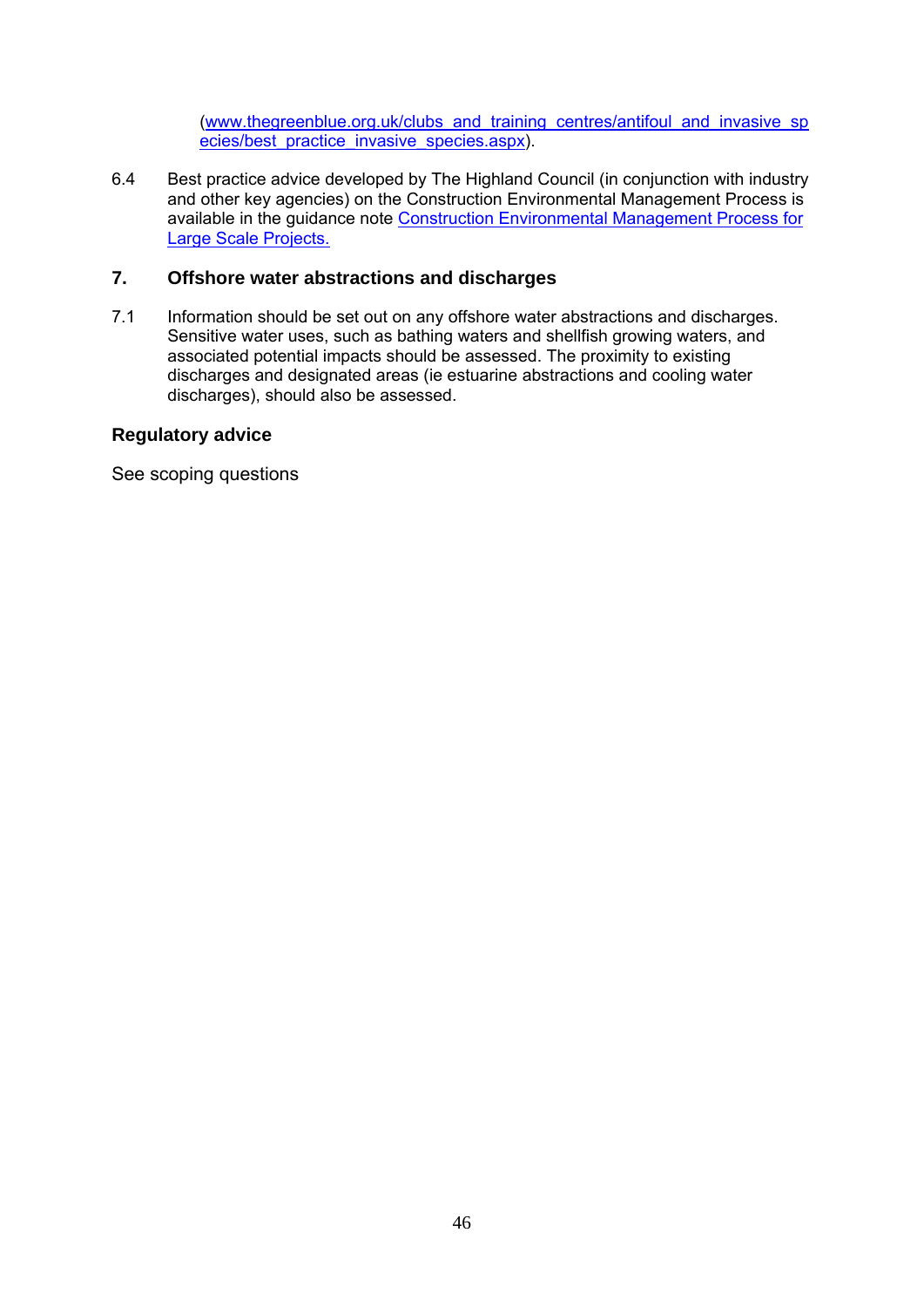(www.thegreenblue.org.uk/clubs_and_training_centres/antifoul_and_invasive_species/best_practice_invasive_species.aspx).

6.4 Best practice advice developed by The Highland Council (in conjunction with industry and other key agencies) on the Construction Environmental Management Process is available in the guidance note Construction Environmental Management Process for Large Scale Projects.

## 7. Offshore water abstractions and discharges

7.1 Information should be set out on any offshore water abstractions and discharges. Sensitive water uses, such as bathing waters and shellfish growing waters, and associated potential impacts should be assessed. The proximity to existing discharges and designated areas (ie estuarine abstractions and cooling water discharges), should also be assessed.

### Regulatory advice

See scoping questions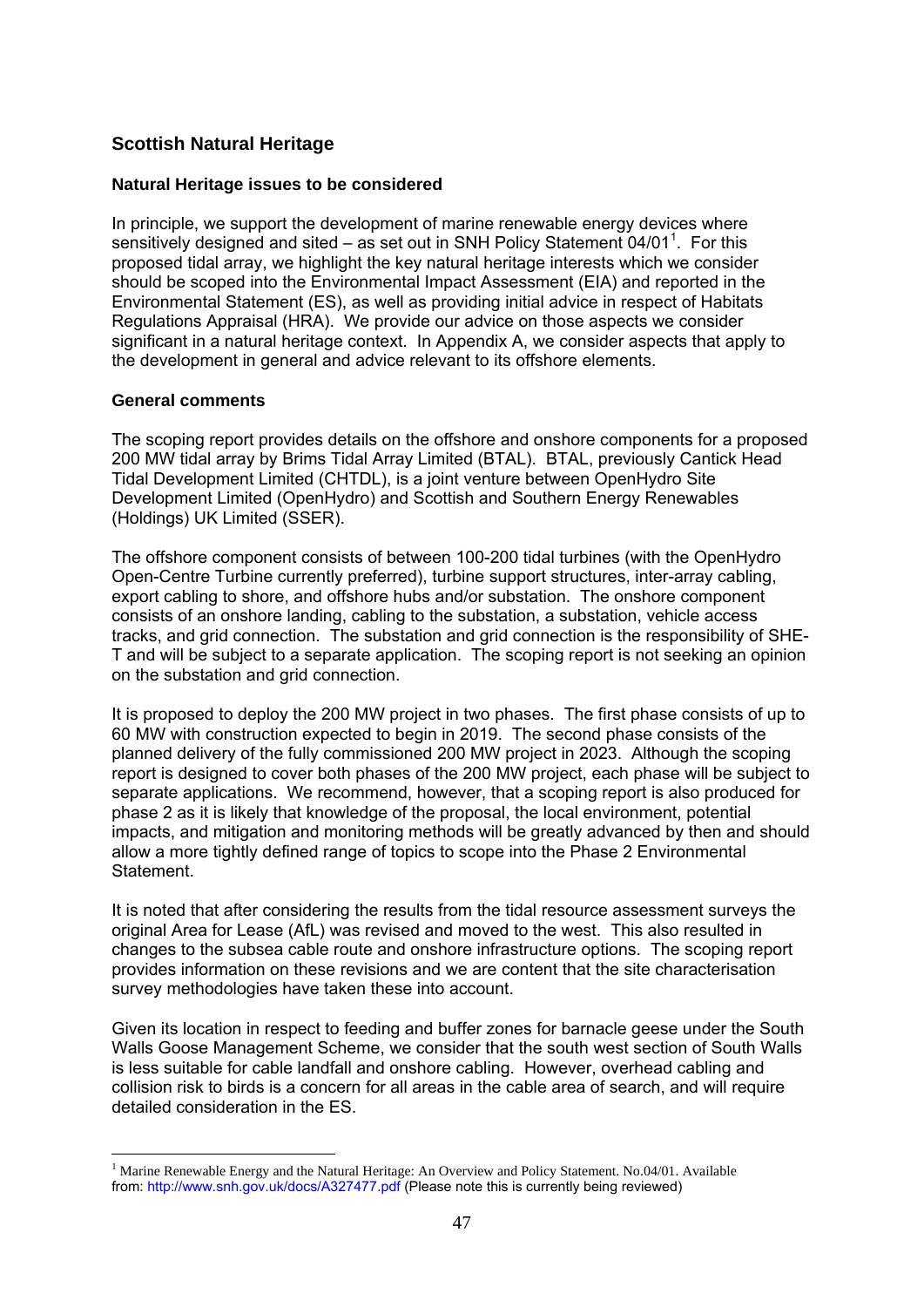## Scottish Natural Heritage

### Natural Heritage issues to be considered

In principle, we support the development of marine renewable energy devices where sensitively designed and sited – as set out in SNH Policy Statement 04/01[1]. For this proposed tidal array, we highlight the key natural heritage interests which we consider should be scoped into the Environmental Impact Assessment (EIA) and reported in the Environmental Statement (ES), as well as providing initial advice in respect of Habitats Regulations Appraisal (HRA). We provide our advice on those aspects we consider significant in a natural heritage context. In Appendix A, we consider aspects that apply to the development in general and advice relevant to its offshore elements.

### General comments

The scoping report provides details on the offshore and onshore components for a proposed 200 MW tidal array by Brims Tidal Array Limited (BTAL). BTAL, previously Cantick Head Tidal Development Limited (CHTDL), is a joint venture between OpenHydro Site Development Limited (OpenHydro) and Scottish and Southern Energy Renewables (Holdings) UK Limited (SSER).

The offshore component consists of between 100-200 tidal turbines (with the OpenHydro Open-Centre Turbine currently preferred), turbine support structures, inter-array cabling, export cabling to shore, and offshore hubs and/or substation. The onshore component consists of an onshore landing, cabling to the substation, a substation, vehicle access tracks, and grid connection. The substation and grid connection is the responsibility of SHE-T and will be subject to a separate application. The scoping report is not seeking an opinion on the substation and grid connection.

It is proposed to deploy the 200 MW project in two phases. The first phase consists of up to 60 MW with construction expected to begin in 2019. The second phase consists of the planned delivery of the fully commissioned 200 MW project in 2023. Although the scoping report is designed to cover both phases of the 200 MW project, each phase will be subject to separate applications. We recommend, however, that a scoping report is also produced for phase 2 as it is likely that knowledge of the proposal, the local environment, potential impacts, and mitigation and monitoring methods will be greatly advanced by then and should allow a more tightly defined range of topics to scope into the Phase 2 Environmental Statement.

It is noted that after considering the results from the tidal resource assessment surveys the original Area for Lease (AfL) was revised and moved to the west. This also resulted in changes to the subsea cable route and onshore infrastructure options. The scoping report provides information on these revisions and we are content that the site characterisation survey methodologies have taken these into account.

Given its location in respect to feeding and buffer zones for barnacle geese under the South Walls Goose Management Scheme, we consider that the south west section of South Walls is less suitable for cable landfall and onshore cabling. However, overhead cabling and collision risk to birds is a concern for all areas in the cable area of search, and will require detailed consideration in the ES.

---

[1] Marine Renewable Energy and the Natural Heritage: An Overview and Policy Statement. No.04/01. Available from: http://www.snh.gov.uk/docs/A327477.pdf (Please note this is currently being reviewed)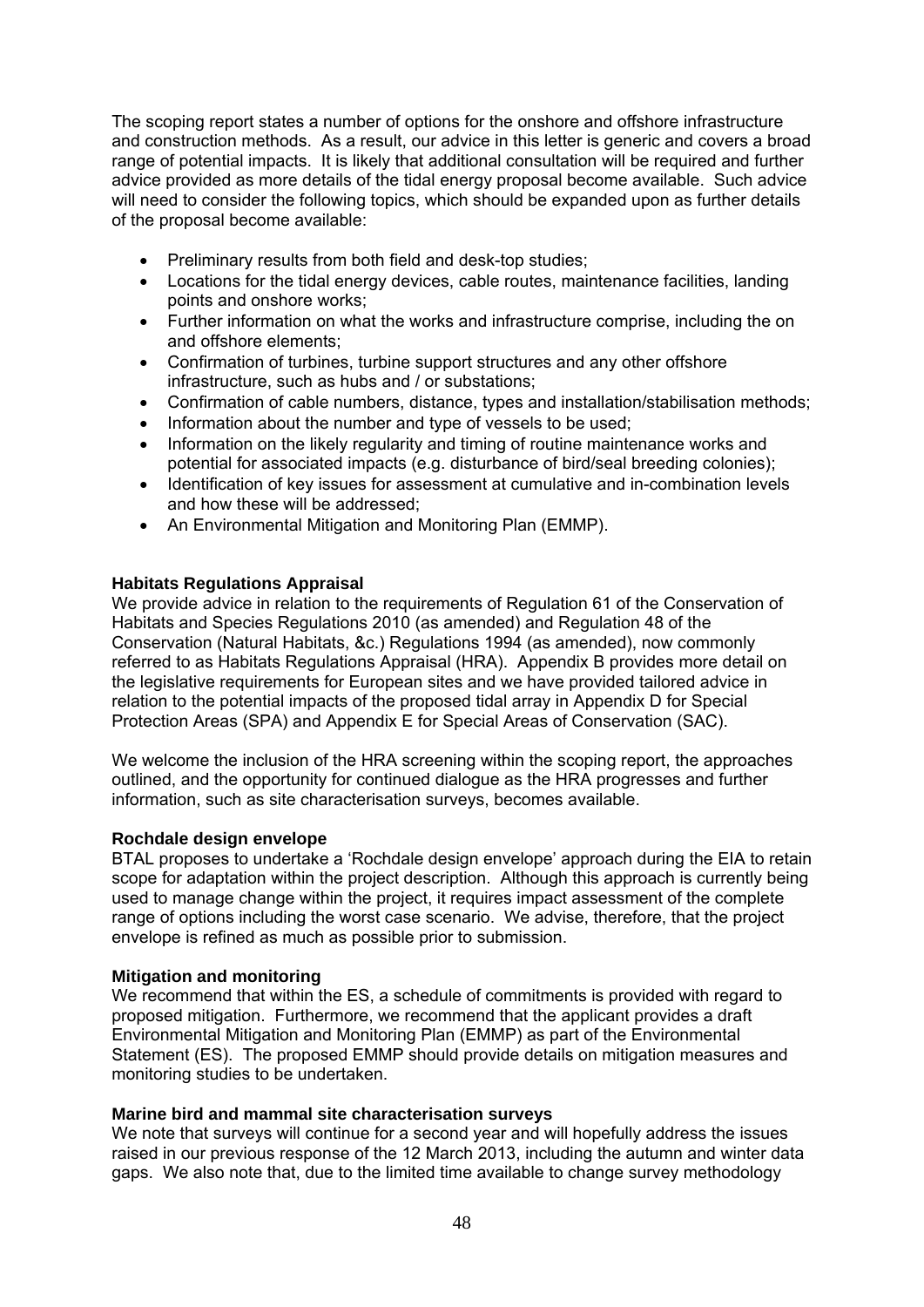The scoping report states a number of options for the onshore and offshore infrastructure and construction methods. As a result, our advice in this letter is generic and covers a broad range of potential impacts. It is likely that additional consultation will be required and further advice provided as more details of the tidal energy proposal become available. Such advice will need to consider the following topics, which should be expanded upon as further details of the proposal become available:

- Preliminary results from both field and desk-top studies;
- Locations for the tidal energy devices, cable routes, maintenance facilities, landing points and onshore works;
- Further information on what the works and infrastructure comprise, including the on and offshore elements;
- Confirmation of turbines, turbine support structures and any other offshore infrastructure, such as hubs and / or substations;
- Confirmation of cable numbers, distance, types and installation/stabilisation methods;
- Information about the number and type of vessels to be used;
- Information on the likely regularity and timing of routine maintenance works and potential for associated impacts (e.g. disturbance of bird/seal breeding colonies);
- Identification of key issues for assessment at cumulative and in-combination levels and how these will be addressed;
- An Environmental Mitigation and Monitoring Plan (EMMP).

**Habitats Regulations Appraisal**

We provide advice in relation to the requirements of Regulation 61 of the Conservation of Habitats and Species Regulations 2010 (as amended) and Regulation 48 of the Conservation (Natural Habitats, &c.) Regulations 1994 (as amended), now commonly referred to as Habitats Regulations Appraisal (HRA). Appendix B provides more detail on the legislative requirements for European sites and we have provided tailored advice in relation to the potential impacts of the proposed tidal array in Appendix D for Special Protection Areas (SPA) and Appendix E for Special Areas of Conservation (SAC).

We welcome the inclusion of the HRA screening within the scoping report, the approaches outlined, and the opportunity for continued dialogue as the HRA progresses and further information, such as site characterisation surveys, becomes available.

**Rochdale design envelope**

BTAL proposes to undertake a 'Rochdale design envelope' approach during the EIA to retain scope for adaptation within the project description. Although this approach is currently being used to manage change within the project, it requires impact assessment of the complete range of options including the worst case scenario. We advise, therefore, that the project envelope is refined as much as possible prior to submission.

**Mitigation and monitoring**

We recommend that within the ES, a schedule of commitments is provided with regard to proposed mitigation. Furthermore, we recommend that the applicant provides a draft Environmental Mitigation and Monitoring Plan (EMMP) as part of the Environmental Statement (ES). The proposed EMMP should provide details on mitigation measures and monitoring studies to be undertaken.

**Marine bird and mammal site characterisation surveys**

We note that surveys will continue for a second year and will hopefully address the issues raised in our previous response of the 12 March 2013, including the autumn and winter data gaps. We also note that, due to the limited time available to change survey methodology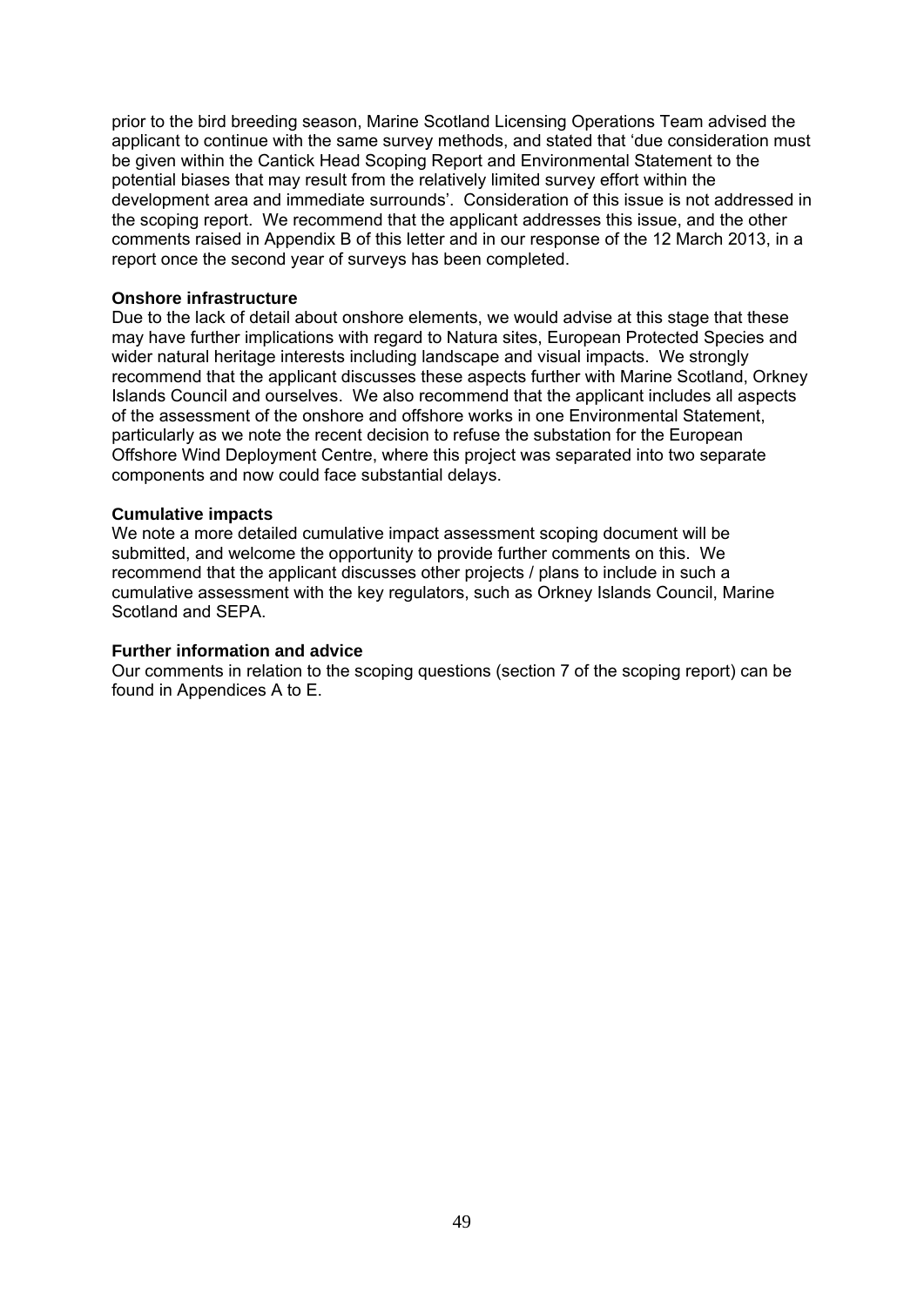prior to the bird breeding season, Marine Scotland Licensing Operations Team advised the applicant to continue with the same survey methods, and stated that 'due consideration must be given within the Cantick Head Scoping Report and Environmental Statement to the potential biases that may result from the relatively limited survey effort within the development area and immediate surrounds'. Consideration of this issue is not addressed in the scoping report. We recommend that the applicant addresses this issue, and the other comments raised in Appendix B of this letter and in our response of the 12 March 2013, in a report once the second year of surveys has been completed.

**Onshore infrastructure**

Due to the lack of detail about onshore elements, we would advise at this stage that these may have further implications with regard to Natura sites, European Protected Species and wider natural heritage interests including landscape and visual impacts. We strongly recommend that the applicant discusses these aspects further with Marine Scotland, Orkney Islands Council and ourselves. We also recommend that the applicant includes all aspects of the assessment of the onshore and offshore works in one Environmental Statement, particularly as we note the recent decision to refuse the substation for the European Offshore Wind Deployment Centre, where this project was separated into two separate components and now could face substantial delays.

**Cumulative impacts**

We note a more detailed cumulative impact assessment scoping document will be submitted, and welcome the opportunity to provide further comments on this. We recommend that the applicant discusses other projects / plans to include in such a cumulative assessment with the key regulators, such as Orkney Islands Council, Marine Scotland and SEPA.

**Further information and advice**

Our comments in relation to the scoping questions (section 7 of the scoping report) can be found in Appendices A to E.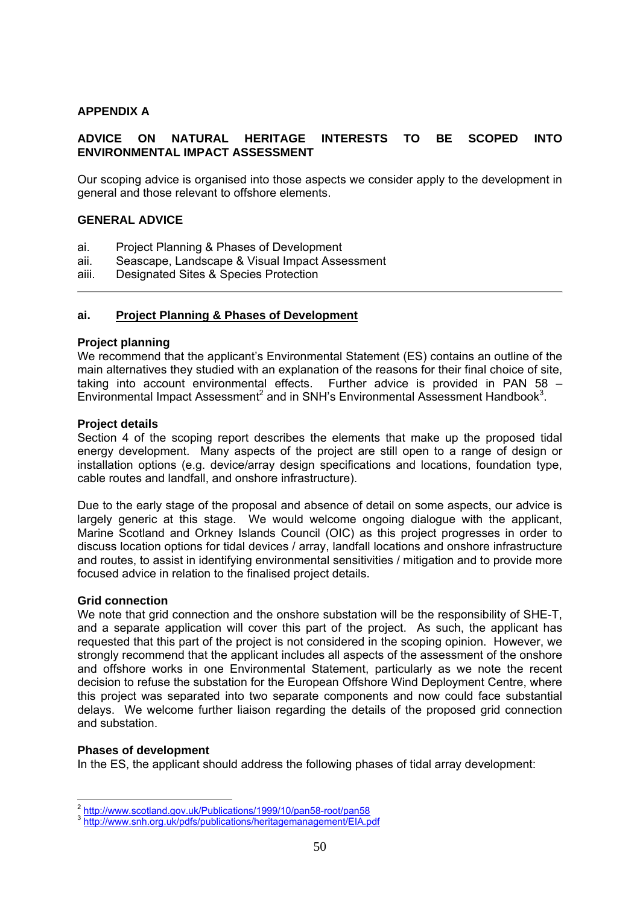**APPENDIX A**

**ADVICE ON NATURAL HERITAGE INTERESTS TO BE SCOPED INTO ENVIRONMENTAL IMPACT ASSESSMENT**

Our scoping advice is organised into those aspects we consider apply to the development in general and those relevant to offshore elements.

**GENERAL ADVICE**

ai. Project Planning & Phases of Development
aii. Seascape, Landscape & Visual Impact Assessment
aiii. Designated Sites & Species Protection

---

**ai. <u>Project Planning & Phases of Development</u>**

**Project planning**
We recommend that the applicant's Environmental Statement (ES) contains an outline of the main alternatives they studied with an explanation of the reasons for their final choice of site, taking into account environmental effects. Further advice is provided in PAN 58 – Environmental Impact Assessment[2] and in SNH's Environmental Assessment Handbook[3].

**Project details**
Section 4 of the scoping report describes the elements that make up the proposed tidal energy development. Many aspects of the project are still open to a range of design or installation options (e.g. device/array design specifications and locations, foundation type, cable routes and landfall, and onshore infrastructure).

Due to the early stage of the proposal and absence of detail on some aspects, our advice is largely generic at this stage. We would welcome ongoing dialogue with the applicant, Marine Scotland and Orkney Islands Council (OIC) as this project progresses in order to discuss location options for tidal devices / array, landfall locations and onshore infrastructure and routes, to assist in identifying environmental sensitivities / mitigation and to provide more focused advice in relation to the finalised project details.

**Grid connection**
We note that grid connection and the onshore substation will be the responsibility of SHE-T, and a separate application will cover this part of the project. As such, the applicant has requested that this part of the project is not considered in the scoping opinion. However, we strongly recommend that the applicant includes all aspects of the assessment of the onshore and offshore works in one Environmental Statement, particularly as we note the recent decision to refuse the substation for the European Offshore Wind Deployment Centre, where this project was separated into two separate components and now could face substantial delays. We welcome further liaison regarding the details of the proposed grid connection and substation.

**Phases of development**
In the ES, the applicant should address the following phases of tidal array development:

---

[2] http://www.scotland.gov.uk/Publications/1999/10/pan58-root/pan58
[3] http://www.snh.org.uk/pdfs/publications/heritagemanagement/EIA.pdf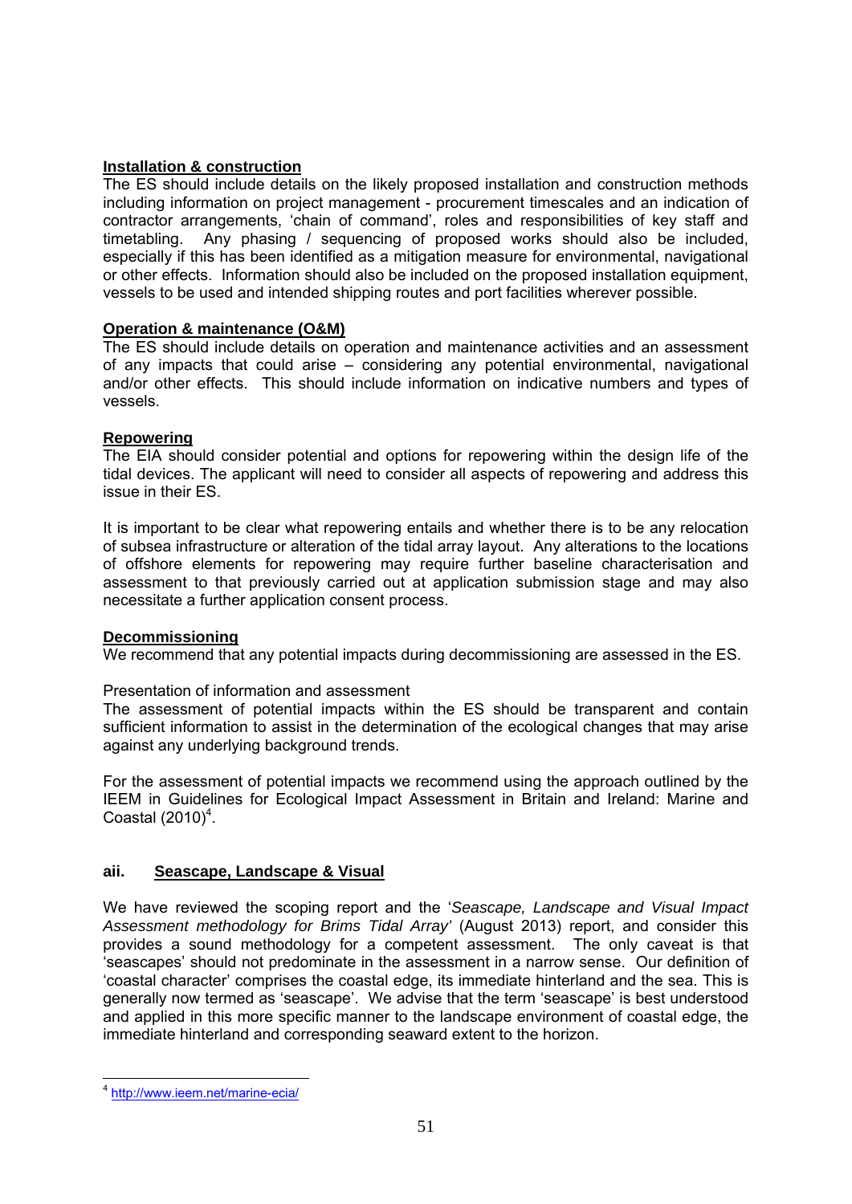**Installation & construction**

The ES should include details on the likely proposed installation and construction methods including information on project management - procurement timescales and an indication of contractor arrangements, 'chain of command', roles and responsibilities of key staff and timetabling. Any phasing / sequencing of proposed works should also be included, especially if this has been identified as a mitigation measure for environmental, navigational or other effects. Information should also be included on the proposed installation equipment, vessels to be used and intended shipping routes and port facilities wherever possible.

**Operation & maintenance (O&M)**

The ES should include details on operation and maintenance activities and an assessment of any impacts that could arise – considering any potential environmental, navigational and/or other effects. This should include information on indicative numbers and types of vessels.

**Repowering**

The EIA should consider potential and options for repowering within the design life of the tidal devices. The applicant will need to consider all aspects of repowering and address this issue in their ES.

It is important to be clear what repowering entails and whether there is to be any relocation of subsea infrastructure or alteration of the tidal array layout. Any alterations to the locations of offshore elements for repowering may require further baseline characterisation and assessment to that previously carried out at application submission stage and may also necessitate a further application consent process.

**Decommissioning**

We recommend that any potential impacts during decommissioning are assessed in the ES.

Presentation of information and assessment

The assessment of potential impacts within the ES should be transparent and contain sufficient information to assist in the determination of the ecological changes that may arise against any underlying background trends.

For the assessment of potential impacts we recommend using the approach outlined by the IEEM in Guidelines for Ecological Impact Assessment in Britain and Ireland: Marine and Coastal (2010)[4].

### aii. Seascape, Landscape & Visual

We have reviewed the scoping report and the '*Seascape, Landscape and Visual Impact Assessment methodology for Brims Tidal Array'* (August 2013) report, and consider this provides a sound methodology for a competent assessment. The only caveat is that 'seascapes' should not predominate in the assessment in a narrow sense. Our definition of 'coastal character' comprises the coastal edge, its immediate hinterland and the sea. This is generally now termed as 'seascape'. We advise that the term 'seascape' is best understood and applied in this more specific manner to the landscape environment of coastal edge, the immediate hinterland and corresponding seaward extent to the horizon.

---

[4] http://www.ieem.net/marine-ecia/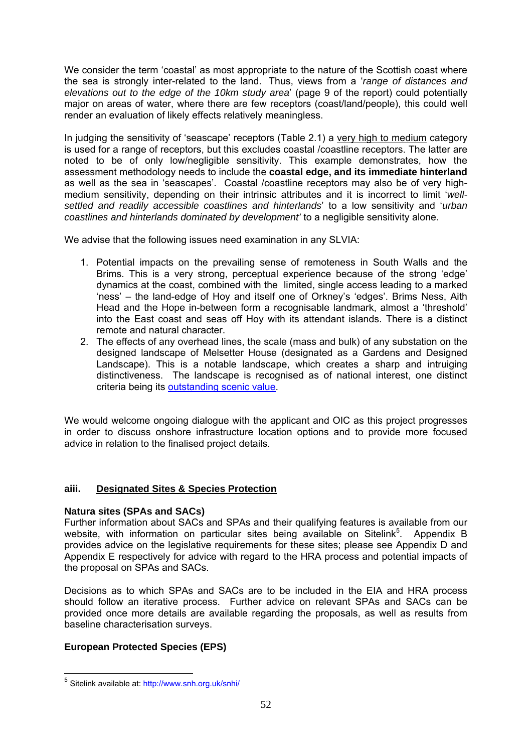We consider the term 'coastal' as most appropriate to the nature of the Scottish coast where the sea is strongly inter-related to the land. Thus, views from a '*range of distances and elevations out to the edge of the 10km study area*' (page 9 of the report) could potentially major on areas of water, where there are few receptors (coast/land/people), this could well render an evaluation of likely effects relatively meaningless.

In judging the sensitivity of 'seascape' receptors (Table 2.1) a <u>very high to medium</u> category is used for a range of receptors, but this excludes coastal /coastline receptors. The latter are noted to be of only low/negligible sensitivity. This example demonstrates, how the assessment methodology needs to include the **coastal edge, and its immediate hinterland** as well as the sea in 'seascapes'. Coastal /coastline receptors may also be of very high-medium sensitivity, depending on their intrinsic attributes and it is incorrect to limit '*well-settled and readily accessible coastlines and hinterlands*' to a low sensitivity and '*urban coastlines and hinterlands dominated by development'* to a negligible sensitivity alone.

We advise that the following issues need examination in any SLVIA:

1. Potential impacts on the prevailing sense of remoteness in South Walls and the Brims. This is a very strong, perceptual experience because of the strong 'edge' dynamics at the coast, combined with the limited, single access leading to a marked 'ness' – the land-edge of Hoy and itself one of Orkney's 'edges'. Brims Ness, Aith Head and the Hope in-between form a recognisable landmark, almost a 'threshold' into the East coast and seas off Hoy with its attendant islands. There is a distinct remote and natural character.
2. The effects of any overhead lines, the scale (mass and bulk) of any substation on the designed landscape of Melsetter House (designated as a Gardens and Designed Landscape). This is a notable landscape, which creates a sharp and intriguing distinctiveness. The landscape is recognised as of national interest, one distinct criteria being its <u>outstanding scenic value</u>.

We would welcome ongoing dialogue with the applicant and OIC as this project progresses in order to discuss onshore infrastructure location options and to provide more focused advice in relation to the finalised project details.

### aiii. <u>Designated Sites & Species Protection</u>

**Natura sites (SPAs and SACs)**

Further information about SACs and SPAs and their qualifying features is available from our website, with information on particular sites being available on Sitelink[5]. Appendix B provides advice on the legislative requirements for these sites; please see Appendix D and Appendix E respectively for advice with regard to the HRA process and potential impacts of the proposal on SPAs and SACs.

Decisions as to which SPAs and SACs are to be included in the EIA and HRA process should follow an iterative process. Further advice on relevant SPAs and SACs can be provided once more details are available regarding the proposals, as well as results from baseline characterisation surveys.

**European Protected Species (EPS)**

---

[5] Sitelink available at: http://www.snh.org.uk/snhi/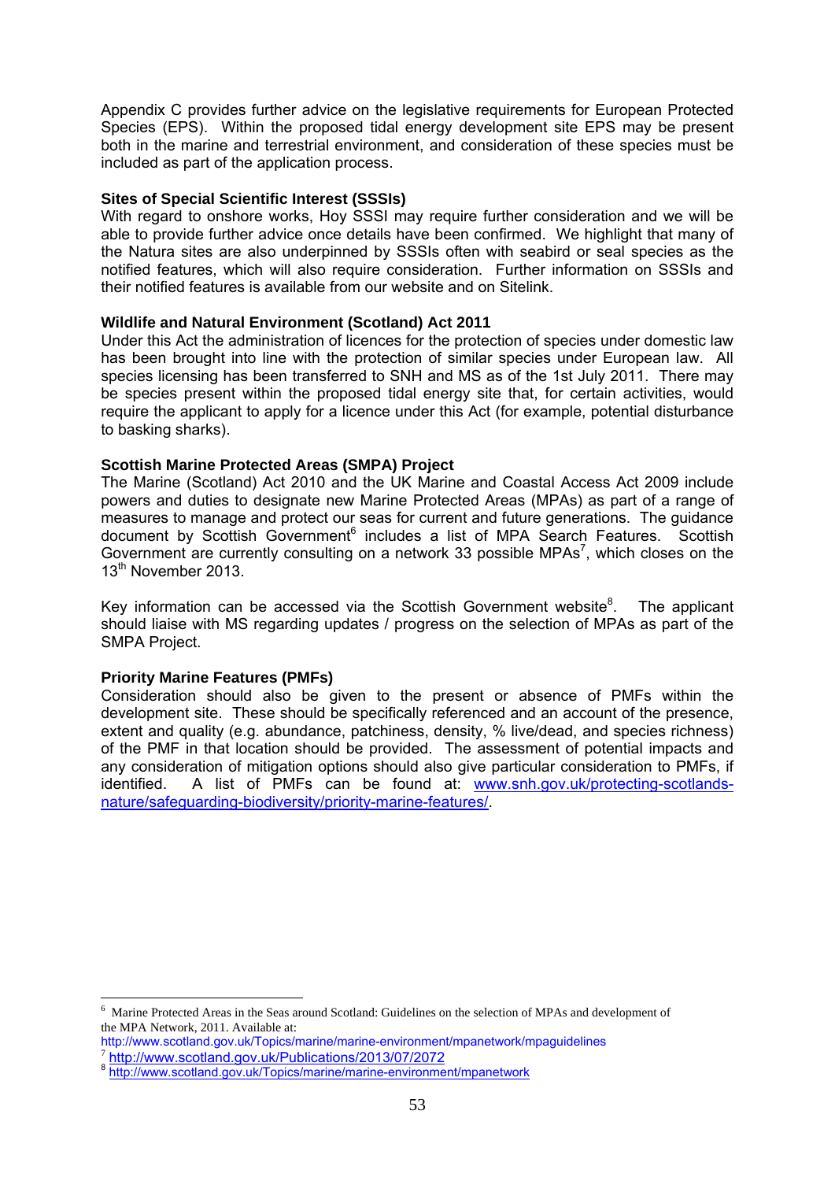Appendix C provides further advice on the legislative requirements for European Protected Species (EPS). Within the proposed tidal energy development site EPS may be present both in the marine and terrestrial environment, and consideration of these species must be included as part of the application process.

**Sites of Special Scientific Interest (SSSIs)**

With regard to onshore works, Hoy SSSI may require further consideration and we will be able to provide further advice once details have been confirmed. We highlight that many of the Natura sites are also underpinned by SSSIs often with seabird or seal species as the notified features, which will also require consideration. Further information on SSSIs and their notified features is available from our website and on Sitelink.

**Wildlife and Natural Environment (Scotland) Act 2011**

Under this Act the administration of licences for the protection of species under domestic law has been brought into line with the protection of similar species under European law. All species licensing has been transferred to SNH and MS as of the 1st July 2011. There may be species present within the proposed tidal energy site that, for certain activities, would require the applicant to apply for a licence under this Act (for example, potential disturbance to basking sharks).

**Scottish Marine Protected Areas (SMPA) Project**

The Marine (Scotland) Act 2010 and the UK Marine and Coastal Access Act 2009 include powers and duties to designate new Marine Protected Areas (MPAs) as part of a range of measures to manage and protect our seas for current and future generations. The guidance document by Scottish Government[6] includes a list of MPA Search Features. Scottish Government are currently consulting on a network 33 possible MPAs[7], which closes on the 13th November 2013.

Key information can be accessed via the Scottish Government website[8]. The applicant should liaise with MS regarding updates / progress on the selection of MPAs as part of the SMPA Project.

**Priority Marine Features (PMFs)**

Consideration should also be given to the present or absence of PMFs within the development site. These should be specifically referenced and an account of the presence, extent and quality (e.g. abundance, patchiness, density, % live/dead, and species richness) of the PMF in that location should be provided. The assessment of potential impacts and any consideration of mitigation options should also give particular consideration to PMFs, if identified. A list of PMFs can be found at: www.snh.gov.uk/protecting-scotlands-nature/safeguarding-biodiversity/priority-marine-features/.

---

[6] Marine Protected Areas in the Seas around Scotland: Guidelines on the selection of MPAs and development of the MPA Network, 2011. Available at: http://www.scotland.gov.uk/Topics/marine/marine-environment/mpanetwork/mpaguidelines

[7] http://www.scotland.gov.uk/Publications/2013/07/2072

[8] http://www.scotland.gov.uk/Topics/marine/marine-environment/mpanetwork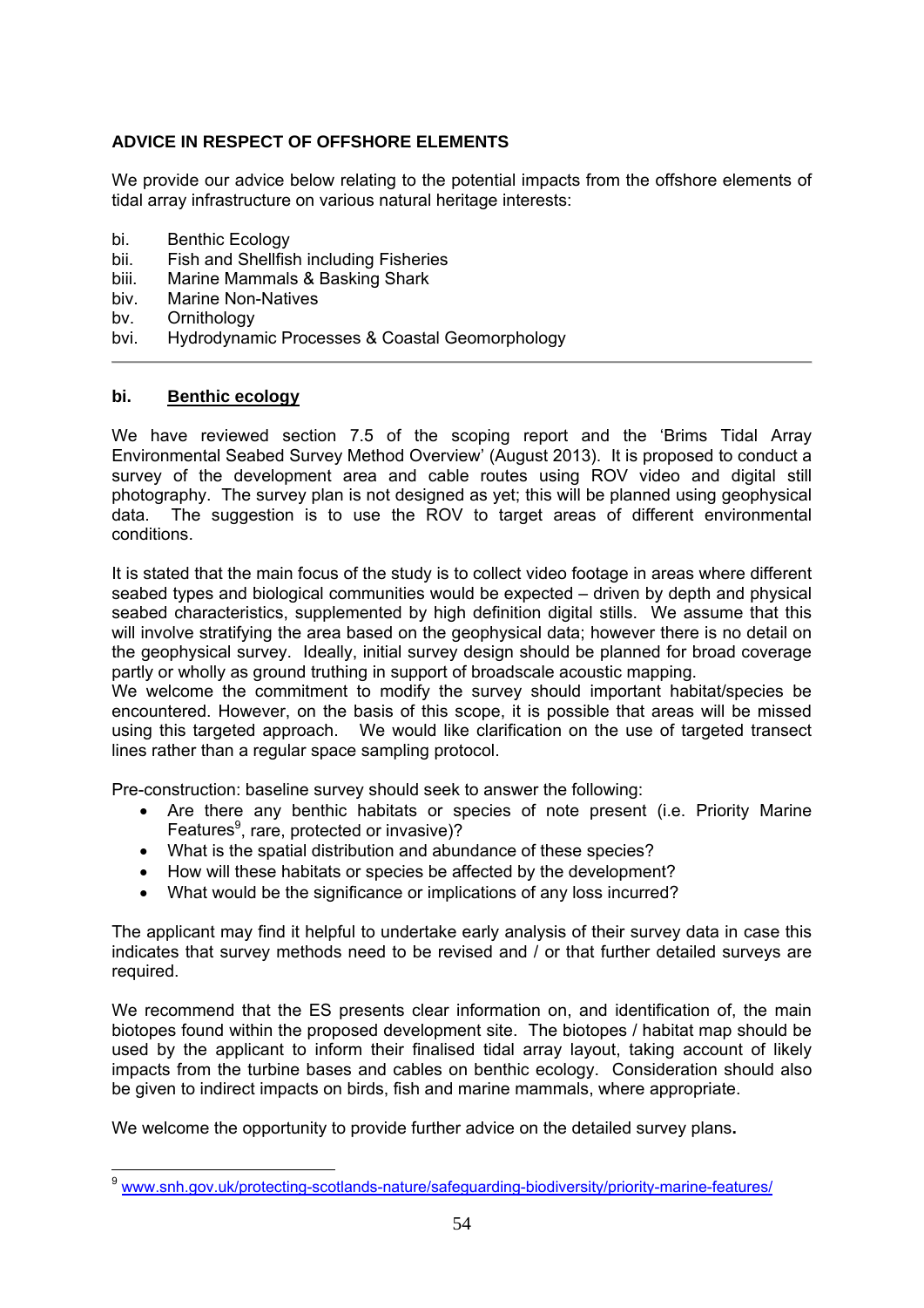**ADVICE IN RESPECT OF OFFSHORE ELEMENTS**

We provide our advice below relating to the potential impacts from the offshore elements of tidal array infrastructure on various natural heritage interests:

bi. Benthic Ecology
bii. Fish and Shellfish including Fisheries
biii. Marine Mammals & Basking Shark
biv. Marine Non-Natives
bv. Ornithology
bvi. Hydrodynamic Processes & Coastal Geomorphology

---

**bi. <u>Benthic ecology</u>**

We have reviewed section 7.5 of the scoping report and the 'Brims Tidal Array Environmental Seabed Survey Method Overview' (August 2013). It is proposed to conduct a survey of the development area and cable routes using ROV video and digital still photography. The survey plan is not designed as yet; this will be planned using geophysical data. The suggestion is to use the ROV to target areas of different environmental conditions.

It is stated that the main focus of the study is to collect video footage in areas where different seabed types and biological communities would be expected – driven by depth and physical seabed characteristics, supplemented by high definition digital stills. We assume that this will involve stratifying the area based on the geophysical data; however there is no detail on the geophysical survey. Ideally, initial survey design should be planned for broad coverage partly or wholly as ground truthing in support of broadscale acoustic mapping.
We welcome the commitment to modify the survey should important habitat/species be encountered. However, on the basis of this scope, it is possible that areas will be missed using this targeted approach. We would like clarification on the use of targeted transect lines rather than a regular space sampling protocol.

Pre-construction: baseline survey should seek to answer the following:

- Are there any benthic habitats or species of note present (i.e. Priority Marine Features[9], rare, protected or invasive)?
- What is the spatial distribution and abundance of these species?
- How will these habitats or species be affected by the development?
- What would be the significance or implications of any loss incurred?

The applicant may find it helpful to undertake early analysis of their survey data in case this indicates that survey methods need to be revised and / or that further detailed surveys are required.

We recommend that the ES presents clear information on, and identification of, the main biotopes found within the proposed development site. The biotopes / habitat map should be used by the applicant to inform their finalised tidal array layout, taking account of likely impacts from the turbine bases and cables on benthic ecology. Consideration should also be given to indirect impacts on birds, fish and marine mammals, where appropriate.

We welcome the opportunity to provide further advice on the detailed survey plans**.**

---

[9] www.snh.gov.uk/protecting-scotlands-nature/safeguarding-biodiversity/priority-marine-features/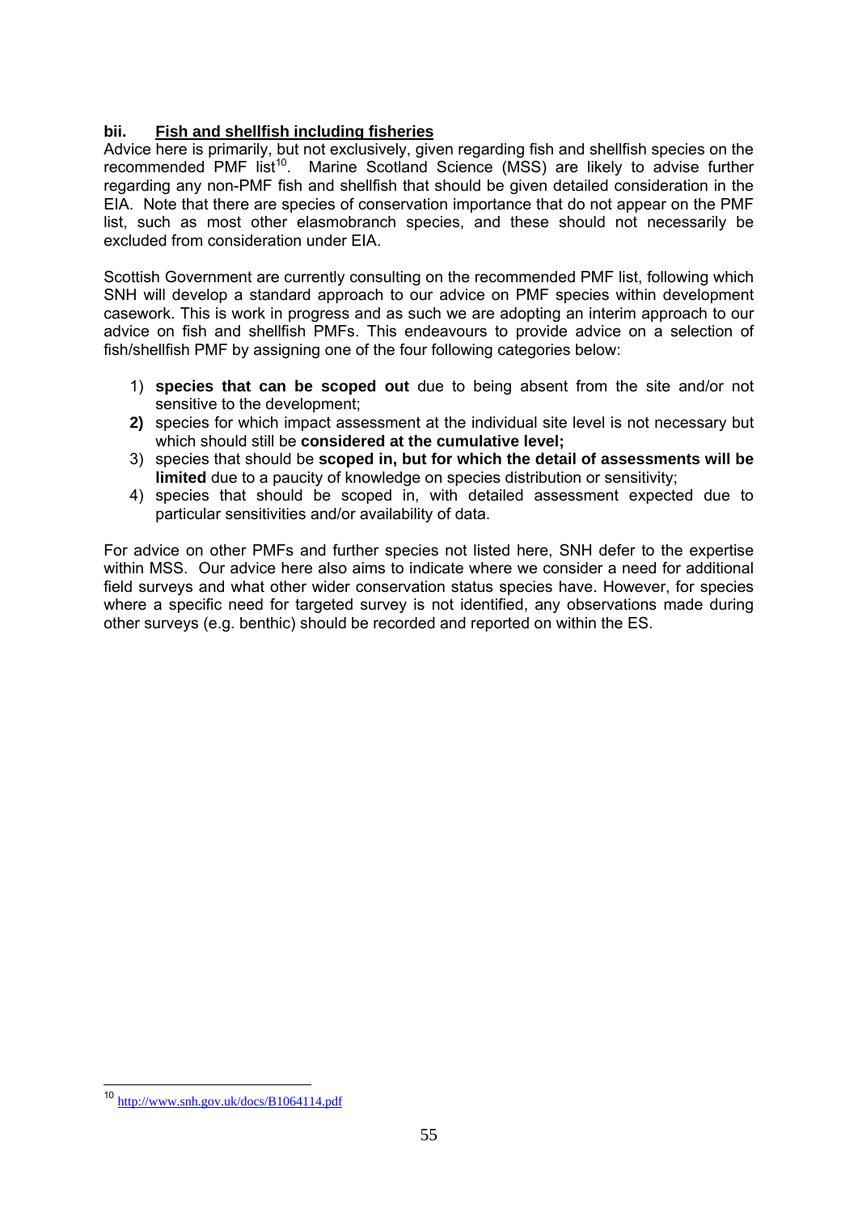### bii. Fish and shellfish including fisheries

Advice here is primarily, but not exclusively, given regarding fish and shellfish species on the recommended PMF list[10]. Marine Scotland Science (MSS) are likely to advise further regarding any non-PMF fish and shellfish that should be given detailed consideration in the EIA. Note that there are species of conservation importance that do not appear on the PMF list, such as most other elasmobranch species, and these should not necessarily be excluded from consideration under EIA.

Scottish Government are currently consulting on the recommended PMF list, following which SNH will develop a standard approach to our advice on PMF species within development casework. This is work in progress and as such we are adopting an interim approach to our advice on fish and shellfish PMFs. This endeavours to provide advice on a selection of fish/shellfish PMF by assigning one of the four following categories below:

1) **species that can be scoped out** due to being absent from the site and/or not sensitive to the development;
2) species for which impact assessment at the individual site level is not necessary but which should still be **considered at the cumulative level;**
3) species that should be **scoped in, but for which the detail of assessments will be limited** due to a paucity of knowledge on species distribution or sensitivity;
4) species that should be scoped in, with detailed assessment expected due to particular sensitivities and/or availability of data.

For advice on other PMFs and further species not listed here, SNH defer to the expertise within MSS. Our advice here also aims to indicate where we consider a need for additional field surveys and what other wider conservation status species have. However, for species where a specific need for targeted survey is not identified, any observations made during other surveys (e.g. benthic) should be recorded and reported on within the ES.

---

[10] http://www.snh.gov.uk/docs/B1064114.pdf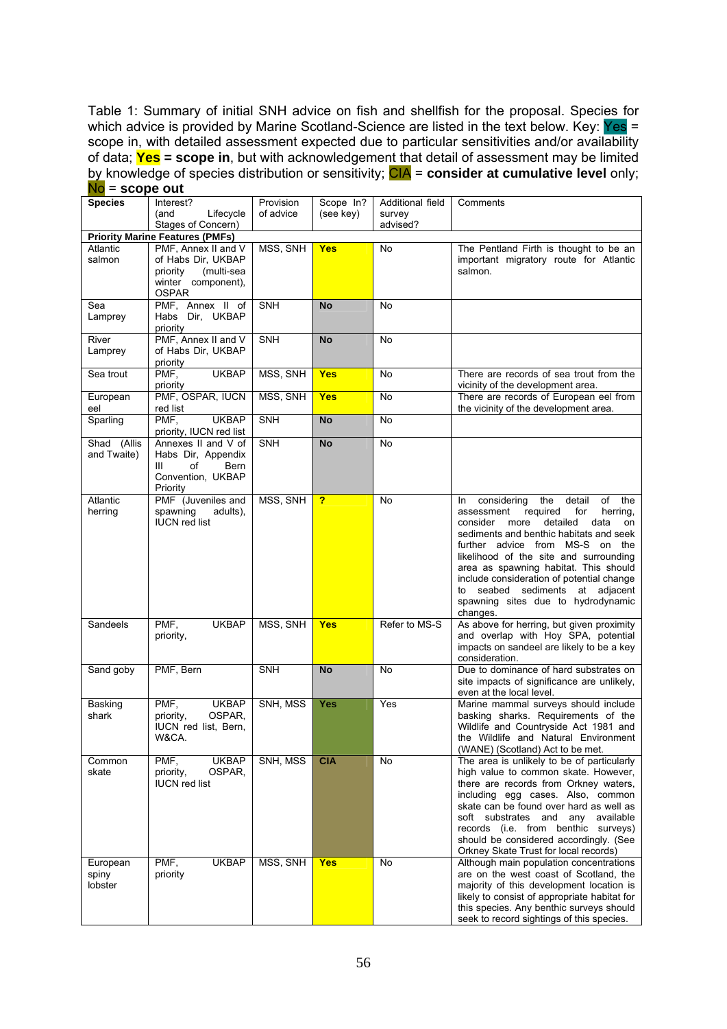Table 1: Summary of initial SNH advice on fish and shellfish for the proposal. Species for which advice is provided by Marine Scotland-Science are listed in the text below. Key: Yes = scope in, with detailed assessment expected due to particular sensitivities and/or availability of data; **Yes = scope in**, but with acknowledgement that detail of assessment may be limited by knowledge of species distribution or sensitivity; **CIA = consider at cumulative level** only; **No = scope out**

| Species | Interest? (and Lifecycle Stages of Concern) | Provision of advice | Scope In? (see key) | Additional field survey advised? | Comments |
|---|---|---|---|---|---|
| **Priority Marine Features (PMFs)** | | | | | |
| Atlantic salmon | PMF, Annex II and V of Habs Dir, UKBAP priority (multi-sea winter component), OSPAR | MSS, SNH | **Yes** | No | The Pentland Firth is thought to be an important migratory route for Atlantic salmon. |
| Sea Lamprey | PMF, Annex II of Habs Dir, UKBAP priority | SNH | **No** | No | |
| River Lamprey | PMF, Annex II and V of Habs Dir, UKBAP priority | SNH | **No** | No | |
| Sea trout | PMF, UKBAP priority | MSS, SNH | **Yes** | No | There are records of sea trout from the vicinity of the development area. |
| European eel | PMF, OSPAR, IUCN red list | MSS, SNH | **Yes** | No | There are records of European eel from the vicinity of the development area. |
| Sparling | PMF, UKBAP priority, IUCN red list | SNH | **No** | No | |
| Shad (Allis and Twaite) | Annexes II and V of Habs Dir, Appendix III of Bern Convention, UKBAP Priority | SNH | **No** | No | |
| Atlantic herring | PMF (Juveniles and spawning adults), IUCN red list | MSS, SNH | **?** | No | In considering the detail of the assessment required for herring, consider more detailed data on sediments and benthic habitats and seek further advice from MS-S on the likelihood of the site and surrounding area as spawning habitat. This should include consideration of potential change to seabed sediments at adjacent spawning sites due to hydrodynamic changes. |
| Sandeels | PMF, UKBAP priority, | MSS, SNH | **Yes** | Refer to MS-S | As above for herring, but given proximity and overlap with Hoy SPA, potential impacts on sandeel are likely to be a key consideration. |
| Sand goby | PMF, Bern | SNH | **No** | No | Due to dominance of hard substrates on site impacts of significance are unlikely, even at the local level. |
| Basking shark | PMF, UKBAP priority, OSPAR, IUCN red list, Bern, W&CA. | SNH, MSS | **Yes** | Yes | Marine mammal surveys should include basking sharks. Requirements of the Wildlife and Countryside Act 1981 and the Wildlife and Natural Environment (WANE) (Scotland) Act to be met. |
| Common skate | PMF, UKBAP priority, OSPAR, IUCN red list | SNH, MSS | **CIA** | No | The area is unlikely to be of particularly high value to common skate. However, there are records from Orkney waters, including egg cases. Also, common skate can be found over hard as well as soft substrates and any available records (i.e. from benthic surveys) should be considered accordingly. (See Orkney Skate Trust for local records) |
| European spiny lobster | PMF, UKBAP priority | MSS, SNH | **Yes** | No | Although main population concentrations are on the west coast of Scotland, the majority of this development location is likely to consist of appropriate habitat for this species. Any benthic surveys should seek to record sightings of this species. |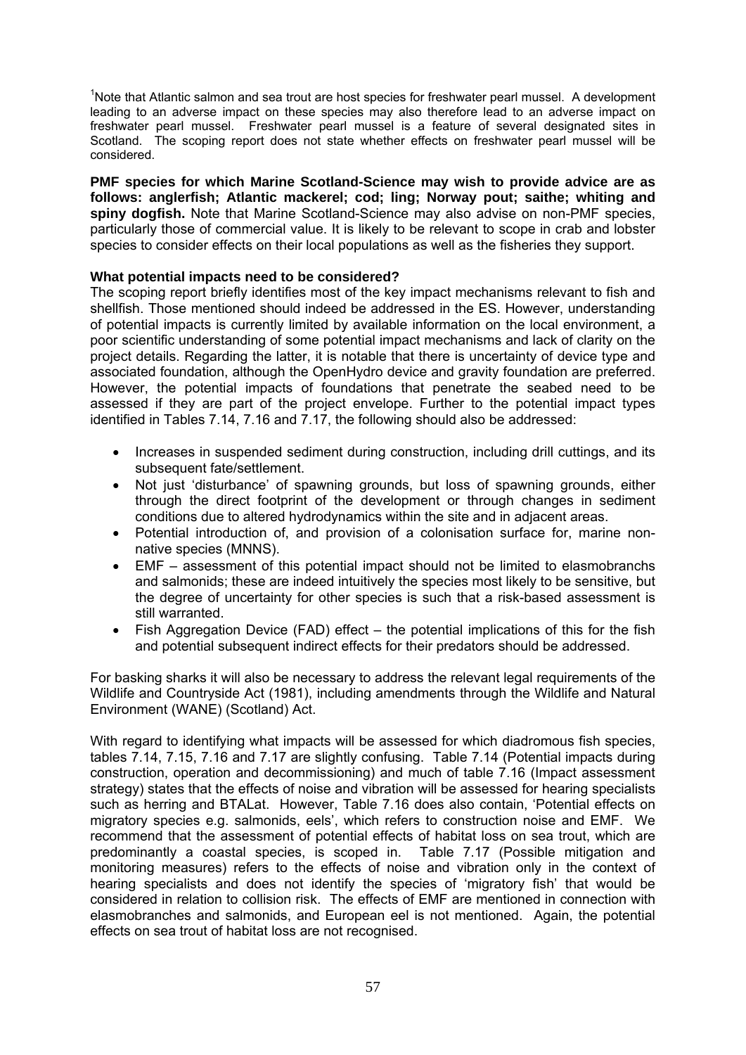[1]Note that Atlantic salmon and sea trout are host species for freshwater pearl mussel. A development leading to an adverse impact on these species may also therefore lead to an adverse impact on freshwater pearl mussel. Freshwater pearl mussel is a feature of several designated sites in Scotland. The scoping report does not state whether effects on freshwater pearl mussel will be considered.

**PMF species for which Marine Scotland-Science may wish to provide advice are as follows: anglerfish; Atlantic mackerel; cod; ling; Norway pout; saithe; whiting and spiny dogfish.** Note that Marine Scotland-Science may also advise on non-PMF species, particularly those of commercial value. It is likely to be relevant to scope in crab and lobster species to consider effects on their local populations as well as the fisheries they support.

**What potential impacts need to be considered?**

The scoping report briefly identifies most of the key impact mechanisms relevant to fish and shellfish. Those mentioned should indeed be addressed in the ES. However, understanding of potential impacts is currently limited by available information on the local environment, a poor scientific understanding of some potential impact mechanisms and lack of clarity on the project details. Regarding the latter, it is notable that there is uncertainty of device type and associated foundation, although the OpenHydro device and gravity foundation are preferred. However, the potential impacts of foundations that penetrate the seabed need to be assessed if they are part of the project envelope. Further to the potential impact types identified in Tables 7.14, 7.16 and 7.17, the following should also be addressed:

- Increases in suspended sediment during construction, including drill cuttings, and its subsequent fate/settlement.
- Not just 'disturbance' of spawning grounds, but loss of spawning grounds, either through the direct footprint of the development or through changes in sediment conditions due to altered hydrodynamics within the site and in adjacent areas.
- Potential introduction of, and provision of a colonisation surface for, marine non-native species (MNNS).
- EMF – assessment of this potential impact should not be limited to elasmobranchs and salmonids; these are indeed intuitively the species most likely to be sensitive, but the degree of uncertainty for other species is such that a risk-based assessment is still warranted.
- Fish Aggregation Device (FAD) effect – the potential implications of this for the fish and potential subsequent indirect effects for their predators should be addressed.

For basking sharks it will also be necessary to address the relevant legal requirements of the Wildlife and Countryside Act (1981), including amendments through the Wildlife and Natural Environment (WANE) (Scotland) Act.

With regard to identifying what impacts will be assessed for which diadromous fish species, tables 7.14, 7.15, 7.16 and 7.17 are slightly confusing. Table 7.14 (Potential impacts during construction, operation and decommissioning) and much of table 7.16 (Impact assessment strategy) states that the effects of noise and vibration will be assessed for hearing specialists such as herring and BTALat. However, Table 7.16 does also contain, 'Potential effects on migratory species e.g. salmonids, eels', which refers to construction noise and EMF. We recommend that the assessment of potential effects of habitat loss on sea trout, which are predominantly a coastal species, is scoped in. Table 7.17 (Possible mitigation and monitoring measures) refers to the effects of noise and vibration only in the context of hearing specialists and does not identify the species of 'migratory fish' that would be considered in relation to collision risk. The effects of EMF are mentioned in connection with elasmobranches and salmonids, and European eel is not mentioned. Again, the potential effects on sea trout of habitat loss are not recognised.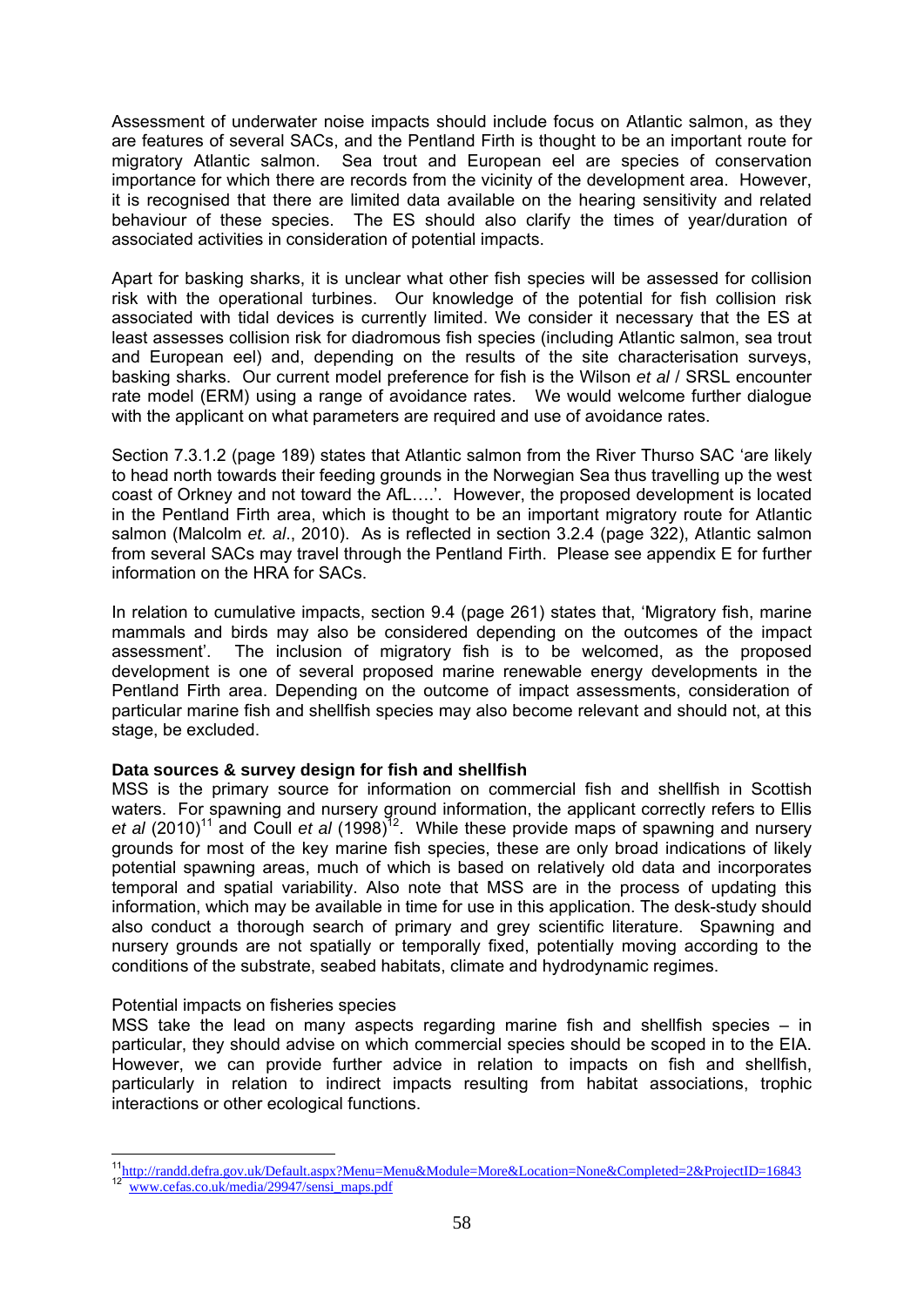Assessment of underwater noise impacts should include focus on Atlantic salmon, as they are features of several SACs, and the Pentland Firth is thought to be an important route for migratory Atlantic salmon. Sea trout and European eel are species of conservation importance for which there are records from the vicinity of the development area. However, it is recognised that there are limited data available on the hearing sensitivity and related behaviour of these species. The ES should also clarify the times of year/duration of associated activities in consideration of potential impacts.

Apart for basking sharks, it is unclear what other fish species will be assessed for collision risk with the operational turbines. Our knowledge of the potential for fish collision risk associated with tidal devices is currently limited. We consider it necessary that the ES at least assesses collision risk for diadromous fish species (including Atlantic salmon, sea trout and European eel) and, depending on the results of the site characterisation surveys, basking sharks. Our current model preference for fish is the Wilson *et al* / SRSL encounter rate model (ERM) using a range of avoidance rates. We would welcome further dialogue with the applicant on what parameters are required and use of avoidance rates.

Section 7.3.1.2 (page 189) states that Atlantic salmon from the River Thurso SAC 'are likely to head north towards their feeding grounds in the Norwegian Sea thus travelling up the west coast of Orkney and not toward the AfL….'. However, the proposed development is located in the Pentland Firth area, which is thought to be an important migratory route for Atlantic salmon (Malcolm *et. al*., 2010). As is reflected in section 3.2.4 (page 322), Atlantic salmon from several SACs may travel through the Pentland Firth. Please see appendix E for further information on the HRA for SACs.

In relation to cumulative impacts, section 9.4 (page 261) states that, 'Migratory fish, marine mammals and birds may also be considered depending on the outcomes of the impact assessment'. The inclusion of migratory fish is to be welcomed, as the proposed development is one of several proposed marine renewable energy developments in the Pentland Firth area. Depending on the outcome of impact assessments, consideration of particular marine fish and shellfish species may also become relevant and should not, at this stage, be excluded.

**Data sources & survey design for fish and shellfish**

MSS is the primary source for information on commercial fish and shellfish in Scottish waters. For spawning and nursery ground information, the applicant correctly refers to Ellis *et al* (2010)[11] and Coull *et al* (1998)[12]. While these provide maps of spawning and nursery grounds for most of the key marine fish species, these are only broad indications of likely potential spawning areas, much of which is based on relatively old data and incorporates temporal and spatial variability. Also note that MSS are in the process of updating this information, which may be available in time for use in this application. The desk-study should also conduct a thorough search of primary and grey scientific literature. Spawning and nursery grounds are not spatially or temporally fixed, potentially moving according to the conditions of the substrate, seabed habitats, climate and hydrodynamic regimes.

Potential impacts on fisheries species

MSS take the lead on many aspects regarding marine fish and shellfish species – in particular, they should advise on which commercial species should be scoped in to the EIA. However, we can provide further advice in relation to impacts on fish and shellfish, particularly in relation to indirect impacts resulting from habitat associations, trophic interactions or other ecological functions.

---

[11] http://randd.defra.gov.uk/Default.aspx?Menu=Menu&Module=More&Location=None&Completed=2&ProjectID=16843

[12] www.cefas.co.uk/media/29947/sensi_maps.pdf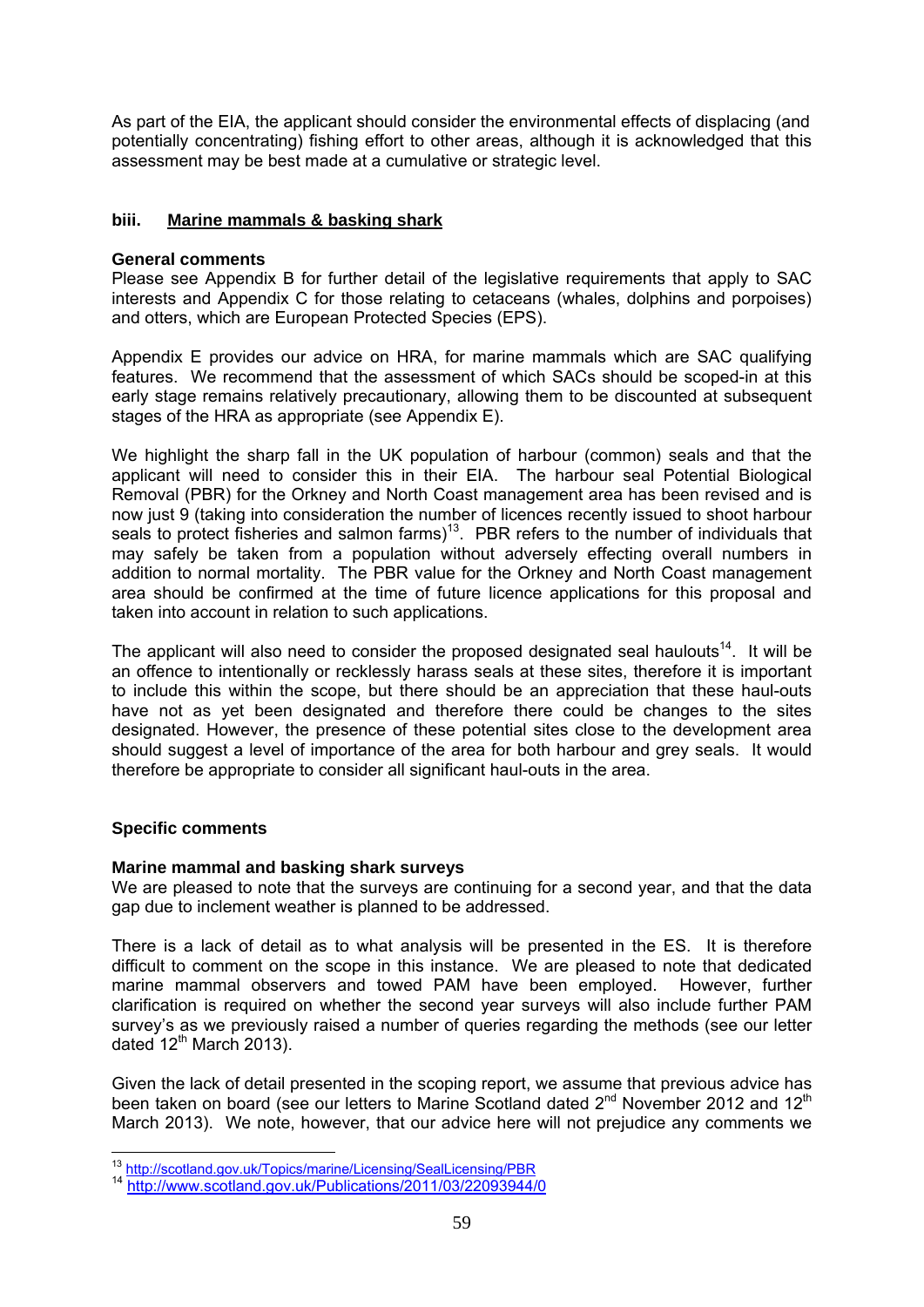As part of the EIA, the applicant should consider the environmental effects of displacing (and potentially concentrating) fishing effort to other areas, although it is acknowledged that this assessment may be best made at a cumulative or strategic level.

### biii. Marine mammals & basking shark

**General comments**

Please see Appendix B for further detail of the legislative requirements that apply to SAC interests and Appendix C for those relating to cetaceans (whales, dolphins and porpoises) and otters, which are European Protected Species (EPS).

Appendix E provides our advice on HRA, for marine mammals which are SAC qualifying features. We recommend that the assessment of which SACs should be scoped-in at this early stage remains relatively precautionary, allowing them to be discounted at subsequent stages of the HRA as appropriate (see Appendix E).

We highlight the sharp fall in the UK population of harbour (common) seals and that the applicant will need to consider this in their EIA. The harbour seal Potential Biological Removal (PBR) for the Orkney and North Coast management area has been revised and is now just 9 (taking into consideration the number of licences recently issued to shoot harbour seals to protect fisheries and salmon farms)[13]. PBR refers to the number of individuals that may safely be taken from a population without adversely effecting overall numbers in addition to normal mortality. The PBR value for the Orkney and North Coast management area should be confirmed at the time of future licence applications for this proposal and taken into account in relation to such applications.

The applicant will also need to consider the proposed designated seal haulouts[14]. It will be an offence to intentionally or recklessly harass seals at these sites, therefore it is important to include this within the scope, but there should be an appreciation that these haul-outs have not as yet been designated and therefore there could be changes to the sites designated. However, the presence of these potential sites close to the development area should suggest a level of importance of the area for both harbour and grey seals. It would therefore be appropriate to consider all significant haul-outs in the area.

**Specific comments**

**Marine mammal and basking shark surveys**

We are pleased to note that the surveys are continuing for a second year, and that the data gap due to inclement weather is planned to be addressed.

There is a lack of detail as to what analysis will be presented in the ES. It is therefore difficult to comment on the scope in this instance. We are pleased to note that dedicated marine mammal observers and towed PAM have been employed. However, further clarification is required on whether the second year surveys will also include further PAM survey's as we previously raised a number of queries regarding the methods (see our letter dated 12th March 2013).

Given the lack of detail presented in the scoping report, we assume that previous advice has been taken on board (see our letters to Marine Scotland dated 2nd November 2012 and 12th March 2013). We note, however, that our advice here will not prejudice any comments we

[13] http://scotland.gov.uk/Topics/marine/Licensing/SealLicensing/PBR

[14] http://www.scotland.gov.uk/Publications/2011/03/22093944/0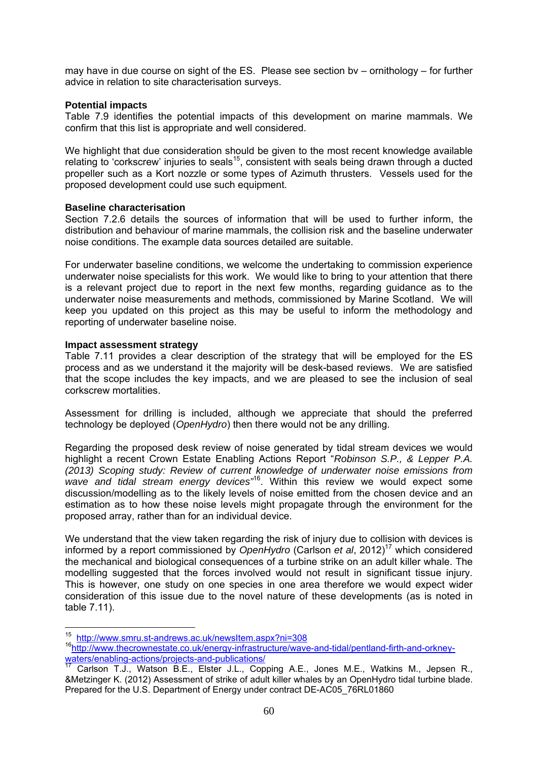may have in due course on sight of the ES. Please see section bv – ornithology – for further advice in relation to site characterisation surveys.

**Potential impacts**
Table 7.9 identifies the potential impacts of this development on marine mammals. We confirm that this list is appropriate and well considered.

We highlight that due consideration should be given to the most recent knowledge available relating to 'corkscrew' injuries to seals[15], consistent with seals being drawn through a ducted propeller such as a Kort nozzle or some types of Azimuth thrusters. Vessels used for the proposed development could use such equipment.

**Baseline characterisation**
Section 7.2.6 details the sources of information that will be used to further inform, the distribution and behaviour of marine mammals, the collision risk and the baseline underwater noise conditions. The example data sources detailed are suitable.

For underwater baseline conditions, we welcome the undertaking to commission experience underwater noise specialists for this work. We would like to bring to your attention that there is a relevant project due to report in the next few months, regarding guidance as to the underwater noise measurements and methods, commissioned by Marine Scotland. We will keep you updated on this project as this may be useful to inform the methodology and reporting of underwater baseline noise.

**Impact assessment strategy**
Table 7.11 provides a clear description of the strategy that will be employed for the ES process and as we understand it the majority will be desk-based reviews. We are satisfied that the scope includes the key impacts, and we are pleased to see the inclusion of seal corkscrew mortalities.

Assessment for drilling is included, although we appreciate that should the preferred technology be deployed (*OpenHydro*) then there would not be any drilling.

Regarding the proposed desk review of noise generated by tidal stream devices we would highlight a recent Crown Estate Enabling Actions Report "*Robinson S.P., & Lepper P.A. (2013) Scoping study: Review of current knowledge of underwater noise emissions from wave and tidal stream energy devices*"[16]. Within this review we would expect some discussion/modelling as to the likely levels of noise emitted from the chosen device and an estimation as to how these noise levels might propagate through the environment for the proposed array, rather than for an individual device.

We understand that the view taken regarding the risk of injury due to collision with devices is informed by a report commissioned by *OpenHydro* (Carlson *et al*, 2012)[17] which considered the mechanical and biological consequences of a turbine strike on an adult killer whale. The modelling suggested that the forces involved would not result in significant tissue injury. This is however, one study on one species in one area therefore we would expect wider consideration of this issue due to the novel nature of these developments (as is noted in table 7.11).

---

[15] http://www.smru.st-andrews.ac.uk/newsItem.aspx?ni=308

[16] http://www.thecrownestate.co.uk/energy-infrastructure/wave-and-tidal/pentland-firth-and-orkney-waters/enabling-actions/projects-and-publications/

[17] Carlson T.J., Watson B.E., Elster J.L., Copping A.E., Jones M.E., Watkins M., Jepsen R., &Metzinger K. (2012) Assessment of strike of adult killer whales by an OpenHydro tidal turbine blade. Prepared for the U.S. Department of Energy under contract DE-AC05_76RL01860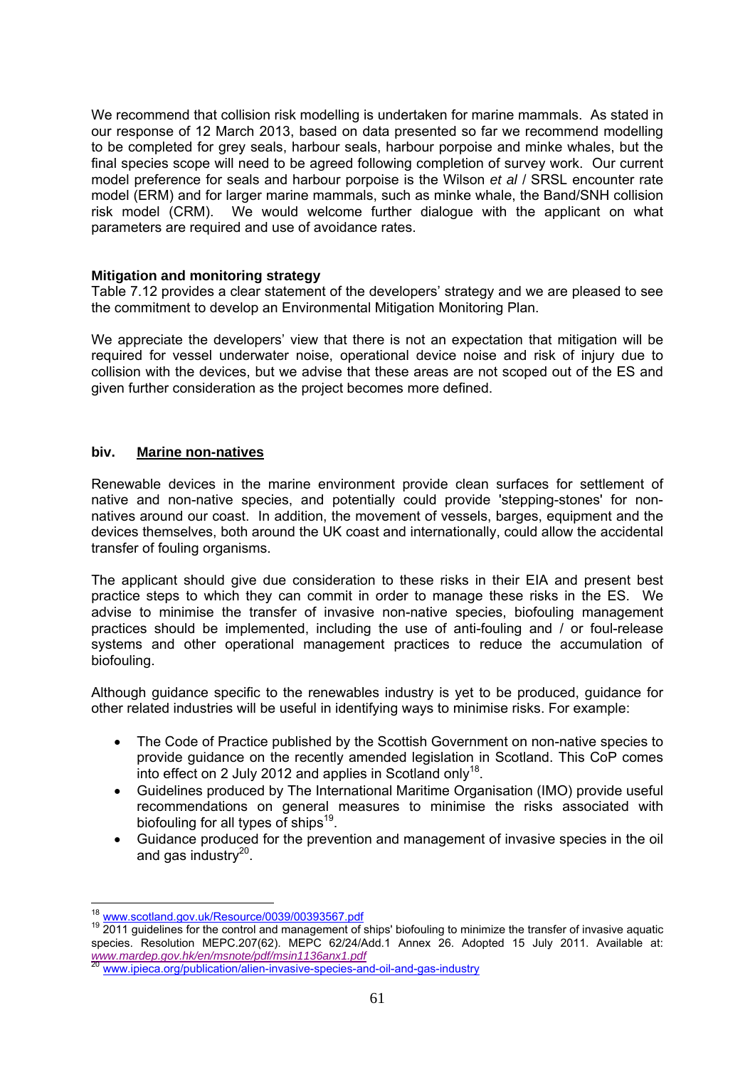We recommend that collision risk modelling is undertaken for marine mammals. As stated in our response of 12 March 2013, based on data presented so far we recommend modelling to be completed for grey seals, harbour seals, harbour porpoise and minke whales, but the final species scope will need to be agreed following completion of survey work. Our current model preference for seals and harbour porpoise is the Wilson *et al* / SRSL encounter rate model (ERM) and for larger marine mammals, such as minke whale, the Band/SNH collision risk model (CRM). We would welcome further dialogue with the applicant on what parameters are required and use of avoidance rates.

**Mitigation and monitoring strategy**

Table 7.12 provides a clear statement of the developers' strategy and we are pleased to see the commitment to develop an Environmental Mitigation Monitoring Plan.

We appreciate the developers' view that there is not an expectation that mitigation will be required for vessel underwater noise, operational device noise and risk of injury due to collision with the devices, but we advise that these areas are not scoped out of the ES and given further consideration as the project becomes more defined.

**biv. <u>Marine non-natives</u>**

Renewable devices in the marine environment provide clean surfaces for settlement of native and non-native species, and potentially could provide 'stepping-stones' for non-natives around our coast. In addition, the movement of vessels, barges, equipment and the devices themselves, both around the UK coast and internationally, could allow the accidental transfer of fouling organisms.

The applicant should give due consideration to these risks in their EIA and present best practice steps to which they can commit in order to manage these risks in the ES. We advise to minimise the transfer of invasive non-native species, biofouling management practices should be implemented, including the use of anti-fouling and / or foul-release systems and other operational management practices to reduce the accumulation of biofouling.

Although guidance specific to the renewables industry is yet to be produced, guidance for other related industries will be useful in identifying ways to minimise risks. For example:

- The Code of Practice published by the Scottish Government on non-native species to provide guidance on the recently amended legislation in Scotland. This CoP comes into effect on 2 July 2012 and applies in Scotland only[18].
- Guidelines produced by The International Maritime Organisation (IMO) provide useful recommendations on general measures to minimise the risks associated with biofouling for all types of ships[19].
- Guidance produced for the prevention and management of invasive species in the oil and gas industry[20].

---

[18] www.scotland.gov.uk/Resource/0039/00393567.pdf

[19] 2011 guidelines for the control and management of ships' biofouling to minimize the transfer of invasive aquatic species. Resolution MEPC.207(62). MEPC 62/24/Add.1 Annex 26. Adopted 15 July 2011. Available at: *www.mardep.gov.hk/en/msnote/pdf/msin1136anx1.pdf*

[20] www.ipieca.org/publication/alien-invasive-species-and-oil-and-gas-industry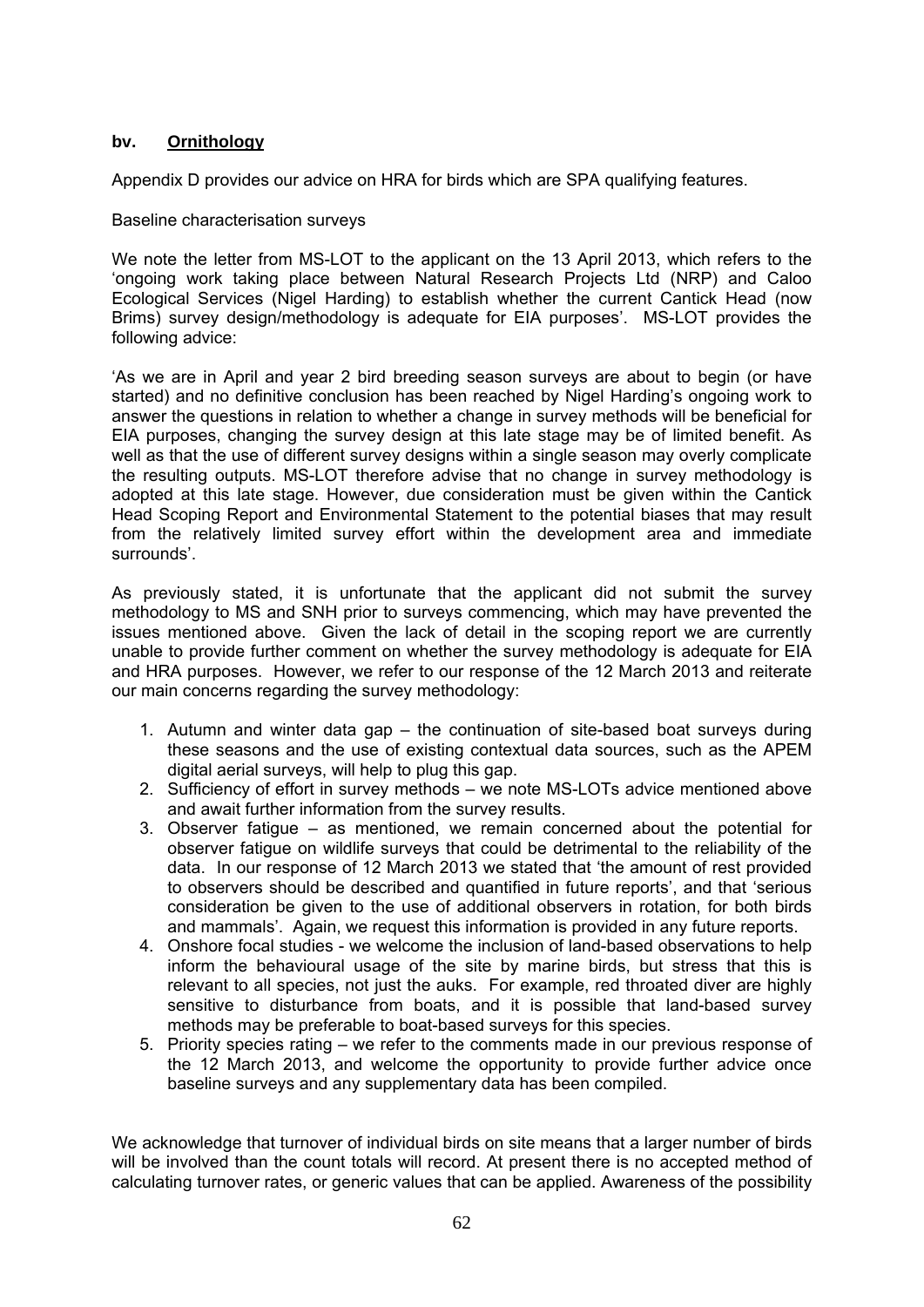### bv. **Ornithology**

Appendix D provides our advice on HRA for birds which are SPA qualifying features.

Baseline characterisation surveys

We note the letter from MS-LOT to the applicant on the 13 April 2013, which refers to the 'ongoing work taking place between Natural Research Projects Ltd (NRP) and Caloo Ecological Services (Nigel Harding) to establish whether the current Cantick Head (now Brims) survey design/methodology is adequate for EIA purposes'. MS-LOT provides the following advice:

'As we are in April and year 2 bird breeding season surveys are about to begin (or have started) and no definitive conclusion has been reached by Nigel Harding's ongoing work to answer the questions in relation to whether a change in survey methods will be beneficial for EIA purposes, changing the survey design at this late stage may be of limited benefit. As well as that the use of different survey designs within a single season may overly complicate the resulting outputs. MS-LOT therefore advise that no change in survey methodology is adopted at this late stage. However, due consideration must be given within the Cantick Head Scoping Report and Environmental Statement to the potential biases that may result from the relatively limited survey effort within the development area and immediate surrounds'.

As previously stated, it is unfortunate that the applicant did not submit the survey methodology to MS and SNH prior to surveys commencing, which may have prevented the issues mentioned above. Given the lack of detail in the scoping report we are currently unable to provide further comment on whether the survey methodology is adequate for EIA and HRA purposes. However, we refer to our response of the 12 March 2013 and reiterate our main concerns regarding the survey methodology:

1. Autumn and winter data gap – the continuation of site-based boat surveys during these seasons and the use of existing contextual data sources, such as the APEM digital aerial surveys, will help to plug this gap.
2. Sufficiency of effort in survey methods – we note MS-LOTs advice mentioned above and await further information from the survey results.
3. Observer fatigue – as mentioned, we remain concerned about the potential for observer fatigue on wildlife surveys that could be detrimental to the reliability of the data. In our response of 12 March 2013 we stated that 'the amount of rest provided to observers should be described and quantified in future reports', and that 'serious consideration be given to the use of additional observers in rotation, for both birds and mammals'. Again, we request this information is provided in any future reports.
4. Onshore focal studies - we welcome the inclusion of land-based observations to help inform the behavioural usage of the site by marine birds, but stress that this is relevant to all species, not just the auks. For example, red throated diver are highly sensitive to disturbance from boats, and it is possible that land-based survey methods may be preferable to boat-based surveys for this species.
5. Priority species rating – we refer to the comments made in our previous response of the 12 March 2013, and welcome the opportunity to provide further advice once baseline surveys and any supplementary data has been compiled.

We acknowledge that turnover of individual birds on site means that a larger number of birds will be involved than the count totals will record. At present there is no accepted method of calculating turnover rates, or generic values that can be applied. Awareness of the possibility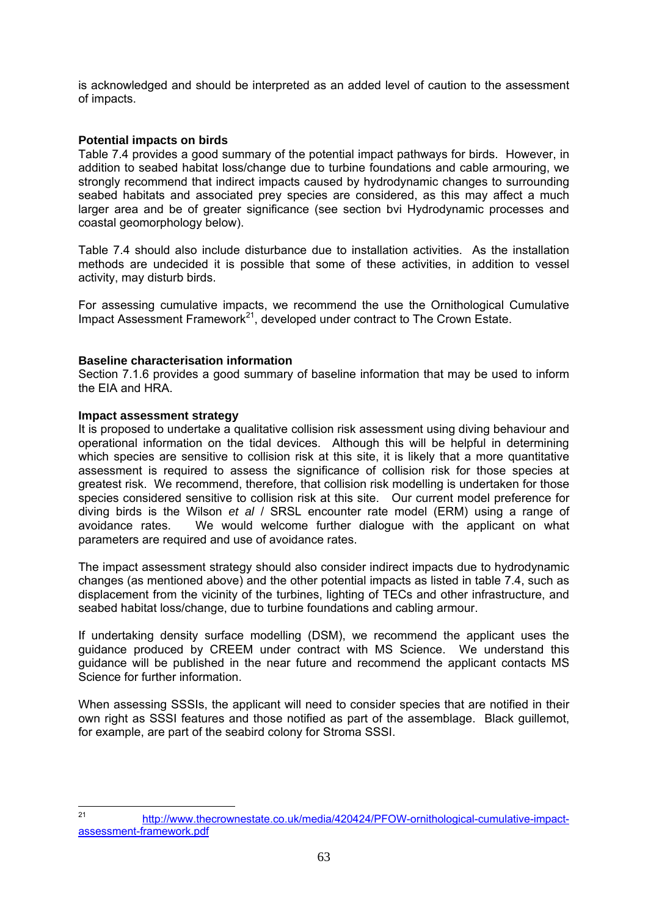is acknowledged and should be interpreted as an added level of caution to the assessment of impacts.

**Potential impacts on birds**

Table 7.4 provides a good summary of the potential impact pathways for birds. However, in addition to seabed habitat loss/change due to turbine foundations and cable armouring, we strongly recommend that indirect impacts caused by hydrodynamic changes to surrounding seabed habitats and associated prey species are considered, as this may affect a much larger area and be of greater significance (see section bvi Hydrodynamic processes and coastal geomorphology below).

Table 7.4 should also include disturbance due to installation activities. As the installation methods are undecided it is possible that some of these activities, in addition to vessel activity, may disturb birds.

For assessing cumulative impacts, we recommend the use the Ornithological Cumulative Impact Assessment Framework[21], developed under contract to The Crown Estate.

**Baseline characterisation information**

Section 7.1.6 provides a good summary of baseline information that may be used to inform the EIA and HRA.

**Impact assessment strategy**

It is proposed to undertake a qualitative collision risk assessment using diving behaviour and operational information on the tidal devices. Although this will be helpful in determining which species are sensitive to collision risk at this site, it is likely that a more quantitative assessment is required to assess the significance of collision risk for those species at greatest risk. We recommend, therefore, that collision risk modelling is undertaken for those species considered sensitive to collision risk at this site. Our current model preference for diving birds is the Wilson *et al* / SRSL encounter rate model (ERM) using a range of avoidance rates. We would welcome further dialogue with the applicant on what parameters are required and use of avoidance rates.

The impact assessment strategy should also consider indirect impacts due to hydrodynamic changes (as mentioned above) and the other potential impacts as listed in table 7.4, such as displacement from the vicinity of the turbines, lighting of TECs and other infrastructure, and seabed habitat loss/change, due to turbine foundations and cabling armour.

If undertaking density surface modelling (DSM), we recommend the applicant uses the guidance produced by CREEM under contract with MS Science. We understand this guidance will be published in the near future and recommend the applicant contacts MS Science for further information.

When assessing SSSIs, the applicant will need to consider species that are notified in their own right as SSSI features and those notified as part of the assemblage. Black guillemot, for example, are part of the seabird colony for Stroma SSSI.

---

[21] http://www.thecrownestate.co.uk/media/420424/PFOW-ornithological-cumulative-impact-assessment-framework.pdf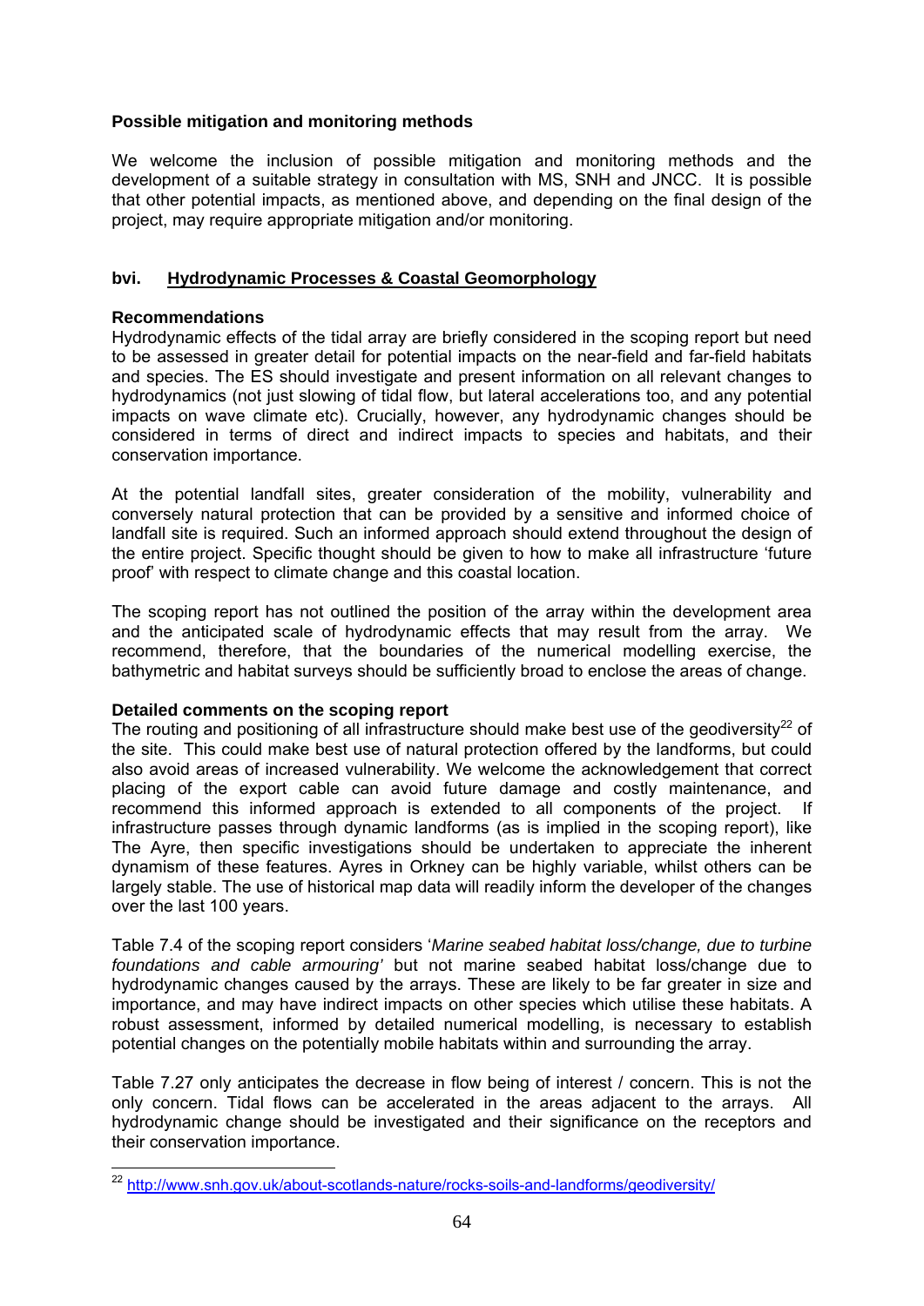**Possible mitigation and monitoring methods**

We welcome the inclusion of possible mitigation and monitoring methods and the development of a suitable strategy in consultation with MS, SNH and JNCC. It is possible that other potential impacts, as mentioned above, and depending on the final design of the project, may require appropriate mitigation and/or monitoring.

### bvi. Hydrodynamic Processes & Coastal Geomorphology

**Recommendations**

Hydrodynamic effects of the tidal array are briefly considered in the scoping report but need to be assessed in greater detail for potential impacts on the near-field and far-field habitats and species. The ES should investigate and present information on all relevant changes to hydrodynamics (not just slowing of tidal flow, but lateral accelerations too, and any potential impacts on wave climate etc). Crucially, however, any hydrodynamic changes should be considered in terms of direct and indirect impacts to species and habitats, and their conservation importance.

At the potential landfall sites, greater consideration of the mobility, vulnerability and conversely natural protection that can be provided by a sensitive and informed choice of landfall site is required. Such an informed approach should extend throughout the design of the entire project. Specific thought should be given to how to make all infrastructure 'future proof' with respect to climate change and this coastal location.

The scoping report has not outlined the position of the array within the development area and the anticipated scale of hydrodynamic effects that may result from the array. We recommend, therefore, that the boundaries of the numerical modelling exercise, the bathymetric and habitat surveys should be sufficiently broad to enclose the areas of change.

**Detailed comments on the scoping report**

The routing and positioning of all infrastructure should make best use of the geodiversity[22] of the site. This could make best use of natural protection offered by the landforms, but could also avoid areas of increased vulnerability. We welcome the acknowledgement that correct placing of the export cable can avoid future damage and costly maintenance, and recommend this informed approach is extended to all components of the project. If infrastructure passes through dynamic landforms (as is implied in the scoping report), like The Ayre, then specific investigations should be undertaken to appreciate the inherent dynamism of these features. Ayres in Orkney can be highly variable, whilst others can be largely stable. The use of historical map data will readily inform the developer of the changes over the last 100 years.

Table 7.4 of the scoping report considers '*Marine seabed habitat loss/change, due to turbine foundations and cable armouring'* but not marine seabed habitat loss/change due to hydrodynamic changes caused by the arrays. These are likely to be far greater in size and importance, and may have indirect impacts on other species which utilise these habitats. A robust assessment, informed by detailed numerical modelling, is necessary to establish potential changes on the potentially mobile habitats within and surrounding the array.

Table 7.27 only anticipates the decrease in flow being of interest / concern. This is not the only concern. Tidal flows can be accelerated in the areas adjacent to the arrays. All hydrodynamic change should be investigated and their significance on the receptors and their conservation importance.

---

[22] http://www.snh.gov.uk/about-scotlands-nature/rocks-soils-and-landforms/geodiversity/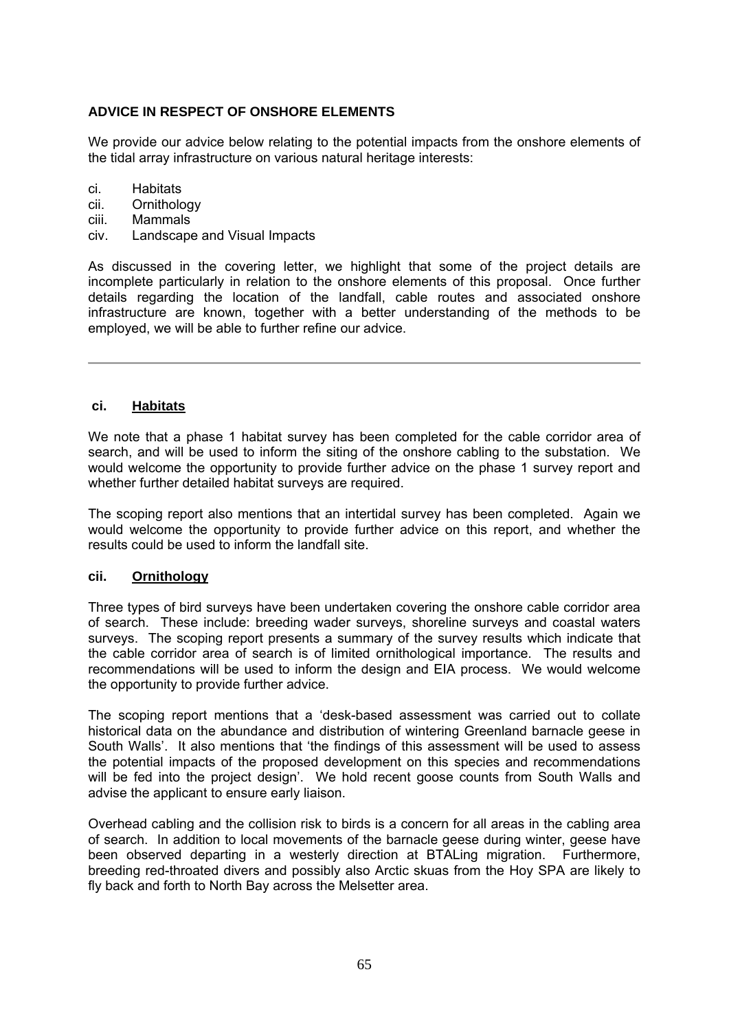## ADVICE IN RESPECT OF ONSHORE ELEMENTS

We provide our advice below relating to the potential impacts from the onshore elements of the tidal array infrastructure on various natural heritage interests:

ci. Habitats
cii. Ornithology
ciii. Mammals
civ. Landscape and Visual Impacts

As discussed in the covering letter, we highlight that some of the project details are incomplete particularly in relation to the onshore elements of this proposal. Once further details regarding the location of the landfall, cable routes and associated onshore infrastructure are known, together with a better understanding of the methods to be employed, we will be able to further refine our advice.

---

### ci. Habitats

We note that a phase 1 habitat survey has been completed for the cable corridor area of search, and will be used to inform the siting of the onshore cabling to the substation. We would welcome the opportunity to provide further advice on the phase 1 survey report and whether further detailed habitat surveys are required.

The scoping report also mentions that an intertidal survey has been completed. Again we would welcome the opportunity to provide further advice on this report, and whether the results could be used to inform the landfall site.

### cii. Ornithology

Three types of bird surveys have been undertaken covering the onshore cable corridor area of search. These include: breeding wader surveys, shoreline surveys and coastal waters surveys. The scoping report presents a summary of the survey results which indicate that the cable corridor area of search is of limited ornithological importance. The results and recommendations will be used to inform the design and EIA process. We would welcome the opportunity to provide further advice.

The scoping report mentions that a 'desk-based assessment was carried out to collate historical data on the abundance and distribution of wintering Greenland barnacle geese in South Walls'. It also mentions that 'the findings of this assessment will be used to assess the potential impacts of the proposed development on this species and recommendations will be fed into the project design'. We hold recent goose counts from South Walls and advise the applicant to ensure early liaison.

Overhead cabling and the collision risk to birds is a concern for all areas in the cabling area of search. In addition to local movements of the barnacle geese during winter, geese have been observed departing in a westerly direction at BTALing migration. Furthermore, breeding red-throated divers and possibly also Arctic skuas from the Hoy SPA are likely to fly back and forth to North Bay across the Melsetter area.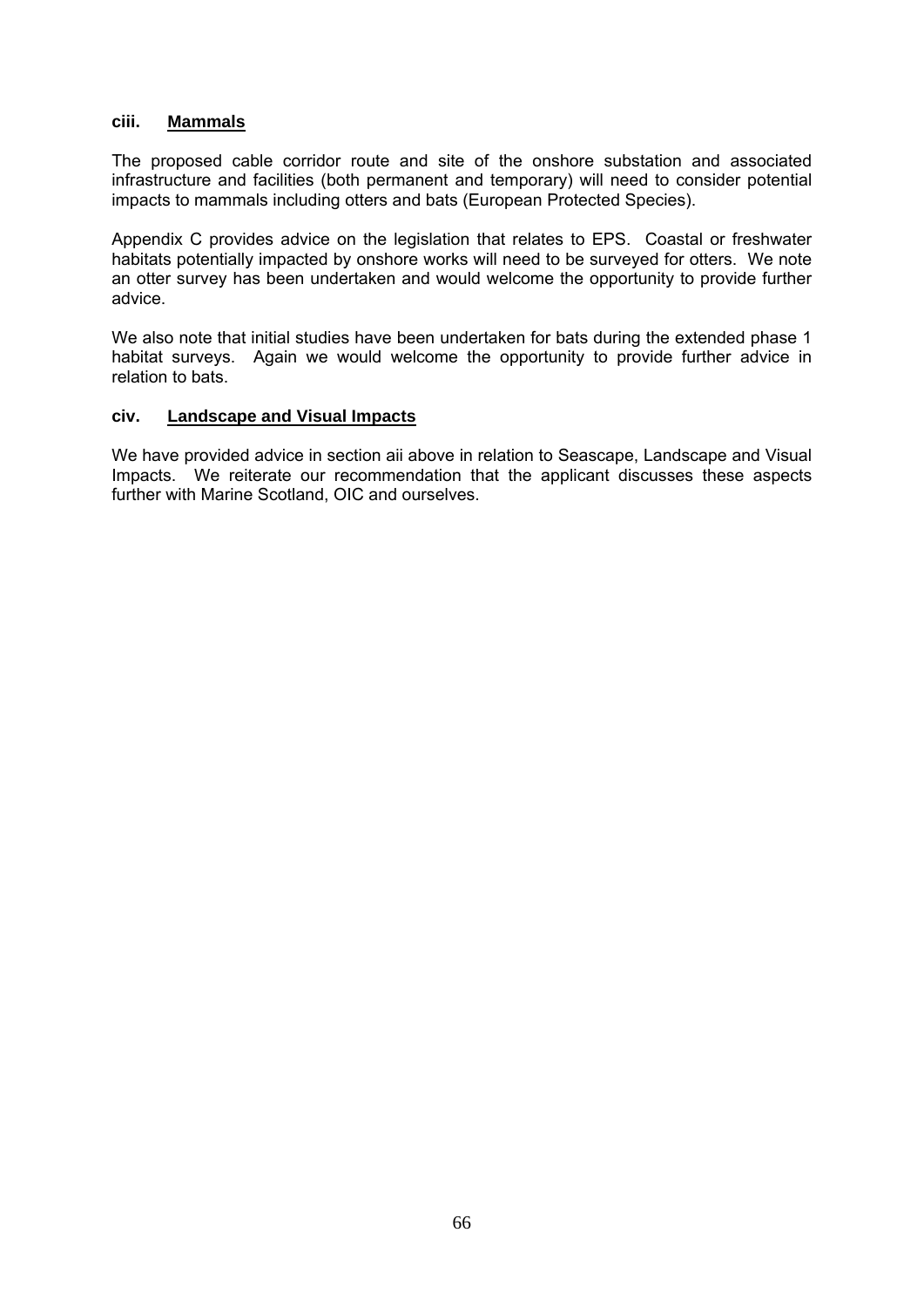### ciii. <u>Mammals</u>

The proposed cable corridor route and site of the onshore substation and associated infrastructure and facilities (both permanent and temporary) will need to consider potential impacts to mammals including otters and bats (European Protected Species).

Appendix C provides advice on the legislation that relates to EPS. Coastal or freshwater habitats potentially impacted by onshore works will need to be surveyed for otters. We note an otter survey has been undertaken and would welcome the opportunity to provide further advice.

We also note that initial studies have been undertaken for bats during the extended phase 1 habitat surveys. Again we would welcome the opportunity to provide further advice in relation to bats.

### civ. <u>Landscape and Visual Impacts</u>

We have provided advice in section aii above in relation to Seascape, Landscape and Visual Impacts. We reiterate our recommendation that the applicant discusses these aspects further with Marine Scotland, OIC and ourselves.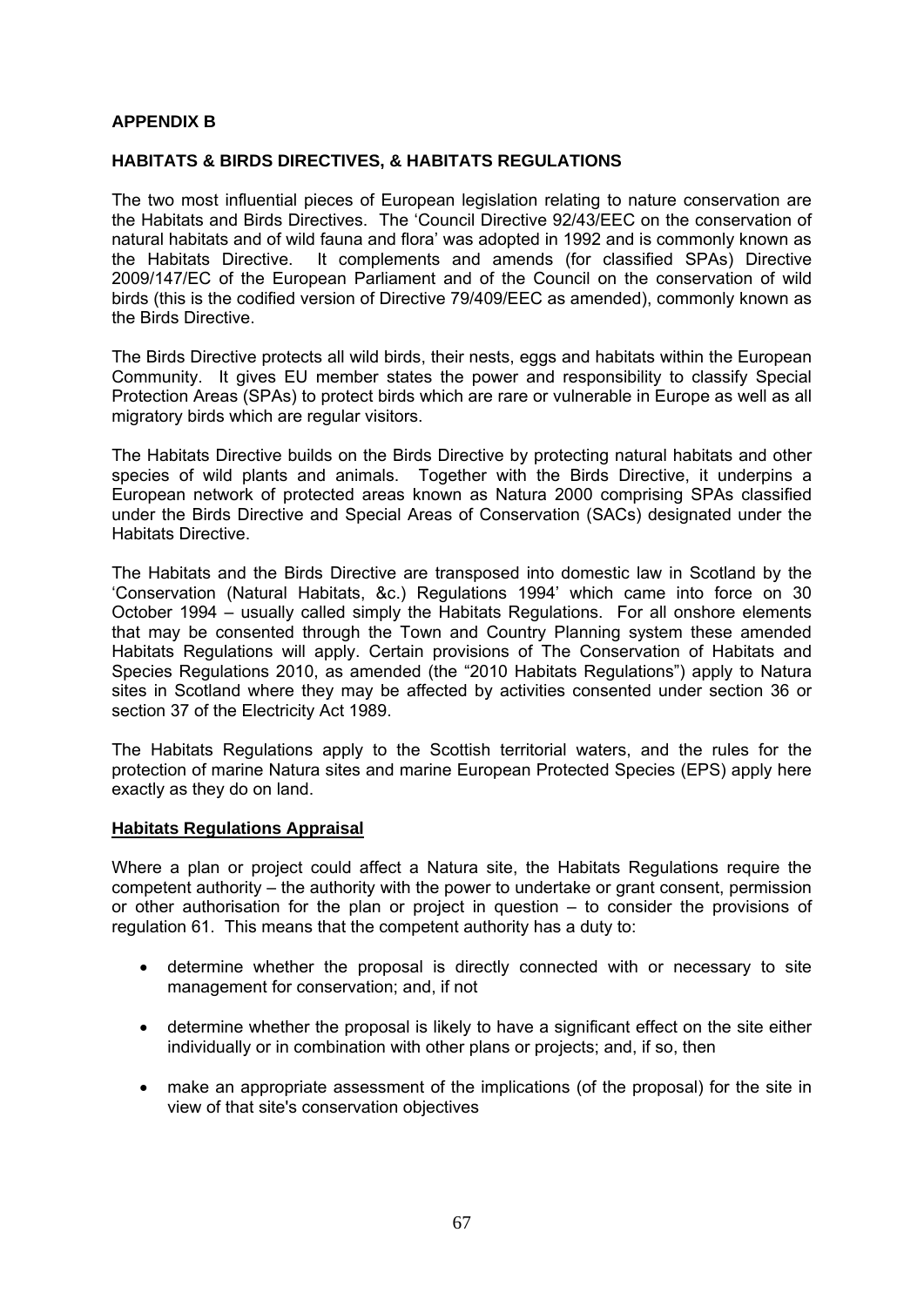**APPENDIX B**

**HABITATS & BIRDS DIRECTIVES, & HABITATS REGULATIONS**

The two most influential pieces of European legislation relating to nature conservation are the Habitats and Birds Directives. The 'Council Directive 92/43/EEC on the conservation of natural habitats and of wild fauna and flora' was adopted in 1992 and is commonly known as the Habitats Directive. It complements and amends (for classified SPAs) Directive 2009/147/EC of the European Parliament and of the Council on the conservation of wild birds (this is the codified version of Directive 79/409/EEC as amended), commonly known as the Birds Directive.

The Birds Directive protects all wild birds, their nests, eggs and habitats within the European Community. It gives EU member states the power and responsibility to classify Special Protection Areas (SPAs) to protect birds which are rare or vulnerable in Europe as well as all migratory birds which are regular visitors.

The Habitats Directive builds on the Birds Directive by protecting natural habitats and other species of wild plants and animals. Together with the Birds Directive, it underpins a European network of protected areas known as Natura 2000 comprising SPAs classified under the Birds Directive and Special Areas of Conservation (SACs) designated under the Habitats Directive.

The Habitats and the Birds Directive are transposed into domestic law in Scotland by the 'Conservation (Natural Habitats, &c.) Regulations 1994' which came into force on 30 October 1994 – usually called simply the Habitats Regulations. For all onshore elements that may be consented through the Town and Country Planning system these amended Habitats Regulations will apply. Certain provisions of The Conservation of Habitats and Species Regulations 2010, as amended (the "2010 Habitats Regulations") apply to Natura sites in Scotland where they may be affected by activities consented under section 36 or section 37 of the Electricity Act 1989.

The Habitats Regulations apply to the Scottish territorial waters, and the rules for the protection of marine Natura sites and marine European Protected Species (EPS) apply here exactly as they do on land.

**Habitats Regulations Appraisal**

Where a plan or project could affect a Natura site, the Habitats Regulations require the competent authority – the authority with the power to undertake or grant consent, permission or other authorisation for the plan or project in question – to consider the provisions of regulation 61. This means that the competent authority has a duty to:

- determine whether the proposal is directly connected with or necessary to site management for conservation; and, if not
- determine whether the proposal is likely to have a significant effect on the site either individually or in combination with other plans or projects; and, if so, then
- make an appropriate assessment of the implications (of the proposal) for the site in view of that site's conservation objectives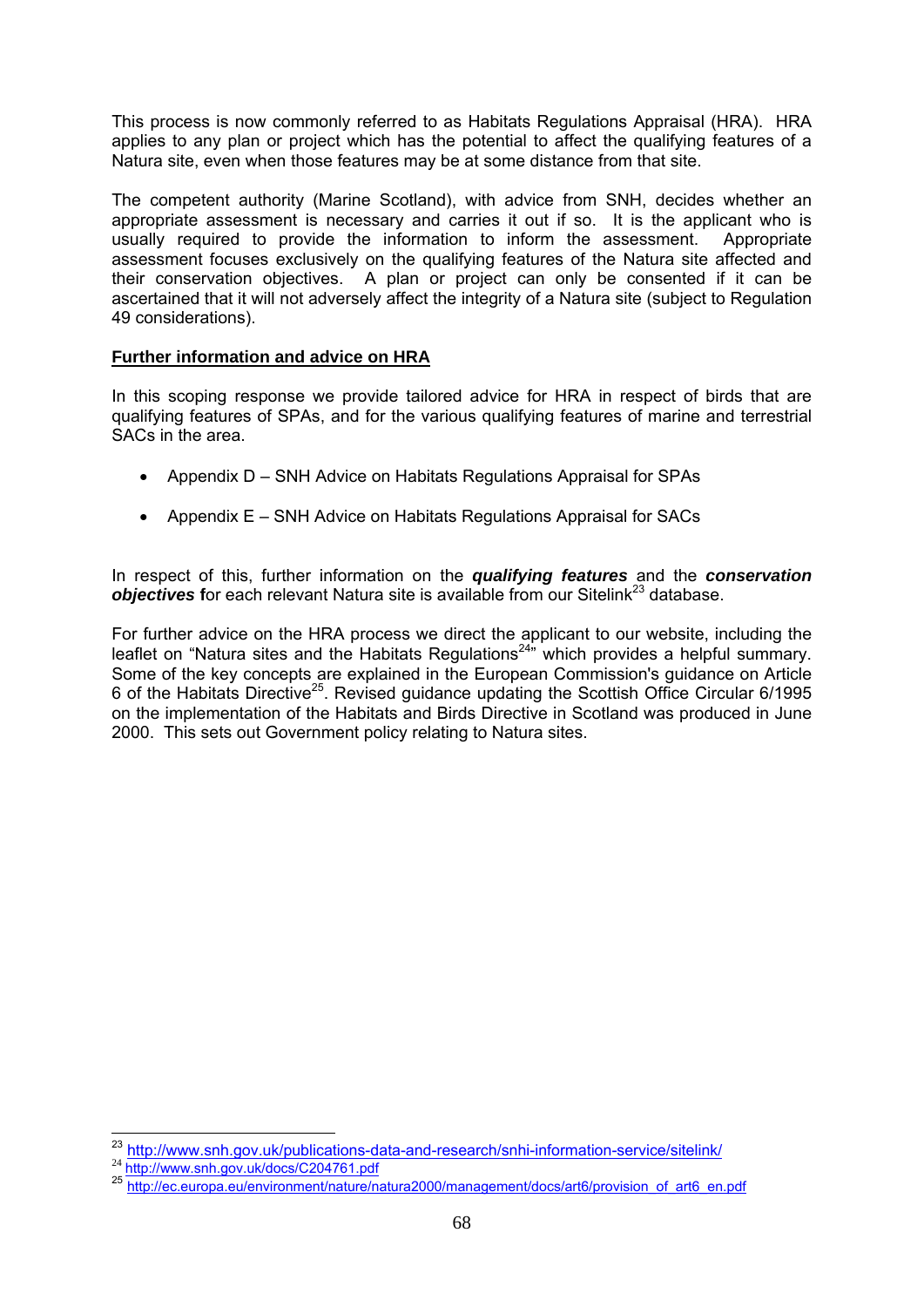This process is now commonly referred to as Habitats Regulations Appraisal (HRA). HRA applies to any plan or project which has the potential to affect the qualifying features of a Natura site, even when those features may be at some distance from that site.

The competent authority (Marine Scotland), with advice from SNH, decides whether an appropriate assessment is necessary and carries it out if so. It is the applicant who is usually required to provide the information to inform the assessment. Appropriate assessment focuses exclusively on the qualifying features of the Natura site affected and their conservation objectives. A plan or project can only be consented if it can be ascertained that it will not adversely affect the integrity of a Natura site (subject to Regulation 49 considerations).

**Further information and advice on HRA**

In this scoping response we provide tailored advice for HRA in respect of birds that are qualifying features of SPAs, and for the various qualifying features of marine and terrestrial SACs in the area.

- Appendix D – SNH Advice on Habitats Regulations Appraisal for SPAs
- Appendix E – SNH Advice on Habitats Regulations Appraisal for SACs

In respect of this, further information on the ***qualifying features*** and the ***conservation objectives*** **f**or each relevant Natura site is available from our Sitelink[23] database.

For further advice on the HRA process we direct the applicant to our website, including the leaflet on "Natura sites and the Habitats Regulations[24]" which provides a helpful summary. Some of the key concepts are explained in the European Commission's guidance on Article 6 of the Habitats Directive[25]. Revised guidance updating the Scottish Office Circular 6/1995 on the implementation of the Habitats and Birds Directive in Scotland was produced in June 2000. This sets out Government policy relating to Natura sites.

[23] http://www.snh.gov.uk/publications-data-and-research/snhi-information-service/sitelink/
[24] http://www.snh.gov.uk/docs/C204761.pdf
[25] http://ec.europa.eu/environment/nature/natura2000/management/docs/art6/provision_of_art6_en.pdf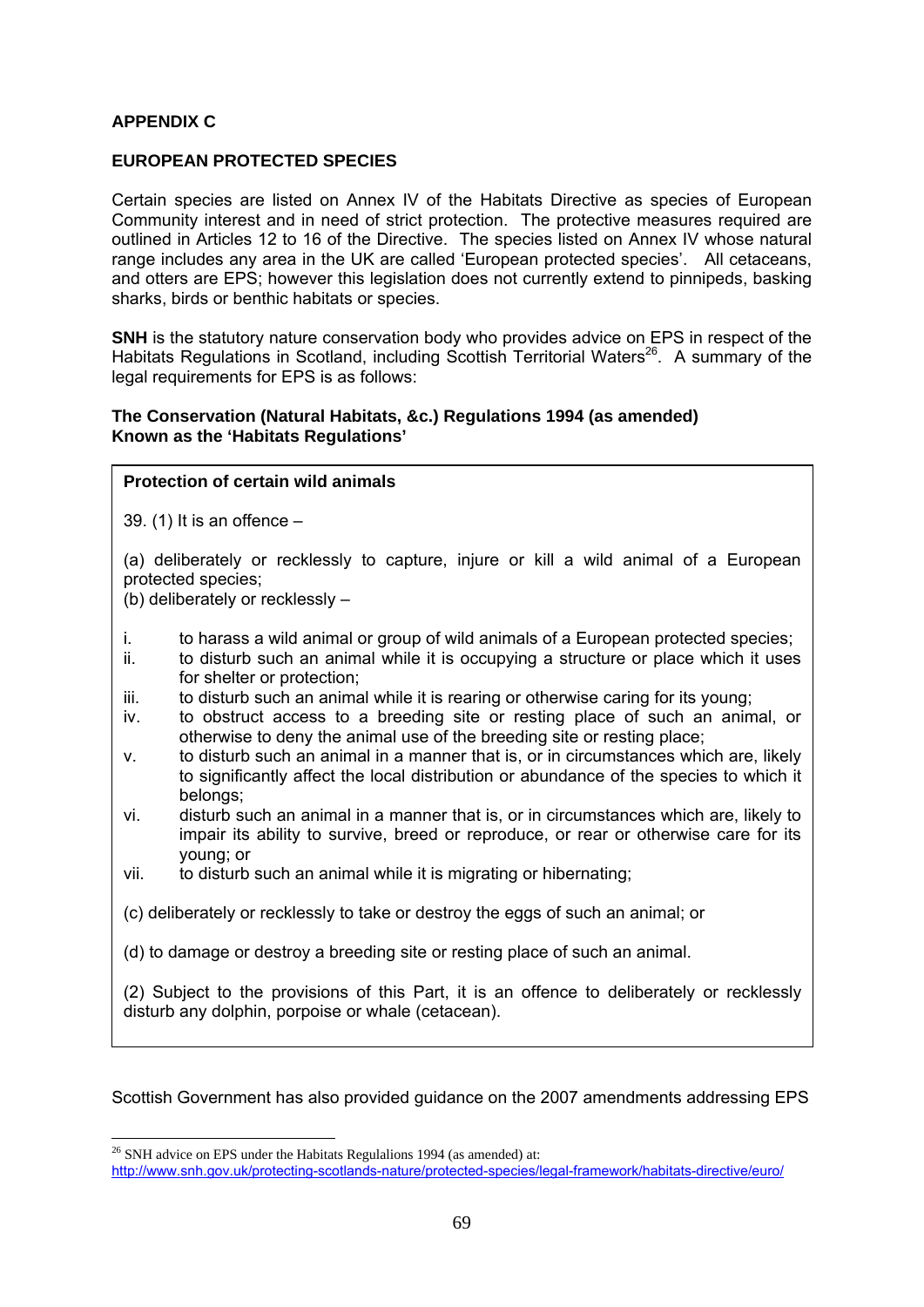## APPENDIX C

### EUROPEAN PROTECTED SPECIES

Certain species are listed on Annex IV of the Habitats Directive as species of European Community interest and in need of strict protection. The protective measures required are outlined in Articles 12 to 16 of the Directive. The species listed on Annex IV whose natural range includes any area in the UK are called 'European protected species'. All cetaceans, and otters are EPS; however this legislation does not currently extend to pinnipeds, basking sharks, birds or benthic habitats or species.

**SNH** is the statutory nature conservation body who provides advice on EPS in respect of the Habitats Regulations in Scotland, including Scottish Territorial Waters[26]. A summary of the legal requirements for EPS is as follows:

**The Conservation (Natural Habitats, &c.) Regulations 1994 (as amended)**
**Known as the 'Habitats Regulations'**

**Protection of certain wild animals**

39. (1) It is an offence –

(a) deliberately or recklessly to capture, injure or kill a wild animal of a European protected species;

(b) deliberately or recklessly –

i. to harass a wild animal or group of wild animals of a European protected species;
ii. to disturb such an animal while it is occupying a structure or place which it uses for shelter or protection;
iii. to disturb such an animal while it is rearing or otherwise caring for its young;
iv. to obstruct access to a breeding site or resting place of such an animal, or otherwise to deny the animal use of the breeding site or resting place;
v. to disturb such an animal in a manner that is, or in circumstances which are, likely to significantly affect the local distribution or abundance of the species to which it belongs;
vi. disturb such an animal in a manner that is, or in circumstances which are, likely to impair its ability to survive, breed or reproduce, or rear or otherwise care for its young; or
vii. to disturb such an animal while it is migrating or hibernating;

(c) deliberately or recklessly to take or destroy the eggs of such an animal; or

(d) to damage or destroy a breeding site or resting place of such an animal.

(2) Subject to the provisions of this Part, it is an offence to deliberately or recklessly disturb any dolphin, porpoise or whale (cetacean).

Scottish Government has also provided guidance on the 2007 amendments addressing EPS

[26] SNH advice on EPS under the Habitats Regulalions 1994 (as amended) at: http://www.snh.gov.uk/protecting-scotlands-nature/protected-species/legal-framework/habitats-directive/euro/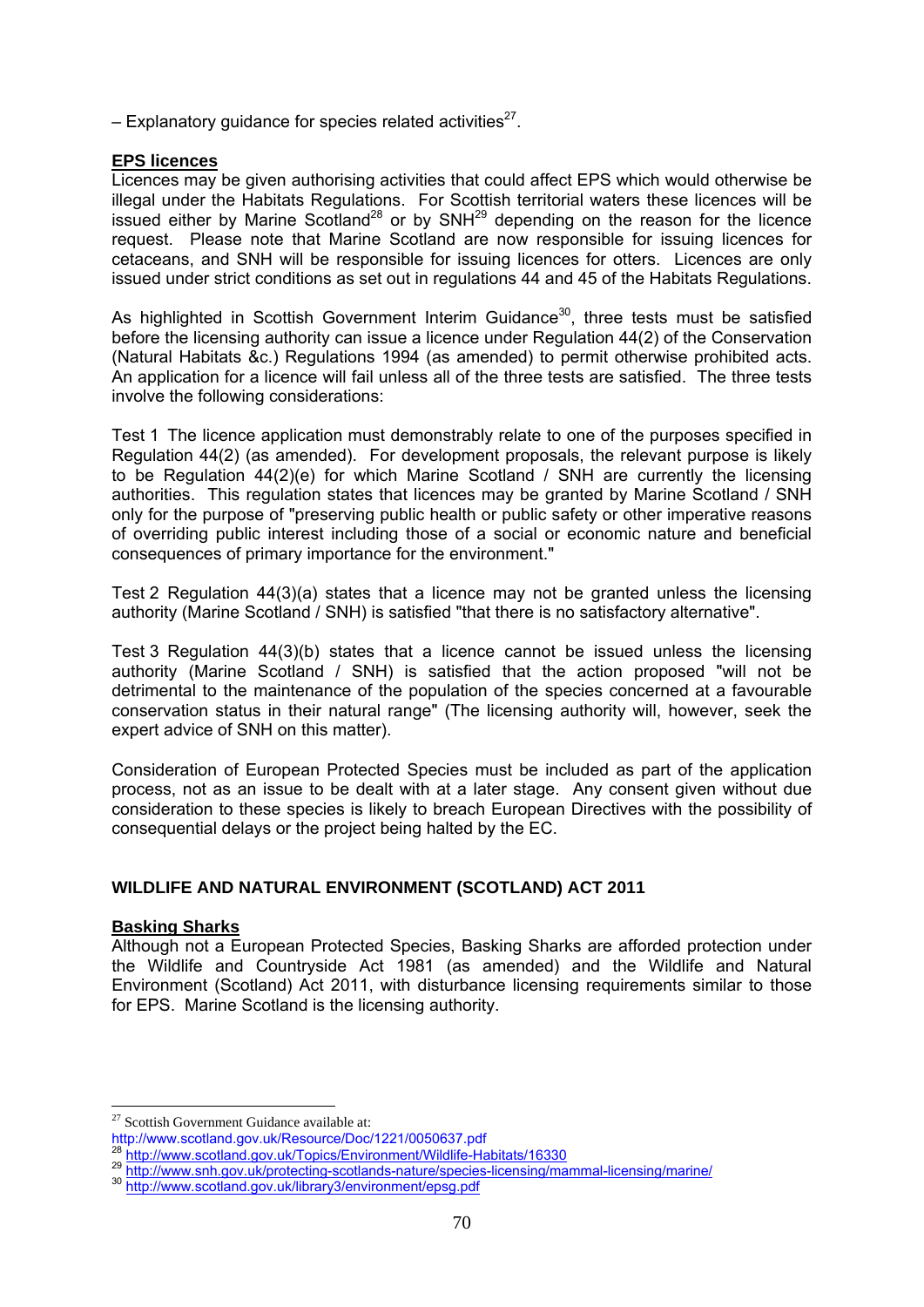– Explanatory guidance for species related activities[27].

**EPS licences**

Licences may be given authorising activities that could affect EPS which would otherwise be illegal under the Habitats Regulations. For Scottish territorial waters these licences will be issued either by Marine Scotland[28] or by SNH[29] depending on the reason for the licence request. Please note that Marine Scotland are now responsible for issuing licences for cetaceans, and SNH will be responsible for issuing licences for otters. Licences are only issued under strict conditions as set out in regulations 44 and 45 of the Habitats Regulations.

As highlighted in Scottish Government Interim Guidance[30], three tests must be satisfied before the licensing authority can issue a licence under Regulation 44(2) of the Conservation (Natural Habitats &c.) Regulations 1994 (as amended) to permit otherwise prohibited acts. An application for a licence will fail unless all of the three tests are satisfied. The three tests involve the following considerations:

Test 1 The licence application must demonstrably relate to one of the purposes specified in Regulation 44(2) (as amended). For development proposals, the relevant purpose is likely to be Regulation 44(2)(e) for which Marine Scotland / SNH are currently the licensing authorities. This regulation states that licences may be granted by Marine Scotland / SNH only for the purpose of "preserving public health or public safety or other imperative reasons of overriding public interest including those of a social or economic nature and beneficial consequences of primary importance for the environment."

Test 2 Regulation 44(3)(a) states that a licence may not be granted unless the licensing authority (Marine Scotland / SNH) is satisfied "that there is no satisfactory alternative".

Test 3 Regulation 44(3)(b) states that a licence cannot be issued unless the licensing authority (Marine Scotland / SNH) is satisfied that the action proposed "will not be detrimental to the maintenance of the population of the species concerned at a favourable conservation status in their natural range" (The licensing authority will, however, seek the expert advice of SNH on this matter).

Consideration of European Protected Species must be included as part of the application process, not as an issue to be dealt with at a later stage. Any consent given without due consideration to these species is likely to breach European Directives with the possibility of consequential delays or the project being halted by the EC.

## WILDLIFE AND NATURAL ENVIRONMENT (SCOTLAND) ACT 2011

**Basking Sharks**

Although not a European Protected Species, Basking Sharks are afforded protection under the Wildlife and Countryside Act 1981 (as amended) and the Wildlife and Natural Environment (Scotland) Act 2011, with disturbance licensing requirements similar to those for EPS. Marine Scotland is the licensing authority.

---

[27] Scottish Government Guidance available at:
http://www.scotland.gov.uk/Resource/Doc/1221/0050637.pdf

[28] http://www.scotland.gov.uk/Topics/Environment/Wildlife-Habitats/16330

[29] http://www.snh.gov.uk/protecting-scotlands-nature/species-licensing/mammal-licensing/marine/

[30] http://www.scotland.gov.uk/library3/environment/epsg.pdf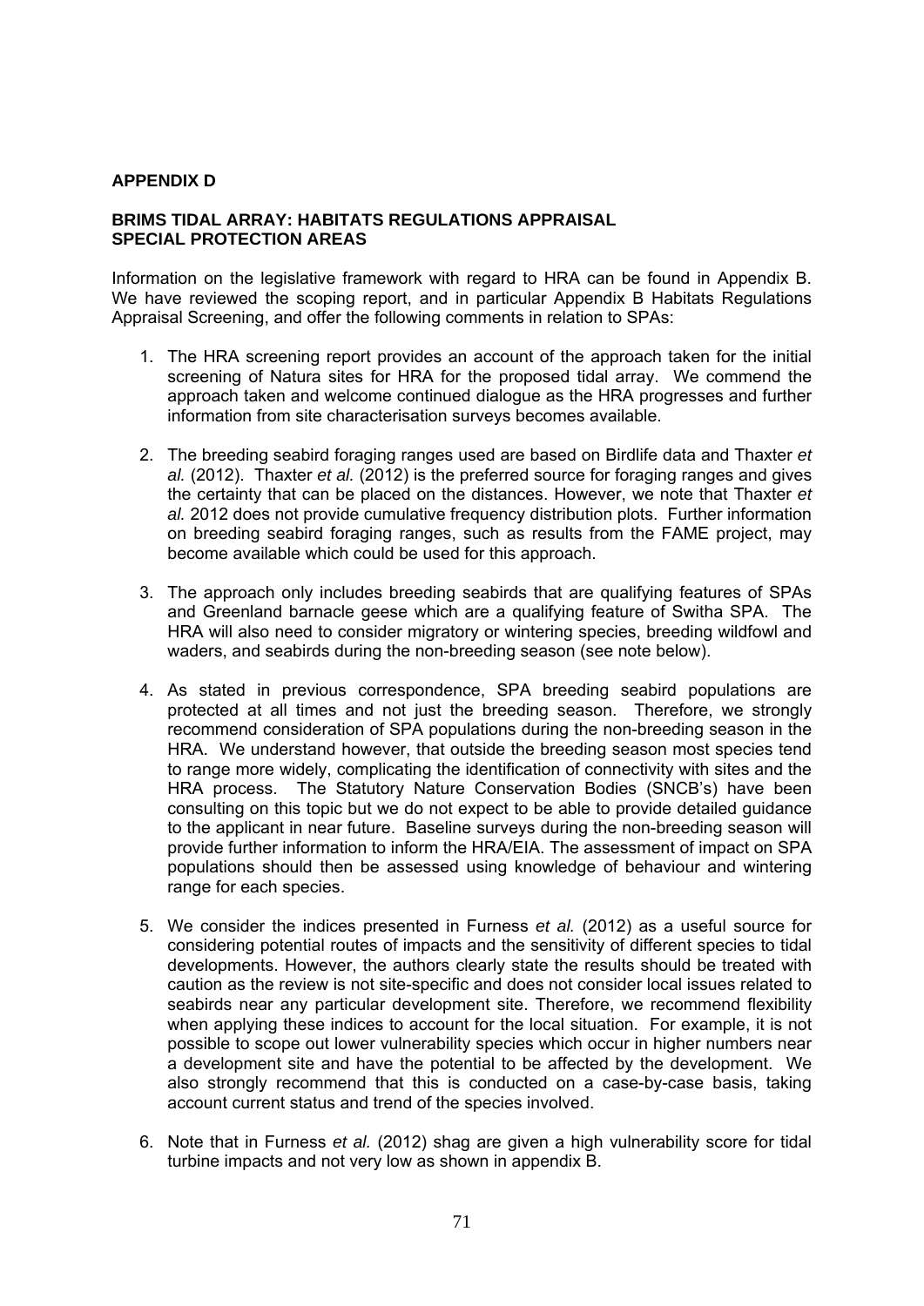**APPENDIX D**

**BRIMS TIDAL ARRAY: HABITATS REGULATIONS APPRAISAL SPECIAL PROTECTION AREAS**

Information on the legislative framework with regard to HRA can be found in Appendix B. We have reviewed the scoping report, and in particular Appendix B Habitats Regulations Appraisal Screening, and offer the following comments in relation to SPAs:

1. The HRA screening report provides an account of the approach taken for the initial screening of Natura sites for HRA for the proposed tidal array. We commend the approach taken and welcome continued dialogue as the HRA progresses and further information from site characterisation surveys becomes available.

2. The breeding seabird foraging ranges used are based on Birdlife data and Thaxter *et al.* (2012). Thaxter *et al.* (2012) is the preferred source for foraging ranges and gives the certainty that can be placed on the distances. However, we note that Thaxter *et al.* 2012 does not provide cumulative frequency distribution plots. Further information on breeding seabird foraging ranges, such as results from the FAME project, may become available which could be used for this approach.

3. The approach only includes breeding seabirds that are qualifying features of SPAs and Greenland barnacle geese which are a qualifying feature of Switha SPA. The HRA will also need to consider migratory or wintering species, breeding wildfowl and waders, and seabirds during the non-breeding season (see note below).

4. As stated in previous correspondence, SPA breeding seabird populations are protected at all times and not just the breeding season. Therefore, we strongly recommend consideration of SPA populations during the non-breeding season in the HRA. We understand however, that outside the breeding season most species tend to range more widely, complicating the identification of connectivity with sites and the HRA process. The Statutory Nature Conservation Bodies (SNCB's) have been consulting on this topic but we do not expect to be able to provide detailed guidance to the applicant in near future. Baseline surveys during the non-breeding season will provide further information to inform the HRA/EIA. The assessment of impact on SPA populations should then be assessed using knowledge of behaviour and wintering range for each species.

5. We consider the indices presented in Furness *et al.* (2012) as a useful source for considering potential routes of impacts and the sensitivity of different species to tidal developments. However, the authors clearly state the results should be treated with caution as the review is not site-specific and does not consider local issues related to seabirds near any particular development site. Therefore, we recommend flexibility when applying these indices to account for the local situation. For example, it is not possible to scope out lower vulnerability species which occur in higher numbers near a development site and have the potential to be affected by the development. We also strongly recommend that this is conducted on a case-by-case basis, taking account current status and trend of the species involved.

6. Note that in Furness *et al.* (2012) shag are given a high vulnerability score for tidal turbine impacts and not very low as shown in appendix B.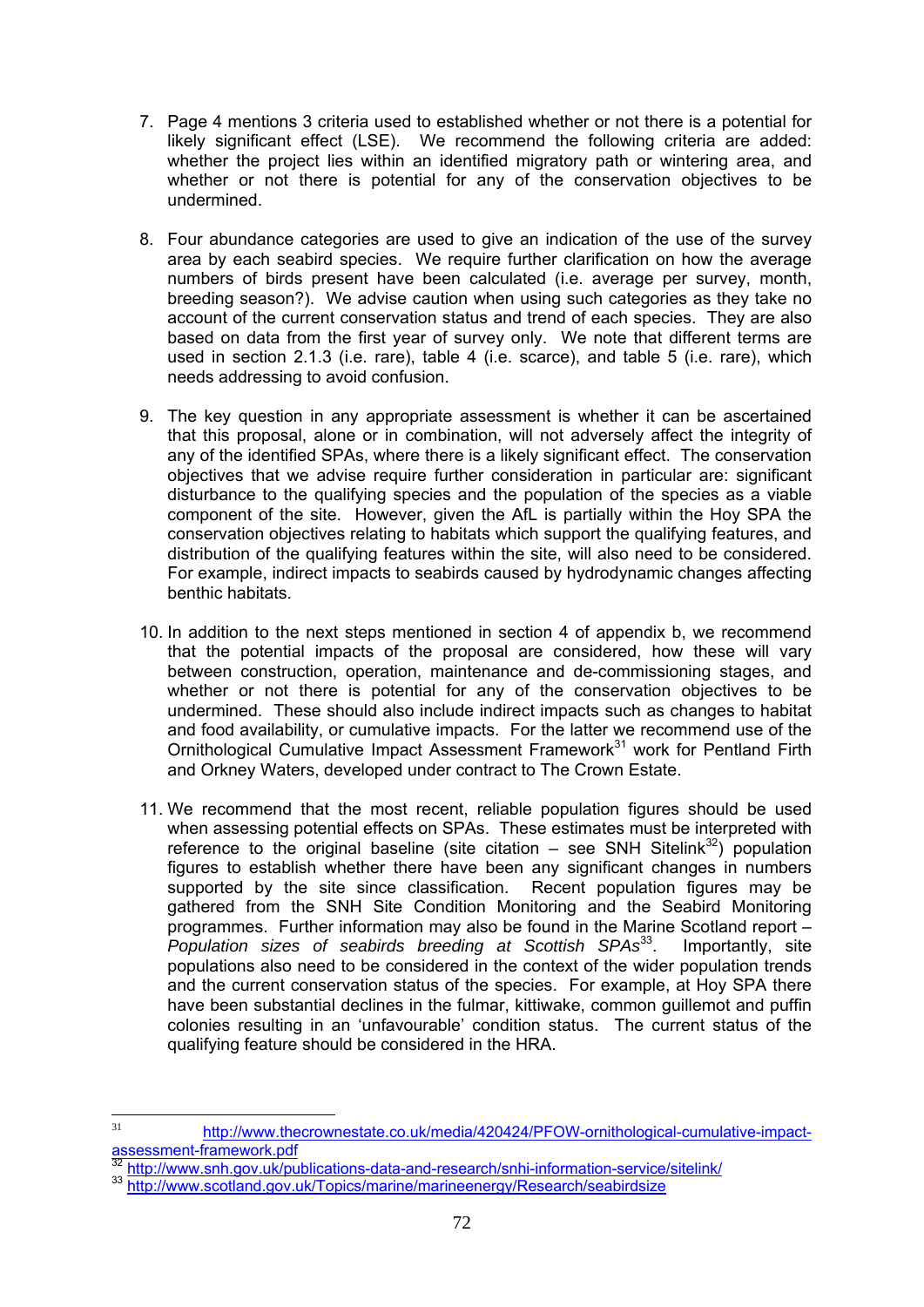7. Page 4 mentions 3 criteria used to established whether or not there is a potential for likely significant effect (LSE). We recommend the following criteria are added: whether the project lies within an identified migratory path or wintering area, and whether or not there is potential for any of the conservation objectives to be undermined.

8. Four abundance categories are used to give an indication of the use of the survey area by each seabird species. We require further clarification on how the average numbers of birds present have been calculated (i.e. average per survey, month, breeding season?). We advise caution when using such categories as they take no account of the current conservation status and trend of each species. They are also based on data from the first year of survey only. We note that different terms are used in section 2.1.3 (i.e. rare), table 4 (i.e. scarce), and table 5 (i.e. rare), which needs addressing to avoid confusion.

9. The key question in any appropriate assessment is whether it can be ascertained that this proposal, alone or in combination, will not adversely affect the integrity of any of the identified SPAs, where there is a likely significant effect. The conservation objectives that we advise require further consideration in particular are: significant disturbance to the qualifying species and the population of the species as a viable component of the site. However, given the AfL is partially within the Hoy SPA the conservation objectives relating to habitats which support the qualifying features, and distribution of the qualifying features within the site, will also need to be considered. For example, indirect impacts to seabirds caused by hydrodynamic changes affecting benthic habitats.

10. In addition to the next steps mentioned in section 4 of appendix b, we recommend that the potential impacts of the proposal are considered, how these will vary between construction, operation, maintenance and de-commissioning stages, and whether or not there is potential for any of the conservation objectives to be undermined. These should also include indirect impacts such as changes to habitat and food availability, or cumulative impacts. For the latter we recommend use of the Ornithological Cumulative Impact Assessment Framework[31] work for Pentland Firth and Orkney Waters, developed under contract to The Crown Estate.

11. We recommend that the most recent, reliable population figures should be used when assessing potential effects on SPAs. These estimates must be interpreted with reference to the original baseline (site citation – see SNH Sitelink[32]) population figures to establish whether there have been any significant changes in numbers supported by the site since classification. Recent population figures may be gathered from the SNH Site Condition Monitoring and the Seabird Monitoring programmes. Further information may also be found in the Marine Scotland report – *Population sizes of seabirds breeding at Scottish SPAs*[33]. Importantly, site populations also need to be considered in the context of the wider population trends and the current conservation status of the species. For example, at Hoy SPA there have been substantial declines in the fulmar, kittiwake, common guillemot and puffin colonies resulting in an 'unfavourable' condition status. The current status of the qualifying feature should be considered in the HRA.

---

[31] http://www.thecrownestate.co.uk/media/420424/PFOW-ornithological-cumulative-impact-assessment-framework.pdf

[32] http://www.snh.gov.uk/publications-data-and-research/snhi-information-service/sitelink/

[33] http://www.scotland.gov.uk/Topics/marine/marineenergy/Research/seabirdsize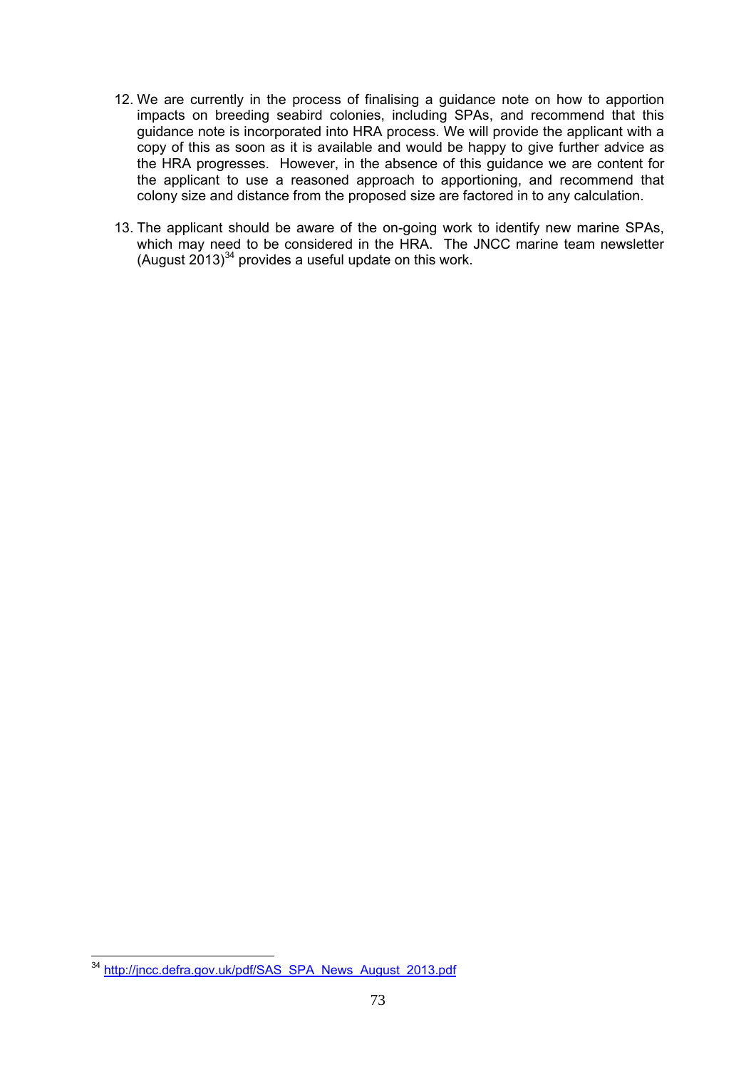12. We are currently in the process of finalising a guidance note on how to apportion impacts on breeding seabird colonies, including SPAs, and recommend that this guidance note is incorporated into HRA process. We will provide the applicant with a copy of this as soon as it is available and would be happy to give further advice as the HRA progresses. However, in the absence of this guidance we are content for the applicant to use a reasoned approach to apportioning, and recommend that colony size and distance from the proposed size are factored in to any calculation.

13. The applicant should be aware of the on-going work to identify new marine SPAs, which may need to be considered in the HRA. The JNCC marine team newsletter (August 2013)[34] provides a useful update on this work.

---

[34] http://jncc.defra.gov.uk/pdf/SAS_SPA_News_August_2013.pdf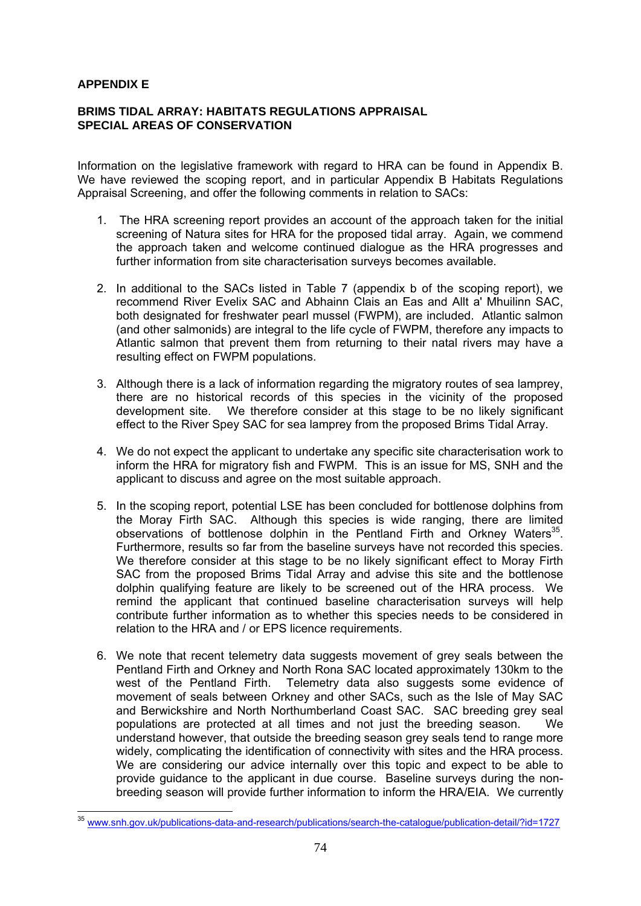**APPENDIX E**

**BRIMS TIDAL ARRAY: HABITATS REGULATIONS APPRAISAL SPECIAL AREAS OF CONSERVATION**

Information on the legislative framework with regard to HRA can be found in Appendix B. We have reviewed the scoping report, and in particular Appendix B Habitats Regulations Appraisal Screening, and offer the following comments in relation to SACs:

1. The HRA screening report provides an account of the approach taken for the initial screening of Natura sites for HRA for the proposed tidal array. Again, we commend the approach taken and welcome continued dialogue as the HRA progresses and further information from site characterisation surveys becomes available.

2. In additional to the SACs listed in Table 7 (appendix b of the scoping report), we recommend River Evelix SAC and Abhainn Clais an Eas and Allt a' Mhuilinn SAC, both designated for freshwater pearl mussel (FWPM), are included. Atlantic salmon (and other salmonids) are integral to the life cycle of FWPM, therefore any impacts to Atlantic salmon that prevent them from returning to their natal rivers may have a resulting effect on FWPM populations.

3. Although there is a lack of information regarding the migratory routes of sea lamprey, there are no historical records of this species in the vicinity of the proposed development site. We therefore consider at this stage to be no likely significant effect to the River Spey SAC for sea lamprey from the proposed Brims Tidal Array.

4. We do not expect the applicant to undertake any specific site characterisation work to inform the HRA for migratory fish and FWPM. This is an issue for MS, SNH and the applicant to discuss and agree on the most suitable approach.

5. In the scoping report, potential LSE has been concluded for bottlenose dolphins from the Moray Firth SAC. Although this species is wide ranging, there are limited observations of bottlenose dolphin in the Pentland Firth and Orkney Waters[35]. Furthermore, results so far from the baseline surveys have not recorded this species. We therefore consider at this stage to be no likely significant effect to Moray Firth SAC from the proposed Brims Tidal Array and advise this site and the bottlenose dolphin qualifying feature are likely to be screened out of the HRA process. We remind the applicant that continued baseline characterisation surveys will help contribute further information as to whether this species needs to be considered in relation to the HRA and / or EPS licence requirements.

6. We note that recent telemetry data suggests movement of grey seals between the Pentland Firth and Orkney and North Rona SAC located approximately 130km to the west of the Pentland Firth. Telemetry data also suggests some evidence of movement of seals between Orkney and other SACs, such as the Isle of May SAC and Berwickshire and North Northumberland Coast SAC. SAC breeding grey seal populations are protected at all times and not just the breeding season. We understand however, that outside the breeding season grey seals tend to range more widely, complicating the identification of connectivity with sites and the HRA process. We are considering our advice internally over this topic and expect to be able to provide guidance to the applicant in due course. Baseline surveys during the non-breeding season will provide further information to inform the HRA/EIA. We currently

[35] www.snh.gov.uk/publications-data-and-research/publications/search-the-catalogue/publication-detail/?id=1727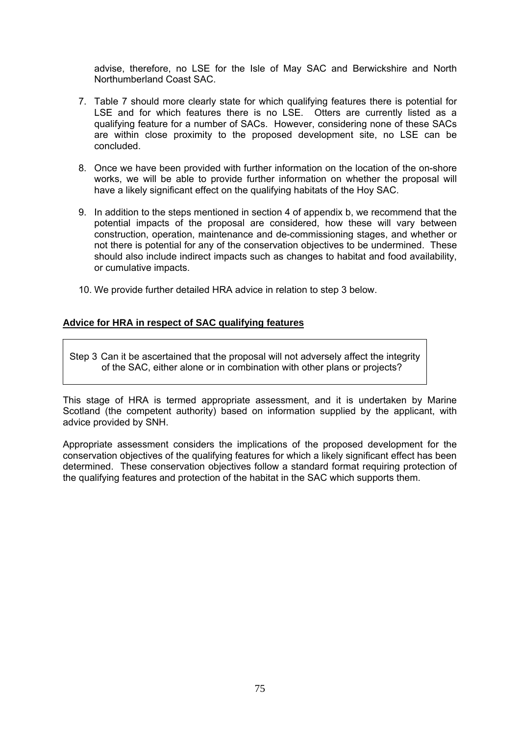advise, therefore, no LSE for the Isle of May SAC and Berwickshire and North Northumberland Coast SAC.

7. Table 7 should more clearly state for which qualifying features there is potential for LSE and for which features there is no LSE. Otters are currently listed as a qualifying feature for a number of SACs. However, considering none of these SACs are within close proximity to the proposed development site, no LSE can be concluded.

8. Once we have been provided with further information on the location of the on-shore works, we will be able to provide further information on whether the proposal will have a likely significant effect on the qualifying habitats of the Hoy SAC.

9. In addition to the steps mentioned in section 4 of appendix b, we recommend that the potential impacts of the proposal are considered, how these will vary between construction, operation, maintenance and de-commissioning stages, and whether or not there is potential for any of the conservation objectives to be undermined. These should also include indirect impacts such as changes to habitat and food availability, or cumulative impacts.

10. We provide further detailed HRA advice in relation to step 3 below.

**Advice for HRA in respect of SAC qualifying features**

| Step 3 Can it be ascertained that the proposal will not adversely affect the integrity of the SAC, either alone or in combination with other plans or projects? |
|---|

This stage of HRA is termed appropriate assessment, and it is undertaken by Marine Scotland (the competent authority) based on information supplied by the applicant, with advice provided by SNH.

Appropriate assessment considers the implications of the proposed development for the conservation objectives of the qualifying features for which a likely significant effect has been determined. These conservation objectives follow a standard format requiring protection of the qualifying features and protection of the habitat in the SAC which supports them.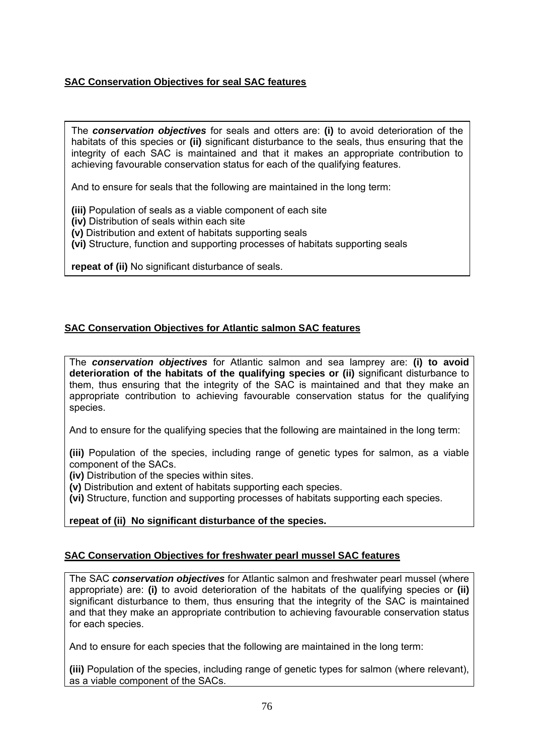**SAC Conservation Objectives for seal SAC features**

The ***conservation objectives*** for seals and otters are: **(i)** to avoid deterioration of the habitats of this species or **(ii)** significant disturbance to the seals, thus ensuring that the integrity of each SAC is maintained and that it makes an appropriate contribution to achieving favourable conservation status for each of the qualifying features.

And to ensure for seals that the following are maintained in the long term:

**(iii)** Population of seals as a viable component of each site
**(iv)** Distribution of seals within each site
**(v)** Distribution and extent of habitats supporting seals
**(vi)** Structure, function and supporting processes of habitats supporting seals

**repeat of (ii)** No significant disturbance of seals.

**SAC Conservation Objectives for Atlantic salmon SAC features**

The ***conservation objectives*** for Atlantic salmon and sea lamprey are: **(i) to avoid deterioration of the habitats of the qualifying species or (ii)** significant disturbance to them, thus ensuring that the integrity of the SAC is maintained and that they make an appropriate contribution to achieving favourable conservation status for the qualifying species.

And to ensure for the qualifying species that the following are maintained in the long term:

**(iii)** Population of the species, including range of genetic types for salmon, as a viable component of the SACs.
**(iv)** Distribution of the species within sites.
**(v)** Distribution and extent of habitats supporting each species.
**(vi)** Structure, function and supporting processes of habitats supporting each species.

**repeat of (ii) No significant disturbance of the species.**

**SAC Conservation Objectives for freshwater pearl mussel SAC features**

The SAC ***conservation objectives*** for Atlantic salmon and freshwater pearl mussel (where appropriate) are: **(i)** to avoid deterioration of the habitats of the qualifying species or **(ii)** significant disturbance to them, thus ensuring that the integrity of the SAC is maintained and that they make an appropriate contribution to achieving favourable conservation status for each species.

And to ensure for each species that the following are maintained in the long term:

**(iii)** Population of the species, including range of genetic types for salmon (where relevant), as a viable component of the SACs.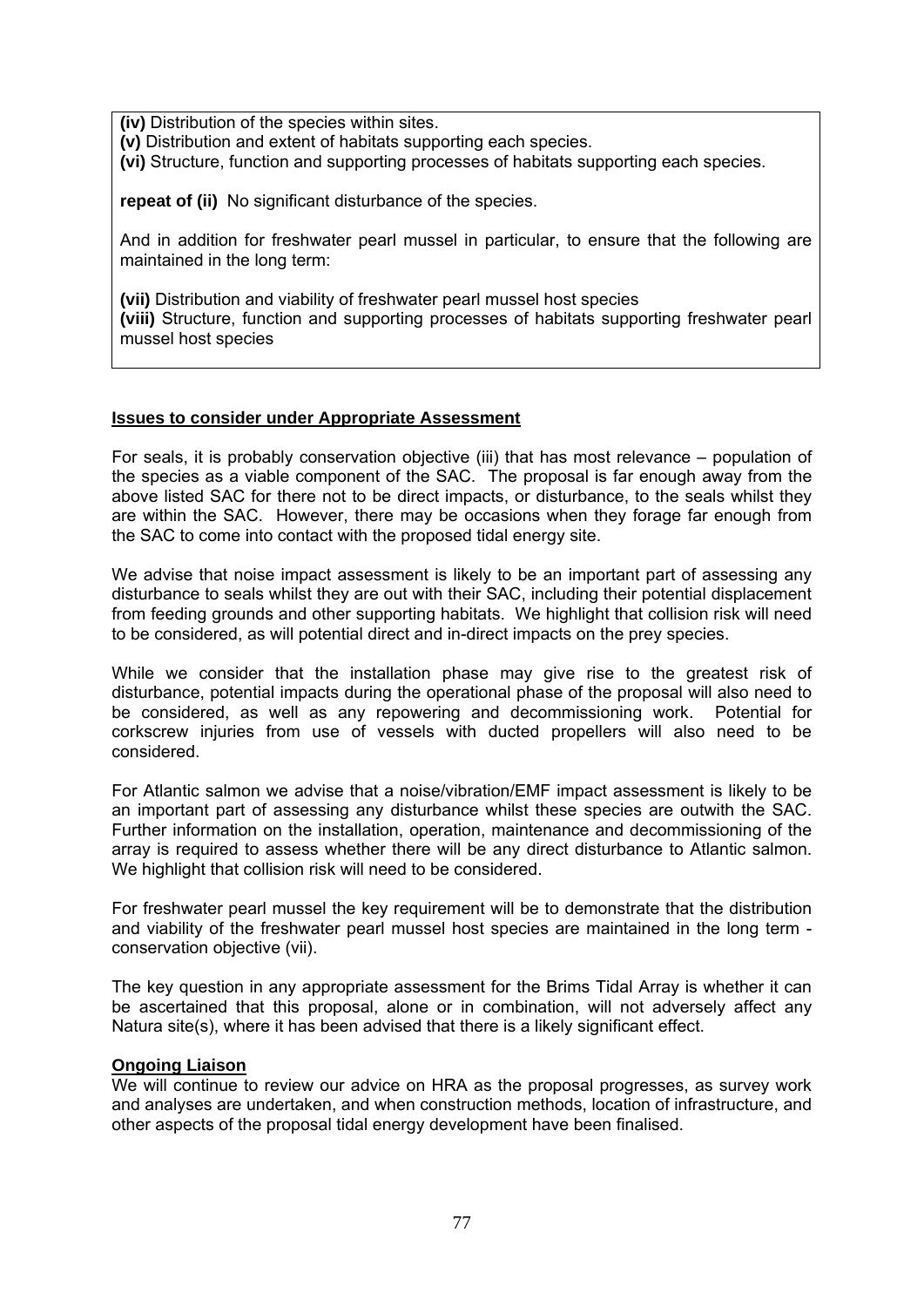**(iv)** Distribution of the species within sites.
**(v)** Distribution and extent of habitats supporting each species.
**(vi)** Structure, function and supporting processes of habitats supporting each species.

**repeat of (ii)** No significant disturbance of the species.

And in addition for freshwater pearl mussel in particular, to ensure that the following are maintained in the long term:

**(vii)** Distribution and viability of freshwater pearl mussel host species
**(viii)** Structure, function and supporting processes of habitats supporting freshwater pearl mussel host species

**Issues to consider under Appropriate Assessment**

For seals, it is probably conservation objective (iii) that has most relevance – population of the species as a viable component of the SAC. The proposal is far enough away from the above listed SAC for there not to be direct impacts, or disturbance, to the seals whilst they are within the SAC. However, there may be occasions when they forage far enough from the SAC to come into contact with the proposed tidal energy site.

We advise that noise impact assessment is likely to be an important part of assessing any disturbance to seals whilst they are out with their SAC, including their potential displacement from feeding grounds and other supporting habitats. We highlight that collision risk will need to be considered, as will potential direct and in-direct impacts on the prey species.

While we consider that the installation phase may give rise to the greatest risk of disturbance, potential impacts during the operational phase of the proposal will also need to be considered, as well as any repowering and decommissioning work. Potential for corkscrew injuries from use of vessels with ducted propellers will also need to be considered.

For Atlantic salmon we advise that a noise/vibration/EMF impact assessment is likely to be an important part of assessing any disturbance whilst these species are outwith the SAC. Further information on the installation, operation, maintenance and decommissioning of the array is required to assess whether there will be any direct disturbance to Atlantic salmon. We highlight that collision risk will need to be considered.

For freshwater pearl mussel the key requirement will be to demonstrate that the distribution and viability of the freshwater pearl mussel host species are maintained in the long term - conservation objective (vii).

The key question in any appropriate assessment for the Brims Tidal Array is whether it can be ascertained that this proposal, alone or in combination, will not adversely affect any Natura site(s), where it has been advised that there is a likely significant effect.

**Ongoing Liaison**

We will continue to review our advice on HRA as the proposal progresses, as survey work and analyses are undertaken, and when construction methods, location of infrastructure, and other aspects of the proposal tidal energy development have been finalised.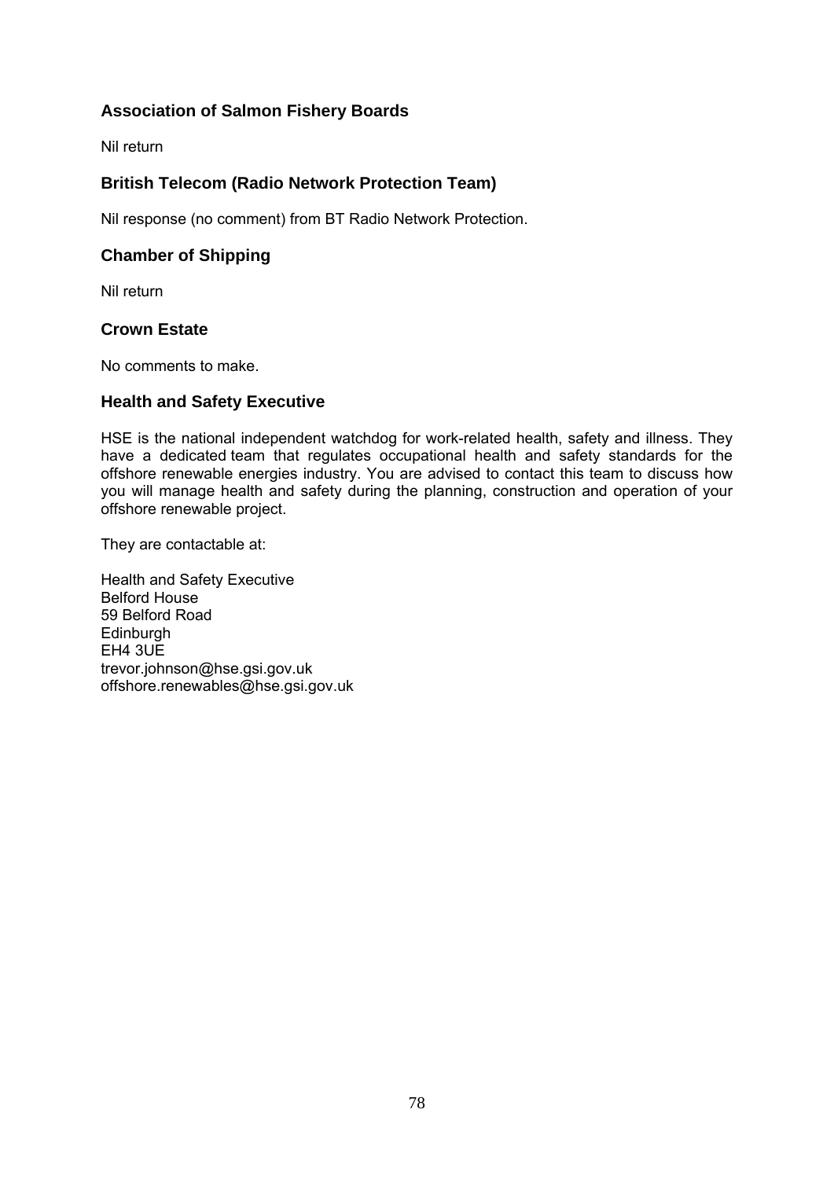### Association of Salmon Fishery Boards

Nil return

### British Telecom (Radio Network Protection Team)

Nil response (no comment) from BT Radio Network Protection.

### Chamber of Shipping

Nil return

### Crown Estate

No comments to make.

### Health and Safety Executive

HSE is the national independent watchdog for work-related health, safety and illness. They have a dedicated team that regulates occupational health and safety standards for the offshore renewable energies industry. You are advised to contact this team to discuss how you will manage health and safety during the planning, construction and operation of your offshore renewable project.

They are contactable at:

Health and Safety Executive  
Belford House  
59 Belford Road  
Edinburgh  
EH4 3UE  
trevor.johnson@hse.gsi.gov.uk  
offshore.renewables@hse.gsi.gov.uk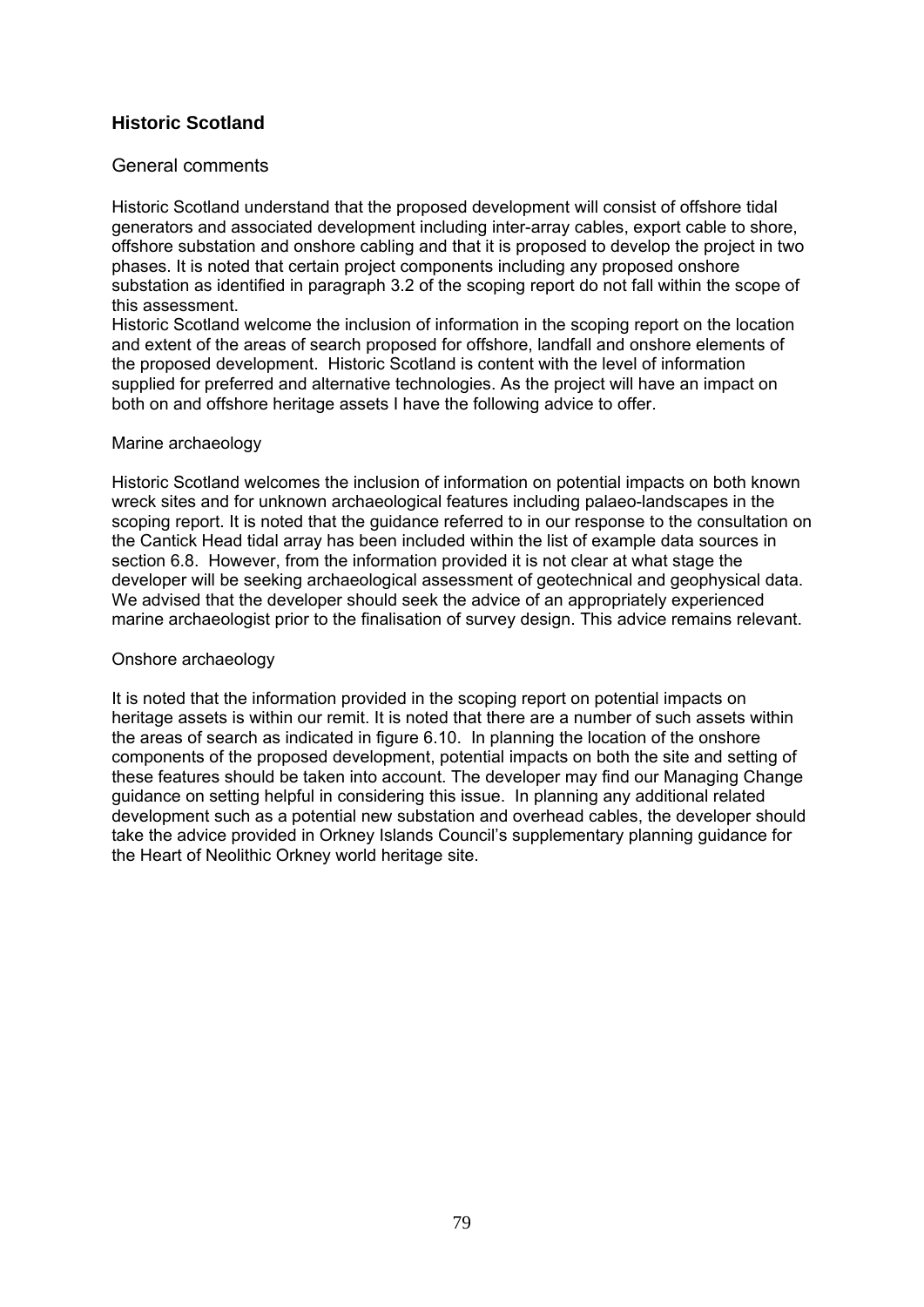## Historic Scotland

### General comments

Historic Scotland understand that the proposed development will consist of offshore tidal generators and associated development including inter-array cables, export cable to shore, offshore substation and onshore cabling and that it is proposed to develop the project in two phases. It is noted that certain project components including any proposed onshore substation as identified in paragraph 3.2 of the scoping report do not fall within the scope of this assessment.

Historic Scotland welcome the inclusion of information in the scoping report on the location and extent of the areas of search proposed for offshore, landfall and onshore elements of the proposed development. Historic Scotland is content with the level of information supplied for preferred and alternative technologies. As the project will have an impact on both on and offshore heritage assets I have the following advice to offer.

#### Marine archaeology

Historic Scotland welcomes the inclusion of information on potential impacts on both known wreck sites and for unknown archaeological features including palaeo-landscapes in the scoping report. It is noted that the guidance referred to in our response to the consultation on the Cantick Head tidal array has been included within the list of example data sources in section 6.8. However, from the information provided it is not clear at what stage the developer will be seeking archaeological assessment of geotechnical and geophysical data. We advised that the developer should seek the advice of an appropriately experienced marine archaeologist prior to the finalisation of survey design. This advice remains relevant.

#### Onshore archaeology

It is noted that the information provided in the scoping report on potential impacts on heritage assets is within our remit. It is noted that there are a number of such assets within the areas of search as indicated in figure 6.10. In planning the location of the onshore components of the proposed development, potential impacts on both the site and setting of these features should be taken into account. The developer may find our Managing Change guidance on setting helpful in considering this issue. In planning any additional related development such as a potential new substation and overhead cables, the developer should take the advice provided in Orkney Islands Council's supplementary planning guidance for the Heart of Neolithic Orkney world heritage site.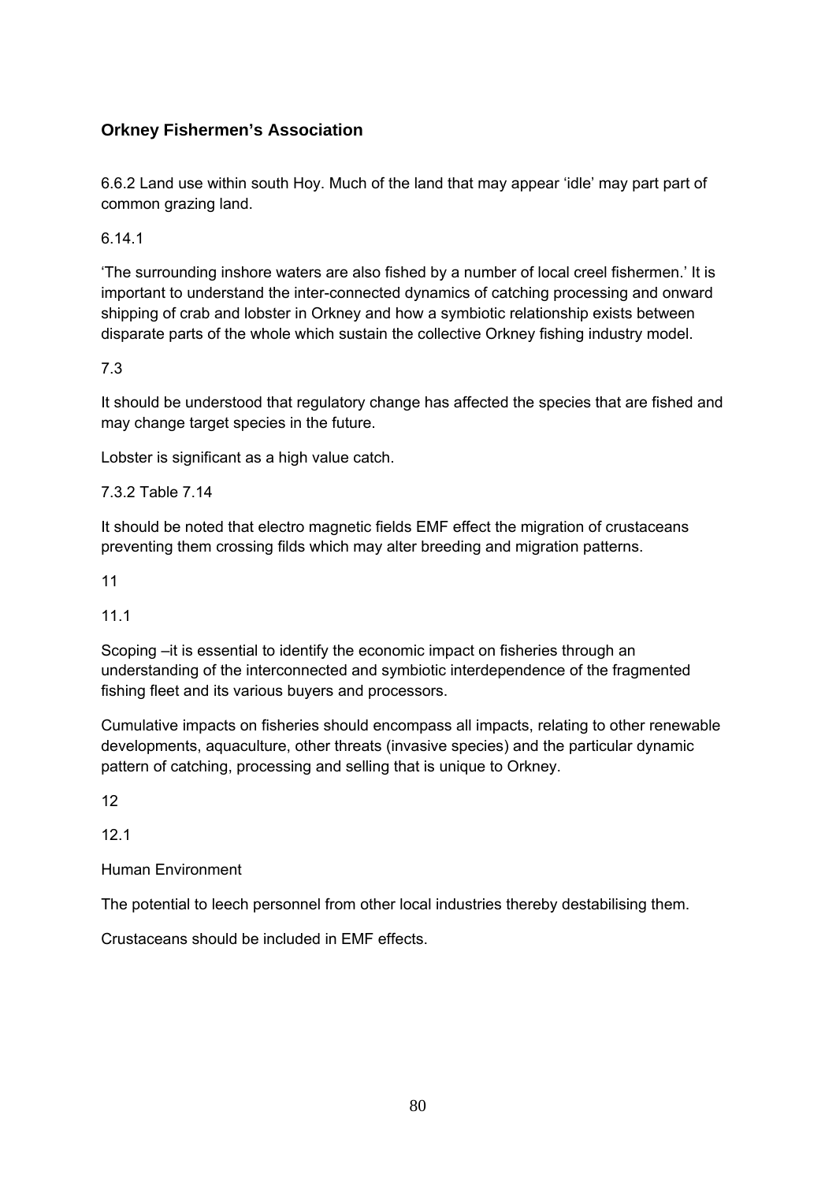## Orkney Fishermen's Association

6.6.2 Land use within south Hoy. Much of the land that may appear 'idle' may part part of common grazing land.

6.14.1

'The surrounding inshore waters are also fished by a number of local creel fishermen.' It is important to understand the inter-connected dynamics of catching processing and onward shipping of crab and lobster in Orkney and how a symbiotic relationship exists between disparate parts of the whole which sustain the collective Orkney fishing industry model.

7.3

It should be understood that regulatory change has affected the species that are fished and may change target species in the future.

Lobster is significant as a high value catch.

7.3.2 Table 7.14

It should be noted that electro magnetic fields EMF effect the migration of crustaceans preventing them crossing filds which may alter breeding and migration patterns.

11

11.1

Scoping –it is essential to identify the economic impact on fisheries through an understanding of the interconnected and symbiotic interdependence of the fragmented fishing fleet and its various buyers and processors.

Cumulative impacts on fisheries should encompass all impacts, relating to other renewable developments, aquaculture, other threats (invasive species) and the particular dynamic pattern of catching, processing and selling that is unique to Orkney.

12

12.1

Human Environment

The potential to leech personnel from other local industries thereby destabilising them.

Crustaceans should be included in EMF effects.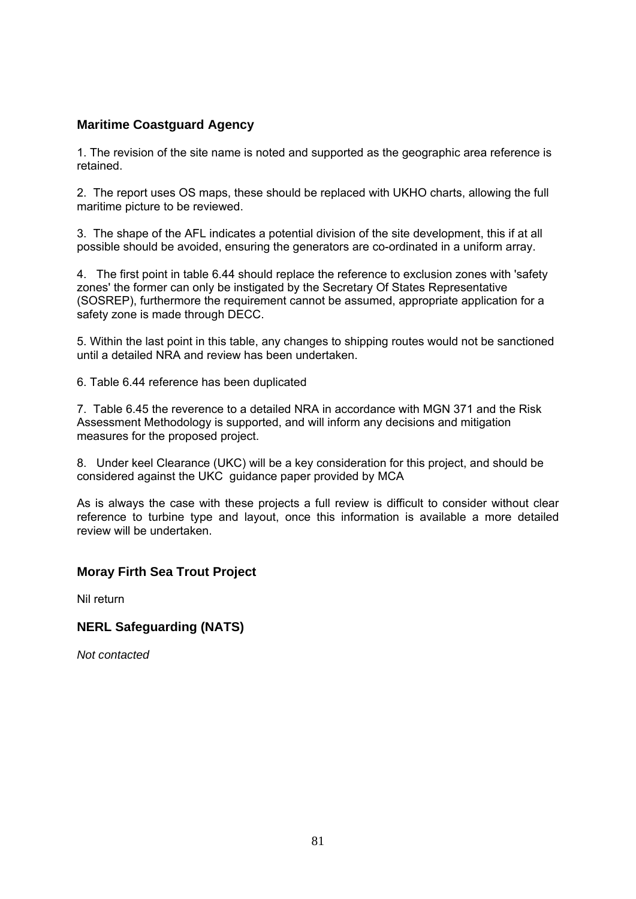## Maritime Coastguard Agency

1. The revision of the site name is noted and supported as the geographic area reference is retained.

2. The report uses OS maps, these should be replaced with UKHO charts, allowing the full maritime picture to be reviewed.

3. The shape of the AFL indicates a potential division of the site development, this if at all possible should be avoided, ensuring the generators are co-ordinated in a uniform array.

4. The first point in table 6.44 should replace the reference to exclusion zones with 'safety zones' the former can only be instigated by the Secretary Of States Representative (SOSREP), furthermore the requirement cannot be assumed, appropriate application for a safety zone is made through DECC.

5. Within the last point in this table, any changes to shipping routes would not be sanctioned until a detailed NRA and review has been undertaken.

6. Table 6.44 reference has been duplicated

7. Table 6.45 the reverence to a detailed NRA in accordance with MGN 371 and the Risk Assessment Methodology is supported, and will inform any decisions and mitigation measures for the proposed project.

8. Under keel Clearance (UKC) will be a key consideration for this project, and should be considered against the UKC guidance paper provided by MCA

As is always the case with these projects a full review is difficult to consider without clear reference to turbine type and layout, once this information is available a more detailed review will be undertaken.

## Moray Firth Sea Trout Project

Nil return

## NERL Safeguarding (NATS)

*Not contacted*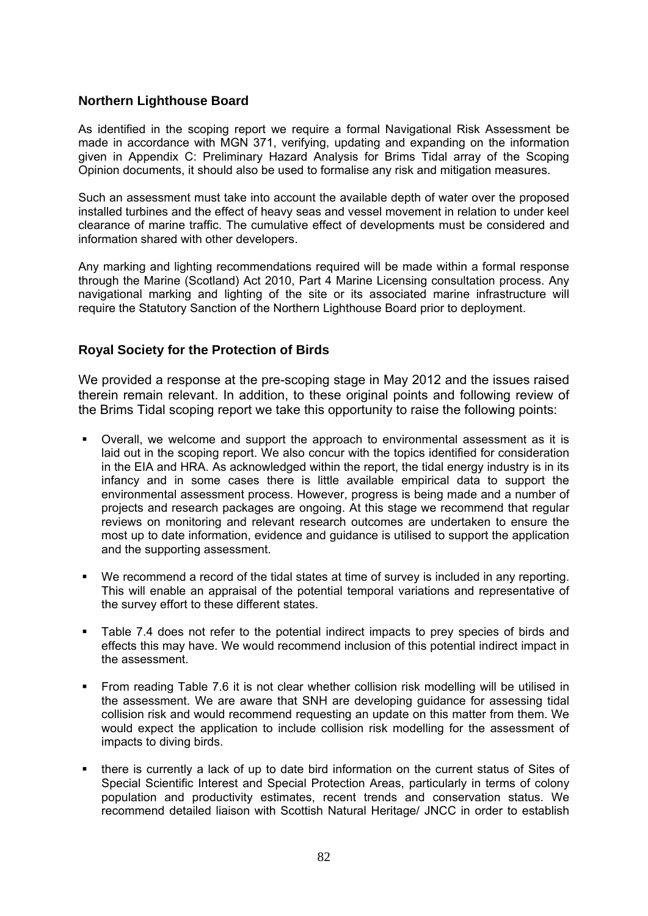## Northern Lighthouse Board

As identified in the scoping report we require a formal Navigational Risk Assessment be made in accordance with MGN 371, verifying, updating and expanding on the information given in Appendix C: Preliminary Hazard Analysis for Brims Tidal array of the Scoping Opinion documents, it should also be used to formalise any risk and mitigation measures.

Such an assessment must take into account the available depth of water over the proposed installed turbines and the effect of heavy seas and vessel movement in relation to under keel clearance of marine traffic. The cumulative effect of developments must be considered and information shared with other developers.

Any marking and lighting recommendations required will be made within a formal response through the Marine (Scotland) Act 2010, Part 4 Marine Licensing consultation process. Any navigational marking and lighting of the site or its associated marine infrastructure will require the Statutory Sanction of the Northern Lighthouse Board prior to deployment.

## Royal Society for the Protection of Birds

We provided a response at the pre-scoping stage in May 2012 and the issues raised therein remain relevant. In addition, to these original points and following review of the Brims Tidal scoping report we take this opportunity to raise the following points:

- Overall, we welcome and support the approach to environmental assessment as it is laid out in the scoping report. We also concur with the topics identified for consideration in the EIA and HRA. As acknowledged within the report, the tidal energy industry is in its infancy and in some cases there is little available empirical data to support the environmental assessment process. However, progress is being made and a number of projects and research packages are ongoing. At this stage we recommend that regular reviews on monitoring and relevant research outcomes are undertaken to ensure the most up to date information, evidence and guidance is utilised to support the application and the supporting assessment.
- We recommend a record of the tidal states at time of survey is included in any reporting. This will enable an appraisal of the potential temporal variations and representative of the survey effort to these different states.
- Table 7.4 does not refer to the potential indirect impacts to prey species of birds and effects this may have. We would recommend inclusion of this potential indirect impact in the assessment.
- From reading Table 7.6 it is not clear whether collision risk modelling will be utilised in the assessment. We are aware that SNH are developing guidance for assessing tidal collision risk and would recommend requesting an update on this matter from them. We would expect the application to include collision risk modelling for the assessment of impacts to diving birds.
- there is currently a lack of up to date bird information on the current status of Sites of Special Scientific Interest and Special Protection Areas, particularly in terms of colony population and productivity estimates, recent trends and conservation status. We recommend detailed liaison with Scottish Natural Heritage/ JNCC in order to establish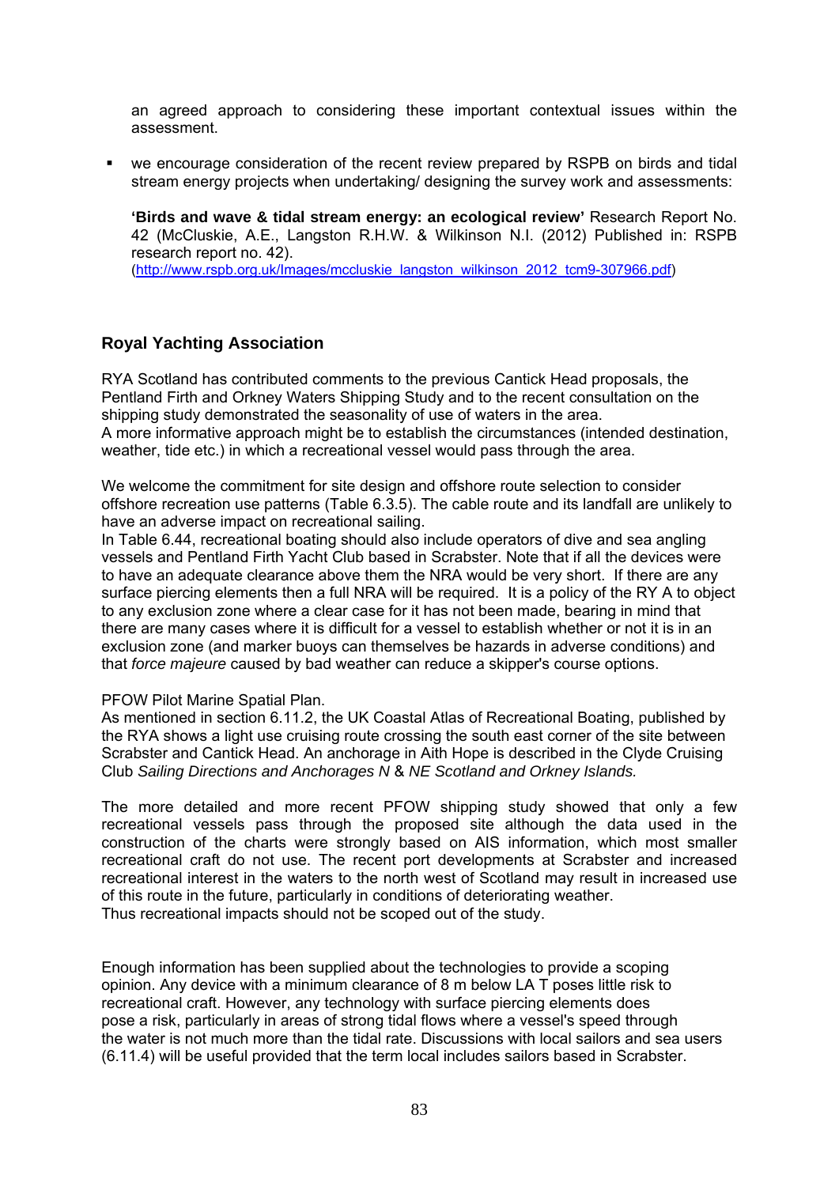an agreed approach to considering these important contextual issues within the assessment.

- we encourage consideration of the recent review prepared by RSPB on birds and tidal stream energy projects when undertaking/ designing the survey work and assessments:

  **'Birds and wave & tidal stream energy: an ecological review'** Research Report No. 42 (McCluskie, A.E., Langston R.H.W. & Wilkinson N.I. (2012) Published in: RSPB research report no. 42).
  (http://www.rspb.org.uk/Images/mccluskie_langston_wilkinson_2012_tcm9-307966.pdf)

## Royal Yachting Association

RYA Scotland has contributed comments to the previous Cantick Head proposals, the Pentland Firth and Orkney Waters Shipping Study and to the recent consultation on the shipping study demonstrated the seasonality of use of waters in the area.
A more informative approach might be to establish the circumstances (intended destination, weather, tide etc.) in which a recreational vessel would pass through the area.

We welcome the commitment for site design and offshore route selection to consider offshore recreation use patterns (Table 6.3.5). The cable route and its landfall are unlikely to have an adverse impact on recreational sailing.
In Table 6.44, recreational boating should also include operators of dive and sea angling vessels and Pentland Firth Yacht Club based in Scrabster. Note that if all the devices were to have an adequate clearance above them the NRA would be very short. If there are any surface piercing elements then a full NRA will be required. It is a policy of the RY A to object to any exclusion zone where a clear case for it has not been made, bearing in mind that there are many cases where it is difficult for a vessel to establish whether or not it is in an exclusion zone (and marker buoys can themselves be hazards in adverse conditions) and that *force majeure* caused by bad weather can reduce a skipper's course options.

PFOW Pilot Marine Spatial Plan.
As mentioned in section 6.11.2, the UK Coastal Atlas of Recreational Boating, published by the RYA shows a light use cruising route crossing the south east corner of the site between Scrabster and Cantick Head. An anchorage in Aith Hope is described in the Clyde Cruising Club *Sailing Directions and Anchorages N* & *NE Scotland and Orkney Islands.*

The more detailed and more recent PFOW shipping study showed that only a few recreational vessels pass through the proposed site although the data used in the construction of the charts were strongly based on AIS information, which most smaller recreational craft do not use. The recent port developments at Scrabster and increased recreational interest in the waters to the north west of Scotland may result in increased use of this route in the future, particularly in conditions of deteriorating weather.
Thus recreational impacts should not be scoped out of the study.

Enough information has been supplied about the technologies to provide a scoping opinion. Any device with a minimum clearance of 8 m below LA T poses little risk to recreational craft. However, any technology with surface piercing elements does pose a risk, particularly in areas of strong tidal flows where a vessel's speed through the water is not much more than the tidal rate. Discussions with local sailors and sea users (6.11.4) will be useful provided that the term local includes sailors based in Scrabster.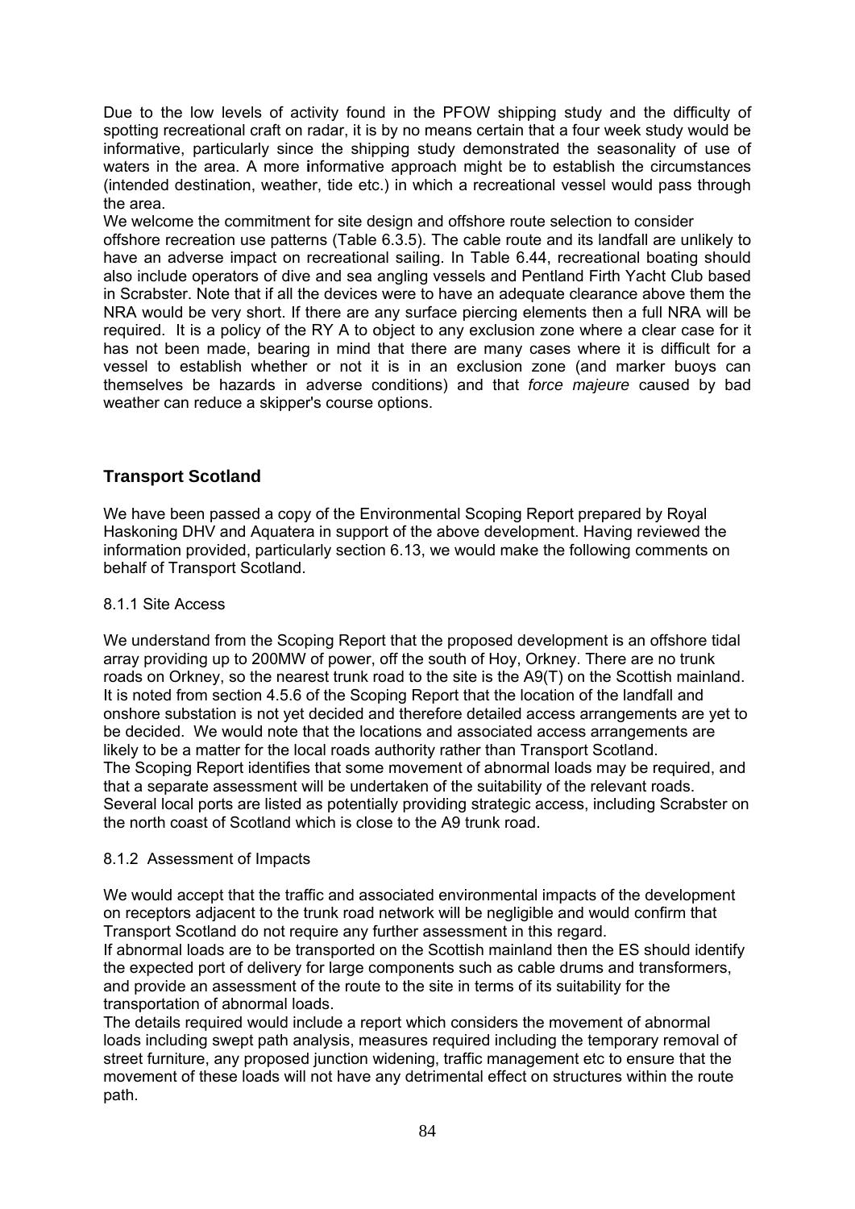Due to the low levels of activity found in the PFOW shipping study and the difficulty of spotting recreational craft on radar, it is by no means certain that a four week study would be informative, particularly since the shipping study demonstrated the seasonality of use of waters in the area. A more informative approach might be to establish the circumstances (intended destination, weather, tide etc.) in which a recreational vessel would pass through the area.

We welcome the commitment for site design and offshore route selection to consider offshore recreation use patterns (Table 6.3.5). The cable route and its landfall are unlikely to have an adverse impact on recreational sailing. In Table 6.44, recreational boating should also include operators of dive and sea angling vessels and Pentland Firth Yacht Club based in Scrabster. Note that if all the devices were to have an adequate clearance above them the NRA would be very short. If there are any surface piercing elements then a full NRA will be required. It is a policy of the RY A to object to any exclusion zone where a clear case for it has not been made, bearing in mind that there are many cases where it is difficult for a vessel to establish whether or not it is in an exclusion zone (and marker buoys can themselves be hazards in adverse conditions) and that *force majeure* caused by bad weather can reduce a skipper's course options.

## Transport Scotland

We have been passed a copy of the Environmental Scoping Report prepared by Royal Haskoning DHV and Aquatera in support of the above development. Having reviewed the information provided, particularly section 6.13, we would make the following comments on behalf of Transport Scotland.

8.1.1 Site Access

We understand from the Scoping Report that the proposed development is an offshore tidal array providing up to 200MW of power, off the south of Hoy, Orkney. There are no trunk roads on Orkney, so the nearest trunk road to the site is the A9(T) on the Scottish mainland. It is noted from section 4.5.6 of the Scoping Report that the location of the landfall and onshore substation is not yet decided and therefore detailed access arrangements are yet to be decided. We would note that the locations and associated access arrangements are likely to be a matter for the local roads authority rather than Transport Scotland.

The Scoping Report identifies that some movement of abnormal loads may be required, and that a separate assessment will be undertaken of the suitability of the relevant roads. Several local ports are listed as potentially providing strategic access, including Scrabster on the north coast of Scotland which is close to the A9 trunk road.

8.1.2 Assessment of Impacts

We would accept that the traffic and associated environmental impacts of the development on receptors adjacent to the trunk road network will be negligible and would confirm that Transport Scotland do not require any further assessment in this regard.

If abnormal loads are to be transported on the Scottish mainland then the ES should identify the expected port of delivery for large components such as cable drums and transformers, and provide an assessment of the route to the site in terms of its suitability for the transportation of abnormal loads.

The details required would include a report which considers the movement of abnormal loads including swept path analysis, measures required including the temporary removal of street furniture, any proposed junction widening, traffic management etc to ensure that the movement of these loads will not have any detrimental effect on structures within the route path.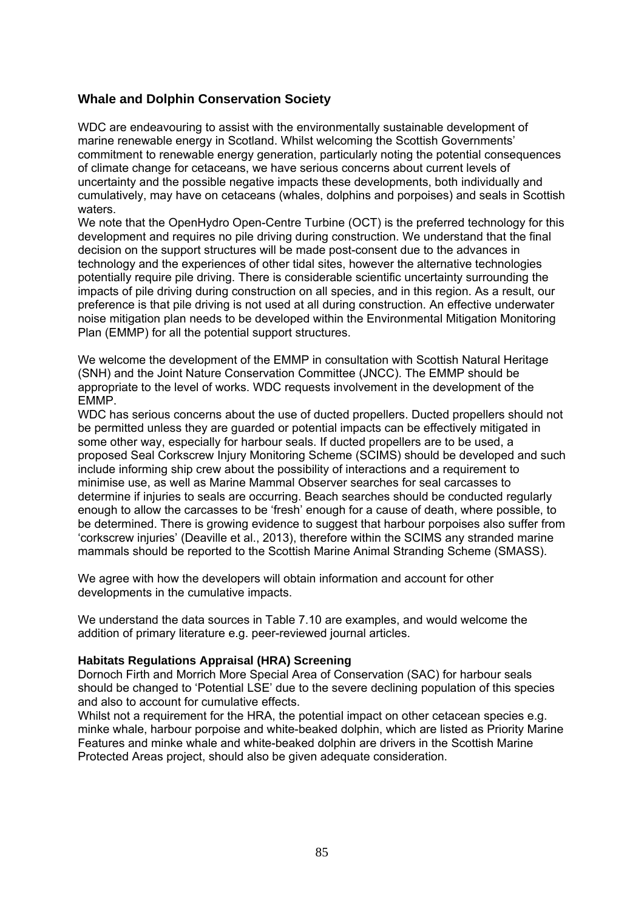## Whale and Dolphin Conservation Society

WDC are endeavouring to assist with the environmentally sustainable development of marine renewable energy in Scotland. Whilst welcoming the Scottish Governments' commitment to renewable energy generation, particularly noting the potential consequences of climate change for cetaceans, we have serious concerns about current levels of uncertainty and the possible negative impacts these developments, both individually and cumulatively, may have on cetaceans (whales, dolphins and porpoises) and seals in Scottish waters.

We note that the OpenHydro Open-Centre Turbine (OCT) is the preferred technology for this development and requires no pile driving during construction. We understand that the final decision on the support structures will be made post-consent due to the advances in technology and the experiences of other tidal sites, however the alternative technologies potentially require pile driving. There is considerable scientific uncertainty surrounding the impacts of pile driving during construction on all species, and in this region. As a result, our preference is that pile driving is not used at all during construction. An effective underwater noise mitigation plan needs to be developed within the Environmental Mitigation Monitoring Plan (EMMP) for all the potential support structures.

We welcome the development of the EMMP in consultation with Scottish Natural Heritage (SNH) and the Joint Nature Conservation Committee (JNCC). The EMMP should be appropriate to the level of works. WDC requests involvement in the development of the EMMP.

WDC has serious concerns about the use of ducted propellers. Ducted propellers should not be permitted unless they are guarded or potential impacts can be effectively mitigated in some other way, especially for harbour seals. If ducted propellers are to be used, a proposed Seal Corkscrew Injury Monitoring Scheme (SCIMS) should be developed and such include informing ship crew about the possibility of interactions and a requirement to minimise use, as well as Marine Mammal Observer searches for seal carcasses to determine if injuries to seals are occurring. Beach searches should be conducted regularly enough to allow the carcasses to be 'fresh' enough for a cause of death, where possible, to be determined. There is growing evidence to suggest that harbour porpoises also suffer from 'corkscrew injuries' (Deaville et al., 2013), therefore within the SCIMS any stranded marine mammals should be reported to the Scottish Marine Animal Stranding Scheme (SMASS).

We agree with how the developers will obtain information and account for other developments in the cumulative impacts.

We understand the data sources in Table 7.10 are examples, and would welcome the addition of primary literature e.g. peer-reviewed journal articles.

### Habitats Regulations Appraisal (HRA) Screening

Dornoch Firth and Morrich More Special Area of Conservation (SAC) for harbour seals should be changed to 'Potential LSE' due to the severe declining population of this species and also to account for cumulative effects.

Whilst not a requirement for the HRA, the potential impact on other cetacean species e.g. minke whale, harbour porpoise and white-beaked dolphin, which are listed as Priority Marine Features and minke whale and white-beaked dolphin are drivers in the Scottish Marine Protected Areas project, should also be given adequate consideration.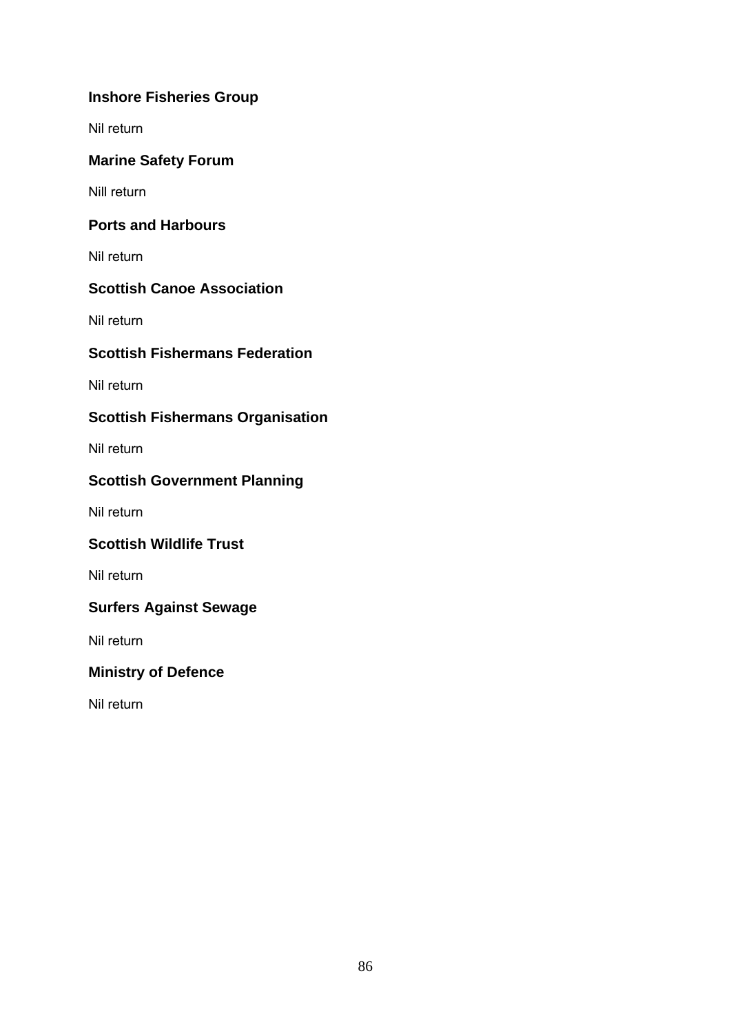### Inshore Fisheries Group

Nil return

### Marine Safety Forum

Nill return

### Ports and Harbours

Nil return

### Scottish Canoe Association

Nil return

### Scottish Fishermans Federation

Nil return

### Scottish Fishermans Organisation

Nil return

### Scottish Government Planning

Nil return

### Scottish Wildlife Trust

Nil return

### Surfers Against Sewage

Nil return

### Ministry of Defence

Nil return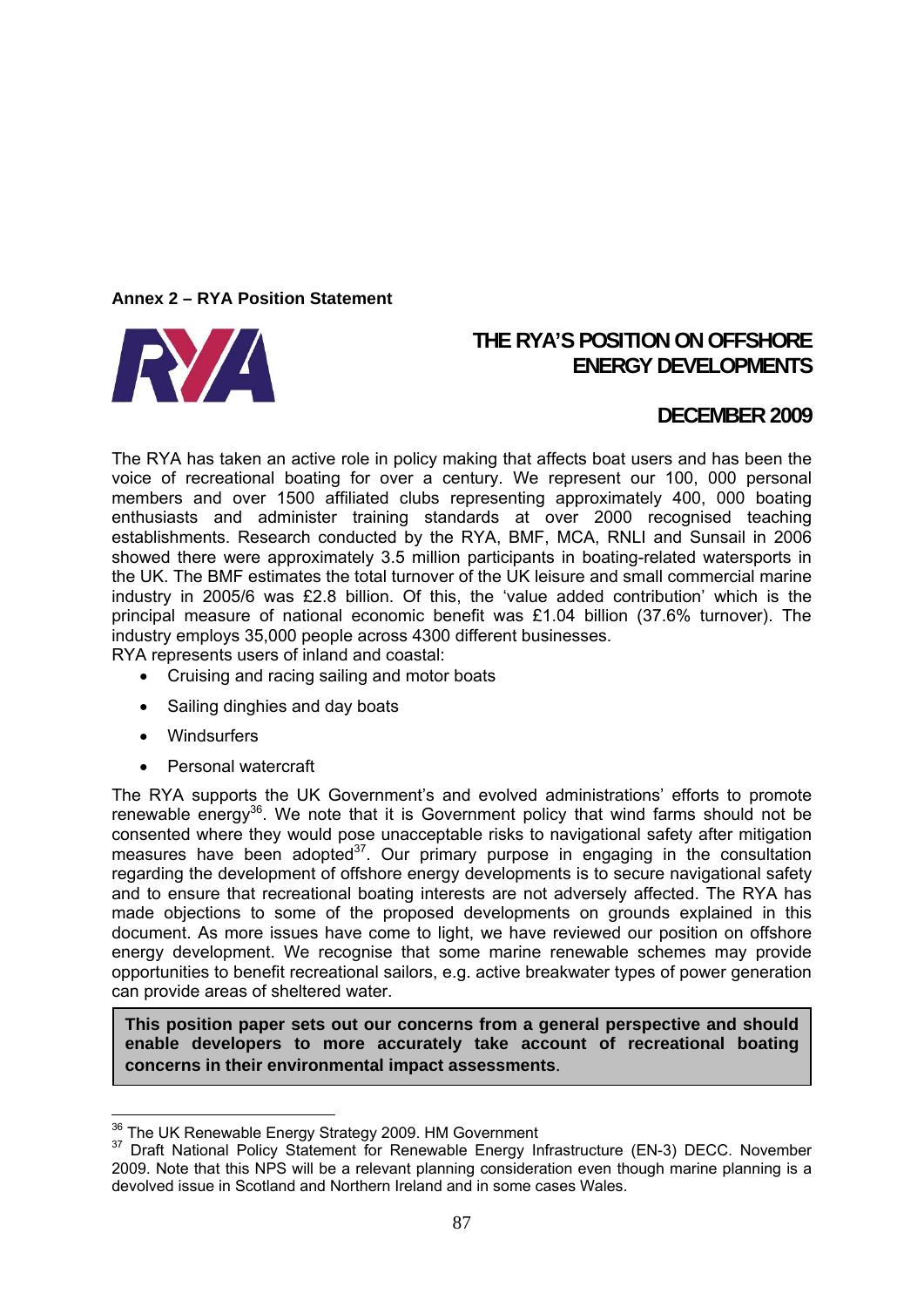**Annex 2 – RYA Position Statement**

# THE RYA'S POSITION ON OFFSHORE ENERGY DEVELOPMENTS

## DECEMBER 2009

The RYA has taken an active role in policy making that affects boat users and has been the voice of recreational boating for over a century. We represent our 100, 000 personal members and over 1500 affiliated clubs representing approximately 400, 000 boating enthusiasts and administer training standards at over 2000 recognised teaching establishments. Research conducted by the RYA, BMF, MCA, RNLI and Sunsail in 2006 showed there were approximately 3.5 million participants in boating-related watersports in the UK. The BMF estimates the total turnover of the UK leisure and small commercial marine industry in 2005/6 was £2.8 billion. Of this, the 'value added contribution' which is the principal measure of national economic benefit was £1.04 billion (37.6% turnover). The industry employs 35,000 people across 4300 different businesses.

RYA represents users of inland and coastal:

- Cruising and racing sailing and motor boats
- Sailing dinghies and day boats
- Windsurfers
- Personal watercraft

The RYA supports the UK Government's and evolved administrations' efforts to promote renewable energy[36]. We note that it is Government policy that wind farms should not be consented where they would pose unacceptable risks to navigational safety after mitigation measures have been adopted[37]. Our primary purpose in engaging in the consultation regarding the development of offshore energy developments is to secure navigational safety and to ensure that recreational boating interests are not adversely affected. The RYA has made objections to some of the proposed developments on grounds explained in this document. As more issues have come to light, we have reviewed our position on offshore energy development. We recognise that some marine renewable schemes may provide opportunities to benefit recreational sailors, e.g. active breakwater types of power generation can provide areas of sheltered water.

**This position paper sets out our concerns from a general perspective and should enable developers to more accurately take account of recreational boating concerns in their environmental impact assessments**.

---

[36] The UK Renewable Energy Strategy 2009. HM Government

[37] Draft National Policy Statement for Renewable Energy Infrastructure (EN-3) DECC. November 2009. Note that this NPS will be a relevant planning consideration even though marine planning is a devolved issue in Scotland and Northern Ireland and in some cases Wales.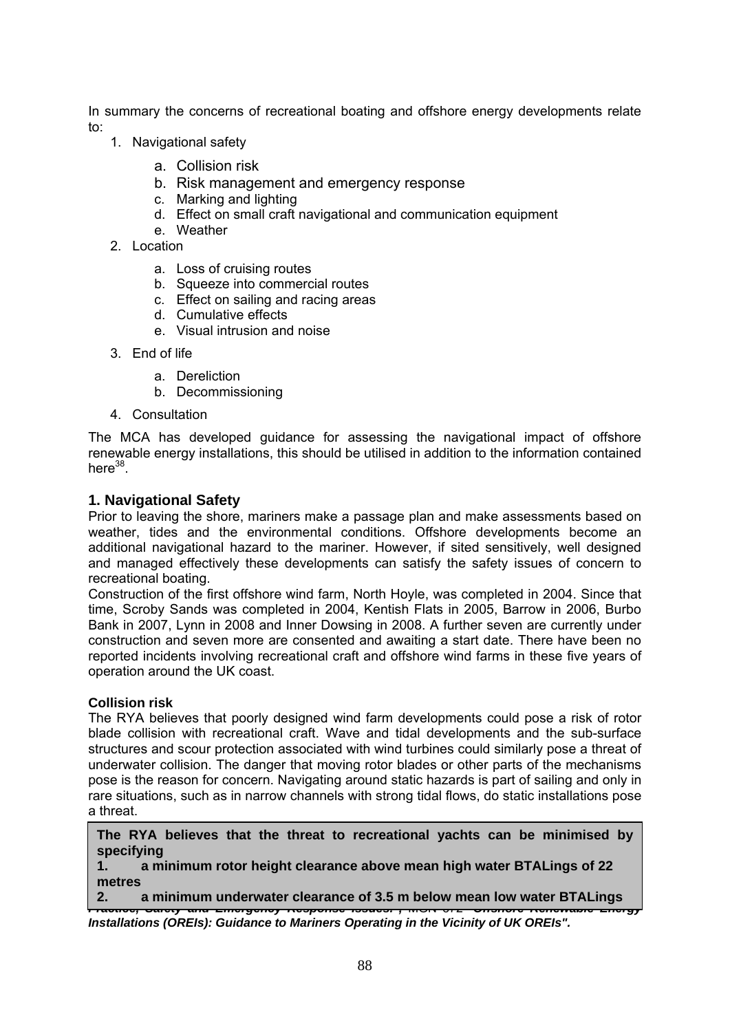In summary the concerns of recreational boating and offshore energy developments relate to:

1. Navigational safety
    a. Collision risk
    b. Risk management and emergency response
    c. Marking and lighting
    d. Effect on small craft navigational and communication equipment
    e. Weather
2. Location
    a. Loss of cruising routes
    b. Squeeze into commercial routes
    c. Effect on sailing and racing areas
    d. Cumulative effects
    e. Visual intrusion and noise
3. End of life
    a. Dereliction
    b. Decommissioning
4. Consultation

The MCA has developed guidance for assessing the navigational impact of offshore renewable energy installations, this should be utilised in addition to the information contained here[38].

## 1. Navigational Safety

Prior to leaving the shore, mariners make a passage plan and make assessments based on weather, tides and the environmental conditions. Offshore developments become an additional navigational hazard to the mariner. However, if sited sensitively, well designed and managed effectively these developments can satisfy the safety issues of concern to recreational boating.

Construction of the first offshore wind farm, North Hoyle, was completed in 2004. Since that time, Scroby Sands was completed in 2004, Kentish Flats in 2005, Barrow in 2006, Burbo Bank in 2007, Lynn in 2008 and Inner Dowsing in 2008. A further seven are currently under construction and seven more are consented and awaiting a start date. There have been no reported incidents involving recreational craft and offshore wind farms in these five years of operation around the UK coast.

### Collision risk

The RYA believes that poorly designed wind farm developments could pose a risk of rotor blade collision with recreational craft. Wave and tidal developments and the sub-surface structures and scour protection associated with wind turbines could similarly pose a threat of underwater collision. The danger that moving rotor blades or other parts of the mechanisms pose is the reason for concern. Navigating around static hazards is part of sailing and only in rare situations, such as in narrow channels with strong tidal flows, do static installations pose a threat.

**The RYA believes that the threat to recreational yachts can be minimised by specifying**

**1. a minimum rotor height clearance above mean high water BTALings of 22 metres**

**2. a minimum underwater clearance of 3.5 m below mean low water BTALings**

***Practice, Safety and Emergency Response Issues.", MGN 372 "Offshore Renewable Energy Installations (OREIs): Guidance to Mariners Operating in the Vicinity of UK OREIs".***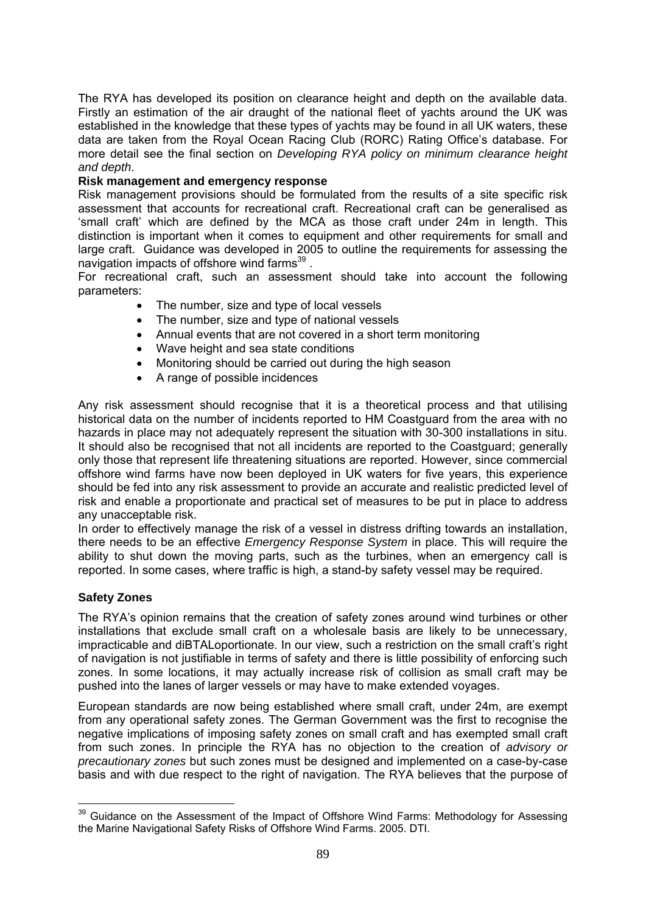The RYA has developed its position on clearance height and depth on the available data. Firstly an estimation of the air draught of the national fleet of yachts around the UK was established in the knowledge that these types of yachts may be found in all UK waters, these data are taken from the Royal Ocean Racing Club (RORC) Rating Office's database. For more detail see the final section on *Developing RYA policy on minimum clearance height and depth*.

**Risk management and emergency response**

Risk management provisions should be formulated from the results of a site specific risk assessment that accounts for recreational craft. Recreational craft can be generalised as 'small craft' which are defined by the MCA as those craft under 24m in length. This distinction is important when it comes to equipment and other requirements for small and large craft. Guidance was developed in 2005 to outline the requirements for assessing the navigation impacts of offshore wind farms[39] .

For recreational craft, such an assessment should take into account the following parameters:

- The number, size and type of local vessels
- The number, size and type of national vessels
- Annual events that are not covered in a short term monitoring
- Wave height and sea state conditions
- Monitoring should be carried out during the high season
- A range of possible incidences

Any risk assessment should recognise that it is a theoretical process and that utilising historical data on the number of incidents reported to HM Coastguard from the area with no hazards in place may not adequately represent the situation with 30-300 installations in situ. It should also be recognised that not all incidents are reported to the Coastguard; generally only those that represent life threatening situations are reported. However, since commercial offshore wind farms have now been deployed in UK waters for five years, this experience should be fed into any risk assessment to provide an accurate and realistic predicted level of risk and enable a proportionate and practical set of measures to be put in place to address any unacceptable risk.

In order to effectively manage the risk of a vessel in distress drifting towards an installation, there needs to be an effective *Emergency Response System* in place. This will require the ability to shut down the moving parts, such as the turbines, when an emergency call is reported. In some cases, where traffic is high, a stand-by safety vessel may be required.

**Safety Zones**

The RYA's opinion remains that the creation of safety zones around wind turbines or other installations that exclude small craft on a wholesale basis are likely to be unnecessary, impracticable and diBTALoportionate. In our view, such a restriction on the small craft's right of navigation is not justifiable in terms of safety and there is little possibility of enforcing such zones. In some locations, it may actually increase risk of collision as small craft may be pushed into the lanes of larger vessels or may have to make extended voyages.

European standards are now being established where small craft, under 24m, are exempt from any operational safety zones. The German Government was the first to recognise the negative implications of imposing safety zones on small craft and has exempted small craft from such zones. In principle the RYA has no objection to the creation of *advisory or precautionary zones* but such zones must be designed and implemented on a case-by-case basis and with due respect to the right of navigation. The RYA believes that the purpose of

---

[39] Guidance on the Assessment of the Impact of Offshore Wind Farms: Methodology for Assessing the Marine Navigational Safety Risks of Offshore Wind Farms. 2005. DTI.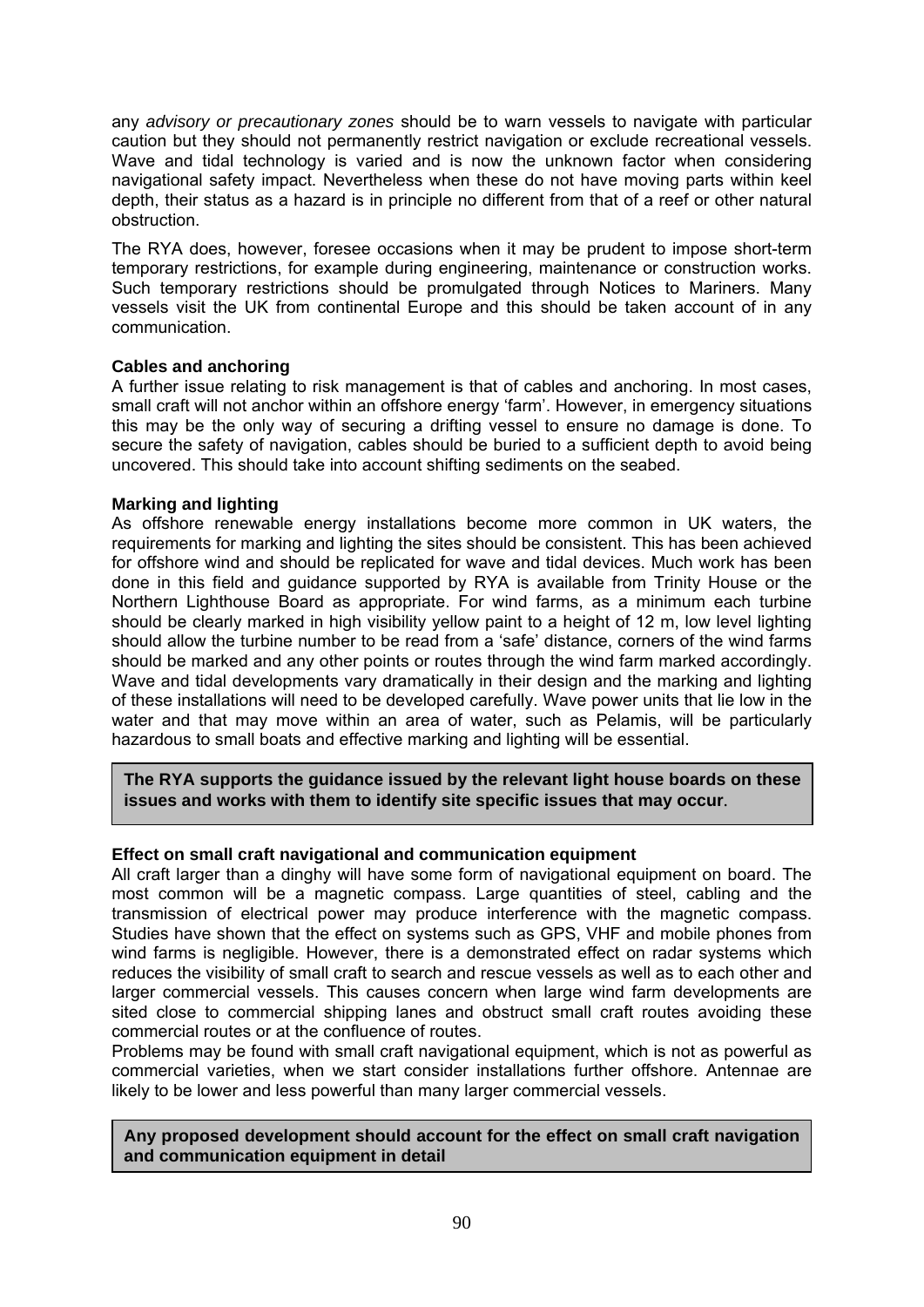any *advisory or precautionary zones* should be to warn vessels to navigate with particular caution but they should not permanently restrict navigation or exclude recreational vessels. Wave and tidal technology is varied and is now the unknown factor when considering navigational safety impact. Nevertheless when these do not have moving parts within keel depth, their status as a hazard is in principle no different from that of a reef or other natural obstruction.

The RYA does, however, foresee occasions when it may be prudent to impose short-term temporary restrictions, for example during engineering, maintenance or construction works. Such temporary restrictions should be promulgated through Notices to Mariners. Many vessels visit the UK from continental Europe and this should be taken account of in any communication.

**Cables and anchoring**

A further issue relating to risk management is that of cables and anchoring. In most cases, small craft will not anchor within an offshore energy 'farm'. However, in emergency situations this may be the only way of securing a drifting vessel to ensure no damage is done. To secure the safety of navigation, cables should be buried to a sufficient depth to avoid being uncovered. This should take into account shifting sediments on the seabed.

**Marking and lighting**

As offshore renewable energy installations become more common in UK waters, the requirements for marking and lighting the sites should be consistent. This has been achieved for offshore wind and should be replicated for wave and tidal devices. Much work has been done in this field and guidance supported by RYA is available from Trinity House or the Northern Lighthouse Board as appropriate. For wind farms, as a minimum each turbine should be clearly marked in high visibility yellow paint to a height of 12 m, low level lighting should allow the turbine number to be read from a 'safe' distance, corners of the wind farms should be marked and any other points or routes through the wind farm marked accordingly. Wave and tidal developments vary dramatically in their design and the marking and lighting of these installations will need to be developed carefully. Wave power units that lie low in the water and that may move within an area of water, such as Pelamis, will be particularly hazardous to small boats and effective marking and lighting will be essential.

**The RYA supports the guidance issued by the relevant light house boards on these issues and works with them to identify site specific issues that may occur**.

**Effect on small craft navigational and communication equipment**

All craft larger than a dinghy will have some form of navigational equipment on board. The most common will be a magnetic compass. Large quantities of steel, cabling and the transmission of electrical power may produce interference with the magnetic compass. Studies have shown that the effect on systems such as GPS, VHF and mobile phones from wind farms is negligible. However, there is a demonstrated effect on radar systems which reduces the visibility of small craft to search and rescue vessels as well as to each other and larger commercial vessels. This causes concern when large wind farm developments are sited close to commercial shipping lanes and obstruct small craft routes avoiding these commercial routes or at the confluence of routes.

Problems may be found with small craft navigational equipment, which is not as powerful as commercial varieties, when we start consider installations further offshore. Antennae are likely to be lower and less powerful than many larger commercial vessels.

**Any proposed development should account for the effect on small craft navigation and communication equipment in detail**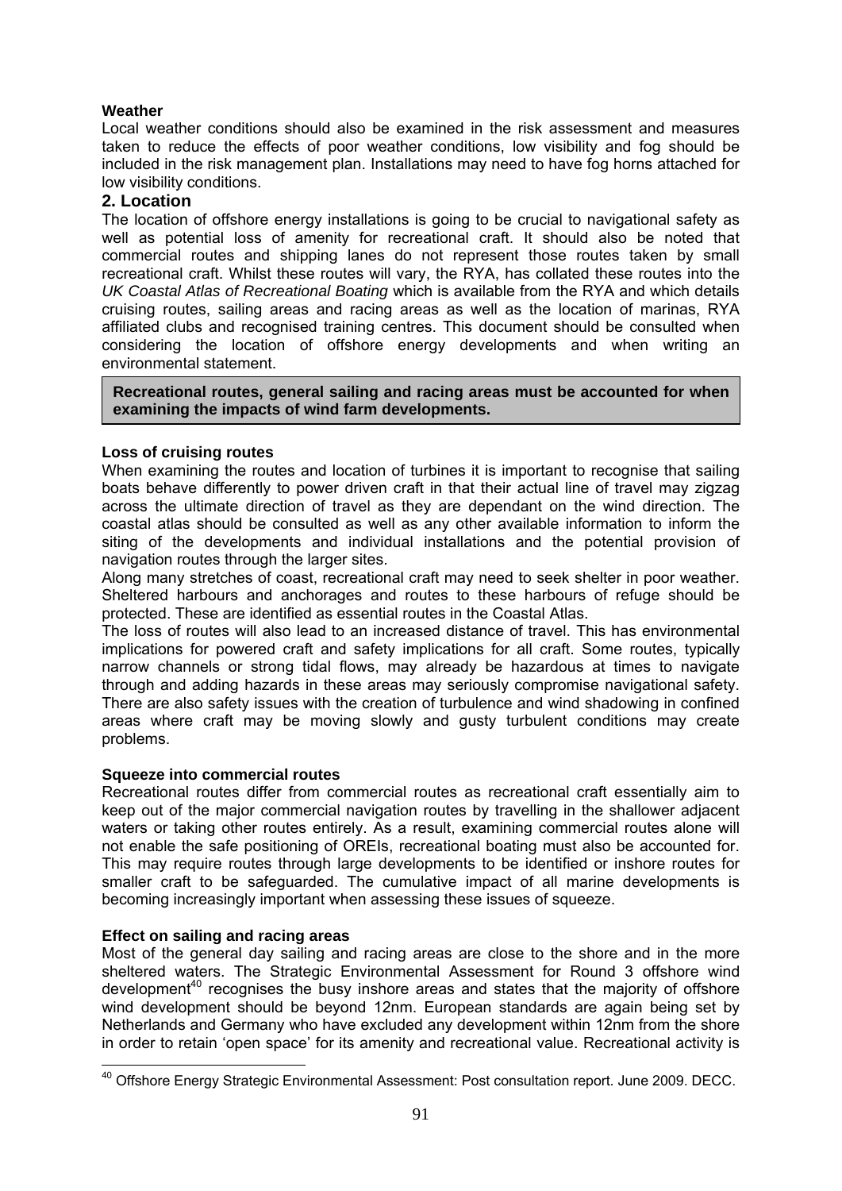**Weather**

Local weather conditions should also be examined in the risk assessment and measures taken to reduce the effects of poor weather conditions, low visibility and fog should be included in the risk management plan. Installations may need to have fog horns attached for low visibility conditions.

## 2. Location

The location of offshore energy installations is going to be crucial to navigational safety as well as potential loss of amenity for recreational craft. It should also be noted that commercial routes and shipping lanes do not represent those routes taken by small recreational craft. Whilst these routes will vary, the RYA, has collated these routes into the *UK Coastal Atlas of Recreational Boating* which is available from the RYA and which details cruising routes, sailing areas and racing areas as well as the location of marinas, RYA affiliated clubs and recognised training centres. This document should be consulted when considering the location of offshore energy developments and when writing an environmental statement.

**Recreational routes, general sailing and racing areas must be accounted for when examining the impacts of wind farm developments.**

**Loss of cruising routes**

When examining the routes and location of turbines it is important to recognise that sailing boats behave differently to power driven craft in that their actual line of travel may zigzag across the ultimate direction of travel as they are dependant on the wind direction. The coastal atlas should be consulted as well as any other available information to inform the siting of the developments and individual installations and the potential provision of navigation routes through the larger sites.

Along many stretches of coast, recreational craft may need to seek shelter in poor weather. Sheltered harbours and anchorages and routes to these harbours of refuge should be protected. These are identified as essential routes in the Coastal Atlas.

The loss of routes will also lead to an increased distance of travel. This has environmental implications for powered craft and safety implications for all craft. Some routes, typically narrow channels or strong tidal flows, may already be hazardous at times to navigate through and adding hazards in these areas may seriously compromise navigational safety. There are also safety issues with the creation of turbulence and wind shadowing in confined areas where craft may be moving slowly and gusty turbulent conditions may create problems.

**Squeeze into commercial routes**

Recreational routes differ from commercial routes as recreational craft essentially aim to keep out of the major commercial navigation routes by travelling in the shallower adjacent waters or taking other routes entirely. As a result, examining commercial routes alone will not enable the safe positioning of OREIs, recreational boating must also be accounted for. This may require routes through large developments to be identified or inshore routes for smaller craft to be safeguarded. The cumulative impact of all marine developments is becoming increasingly important when assessing these issues of squeeze.

**Effect on sailing and racing areas**

Most of the general day sailing and racing areas are close to the shore and in the more sheltered waters. The Strategic Environmental Assessment for Round 3 offshore wind development[40] recognises the busy inshore areas and states that the majority of offshore wind development should be beyond 12nm. European standards are again being set by Netherlands and Germany who have excluded any development within 12nm from the shore in order to retain 'open space' for its amenity and recreational value. Recreational activity is

[40] Offshore Energy Strategic Environmental Assessment: Post consultation report. June 2009. DECC.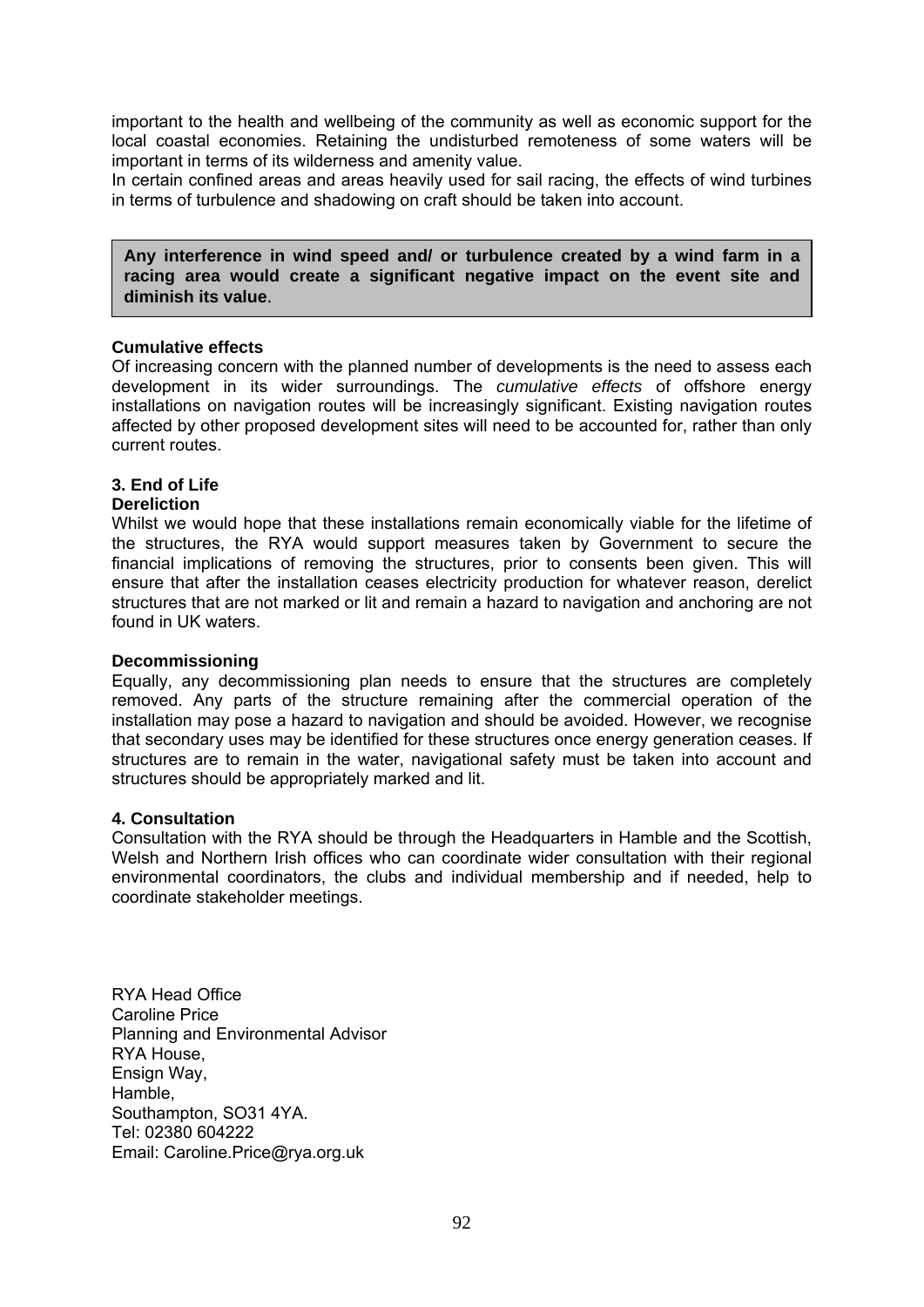important to the health and wellbeing of the community as well as economic support for the local coastal economies. Retaining the undisturbed remoteness of some waters will be important in terms of its wilderness and amenity value.

In certain confined areas and areas heavily used for sail racing, the effects of wind turbines in terms of turbulence and shadowing on craft should be taken into account.

> **Any interference in wind speed and/ or turbulence created by a wind farm in a racing area would create a significant negative impact on the event site and diminish its value**.

**Cumulative effects**

Of increasing concern with the planned number of developments is the need to assess each development in its wider surroundings. The *cumulative effects* of offshore energy installations on navigation routes will be increasingly significant. Existing navigation routes affected by other proposed development sites will need to be accounted for, rather than only current routes.

**3. End of Life**

**Dereliction**

Whilst we would hope that these installations remain economically viable for the lifetime of the structures, the RYA would support measures taken by Government to secure the financial implications of removing the structures, prior to consents been given. This will ensure that after the installation ceases electricity production for whatever reason, derelict structures that are not marked or lit and remain a hazard to navigation and anchoring are not found in UK waters.

**Decommissioning**

Equally, any decommissioning plan needs to ensure that the structures are completely removed. Any parts of the structure remaining after the commercial operation of the installation may pose a hazard to navigation and should be avoided. However, we recognise that secondary uses may be identified for these structures once energy generation ceases. If structures are to remain in the water, navigational safety must be taken into account and structures should be appropriately marked and lit.

**4. Consultation**

Consultation with the RYA should be through the Headquarters in Hamble and the Scottish, Welsh and Northern Irish offices who can coordinate wider consultation with their regional environmental coordinators, the clubs and individual membership and if needed, help to coordinate stakeholder meetings.

RYA Head Office  
Caroline Price  
Planning and Environmental Advisor  
RYA House,  
Ensign Way,  
Hamble,  
Southampton, SO31 4YA.  
Tel: 02380 604222  
Email: Caroline.Price@rya.org.uk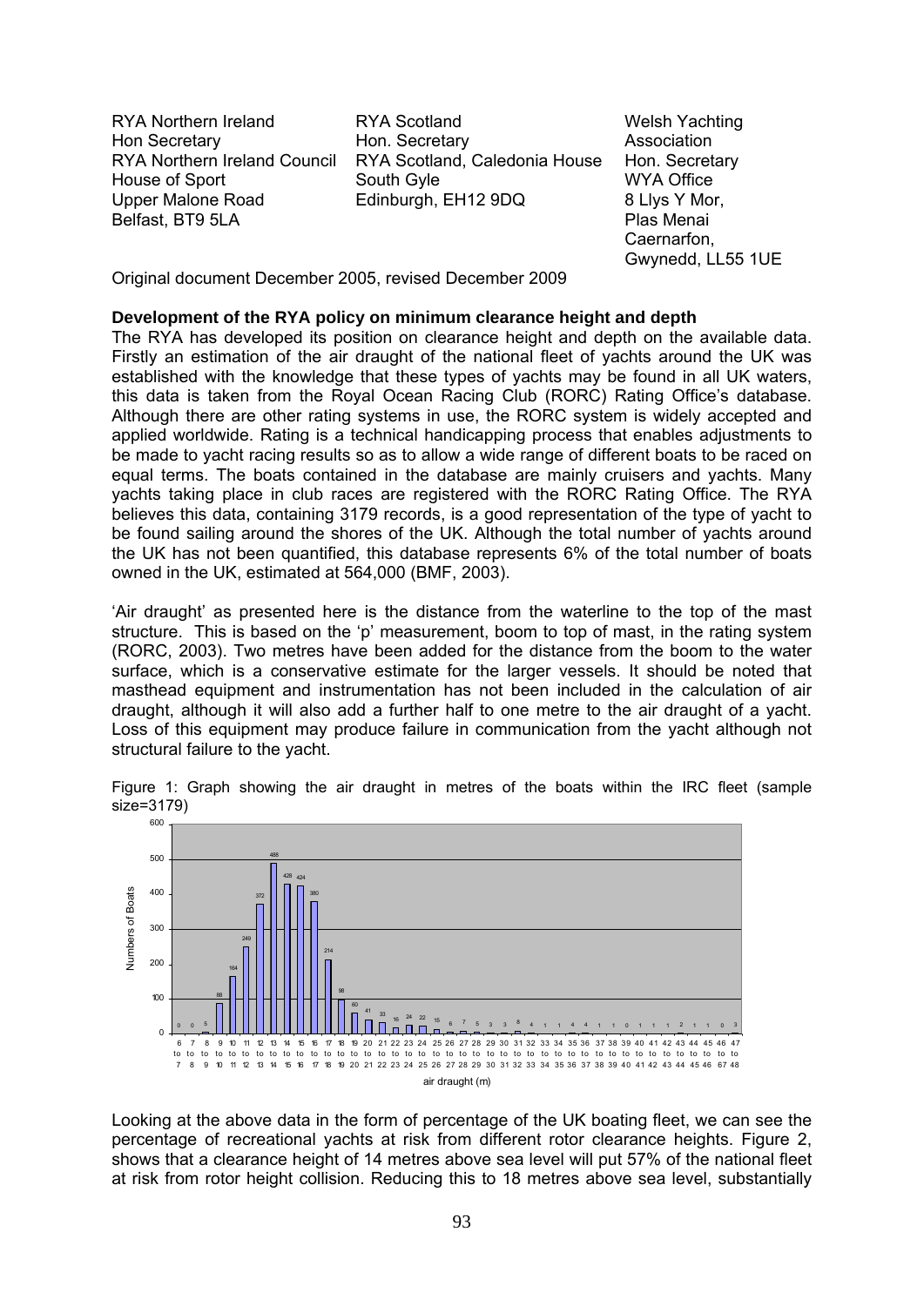RYA Northern Ireland
Hon Secretary
RYA Northern Ireland Council
House of Sport
Upper Malone Road
Belfast, BT9 5LA

RYA Scotland
Hon. Secretary
RYA Scotland, Caledonia House
South Gyle
Edinburgh, EH12 9DQ

Welsh Yachting Association
Hon. Secretary
WYA Office
8 Llys Y Mor,
Plas Menai
Caernarfon,
Gwynedd, LL55 1UE

Original document December 2005, revised December 2009

**Development of the RYA policy on minimum clearance height and depth**

The RYA has developed its position on clearance height and depth on the available data. Firstly an estimation of the air draught of the national fleet of yachts around the UK was established with the knowledge that these types of yachts may be found in all UK waters, this data is taken from the Royal Ocean Racing Club (RORC) Rating Office's database. Although there are other rating systems in use, the RORC system is widely accepted and applied worldwide. Rating is a technical handicapping process that enables adjustments to be made to yacht racing results so as to allow a wide range of different boats to be raced on equal terms. The boats contained in the database are mainly cruisers and yachts. Many yachts taking place in club races are registered with the RORC Rating Office. The RYA believes this data, containing 3179 records, is a good representation of the type of yacht to be found sailing around the shores of the UK. Although the total number of yachts around the UK has not been quantified, this database represents 6% of the total number of boats owned in the UK, estimated at 564,000 (BMF, 2003).

'Air draught' as presented here is the distance from the waterline to the top of the mast structure. This is based on the 'p' measurement, boom to top of mast, in the rating system (RORC, 2003). Two metres have been added for the distance from the boom to the water surface, which is a conservative estimate for the larger vessels. It should be noted that masthead equipment and instrumentation has not been included in the calculation of air draught, although it will also add a further half to one metre to the air draught of a yacht. Loss of this equipment may produce failure in communication from the yacht although not structural failure to the yacht.

Figure 1: Graph showing the air draught in metres of the boats within the IRC fleet (sample size=3179)

| Air draught (m) | Number of Boats |
|---|---|
| 6 to 7 | 0 |
| 7 to 8 | 0 |
| 8 to 9 | 5 |
| 9 to 10 | 88 |
| 10 to 11 | 164 |
| 11 to 12 | 249 |
| 12 to 13 | 372 |
| 13 to 14 | 488 |
| 14 to 15 | 428 |
| 15 to 16 | 424 |
| 16 to 17 | 380 |
| 17 to 18 | 214 |
| 18 to 19 | 98 |
| 19 to 20 | 60 |
| 20 to 21 | 41 |
| 21 to 22 | 33 |
| 22 to 23 | 16 |
| 23 to 24 | 24 |
| 24 to 25 | 22 |
| 25 to 26 | 15 |
| 26 to 27 | 6 |
| 27 to 28 | 7 |
| 28 to 29 | 5 |
| 29 to 30 | 3 |
| 30 to 31 | 3 |
| 31 to 32 | 8 |
| 32 to 33 | 4 |
| 33 to 34 | 1 |
| 34 to 35 | 1 |
| 35 to 36 | 4 |
| 36 to 37 | 4 |
| 37 to 38 | 1 |
| 38 to 39 | 1 |
| 39 to 40 | 0 |
| 40 to 41 | 1 |
| 41 to 42 | 1 |
| 42 to 43 | 1 |
| 43 to 44 | 2 |
| 44 to 45 | 1 |
| 45 to 46 | 1 |
| 46 to 67 | 0 |
| 47 to 48 | 3 |

Looking at the above data in the form of percentage of the UK boating fleet, we can see the percentage of recreational yachts at risk from different rotor clearance heights. Figure 2, shows that a clearance height of 14 metres above sea level will put 57% of the national fleet at risk from rotor height collision. Reducing this to 18 metres above sea level, substantially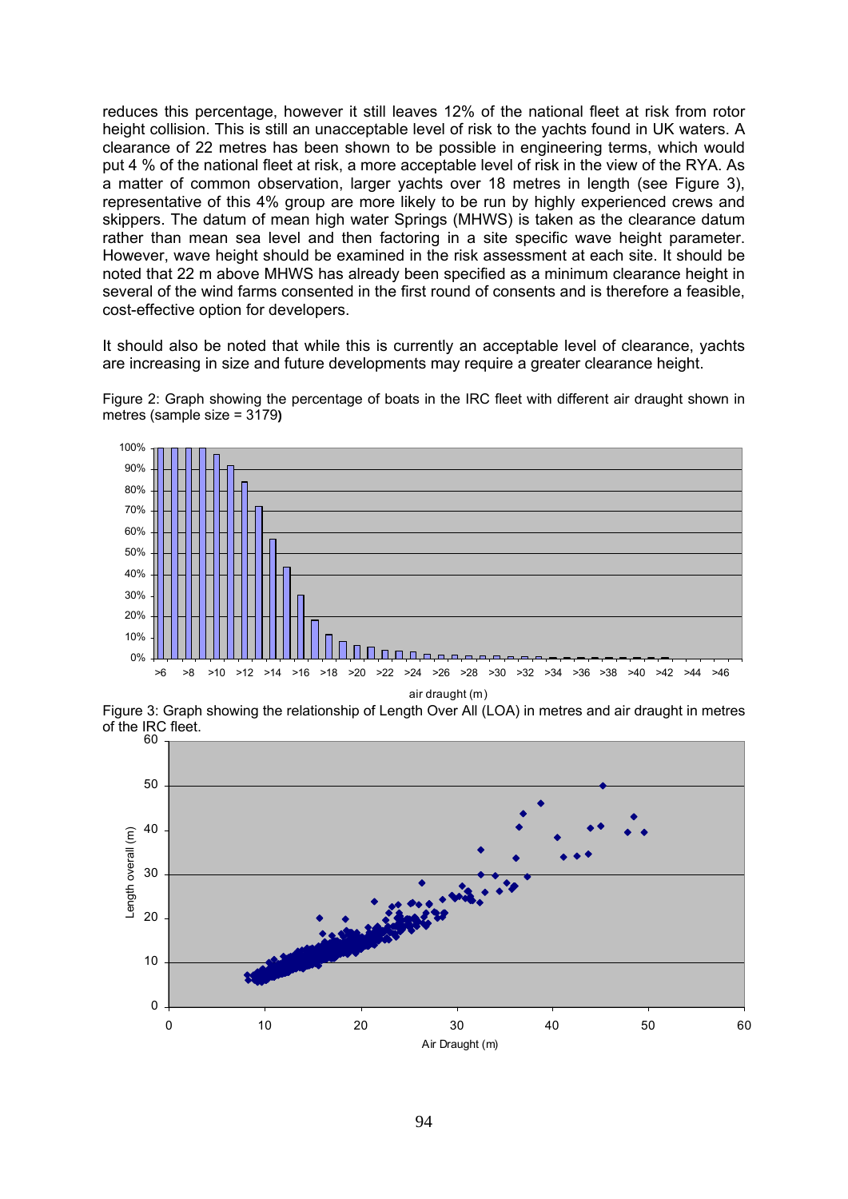reduces this percentage, however it still leaves 12% of the national fleet at risk from rotor height collision. This is still an unacceptable level of risk to the yachts found in UK waters. A clearance of 22 metres has been shown to be possible in engineering terms, which would put 4 % of the national fleet at risk, a more acceptable level of risk in the view of the RYA. As a matter of common observation, larger yachts over 18 metres in length (see Figure 3), representative of this 4% group are more likely to be run by highly experienced crews and skippers. The datum of mean high water Springs (MHWS) is taken as the clearance datum rather than mean sea level and then factoring in a site specific wave height parameter. However, wave height should be examined in the risk assessment at each site. It should be noted that 22 m above MHWS has already been specified as a minimum clearance height in several of the wind farms consented in the first round of consents and is therefore a feasible, cost-effective option for developers.

It should also be noted that while this is currently an acceptable level of clearance, yachts are increasing in size and future developments may require a greater clearance height.

Figure 2: Graph showing the percentage of boats in the IRC fleet with different air draught shown in metres (sample size = 3179)

Figure 3: Graph showing the relationship of Length Over All (LOA) in metres and air draught in metres of the IRC fleet.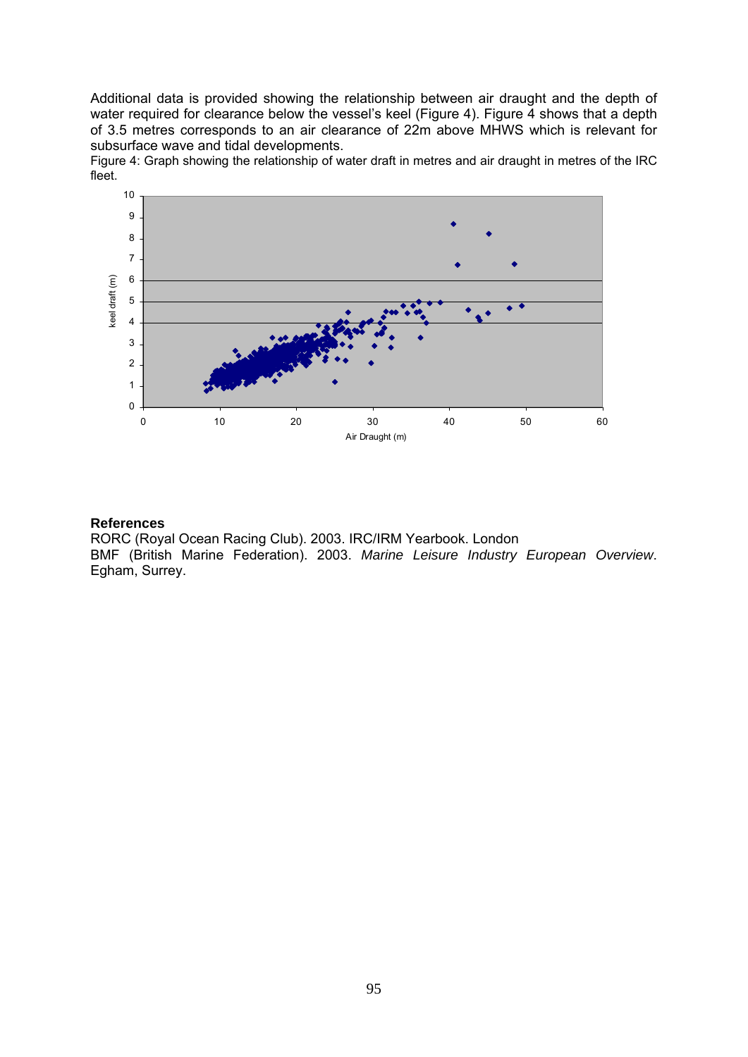Additional data is provided showing the relationship between air draught and the depth of water required for clearance below the vessel's keel (Figure 4). Figure 4 shows that a depth of 3.5 metres corresponds to an air clearance of 22m above MHWS which is relevant for subsurface wave and tidal developments.

Figure 4: Graph showing the relationship of water draft in metres and air draught in metres of the IRC fleet.

### References

RORC (Royal Ocean Racing Club). 2003. IRC/IRM Yearbook. London

BMF (British Marine Federation). 2003. *Marine Leisure Industry European Overview*. Egham, Surrey.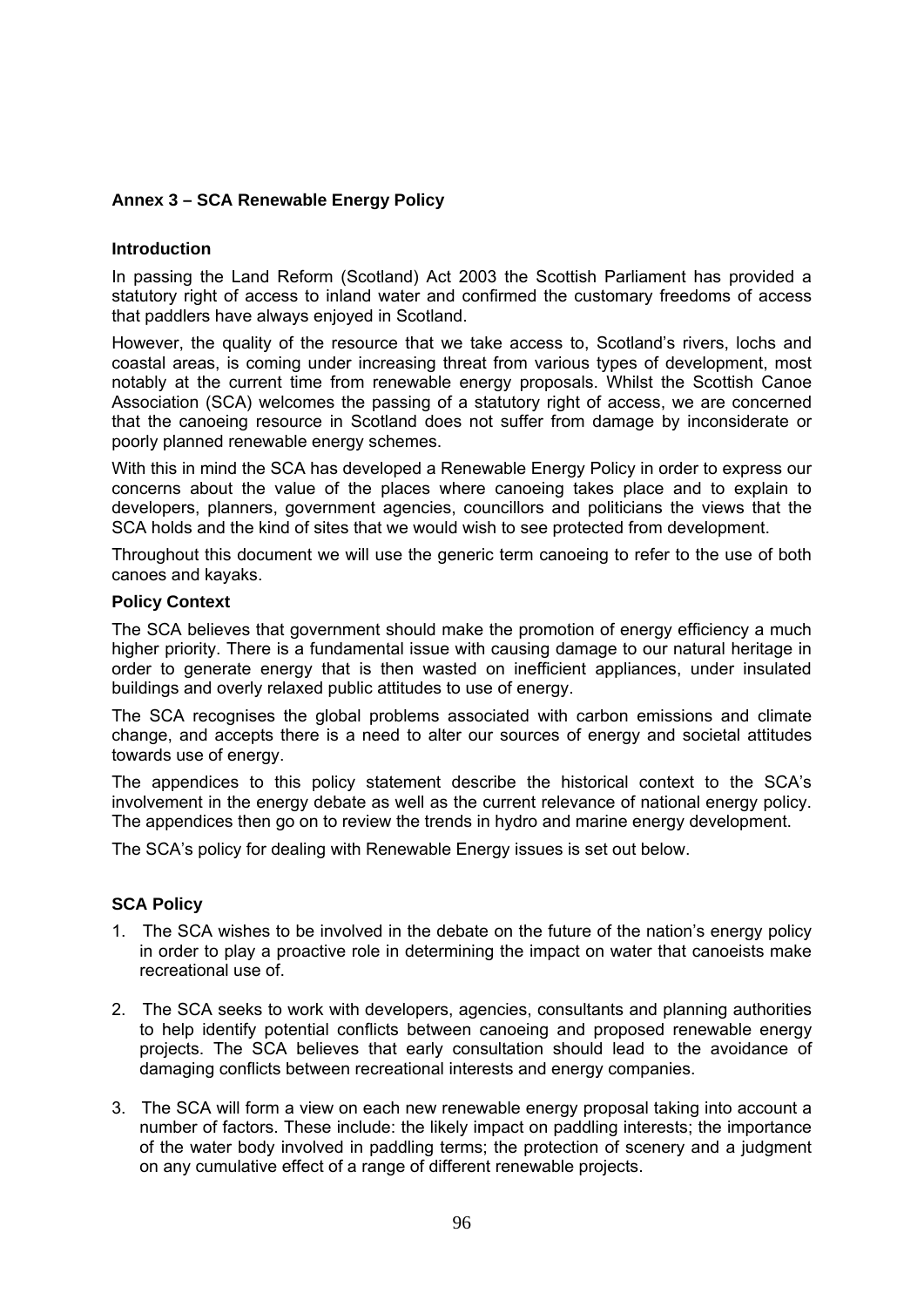## Annex 3 – SCA Renewable Energy Policy

### Introduction

In passing the Land Reform (Scotland) Act 2003 the Scottish Parliament has provided a statutory right of access to inland water and confirmed the customary freedoms of access that paddlers have always enjoyed in Scotland.

However, the quality of the resource that we take access to, Scotland's rivers, lochs and coastal areas, is coming under increasing threat from various types of development, most notably at the current time from renewable energy proposals. Whilst the Scottish Canoe Association (SCA) welcomes the passing of a statutory right of access, we are concerned that the canoeing resource in Scotland does not suffer from damage by inconsiderate or poorly planned renewable energy schemes.

With this in mind the SCA has developed a Renewable Energy Policy in order to express our concerns about the value of the places where canoeing takes place and to explain to developers, planners, government agencies, councillors and politicians the views that the SCA holds and the kind of sites that we would wish to see protected from development.

Throughout this document we will use the generic term canoeing to refer to the use of both canoes and kayaks.

### Policy Context

The SCA believes that government should make the promotion of energy efficiency a much higher priority. There is a fundamental issue with causing damage to our natural heritage in order to generate energy that is then wasted on inefficient appliances, under insulated buildings and overly relaxed public attitudes to use of energy.

The SCA recognises the global problems associated with carbon emissions and climate change, and accepts there is a need to alter our sources of energy and societal attitudes towards use of energy.

The appendices to this policy statement describe the historical context to the SCA's involvement in the energy debate as well as the current relevance of national energy policy. The appendices then go on to review the trends in hydro and marine energy development.

The SCA's policy for dealing with Renewable Energy issues is set out below.

### SCA Policy

1. The SCA wishes to be involved in the debate on the future of the nation's energy policy in order to play a proactive role in determining the impact on water that canoeists make recreational use of.

2. The SCA seeks to work with developers, agencies, consultants and planning authorities to help identify potential conflicts between canoeing and proposed renewable energy projects. The SCA believes that early consultation should lead to the avoidance of damaging conflicts between recreational interests and energy companies.

3. The SCA will form a view on each new renewable energy proposal taking into account a number of factors. These include: the likely impact on paddling interests; the importance of the water body involved in paddling terms; the protection of scenery and a judgment on any cumulative effect of a range of different renewable projects.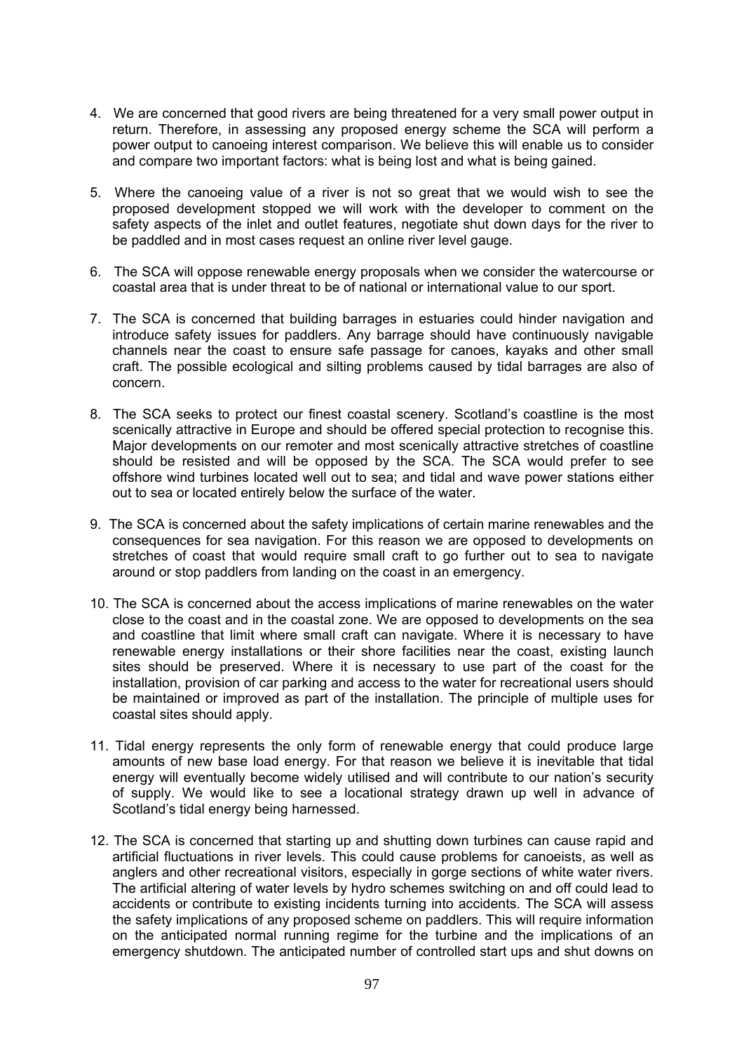4. We are concerned that good rivers are being threatened for a very small power output in return. Therefore, in assessing any proposed energy scheme the SCA will perform a power output to canoeing interest comparison. We believe this will enable us to consider and compare two important factors: what is being lost and what is being gained.

5. Where the canoeing value of a river is not so great that we would wish to see the proposed development stopped we will work with the developer to comment on the safety aspects of the inlet and outlet features, negotiate shut down days for the river to be paddled and in most cases request an online river level gauge.

6. The SCA will oppose renewable energy proposals when we consider the watercourse or coastal area that is under threat to be of national or international value to our sport.

7. The SCA is concerned that building barrages in estuaries could hinder navigation and introduce safety issues for paddlers. Any barrage should have continuously navigable channels near the coast to ensure safe passage for canoes, kayaks and other small craft. The possible ecological and silting problems caused by tidal barrages are also of concern.

8. The SCA seeks to protect our finest coastal scenery. Scotland's coastline is the most scenically attractive in Europe and should be offered special protection to recognise this. Major developments on our remoter and most scenically attractive stretches of coastline should be resisted and will be opposed by the SCA. The SCA would prefer to see offshore wind turbines located well out to sea; and tidal and wave power stations either out to sea or located entirely below the surface of the water.

9. The SCA is concerned about the safety implications of certain marine renewables and the consequences for sea navigation. For this reason we are opposed to developments on stretches of coast that would require small craft to go further out to sea to navigate around or stop paddlers from landing on the coast in an emergency.

10. The SCA is concerned about the access implications of marine renewables on the water close to the coast and in the coastal zone. We are opposed to developments on the sea and coastline that limit where small craft can navigate. Where it is necessary to have renewable energy installations or their shore facilities near the coast, existing launch sites should be preserved. Where it is necessary to use part of the coast for the installation, provision of car parking and access to the water for recreational users should be maintained or improved as part of the installation. The principle of multiple uses for coastal sites should apply.

11. Tidal energy represents the only form of renewable energy that could produce large amounts of new base load energy. For that reason we believe it is inevitable that tidal energy will eventually become widely utilised and will contribute to our nation's security of supply. We would like to see a locational strategy drawn up well in advance of Scotland's tidal energy being harnessed.

12. The SCA is concerned that starting up and shutting down turbines can cause rapid and artificial fluctuations in river levels. This could cause problems for canoeists, as well as anglers and other recreational visitors, especially in gorge sections of white water rivers. The artificial altering of water levels by hydro schemes switching on and off could lead to accidents or contribute to existing incidents turning into accidents. The SCA will assess the safety implications of any proposed scheme on paddlers. This will require information on the anticipated normal running regime for the turbine and the implications of an emergency shutdown. The anticipated number of controlled start ups and shut downs on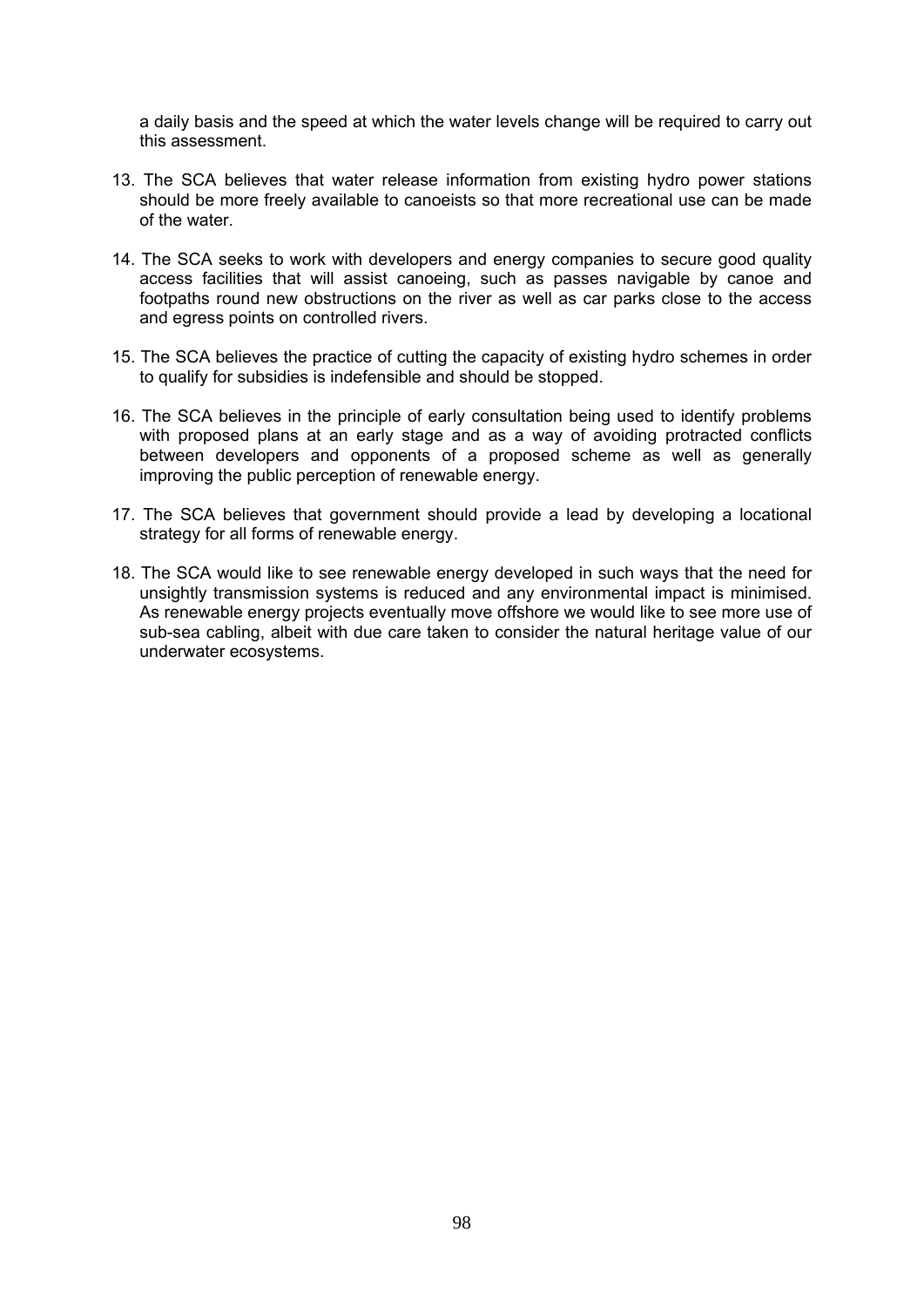a daily basis and the speed at which the water levels change will be required to carry out this assessment.

13. The SCA believes that water release information from existing hydro power stations should be more freely available to canoeists so that more recreational use can be made of the water.

14. The SCA seeks to work with developers and energy companies to secure good quality access facilities that will assist canoeing, such as passes navigable by canoe and footpaths round new obstructions on the river as well as car parks close to the access and egress points on controlled rivers.

15. The SCA believes the practice of cutting the capacity of existing hydro schemes in order to qualify for subsidies is indefensible and should be stopped.

16. The SCA believes in the principle of early consultation being used to identify problems with proposed plans at an early stage and as a way of avoiding protracted conflicts between developers and opponents of a proposed scheme as well as generally improving the public perception of renewable energy.

17. The SCA believes that government should provide a lead by developing a locational strategy for all forms of renewable energy.

18. The SCA would like to see renewable energy developed in such ways that the need for unsightly transmission systems is reduced and any environmental impact is minimised. As renewable energy projects eventually move offshore we would like to see more use of sub-sea cabling, albeit with due care taken to consider the natural heritage value of our underwater ecosystems.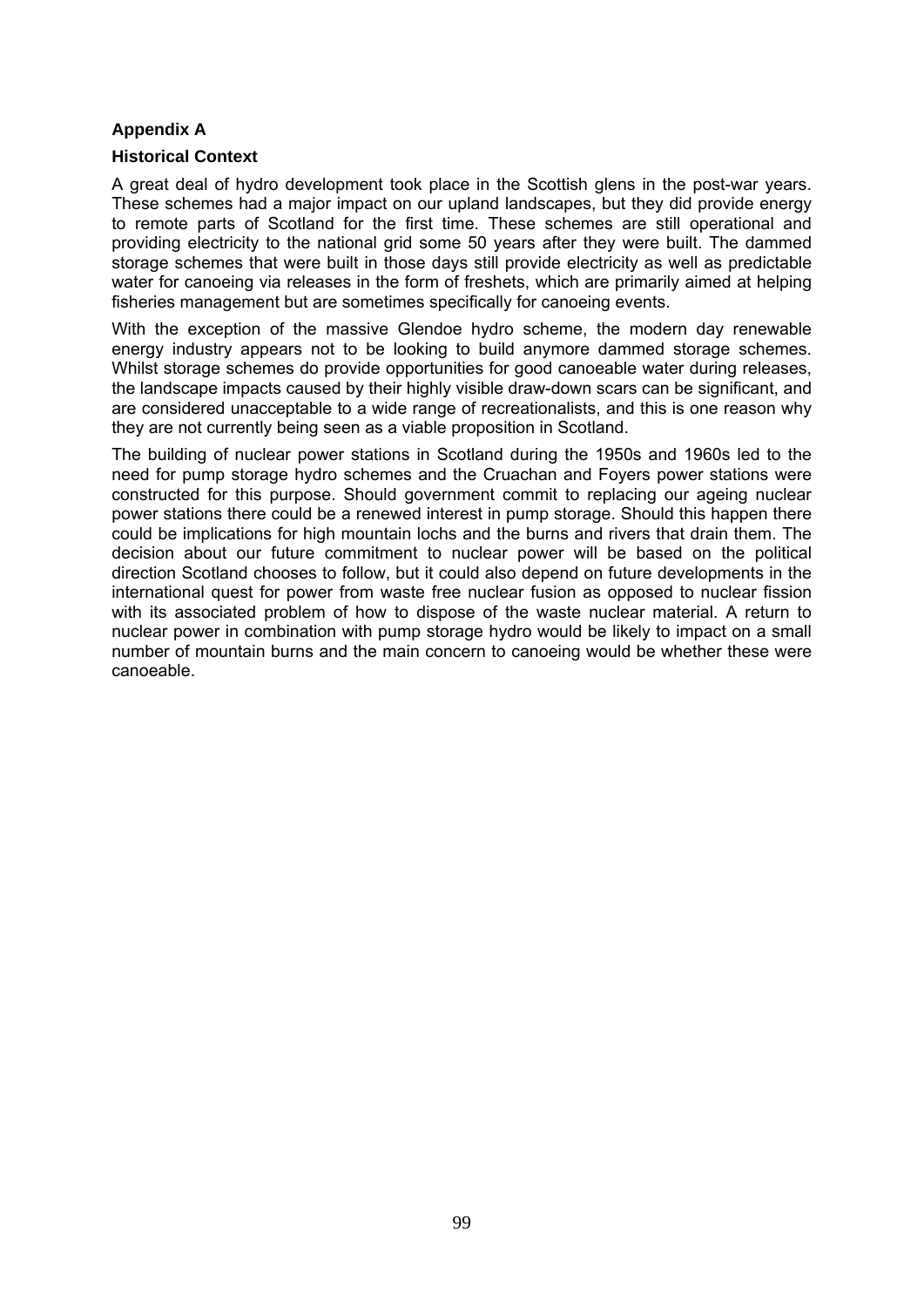**Appendix A**

**Historical Context**

A great deal of hydro development took place in the Scottish glens in the post-war years. These schemes had a major impact on our upland landscapes, but they did provide energy to remote parts of Scotland for the first time. These schemes are still operational and providing electricity to the national grid some 50 years after they were built. The dammed storage schemes that were built in those days still provide electricity as well as predictable water for canoeing via releases in the form of freshets, which are primarily aimed at helping fisheries management but are sometimes specifically for canoeing events.

With the exception of the massive Glendoe hydro scheme, the modern day renewable energy industry appears not to be looking to build anymore dammed storage schemes. Whilst storage schemes do provide opportunities for good canoeable water during releases, the landscape impacts caused by their highly visible draw-down scars can be significant, and are considered unacceptable to a wide range of recreationalists, and this is one reason why they are not currently being seen as a viable proposition in Scotland.

The building of nuclear power stations in Scotland during the 1950s and 1960s led to the need for pump storage hydro schemes and the Cruachan and Foyers power stations were constructed for this purpose. Should government commit to replacing our ageing nuclear power stations there could be a renewed interest in pump storage. Should this happen there could be implications for high mountain lochs and the burns and rivers that drain them. The decision about our future commitment to nuclear power will be based on the political direction Scotland chooses to follow, but it could also depend on future developments in the international quest for power from waste free nuclear fusion as opposed to nuclear fission with its associated problem of how to dispose of the waste nuclear material. A return to nuclear power in combination with pump storage hydro would be likely to impact on a small number of mountain burns and the main concern to canoeing would be whether these were canoeable.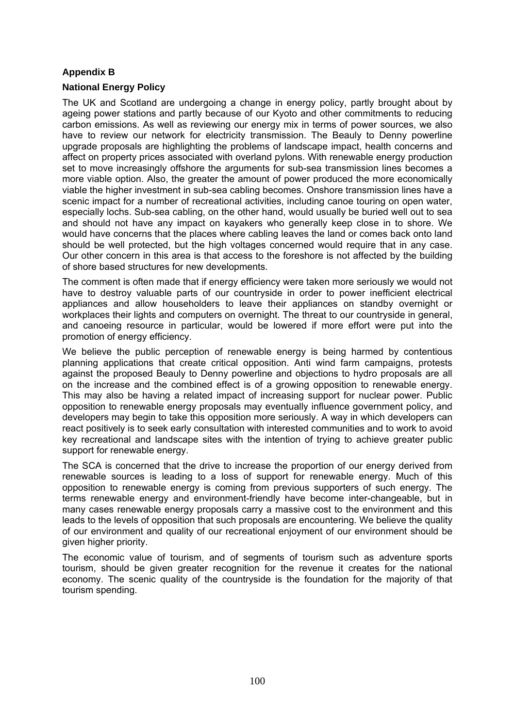## Appendix B

### National Energy Policy

The UK and Scotland are undergoing a change in energy policy, partly brought about by ageing power stations and partly because of our Kyoto and other commitments to reducing carbon emissions. As well as reviewing our energy mix in terms of power sources, we also have to review our network for electricity transmission. The Beauly to Denny powerline upgrade proposals are highlighting the problems of landscape impact, health concerns and affect on property prices associated with overland pylons. With renewable energy production set to move increasingly offshore the arguments for sub-sea transmission lines becomes a more viable option. Also, the greater the amount of power produced the more economically viable the higher investment in sub-sea cabling becomes. Onshore transmission lines have a scenic impact for a number of recreational activities, including canoe touring on open water, especially lochs. Sub-sea cabling, on the other hand, would usually be buried well out to sea and should not have any impact on kayakers who generally keep close in to shore. We would have concerns that the places where cabling leaves the land or comes back onto land should be well protected, but the high voltages concerned would require that in any case. Our other concern in this area is that access to the foreshore is not affected by the building of shore based structures for new developments.

The comment is often made that if energy efficiency were taken more seriously we would not have to destroy valuable parts of our countryside in order to power inefficient electrical appliances and allow householders to leave their appliances on standby overnight or workplaces their lights and computers on overnight. The threat to our countryside in general, and canoeing resource in particular, would be lowered if more effort were put into the promotion of energy efficiency.

We believe the public perception of renewable energy is being harmed by contentious planning applications that create critical opposition. Anti wind farm campaigns, protests against the proposed Beauly to Denny powerline and objections to hydro proposals are all on the increase and the combined effect is of a growing opposition to renewable energy. This may also be having a related impact of increasing support for nuclear power. Public opposition to renewable energy proposals may eventually influence government policy, and developers may begin to take this opposition more seriously. A way in which developers can react positively is to seek early consultation with interested communities and to work to avoid key recreational and landscape sites with the intention of trying to achieve greater public support for renewable energy.

The SCA is concerned that the drive to increase the proportion of our energy derived from renewable sources is leading to a loss of support for renewable energy. Much of this opposition to renewable energy is coming from previous supporters of such energy. The terms renewable energy and environment-friendly have become inter-changeable, but in many cases renewable energy proposals carry a massive cost to the environment and this leads to the levels of opposition that such proposals are encountering. We believe the quality of our environment and quality of our recreational enjoyment of our environment should be given higher priority.

The economic value of tourism, and of segments of tourism such as adventure sports tourism, should be given greater recognition for the revenue it creates for the national economy. The scenic quality of the countryside is the foundation for the majority of that tourism spending.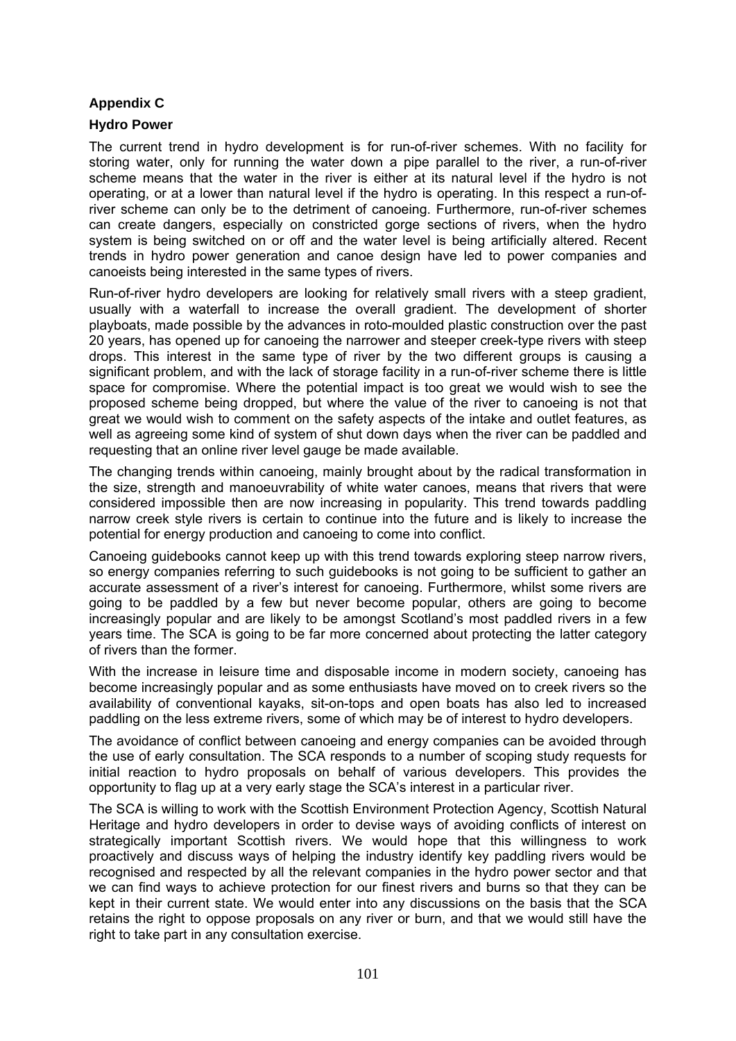## Appendix C

### Hydro Power

The current trend in hydro development is for run-of-river schemes. With no facility for storing water, only for running the water down a pipe parallel to the river, a run-of-river scheme means that the water in the river is either at its natural level if the hydro is not operating, or at a lower than natural level if the hydro is operating. In this respect a run-of-river scheme can only be to the detriment of canoeing. Furthermore, run-of-river schemes can create dangers, especially on constricted gorge sections of rivers, when the hydro system is being switched on or off and the water level is being artificially altered. Recent trends in hydro power generation and canoe design have led to power companies and canoeists being interested in the same types of rivers.

Run-of-river hydro developers are looking for relatively small rivers with a steep gradient, usually with a waterfall to increase the overall gradient. The development of shorter playboats, made possible by the advances in roto-moulded plastic construction over the past 20 years, has opened up for canoeing the narrower and steeper creek-type rivers with steep drops. This interest in the same type of river by the two different groups is causing a significant problem, and with the lack of storage facility in a run-of-river scheme there is little space for compromise. Where the potential impact is too great we would wish to see the proposed scheme being dropped, but where the value of the river to canoeing is not that great we would wish to comment on the safety aspects of the intake and outlet features, as well as agreeing some kind of system of shut down days when the river can be paddled and requesting that an online river level gauge be made available.

The changing trends within canoeing, mainly brought about by the radical transformation in the size, strength and manoeuvrability of white water canoes, means that rivers that were considered impossible then are now increasing in popularity. This trend towards paddling narrow creek style rivers is certain to continue into the future and is likely to increase the potential for energy production and canoeing to come into conflict.

Canoeing guidebooks cannot keep up with this trend towards exploring steep narrow rivers, so energy companies referring to such guidebooks is not going to be sufficient to gather an accurate assessment of a river's interest for canoeing. Furthermore, whilst some rivers are going to be paddled by a few but never become popular, others are going to become increasingly popular and are likely to be amongst Scotland's most paddled rivers in a few years time. The SCA is going to be far more concerned about protecting the latter category of rivers than the former.

With the increase in leisure time and disposable income in modern society, canoeing has become increasingly popular and as some enthusiasts have moved on to creek rivers so the availability of conventional kayaks, sit-on-tops and open boats has also led to increased paddling on the less extreme rivers, some of which may be of interest to hydro developers.

The avoidance of conflict between canoeing and energy companies can be avoided through the use of early consultation. The SCA responds to a number of scoping study requests for initial reaction to hydro proposals on behalf of various developers. This provides the opportunity to flag up at a very early stage the SCA's interest in a particular river.

The SCA is willing to work with the Scottish Environment Protection Agency, Scottish Natural Heritage and hydro developers in order to devise ways of avoiding conflicts of interest on strategically important Scottish rivers. We would hope that this willingness to work proactively and discuss ways of helping the industry identify key paddling rivers would be recognised and respected by all the relevant companies in the hydro power sector and that we can find ways to achieve protection for our finest rivers and burns so that they can be kept in their current state. We would enter into any discussions on the basis that the SCA retains the right to oppose proposals on any river or burn, and that we would still have the right to take part in any consultation exercise.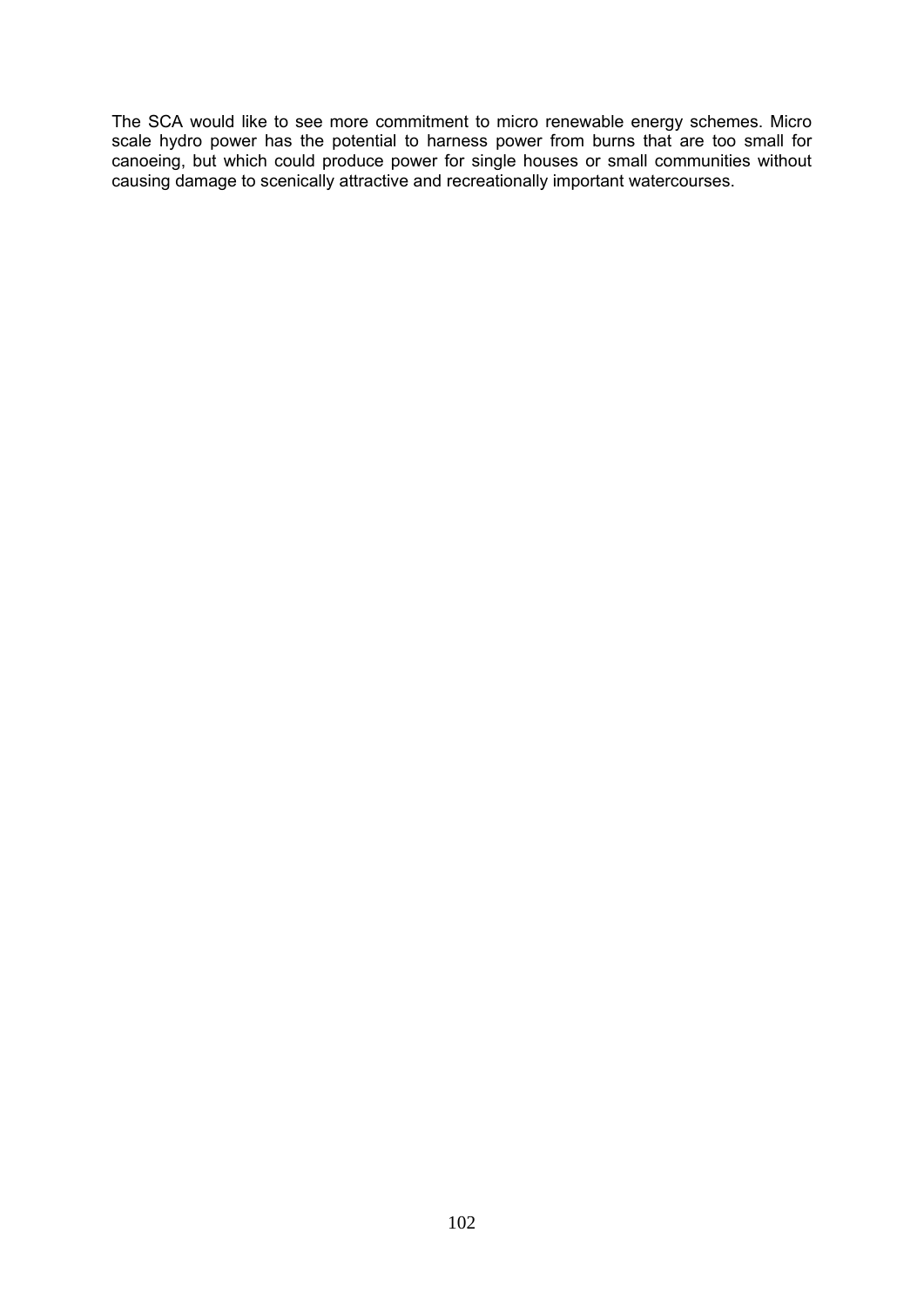The SCA would like to see more commitment to micro renewable energy schemes. Micro scale hydro power has the potential to harness power from burns that are too small for canoeing, but which could produce power for single houses or small communities without causing damage to scenically attractive and recreationally important watercourses.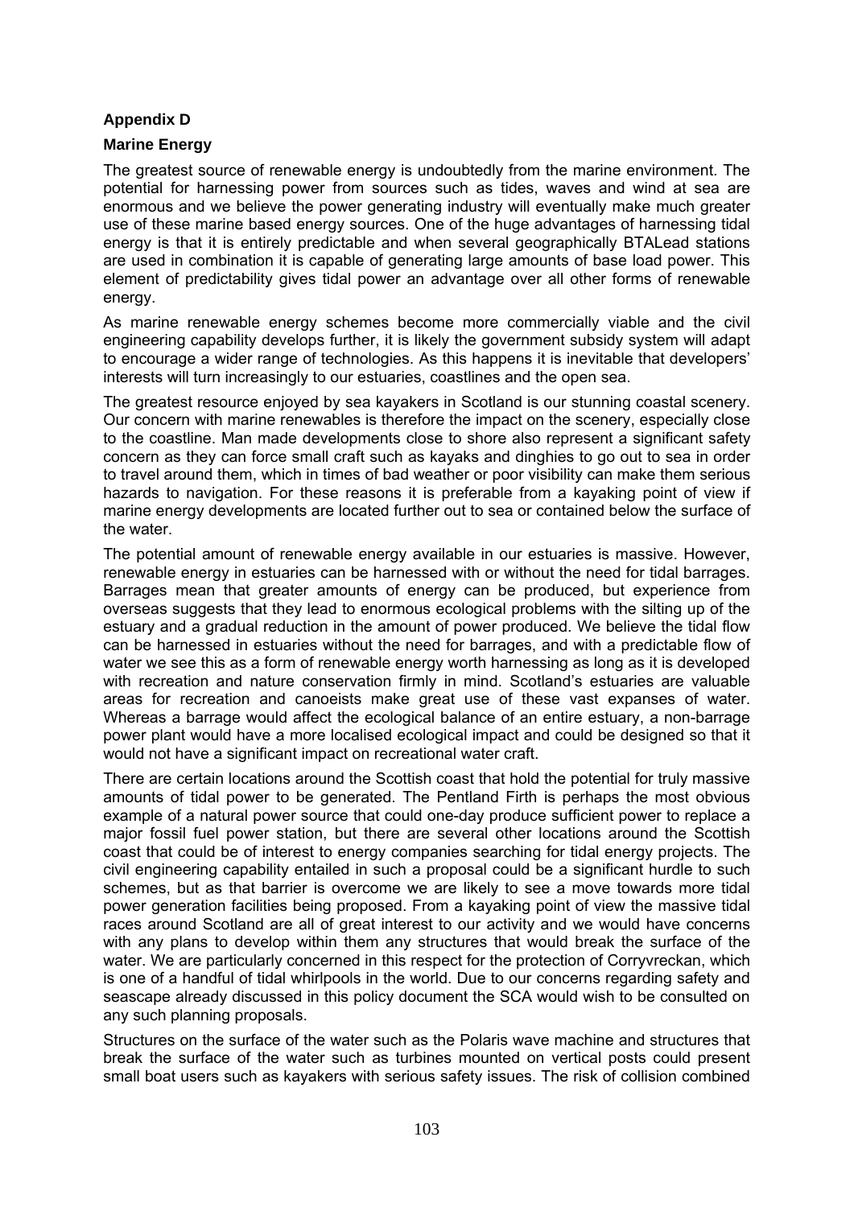**Appendix D**

**Marine Energy**

The greatest source of renewable energy is undoubtedly from the marine environment. The potential for harnessing power from sources such as tides, waves and wind at sea are enormous and we believe the power generating industry will eventually make much greater use of these marine based energy sources. One of the huge advantages of harnessing tidal energy is that it is entirely predictable and when several geographically BTALead stations are used in combination it is capable of generating large amounts of base load power. This element of predictability gives tidal power an advantage over all other forms of renewable energy.

As marine renewable energy schemes become more commercially viable and the civil engineering capability develops further, it is likely the government subsidy system will adapt to encourage a wider range of technologies. As this happens it is inevitable that developers' interests will turn increasingly to our estuaries, coastlines and the open sea.

The greatest resource enjoyed by sea kayakers in Scotland is our stunning coastal scenery. Our concern with marine renewables is therefore the impact on the scenery, especially close to the coastline. Man made developments close to shore also represent a significant safety concern as they can force small craft such as kayaks and dinghies to go out to sea in order to travel around them, which in times of bad weather or poor visibility can make them serious hazards to navigation. For these reasons it is preferable from a kayaking point of view if marine energy developments are located further out to sea or contained below the surface of the water.

The potential amount of renewable energy available in our estuaries is massive. However, renewable energy in estuaries can be harnessed with or without the need for tidal barrages. Barrages mean that greater amounts of energy can be produced, but experience from overseas suggests that they lead to enormous ecological problems with the silting up of the estuary and a gradual reduction in the amount of power produced. We believe the tidal flow can be harnessed in estuaries without the need for barrages, and with a predictable flow of water we see this as a form of renewable energy worth harnessing as long as it is developed with recreation and nature conservation firmly in mind. Scotland's estuaries are valuable areas for recreation and canoeists make great use of these vast expanses of water. Whereas a barrage would affect the ecological balance of an entire estuary, a non-barrage power plant would have a more localised ecological impact and could be designed so that it would not have a significant impact on recreational water craft.

There are certain locations around the Scottish coast that hold the potential for truly massive amounts of tidal power to be generated. The Pentland Firth is perhaps the most obvious example of a natural power source that could one-day produce sufficient power to replace a major fossil fuel power station, but there are several other locations around the Scottish coast that could be of interest to energy companies searching for tidal energy projects. The civil engineering capability entailed in such a proposal could be a significant hurdle to such schemes, but as that barrier is overcome we are likely to see a move towards more tidal power generation facilities being proposed. From a kayaking point of view the massive tidal races around Scotland are all of great interest to our activity and we would have concerns with any plans to develop within them any structures that would break the surface of the water. We are particularly concerned in this respect for the protection of Corryvreckan, which is one of a handful of tidal whirlpools in the world. Due to our concerns regarding safety and seascape already discussed in this policy document the SCA would wish to be consulted on any such planning proposals.

Structures on the surface of the water such as the Polaris wave machine and structures that break the surface of the water such as turbines mounted on vertical posts could present small boat users such as kayakers with serious safety issues. The risk of collision combined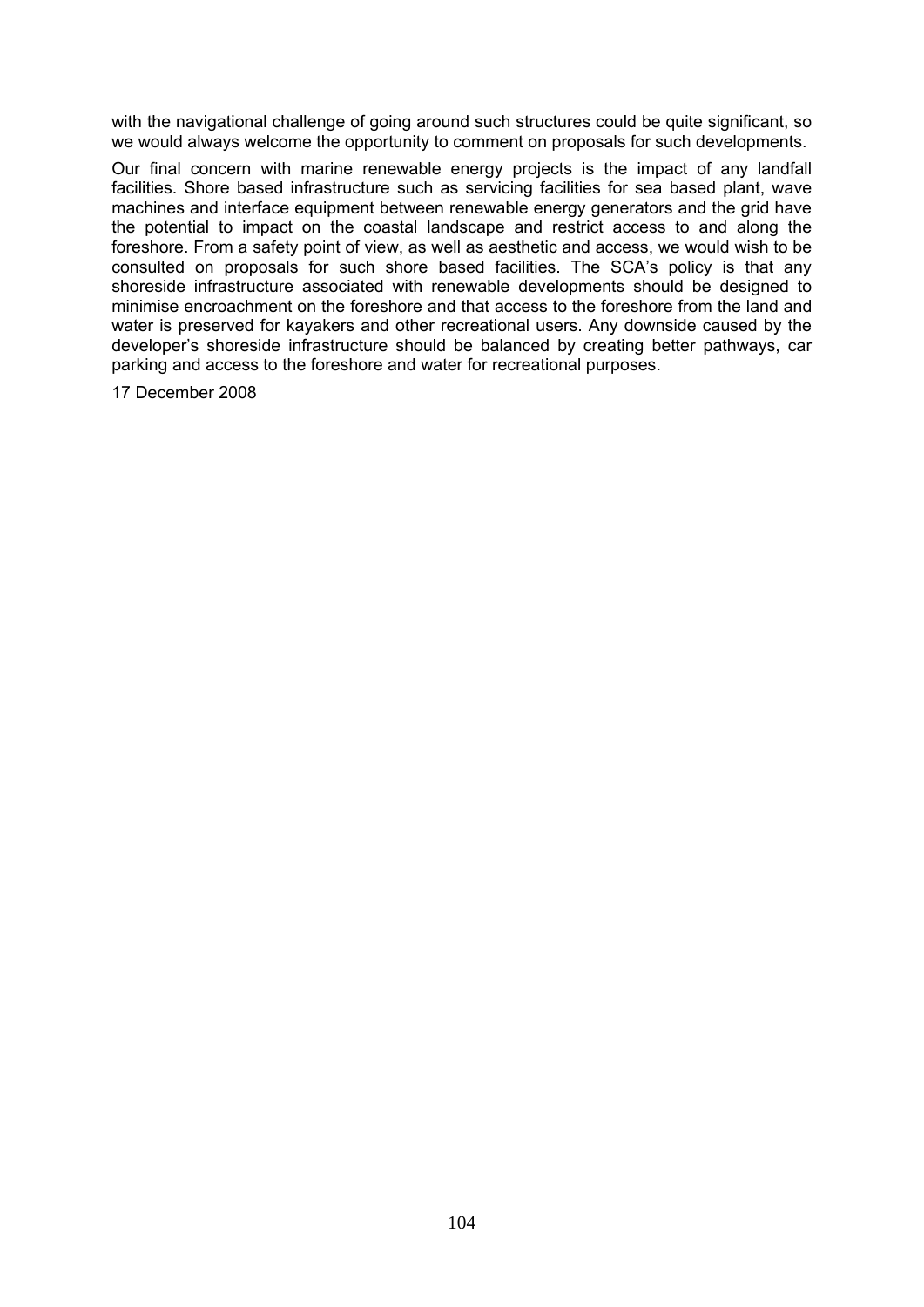with the navigational challenge of going around such structures could be quite significant, so we would always welcome the opportunity to comment on proposals for such developments.

Our final concern with marine renewable energy projects is the impact of any landfall facilities. Shore based infrastructure such as servicing facilities for sea based plant, wave machines and interface equipment between renewable energy generators and the grid have the potential to impact on the coastal landscape and restrict access to and along the foreshore. From a safety point of view, as well as aesthetic and access, we would wish to be consulted on proposals for such shore based facilities. The SCA's policy is that any shoreside infrastructure associated with renewable developments should be designed to minimise encroachment on the foreshore and that access to the foreshore from the land and water is preserved for kayakers and other recreational users. Any downside caused by the developer's shoreside infrastructure should be balanced by creating better pathways, car parking and access to the foreshore and water for recreational purposes.

17 December 2008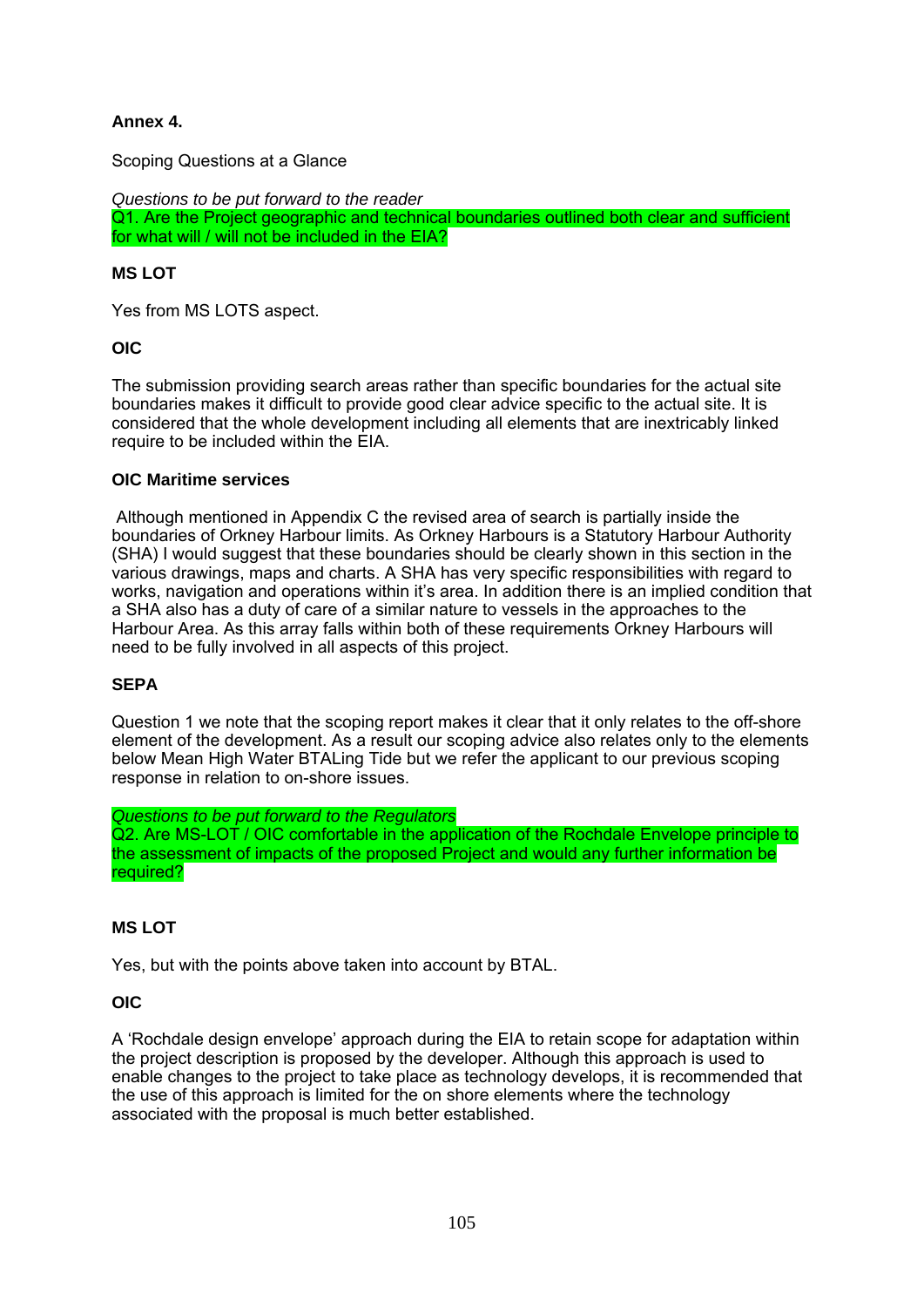**Annex 4.**

Scoping Questions at a Glance

*Questions to be put forward to the reader*

Q1. Are the Project geographic and technical boundaries outlined both clear and sufficient for what will / will not be included in the EIA?

**MS LOT**

Yes from MS LOTS aspect.

**OIC**

The submission providing search areas rather than specific boundaries for the actual site boundaries makes it difficult to provide good clear advice specific to the actual site. It is considered that the whole development including all elements that are inextricably linked require to be included within the EIA.

**OIC Maritime services**

Although mentioned in Appendix C the revised area of search is partially inside the boundaries of Orkney Harbour limits. As Orkney Harbours is a Statutory Harbour Authority (SHA) I would suggest that these boundaries should be clearly shown in this section in the various drawings, maps and charts. A SHA has very specific responsibilities with regard to works, navigation and operations within it's area. In addition there is an implied condition that a SHA also has a duty of care of a similar nature to vessels in the approaches to the Harbour Area. As this array falls within both of these requirements Orkney Harbours will need to be fully involved in all aspects of this project.

**SEPA**

Question 1 we note that the scoping report makes it clear that it only relates to the off-shore element of the development. As a result our scoping advice also relates only to the elements below Mean High Water BTALing Tide but we refer the applicant to our previous scoping response in relation to on-shore issues.

*Questions to be put forward to the Regulators*

Q2. Are MS-LOT / OIC comfortable in the application of the Rochdale Envelope principle to the assessment of impacts of the proposed Project and would any further information be required?

**MS LOT**

Yes, but with the points above taken into account by BTAL.

**OIC**

A 'Rochdale design envelope' approach during the EIA to retain scope for adaptation within the project description is proposed by the developer. Although this approach is used to enable changes to the project to take place as technology develops, it is recommended that the use of this approach is limited for the on shore elements where the technology associated with the proposal is much better established.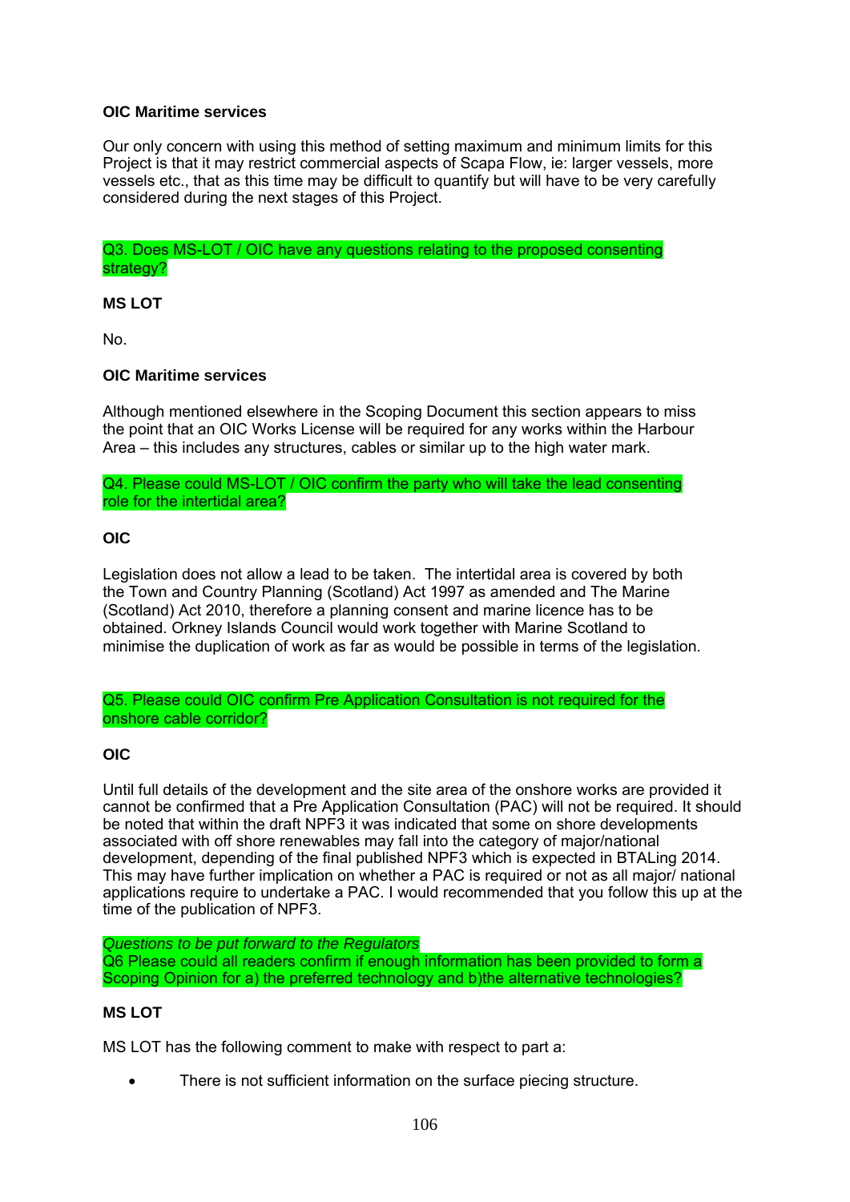**OIC Maritime services**

Our only concern with using this method of setting maximum and minimum limits for this Project is that it may restrict commercial aspects of Scapa Flow, ie: larger vessels, more vessels etc., that as this time may be difficult to quantify but will have to be very carefully considered during the next stages of this Project.

Q3. Does MS-LOT / OIC have any questions relating to the proposed consenting strategy?

**MS LOT**

No.

**OIC Maritime services**

Although mentioned elsewhere in the Scoping Document this section appears to miss the point that an OIC Works License will be required for any works within the Harbour Area – this includes any structures, cables or similar up to the high water mark.

Q4. Please could MS-LOT / OIC confirm the party who will take the lead consenting role for the intertidal area?

**OIC**

Legislation does not allow a lead to be taken. The intertidal area is covered by both the Town and Country Planning (Scotland) Act 1997 as amended and The Marine (Scotland) Act 2010, therefore a planning consent and marine licence has to be obtained. Orkney Islands Council would work together with Marine Scotland to minimise the duplication of work as far as would be possible in terms of the legislation.

Q5. Please could OIC confirm Pre Application Consultation is not required for the onshore cable corridor?

**OIC**

Until full details of the development and the site area of the onshore works are provided it cannot be confirmed that a Pre Application Consultation (PAC) will not be required. It should be noted that within the draft NPF3 it was indicated that some on shore developments associated with off shore renewables may fall into the category of major/national development, depending of the final published NPF3 which is expected in BTALing 2014. This may have further implication on whether a PAC is required or not as all major/ national applications require to undertake a PAC. I would recommended that you follow this up at the time of the publication of NPF3.

*Questions to be put forward to the Regulators*
Q6 Please could all readers confirm if enough information has been provided to form a Scoping Opinion for a) the preferred technology and b)the alternative technologies?

**MS LOT**

MS LOT has the following comment to make with respect to part a:

- There is not sufficient information on the surface piecing structure.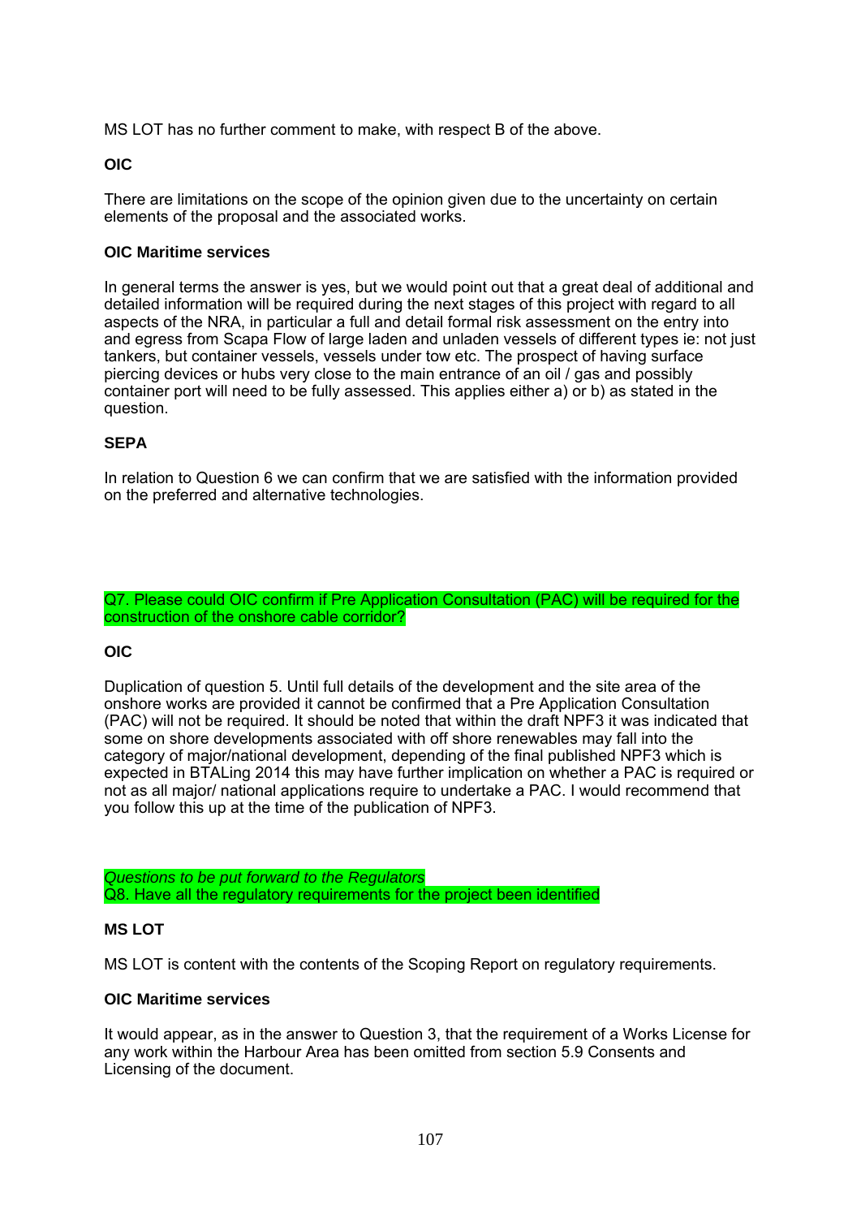MS LOT has no further comment to make, with respect B of the above.

**OIC**

There are limitations on the scope of the opinion given due to the uncertainty on certain elements of the proposal and the associated works.

**OIC Maritime services**

In general terms the answer is yes, but we would point out that a great deal of additional and detailed information will be required during the next stages of this project with regard to all aspects of the NRA, in particular a full and detail formal risk assessment on the entry into and egress from Scapa Flow of large laden and unladen vessels of different types ie: not just tankers, but container vessels, vessels under tow etc. The prospect of having surface piercing devices or hubs very close to the main entrance of an oil / gas and possibly container port will need to be fully assessed. This applies either a) or b) as stated in the question.

**SEPA**

In relation to Question 6 we can confirm that we are satisfied with the information provided on the preferred and alternative technologies.

Q7. Please could OIC confirm if Pre Application Consultation (PAC) will be required for the construction of the onshore cable corridor?

**OIC**

Duplication of question 5. Until full details of the development and the site area of the onshore works are provided it cannot be confirmed that a Pre Application Consultation (PAC) will not be required. It should be noted that within the draft NPF3 it was indicated that some on shore developments associated with off shore renewables may fall into the category of major/national development, depending of the final published NPF3 which is expected in BTALing 2014 this may have further implication on whether a PAC is required or not as all major/ national applications require to undertake a PAC. I would recommend that you follow this up at the time of the publication of NPF3.

*Questions to be put forward to the Regulators*
Q8. Have all the regulatory requirements for the project been identified

**MS LOT**

MS LOT is content with the contents of the Scoping Report on regulatory requirements.

**OIC Maritime services**

It would appear, as in the answer to Question 3, that the requirement of a Works License for any work within the Harbour Area has been omitted from section 5.9 Consents and Licensing of the document.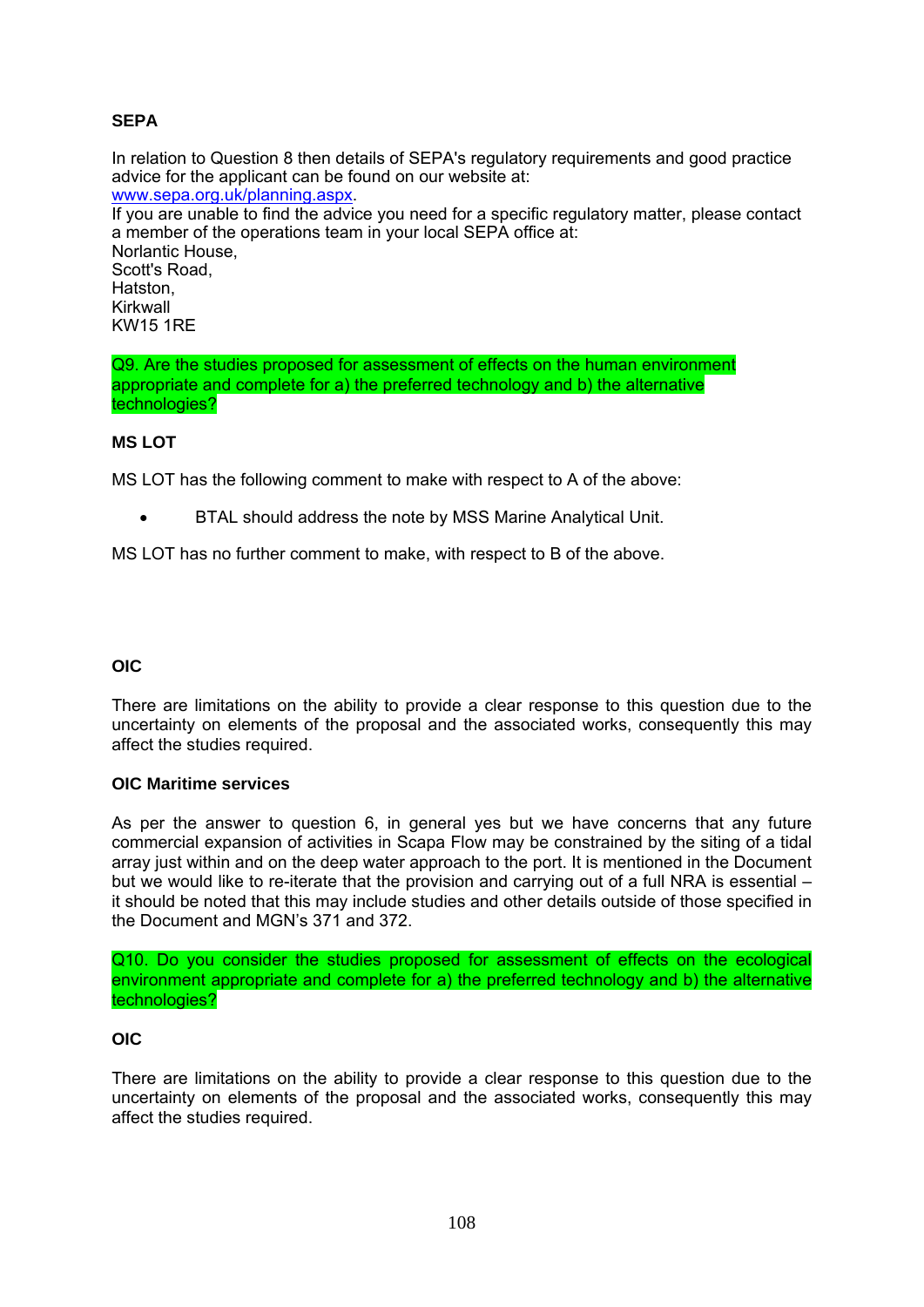**SEPA**

In relation to Question 8 then details of SEPA's regulatory requirements and good practice advice for the applicant can be found on our website at:
www.sepa.org.uk/planning.aspx.
If you are unable to find the advice you need for a specific regulatory matter, please contact a member of the operations team in your local SEPA office at:
Norlantic House,
Scott's Road,
Hatston,
Kirkwall
KW15 1RE

Q9. Are the studies proposed for assessment of effects on the human environment appropriate and complete for a) the preferred technology and b) the alternative technologies?

**MS LOT**

MS LOT has the following comment to make with respect to A of the above:

- BTAL should address the note by MSS Marine Analytical Unit.

MS LOT has no further comment to make, with respect to B of the above.

**OIC**

There are limitations on the ability to provide a clear response to this question due to the uncertainty on elements of the proposal and the associated works, consequently this may affect the studies required.

**OIC Maritime services**

As per the answer to question 6, in general yes but we have concerns that any future commercial expansion of activities in Scapa Flow may be constrained by the siting of a tidal array just within and on the deep water approach to the port. It is mentioned in the Document but we would like to re-iterate that the provision and carrying out of a full NRA is essential – it should be noted that this may include studies and other details outside of those specified in the Document and MGN's 371 and 372.

Q10. Do you consider the studies proposed for assessment of effects on the ecological environment appropriate and complete for a) the preferred technology and b) the alternative technologies?

**OIC**

There are limitations on the ability to provide a clear response to this question due to the uncertainty on elements of the proposal and the associated works, consequently this may affect the studies required.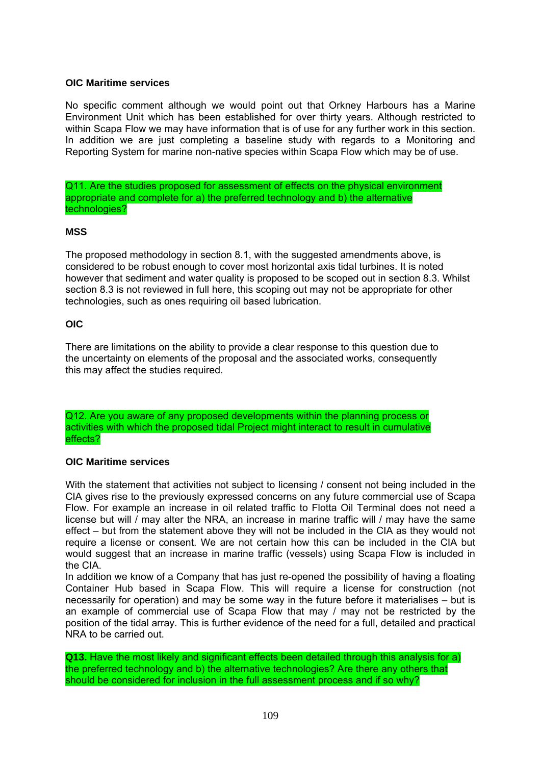**OIC Maritime services**

No specific comment although we would point out that Orkney Harbours has a Marine Environment Unit which has been established for over thirty years. Although restricted to within Scapa Flow we may have information that is of use for any further work in this section. In addition we are just completing a baseline study with regards to a Monitoring and Reporting System for marine non-native species within Scapa Flow which may be of use.

Q11. Are the studies proposed for assessment of effects on the physical environment appropriate and complete for a) the preferred technology and b) the alternative technologies?

**MSS**

The proposed methodology in section 8.1, with the suggested amendments above, is considered to be robust enough to cover most horizontal axis tidal turbines. It is noted however that sediment and water quality is proposed to be scoped out in section 8.3. Whilst section 8.3 is not reviewed in full here, this scoping out may not be appropriate for other technologies, such as ones requiring oil based lubrication.

**OIC**

There are limitations on the ability to provide a clear response to this question due to the uncertainty on elements of the proposal and the associated works, consequently this may affect the studies required.

Q12. Are you aware of any proposed developments within the planning process or activities with which the proposed tidal Project might interact to result in cumulative effects?

**OIC Maritime services**

With the statement that activities not subject to licensing / consent not being included in the CIA gives rise to the previously expressed concerns on any future commercial use of Scapa Flow. For example an increase in oil related traffic to Flotta Oil Terminal does not need a license but will / may alter the NRA, an increase in marine traffic will / may have the same effect – but from the statement above they will not be included in the CIA as they would not require a license or consent. We are not certain how this can be included in the CIA but would suggest that an increase in marine traffic (vessels) using Scapa Flow is included in the CIA.
In addition we know of a Company that has just re-opened the possibility of having a floating Container Hub based in Scapa Flow. This will require a license for construction (not necessarily for operation) and may be some way in the future before it materialises – but is an example of commercial use of Scapa Flow that may / may not be restricted by the position of the tidal array. This is further evidence of the need for a full, detailed and practical NRA to be carried out.

**Q13.** Have the most likely and significant effects been detailed through this analysis for a) the preferred technology and b) the alternative technologies? Are there any others that should be considered for inclusion in the full assessment process and if so why?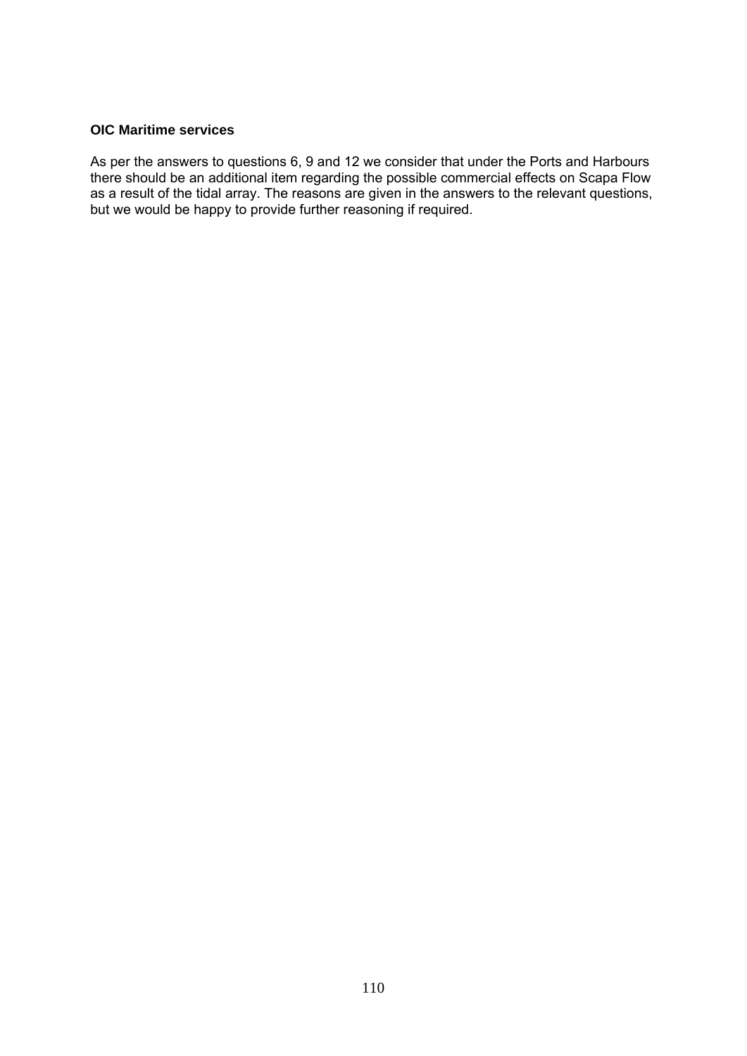**OIC Maritime services**

As per the answers to questions 6, 9 and 12 we consider that under the Ports and Harbours there should be an additional item regarding the possible commercial effects on Scapa Flow as a result of the tidal array. The reasons are given in the answers to the relevant questions, but we would be happy to provide further reasoning if required.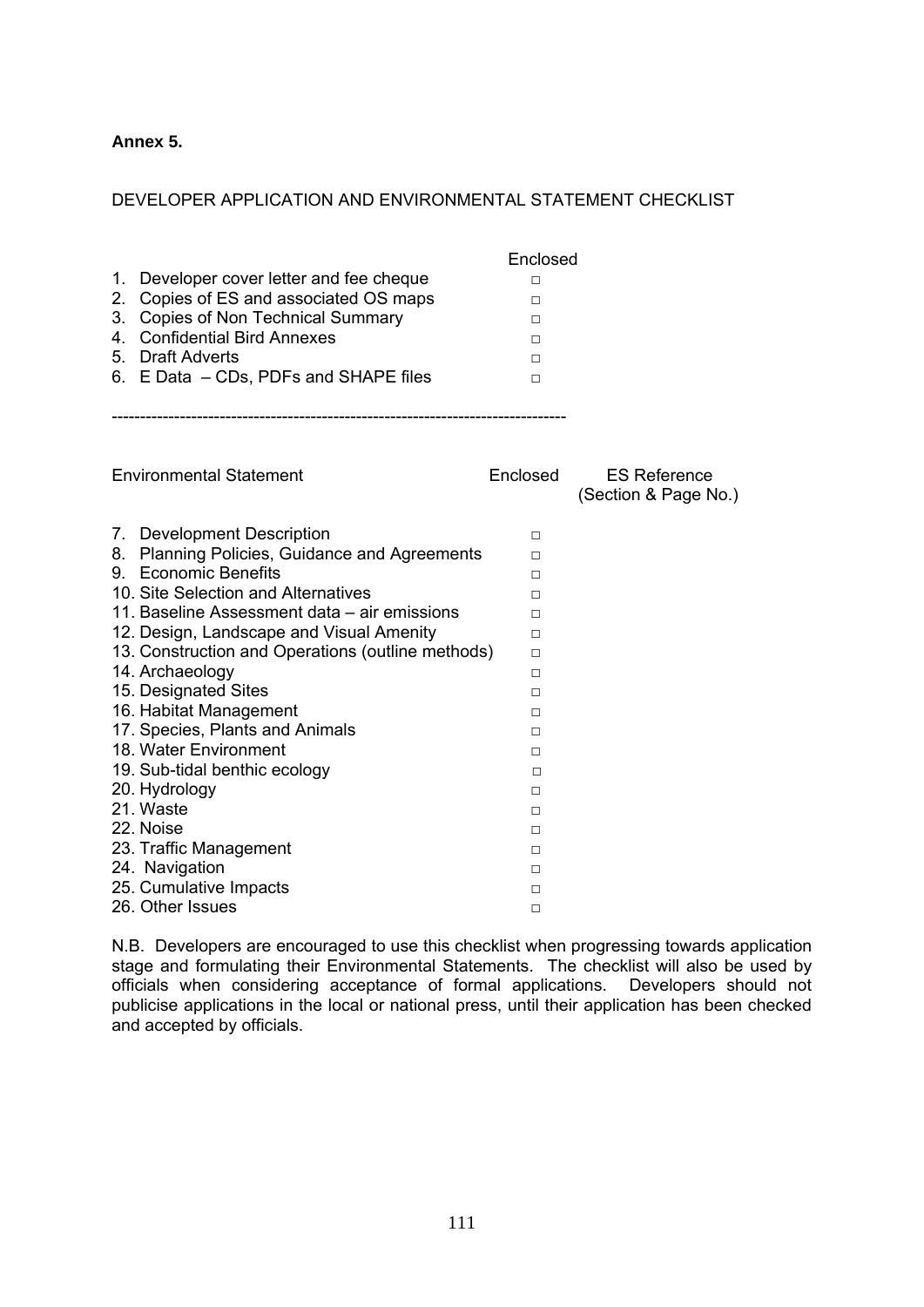**Annex 5.**

DEVELOPER APPLICATION AND ENVIRONMENTAL STATEMENT CHECKLIST

| | Enclosed |
|---|---|
| 1. Developer cover letter and fee cheque | □ |
| 2. Copies of ES and associated OS maps | □ |
| 3. Copies of Non Technical Summary | □ |
| 4. Confidential Bird Annexes | □ |
| 5. Draft Adverts | □ |
| 6. E Data – CDs, PDFs and SHAPE files | □ |

---

| Environmental Statement | Enclosed | ES Reference (Section & Page No.) |
|---|---|---|
| 7. Development Description | □ | |
| 8. Planning Policies, Guidance and Agreements | □ | |
| 9. Economic Benefits | □ | |
| 10. Site Selection and Alternatives | □ | |
| 11. Baseline Assessment data – air emissions | □ | |
| 12. Design, Landscape and Visual Amenity | □ | |
| 13. Construction and Operations (outline methods) | □ | |
| 14. Archaeology | □ | |
| 15. Designated Sites | □ | |
| 16. Habitat Management | □ | |
| 17. Species, Plants and Animals | □ | |
| 18. Water Environment | □ | |
| 19. Sub-tidal benthic ecology | □ | |
| 20. Hydrology | □ | |
| 21. Waste | □ | |
| 22. Noise | □ | |
| 23. Traffic Management | □ | |
| 24. Navigation | □ | |
| 25. Cumulative Impacts | □ | |
| 26. Other Issues | □ | |

N.B. Developers are encouraged to use this checklist when progressing towards application stage and formulating their Environmental Statements. The checklist will also be used by officials when considering acceptance of formal applications. Developers should not publicise applications in the local or national press, until their application has been checked and accepted by officials.